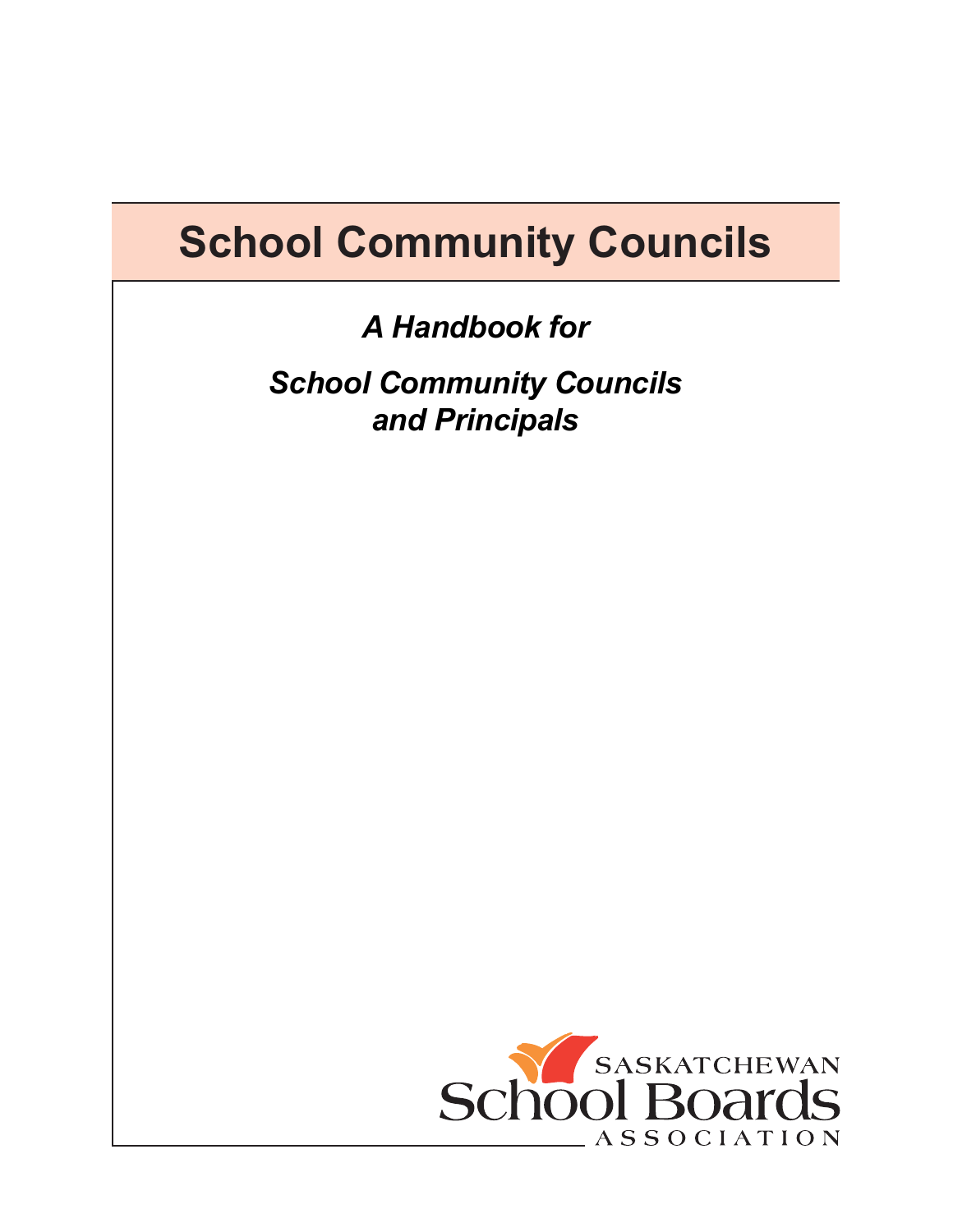# School Community Councils

*A Handbook for*

*School Community Councils and Principals*

SASKATCHEWAN School Boards ASSOCIATION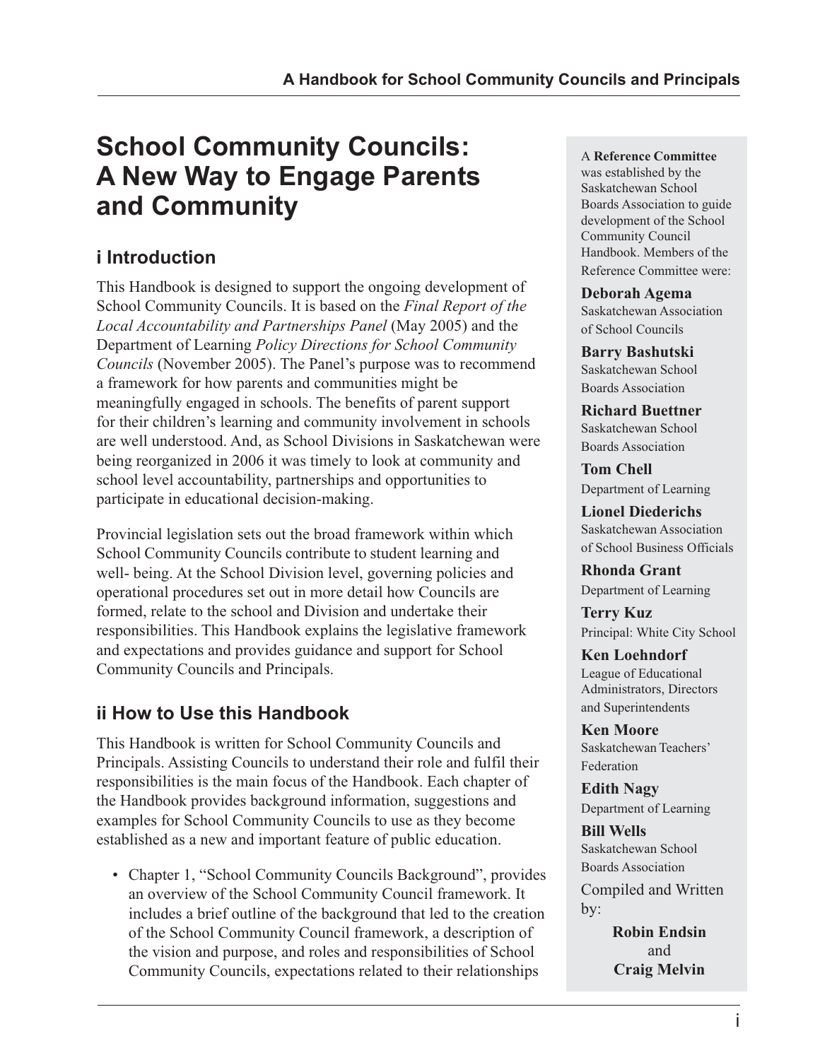# School Community Councils: A New Way to Engage Parents and Community

## i Introduction

This Handbook is designed to support the ongoing development of School Community Councils. It is based on the *Final Report of the Local Accountability and Partnerships Panel* (May 2005) and the Department of Learning *Policy Directions for School Community Councils* (November 2005). The Panel's purpose was to recommend a framework for how parents and communities might be meaningfully engaged in schools. The benefits of parent support for their children's learning and community involvement in schools are well understood. And, as School Divisions in Saskatchewan were being reorganized in 2006 it was timely to look at community and school level accountability, partnerships and opportunities to participate in educational decision-making.

Provincial legislation sets out the broad framework within which School Community Councils contribute to student learning and well- being. At the School Division level, governing policies and operational procedures set out in more detail how Councils are formed, relate to the school and Division and undertake their responsibilities. This Handbook explains the legislative framework and expectations and provides guidance and support for School Community Councils and Principals.

## ii How to Use this Handbook

This Handbook is written for School Community Councils and Principals. Assisting Councils to understand their role and fulfil their responsibilities is the main focus of the Handbook. Each chapter of the Handbook provides background information, suggestions and examples for School Community Councils to use as they become established as a new and important feature of public education.

- Chapter 1, "School Community Councils Background", provides an overview of the School Community Council framework. It includes a brief outline of the background that led to the creation of the School Community Council framework, a description of the vision and purpose, and roles and responsibilities of School Community Councils, expectations related to their relationships

---

A **Reference Committee** was established by the Saskatchewan School Boards Association to guide development of the School Community Council Handbook. Members of the Reference Committee were:

**Deborah Agema**
Saskatchewan Association of School Councils

**Barry Bashutski**
Saskatchewan School Boards Association

**Richard Buettner**
Saskatchewan School Boards Association

**Tom Chell**
Department of Learning

**Lionel Diederichs**
Saskatchewan Association of School Business Officials

**Rhonda Grant**
Department of Learning

**Terry Kuz**
Principal: White City School

**Ken Loehndorf**
League of Educational Administrators, Directors and Superintendents

**Ken Moore**
Saskatchewan Teachers' Federation

**Edith Nagy**
Department of Learning

**Bill Wells**
Saskatchewan School Boards Association

Compiled and Written by:

**Robin Endsin**
and
**Craig Melvin**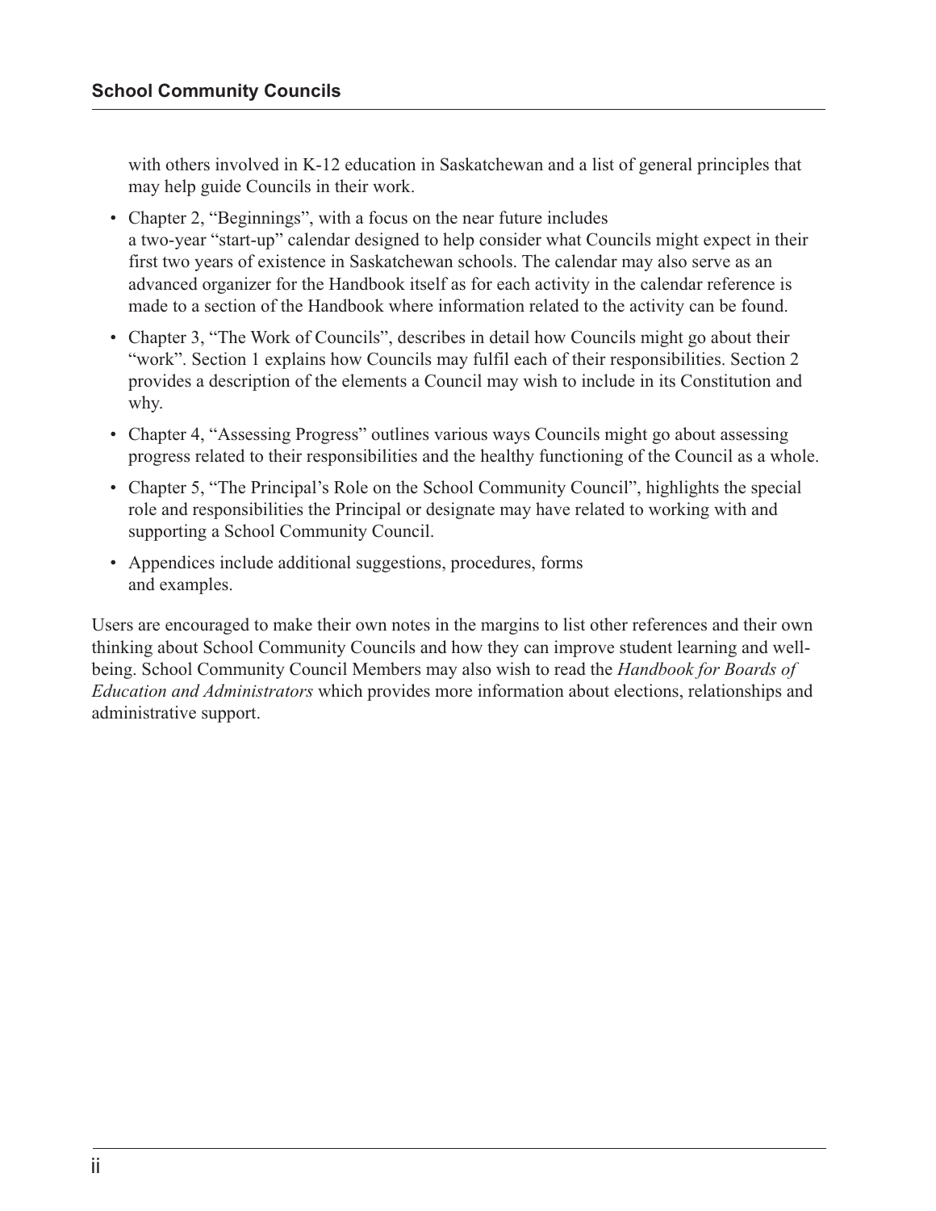with others involved in K-12 education in Saskatchewan and a list of general principles that may help guide Councils in their work.

- Chapter 2, "Beginnings", with a focus on the near future includes a two-year "start-up" calendar designed to help consider what Councils might expect in their first two years of existence in Saskatchewan schools. The calendar may also serve as an advanced organizer for the Handbook itself as for each activity in the calendar reference is made to a section of the Handbook where information related to the activity can be found.
- Chapter 3, "The Work of Councils", describes in detail how Councils might go about their "work". Section 1 explains how Councils may fulfil each of their responsibilities. Section 2 provides a description of the elements a Council may wish to include in its Constitution and why.
- Chapter 4, "Assessing Progress" outlines various ways Councils might go about assessing progress related to their responsibilities and the healthy functioning of the Council as a whole.
- Chapter 5, "The Principal's Role on the School Community Council", highlights the special role and responsibilities the Principal or designate may have related to working with and supporting a School Community Council.
- Appendices include additional suggestions, procedures, forms and examples.

Users are encouraged to make their own notes in the margins to list other references and their own thinking about School Community Councils and how they can improve student learning and well-being. School Community Council Members may also wish to read the *Handbook for Boards of Education and Administrators* which provides more information about elections, relationships and administrative support.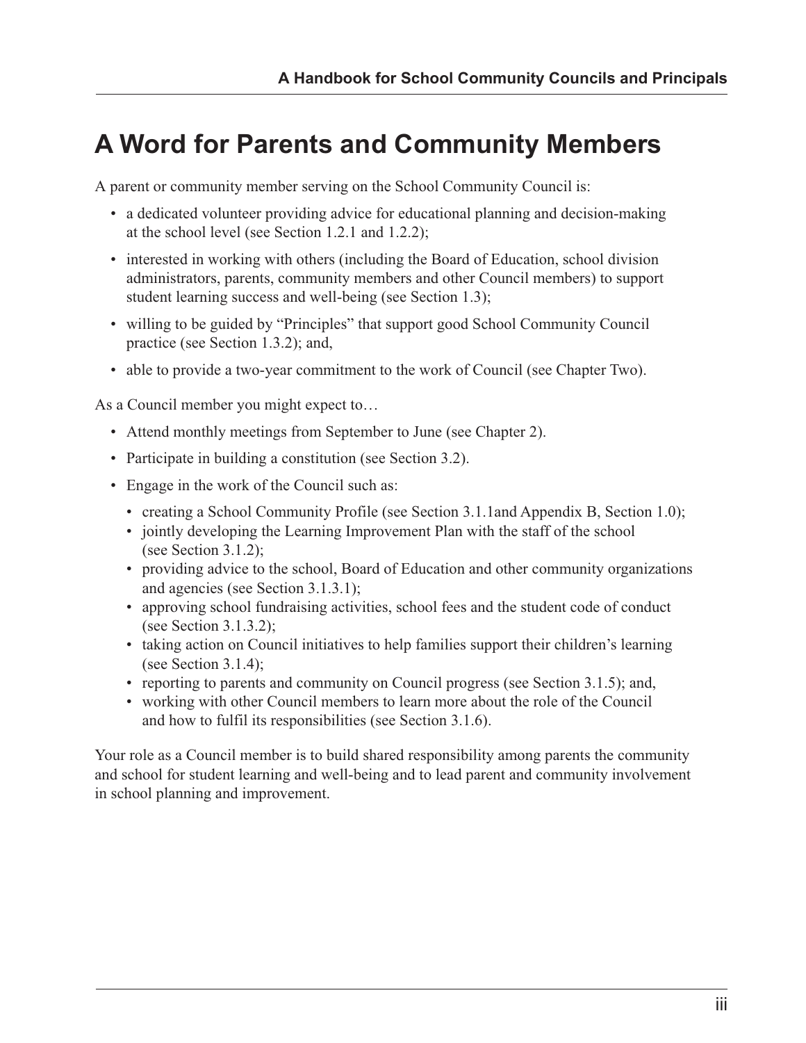# A Word for Parents and Community Members

A parent or community member serving on the School Community Council is:

- a dedicated volunteer providing advice for educational planning and decision-making at the school level (see Section 1.2.1 and 1.2.2);
- interested in working with others (including the Board of Education, school division administrators, parents, community members and other Council members) to support student learning success and well-being (see Section 1.3);
- willing to be guided by "Principles" that support good School Community Council practice (see Section 1.3.2); and,
- able to provide a two-year commitment to the work of Council (see Chapter Two).

As a Council member you might expect to…

- Attend monthly meetings from September to June (see Chapter 2).
- Participate in building a constitution (see Section 3.2).
- Engage in the work of the Council such as:
  - creating a School Community Profile (see Section 3.1.1and Appendix B, Section 1.0);
  - jointly developing the Learning Improvement Plan with the staff of the school (see Section 3.1.2);
  - providing advice to the school, Board of Education and other community organizations and agencies (see Section 3.1.3.1);
  - approving school fundraising activities, school fees and the student code of conduct (see Section 3.1.3.2);
  - taking action on Council initiatives to help families support their children's learning (see Section 3.1.4);
  - reporting to parents and community on Council progress (see Section 3.1.5); and,
  - working with other Council members to learn more about the role of the Council and how to fulfil its responsibilities (see Section 3.1.6).

Your role as a Council member is to build shared responsibility among parents the community and school for student learning and well-being and to lead parent and community involvement in school planning and improvement.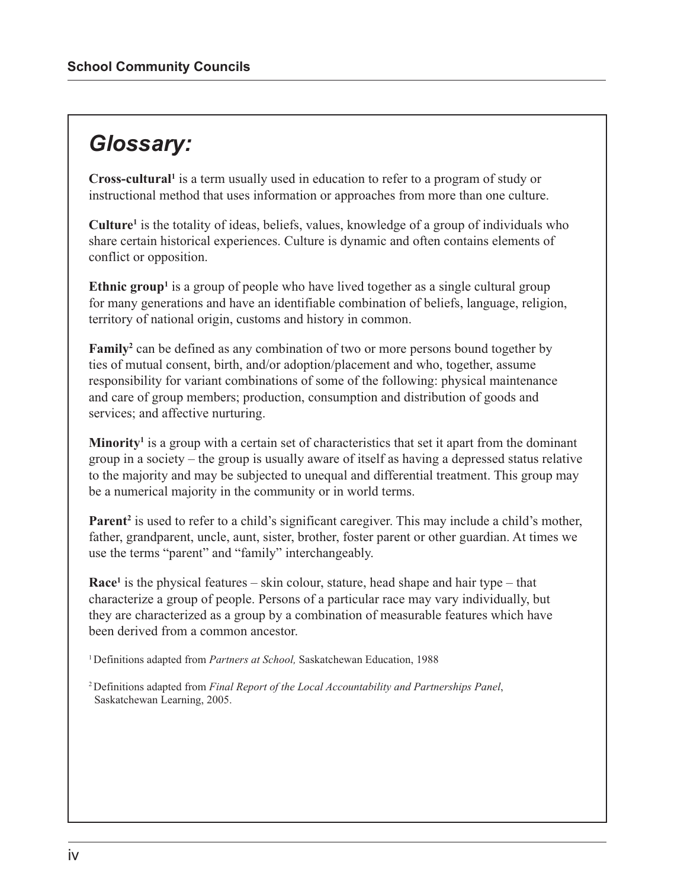# Glossary:

**Cross-cultural**[1] is a term usually used in education to refer to a program of study or instructional method that uses information or approaches from more than one culture.

**Culture**[1] is the totality of ideas, beliefs, values, knowledge of a group of individuals who share certain historical experiences. Culture is dynamic and often contains elements of conflict or opposition.

**Ethnic group**[1] is a group of people who have lived together as a single cultural group for many generations and have an identifiable combination of beliefs, language, religion, territory of national origin, customs and history in common.

**Family**[2] can be defined as any combination of two or more persons bound together by ties of mutual consent, birth, and/or adoption/placement and who, together, assume responsibility for variant combinations of some of the following: physical maintenance and care of group members; production, consumption and distribution of goods and services; and affective nurturing.

**Minority**[1] is a group with a certain set of characteristics that set it apart from the dominant group in a society – the group is usually aware of itself as having a depressed status relative to the majority and may be subjected to unequal and differential treatment. This group may be a numerical majority in the community or in world terms.

**Parent**[2] is used to refer to a child's significant caregiver. This may include a child's mother, father, grandparent, uncle, aunt, sister, brother, foster parent or other guardian. At times we use the terms "parent" and "family" interchangeably.

**Race**[1] is the physical features – skin colour, stature, head shape and hair type – that characterize a group of people. Persons of a particular race may vary individually, but they are characterized as a group by a combination of measurable features which have been derived from a common ancestor.

[1] Definitions adapted from *Partners at School,* Saskatchewan Education, 1988

[2] Definitions adapted from *Final Report of the Local Accountability and Partnerships Panel*, Saskatchewan Learning, 2005.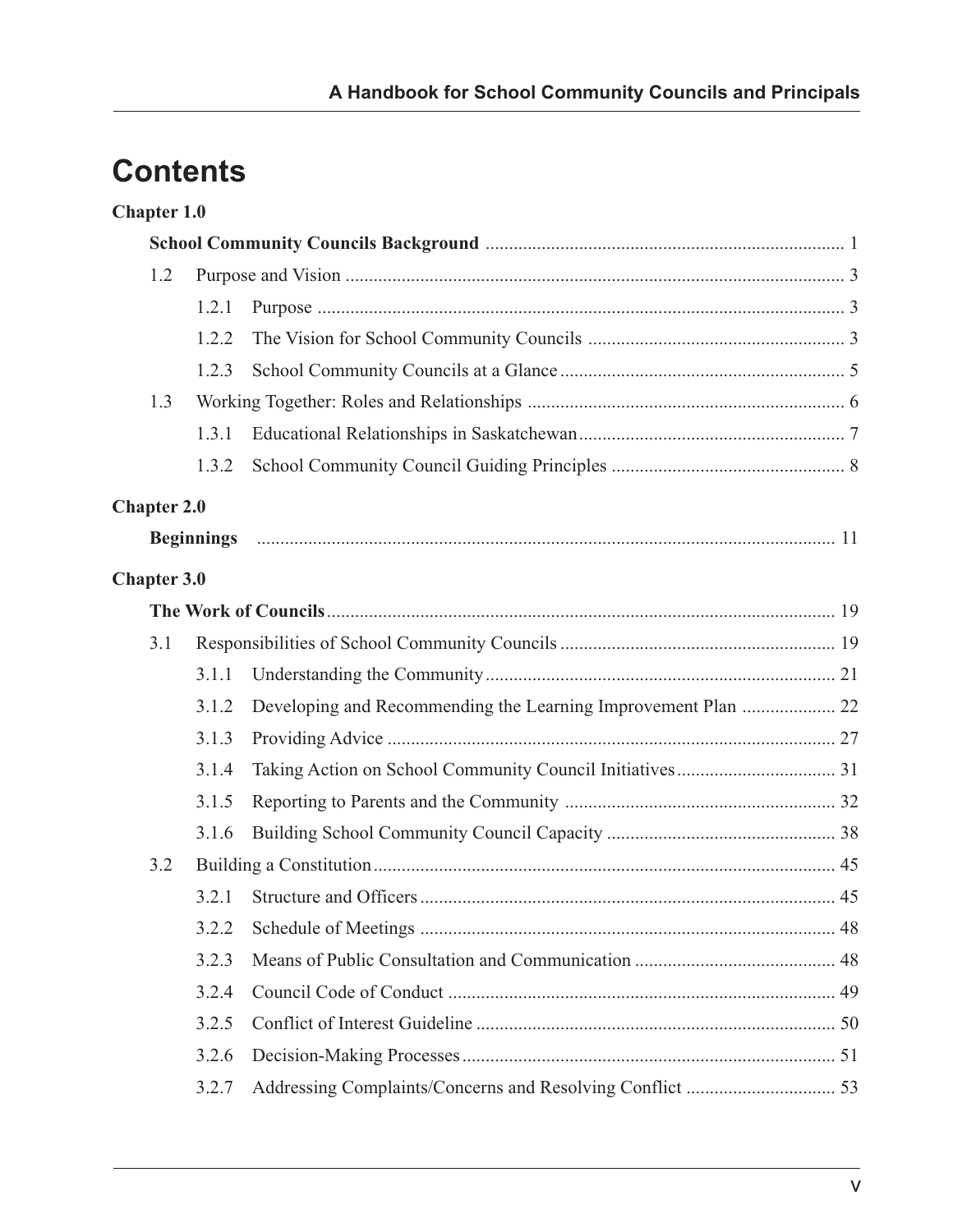# Contents

**Chapter 1.0**

**School Community Councils Background** ............ 1

1.2 Purpose and Vision ............ 3

- 1.2.1 Purpose ............ 3
- 1.2.2 The Vision for School Community Councils ............ 3
- 1.2.3 School Community Councils at a Glance ............ 5

1.3 Working Together: Roles and Relationships ............ 6

- 1.3.1 Educational Relationships in Saskatchewan ............ 7
- 1.3.2 School Community Council Guiding Principles ............ 8

**Chapter 2.0**

**Beginnings** ............ 11

**Chapter 3.0**

**The Work of Councils** ............ 19

3.1 Responsibilities of School Community Councils ............ 19

- 3.1.1 Understanding the Community ............ 21
- 3.1.2 Developing and Recommending the Learning Improvement Plan ............ 22
- 3.1.3 Providing Advice ............ 27
- 3.1.4 Taking Action on School Community Council Initiatives ............ 31
- 3.1.5 Reporting to Parents and the Community ............ 32
- 3.1.6 Building School Community Council Capacity ............ 38

3.2 Building a Constitution ............ 45

- 3.2.1 Structure and Officers ............ 45
- 3.2.2 Schedule of Meetings ............ 48
- 3.2.3 Means of Public Consultation and Communication ............ 48
- 3.2.4 Council Code of Conduct ............ 49
- 3.2.5 Conflict of Interest Guideline ............ 50
- 3.2.6 Decision-Making Processes ............ 51
- 3.2.7 Addressing Complaints/Concerns and Resolving Conflict ............ 53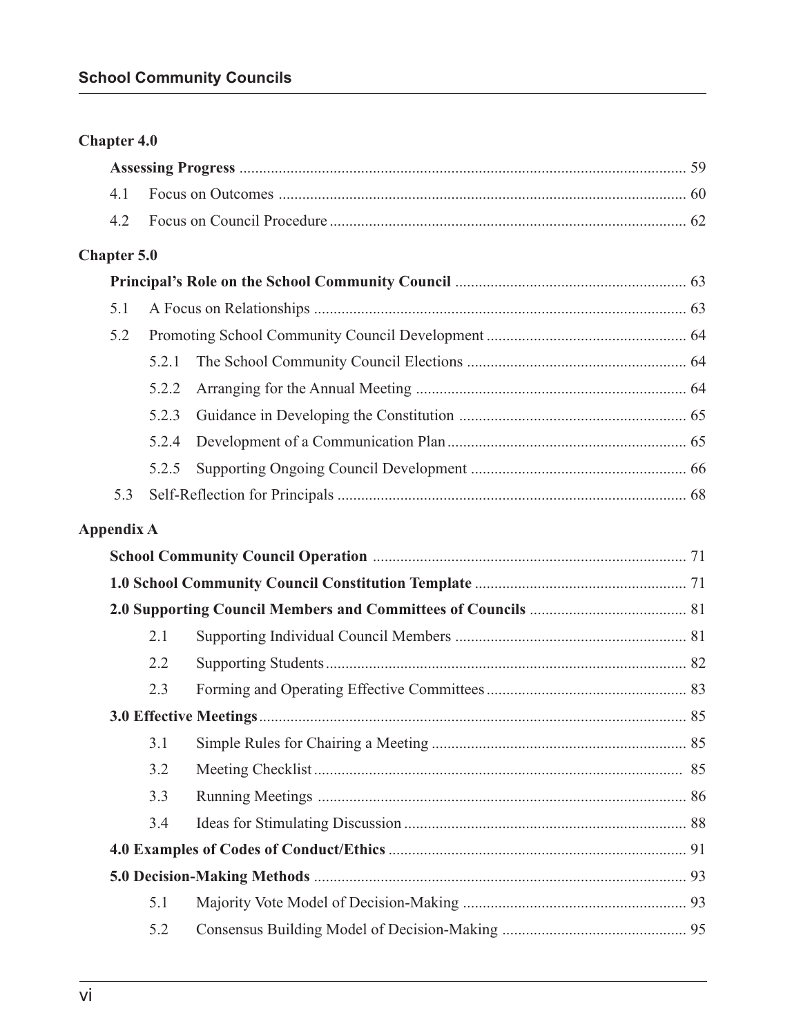**Chapter 4.0**

**Assessing Progress** ........................................................................................................ 59

4.1 Focus on Outcomes ........................................................................................................ 60

4.2 Focus on Council Procedure ........................................................................................... 62

**Chapter 5.0**

**Principal's Role on the School Community Council** .......................................................... 63

5.1 A Focus on Relationships ............................................................................................... 63

5.2 Promoting School Community Council Development .................................................. 64

5.2.1 The School Community Council Elections ........................................................ 64

5.2.2 Arranging for the Annual Meeting ..................................................................... 64

5.2.3 Guidance in Developing the Constitution .......................................................... 65

5.2.4 Development of a Communication Plan ............................................................. 65

5.2.5 Supporting Ongoing Council Development ....................................................... 66

5.3 Self-Reflection for Principals ......................................................................................... 68

**Appendix A**

**School Community Council Operation** ............................................................................... 71

**1.0 School Community Council Constitution Template** ...................................................... 71

**2.0 Supporting Council Members and Committees of Councils** ........................................ 81

2.1 Supporting Individual Council Members ........................................................... 81

2.2 Supporting Students ........................................................................................... 82

2.3 Forming and Operating Effective Committees ................................................... 83

**3.0 Effective Meetings** ......................................................................................................... 85

3.1 Simple Rules for Chairing a Meeting ................................................................. 85

3.2 Meeting Checklist .............................................................................................. 85

3.3 Running Meetings .............................................................................................. 86

3.4 Ideas for Stimulating Discussion ........................................................................ 88

**4.0 Examples of Codes of Conduct/Ethics** ........................................................................... 91

**5.0 Decision-Making Methods** .............................................................................................. 93

5.1 Majority Vote Model of Decision-Making ......................................................... 93

5.2 Consensus Building Model of Decision-Making ............................................... 95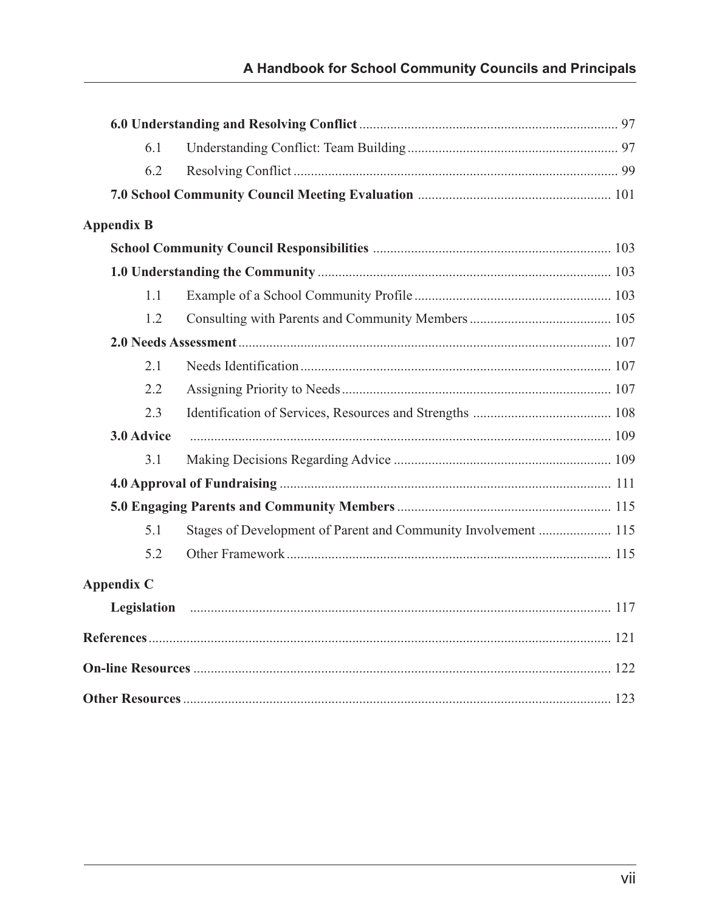**6.0 Understanding and Resolving Conflict** .......... 97

- 6.1 Understanding Conflict: Team Building .......... 97
- 6.2 Resolving Conflict .......... 99

**7.0 School Community Council Meeting Evaluation** .......... 101

**Appendix B**

**School Community Council Responsibilities** .......... 103

**1.0 Understanding the Community** .......... 103

- 1.1 Example of a School Community Profile .......... 103
- 1.2 Consulting with Parents and Community Members .......... 105

**2.0 Needs Assessment** .......... 107

- 2.1 Needs Identification .......... 107
- 2.2 Assigning Priority to Needs .......... 107
- 2.3 Identification of Services, Resources and Strengths .......... 108

**3.0 Advice** .......... 109

- 3.1 Making Decisions Regarding Advice .......... 109

**4.0 Approval of Fundraising** .......... 111

**5.0 Engaging Parents and Community Members** .......... 115

- 5.1 Stages of Development of Parent and Community Involvement .......... 115
- 5.2 Other Framework .......... 115

**Appendix C**

**Legislation** .......... 117

**References** .......... 121

**On-line Resources** .......... 122

**Other Resources** .......... 123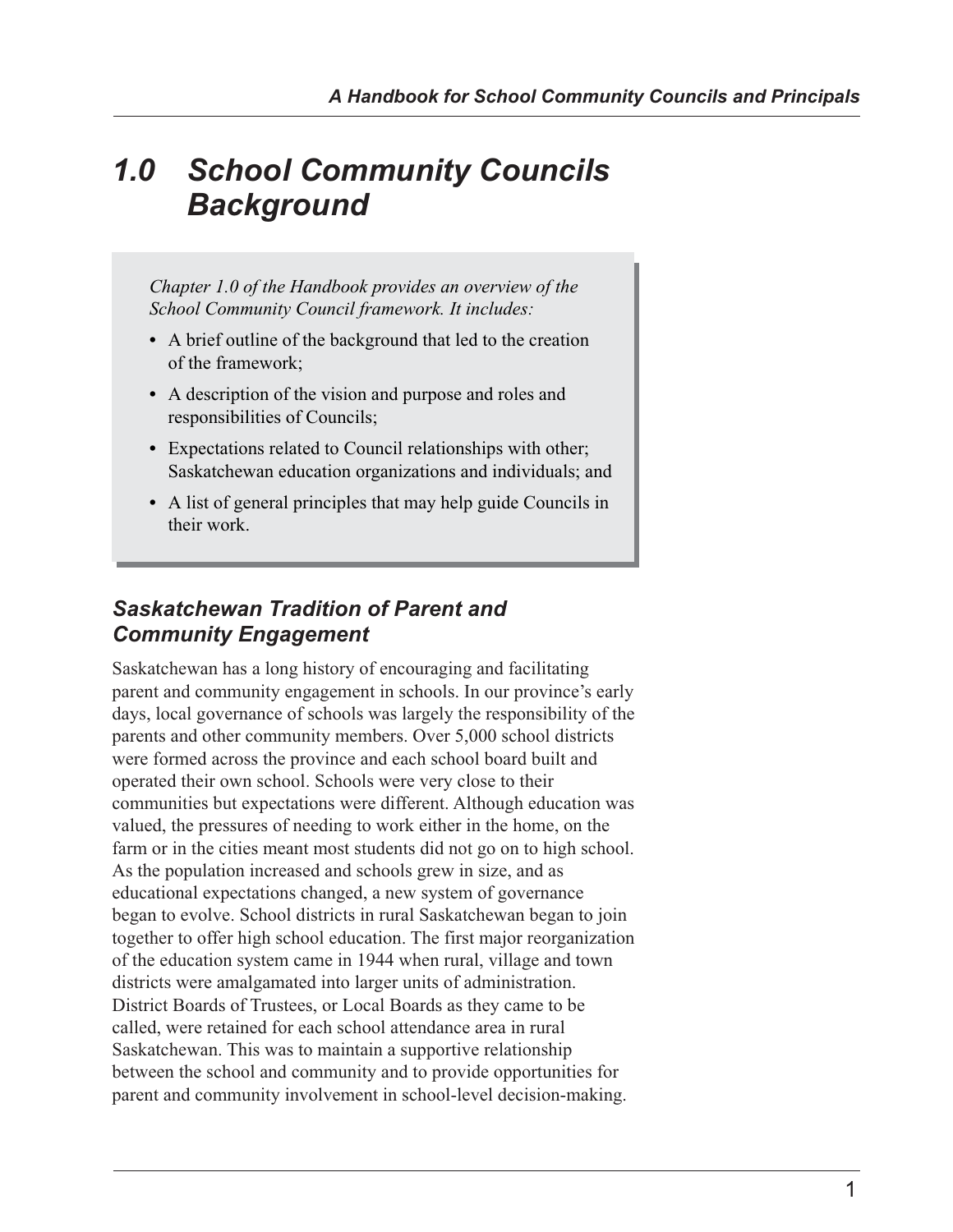# *1.0 School Community Councils Background*

*Chapter 1.0 of the Handbook provides an overview of the School Community Council framework. It includes:*

- A brief outline of the background that led to the creation of the framework;
- A description of the vision and purpose and roles and responsibilities of Councils;
- Expectations related to Council relationships with other; Saskatchewan education organizations and individuals; and
- A list of general principles that may help guide Councils in their work.

## *Saskatchewan Tradition of Parent and Community Engagement*

Saskatchewan has a long history of encouraging and facilitating parent and community engagement in schools. In our province's early days, local governance of schools was largely the responsibility of the parents and other community members. Over 5,000 school districts were formed across the province and each school board built and operated their own school. Schools were very close to their communities but expectations were different. Although education was valued, the pressures of needing to work either in the home, on the farm or in the cities meant most students did not go on to high school. As the population increased and schools grew in size, and as educational expectations changed, a new system of governance began to evolve. School districts in rural Saskatchewan began to join together to offer high school education. The first major reorganization of the education system came in 1944 when rural, village and town districts were amalgamated into larger units of administration. District Boards of Trustees, or Local Boards as they came to be called, were retained for each school attendance area in rural Saskatchewan. This was to maintain a supportive relationship between the school and community and to provide opportunities for parent and community involvement in school-level decision-making.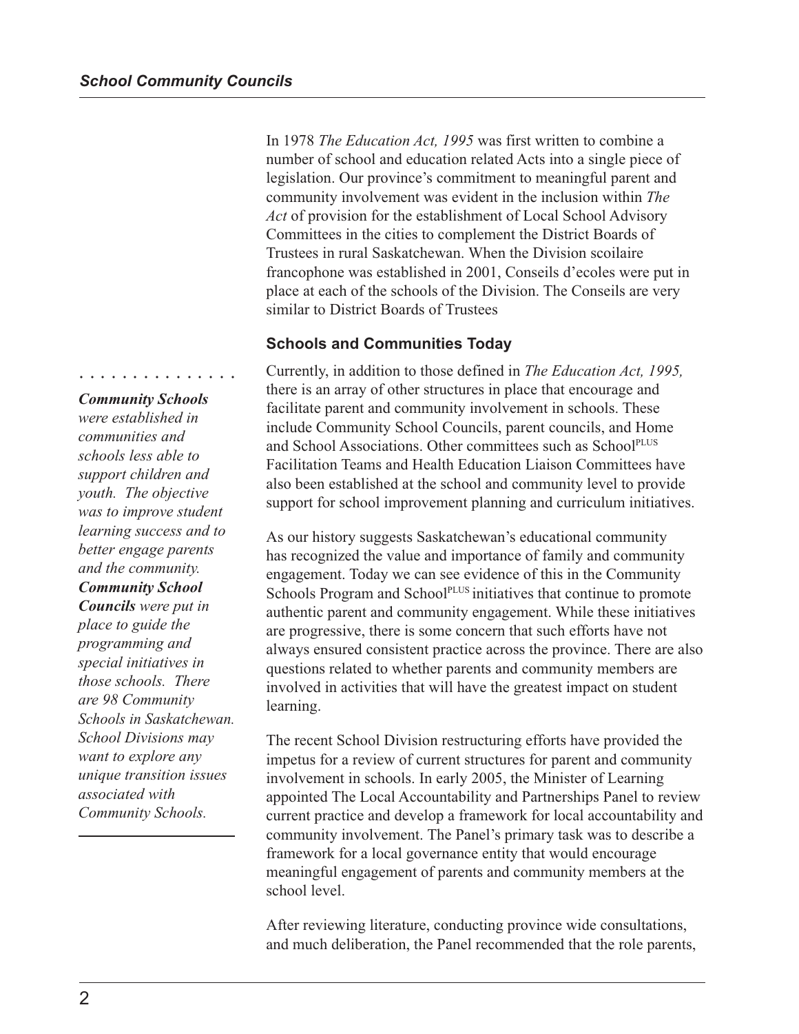In 1978 *The Education Act, 1995* was first written to combine a number of school and education related Acts into a single piece of legislation. Our province's commitment to meaningful parent and community involvement was evident in the inclusion within *The Act* of provision for the establishment of Local School Advisory Committees in the cities to complement the District Boards of Trustees in rural Saskatchewan. When the Division scoilaire francophone was established in 2001, Conseils d'ecoles were put in place at each of the schools of the Division. The Conseils are very similar to District Boards of Trustees

## Schools and Communities Today

*__Community Schools__ were established in communities and schools less able to support children and youth. The objective was to improve student learning success and to better engage parents and the community. __Community School Councils__ were put in place to guide the programming and special initiatives in those schools. There are 98 Community Schools in Saskatchewan. School Divisions may want to explore any unique transition issues associated with Community Schools.*

Currently, in addition to those defined in *The Education Act, 1995,* there is an array of other structures in place that encourage and facilitate parent and community involvement in schools. These include Community School Councils, parent councils, and Home and School Associations. Other committees such as School[PLUS] Facilitation Teams and Health Education Liaison Committees have also been established at the school and community level to provide support for school improvement planning and curriculum initiatives.

As our history suggests Saskatchewan's educational community has recognized the value and importance of family and community engagement. Today we can see evidence of this in the Community Schools Program and School[PLUS] initiatives that continue to promote authentic parent and community engagement. While these initiatives are progressive, there is some concern that such efforts have not always ensured consistent practice across the province. There are also questions related to whether parents and community members are involved in activities that will have the greatest impact on student learning.

The recent School Division restructuring efforts have provided the impetus for a review of current structures for parent and community involvement in schools. In early 2005, the Minister of Learning appointed The Local Accountability and Partnerships Panel to review current practice and develop a framework for local accountability and community involvement. The Panel's primary task was to describe a framework for a local governance entity that would encourage meaningful engagement of parents and community members at the school level.

After reviewing literature, conducting province wide consultations, and much deliberation, the Panel recommended that the role parents,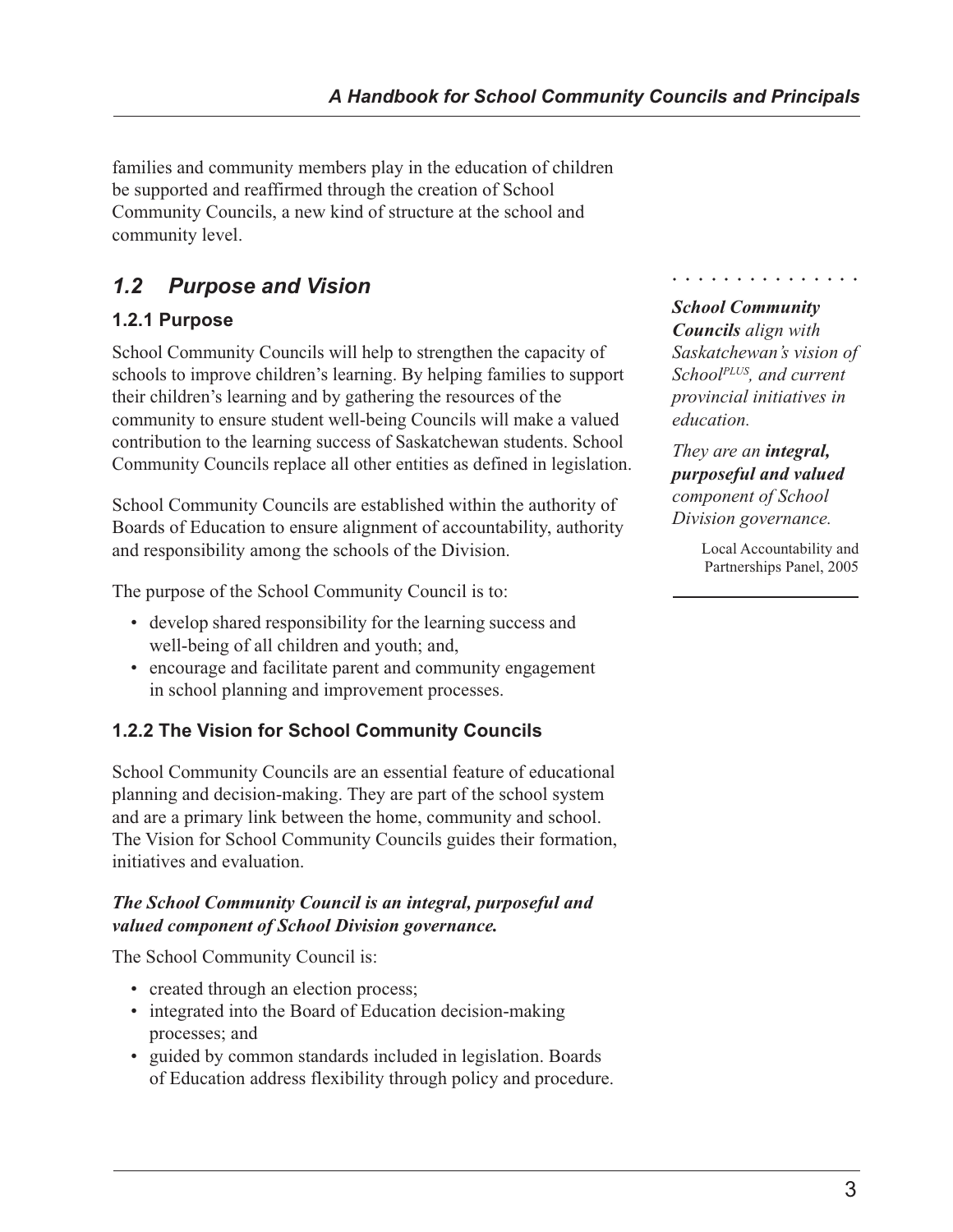families and community members play in the education of children be supported and reaffirmed through the creation of School Community Councils, a new kind of structure at the school and community level.

## *1.2 Purpose and Vision*

### 1.2.1 Purpose

School Community Councils will help to strengthen the capacity of schools to improve children's learning. By helping families to support their children's learning and by gathering the resources of the community to ensure student well-being Councils will make a valued contribution to the learning success of Saskatchewan students. School Community Councils replace all other entities as defined in legislation.

School Community Councils are established within the authority of Boards of Education to ensure alignment of accountability, authority and responsibility among the schools of the Division.

The purpose of the School Community Council is to:

- develop shared responsibility for the learning success and well-being of all children and youth; and,
- encourage and facilitate parent and community engagement in school planning and improvement processes.

> ***School Community Councils*** *align with Saskatchewan's vision of School*[PLUS]*, and current provincial initiatives in education.*
>
> *They are an **integral, purposeful and valued** component of School Division governance.*
>
> Local Accountability and Partnerships Panel, 2005

### 1.2.2 The Vision for School Community Councils

School Community Councils are an essential feature of educational planning and decision-making. They are part of the school system and are a primary link between the home, community and school. The Vision for School Community Councils guides their formation, initiatives and evaluation.

***The School Community Council is an integral, purposeful and valued component of School Division governance.***

The School Community Council is:

- created through an election process;
- integrated into the Board of Education decision-making processes; and
- guided by common standards included in legislation. Boards of Education address flexibility through policy and procedure.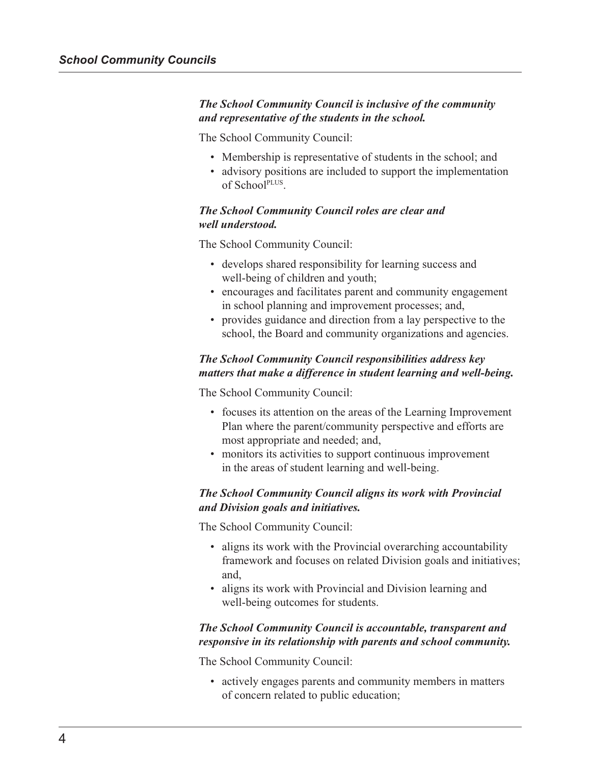***The School Community Council is inclusive of the community and representative of the students in the school.***

The School Community Council:

- Membership is representative of students in the school; and
- advisory positions are included to support the implementation of School[PLUS].

***The School Community Council roles are clear and well understood.***

The School Community Council:

- develops shared responsibility for learning success and well-being of children and youth;
- encourages and facilitates parent and community engagement in school planning and improvement processes; and,
- provides guidance and direction from a lay perspective to the school, the Board and community organizations and agencies.

***The School Community Council responsibilities address key matters that make a difference in student learning and well-being.***

The School Community Council:

- focuses its attention on the areas of the Learning Improvement Plan where the parent/community perspective and efforts are most appropriate and needed; and,
- monitors its activities to support continuous improvement in the areas of student learning and well-being.

***The School Community Council aligns its work with Provincial and Division goals and initiatives.***

The School Community Council:

- aligns its work with the Provincial overarching accountability framework and focuses on related Division goals and initiatives; and,
- aligns its work with Provincial and Division learning and well-being outcomes for students.

***The School Community Council is accountable, transparent and responsive in its relationship with parents and school community.***

The School Community Council:

- actively engages parents and community members in matters of concern related to public education;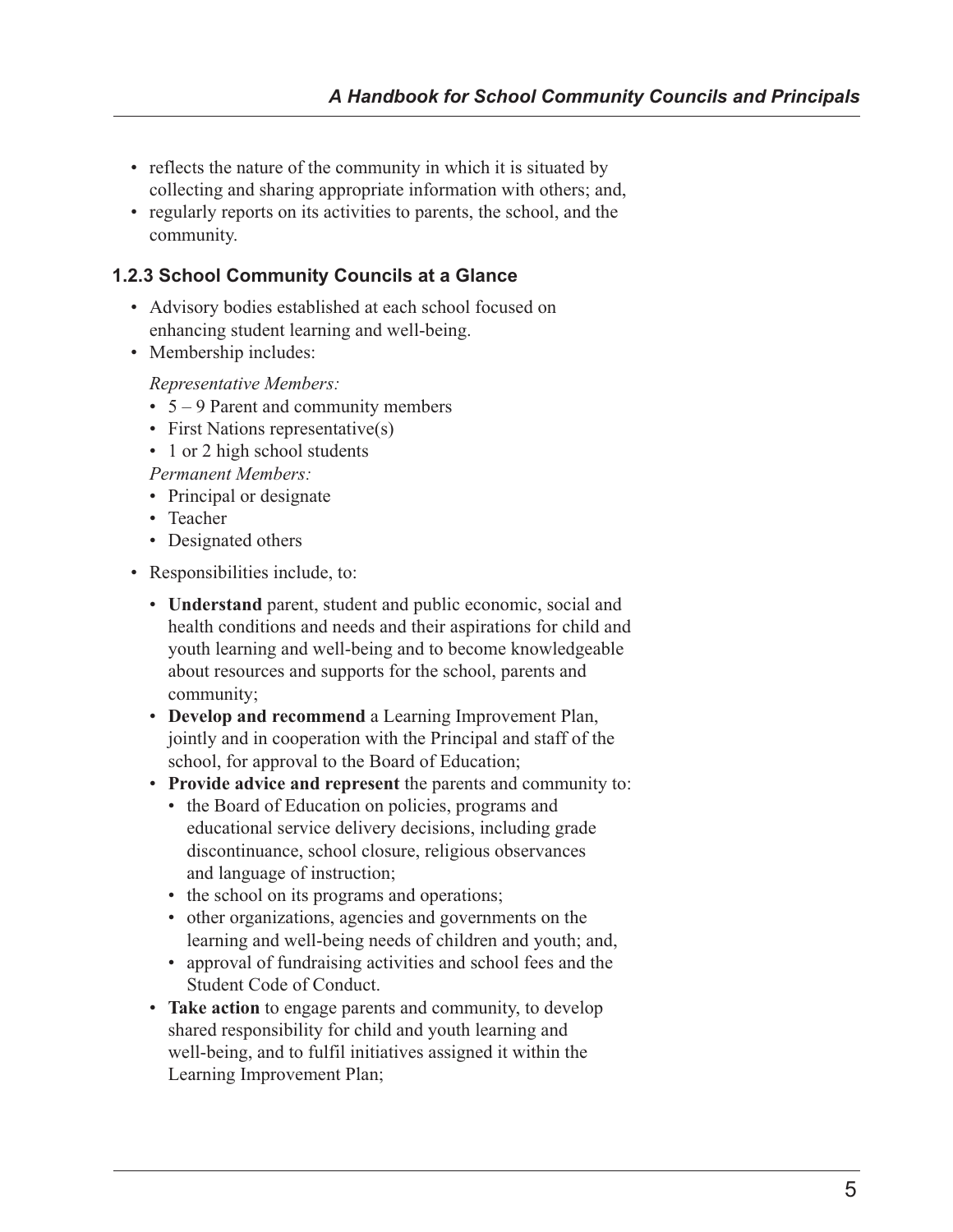- reflects the nature of the community in which it is situated by collecting and sharing appropriate information with others; and,
- regularly reports on its activities to parents, the school, and the community.

### 1.2.3 School Community Councils at a Glance

- Advisory bodies established at each school focused on enhancing student learning and well-being.
- Membership includes:

  *Representative Members:*
  - 5 – 9 Parent and community members
  - First Nations representative(s)
  - 1 or 2 high school students

  *Permanent Members:*
  - Principal or designate
  - Teacher
  - Designated others

- Responsibilities include, to:
  - **Understand** parent, student and public economic, social and health conditions and needs and their aspirations for child and youth learning and well-being and to become knowledgeable about resources and supports for the school, parents and community;
  - **Develop and recommend** a Learning Improvement Plan, jointly and in cooperation with the Principal and staff of the school, for approval to the Board of Education;
  - **Provide advice and represent** the parents and community to:
    - the Board of Education on policies, programs and educational service delivery decisions, including grade discontinuance, school closure, religious observances and language of instruction;
    - the school on its programs and operations;
    - other organizations, agencies and governments on the learning and well-being needs of children and youth; and,
    - approval of fundraising activities and school fees and the Student Code of Conduct.
  - **Take action** to engage parents and community, to develop shared responsibility for child and youth learning and well-being, and to fulfil initiatives assigned it within the Learning Improvement Plan;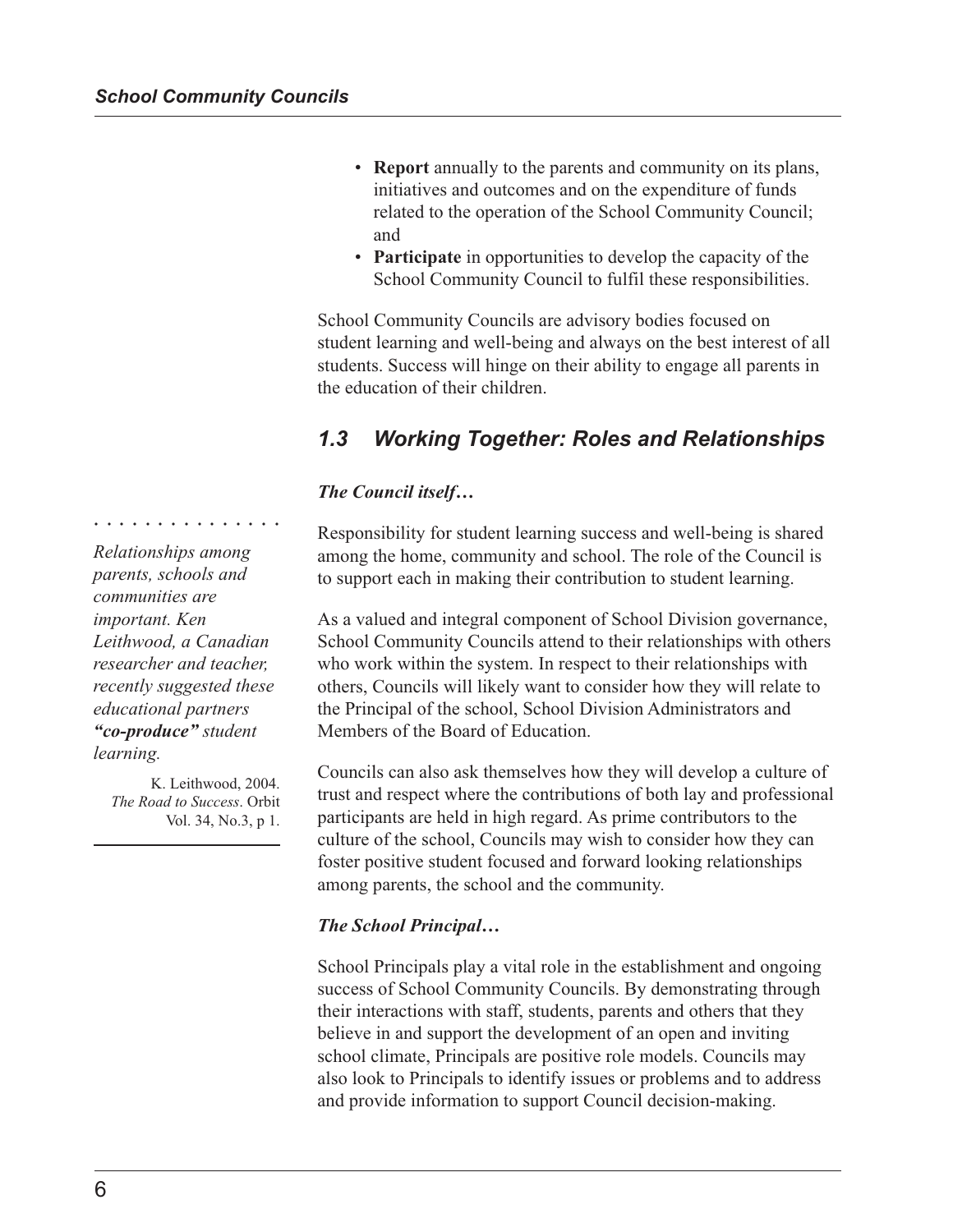- **Report** annually to the parents and community on its plans, initiatives and outcomes and on the expenditure of funds related to the operation of the School Community Council; and
- **Participate** in opportunities to develop the capacity of the School Community Council to fulfil these responsibilities.

School Community Councils are advisory bodies focused on student learning and well-being and always on the best interest of all students. Success will hinge on their ability to engage all parents in the education of their children.

## *1.3 Working Together: Roles and Relationships*

***The Council itself…***

Responsibility for student learning success and well-being is shared among the home, community and school. The role of the Council is to support each in making their contribution to student learning.

*Relationships among parents, schools and communities are important. Ken Leithwood, a Canadian researcher and teacher, recently suggested these educational partners **"co-produce"** student learning.*

K. Leithwood, 2004. *The Road to Success*. Orbit Vol. 34, No.3, p 1.

As a valued and integral component of School Division governance, School Community Councils attend to their relationships with others who work within the system. In respect to their relationships with others, Councils will likely want to consider how they will relate to the Principal of the school, School Division Administrators and Members of the Board of Education.

Councils can also ask themselves how they will develop a culture of trust and respect where the contributions of both lay and professional participants are held in high regard. As prime contributors to the culture of the school, Councils may wish to consider how they can foster positive student focused and forward looking relationships among parents, the school and the community.

***The School Principal…***

School Principals play a vital role in the establishment and ongoing success of School Community Councils. By demonstrating through their interactions with staff, students, parents and others that they believe in and support the development of an open and inviting school climate, Principals are positive role models. Councils may also look to Principals to identify issues or problems and to address and provide information to support Council decision-making.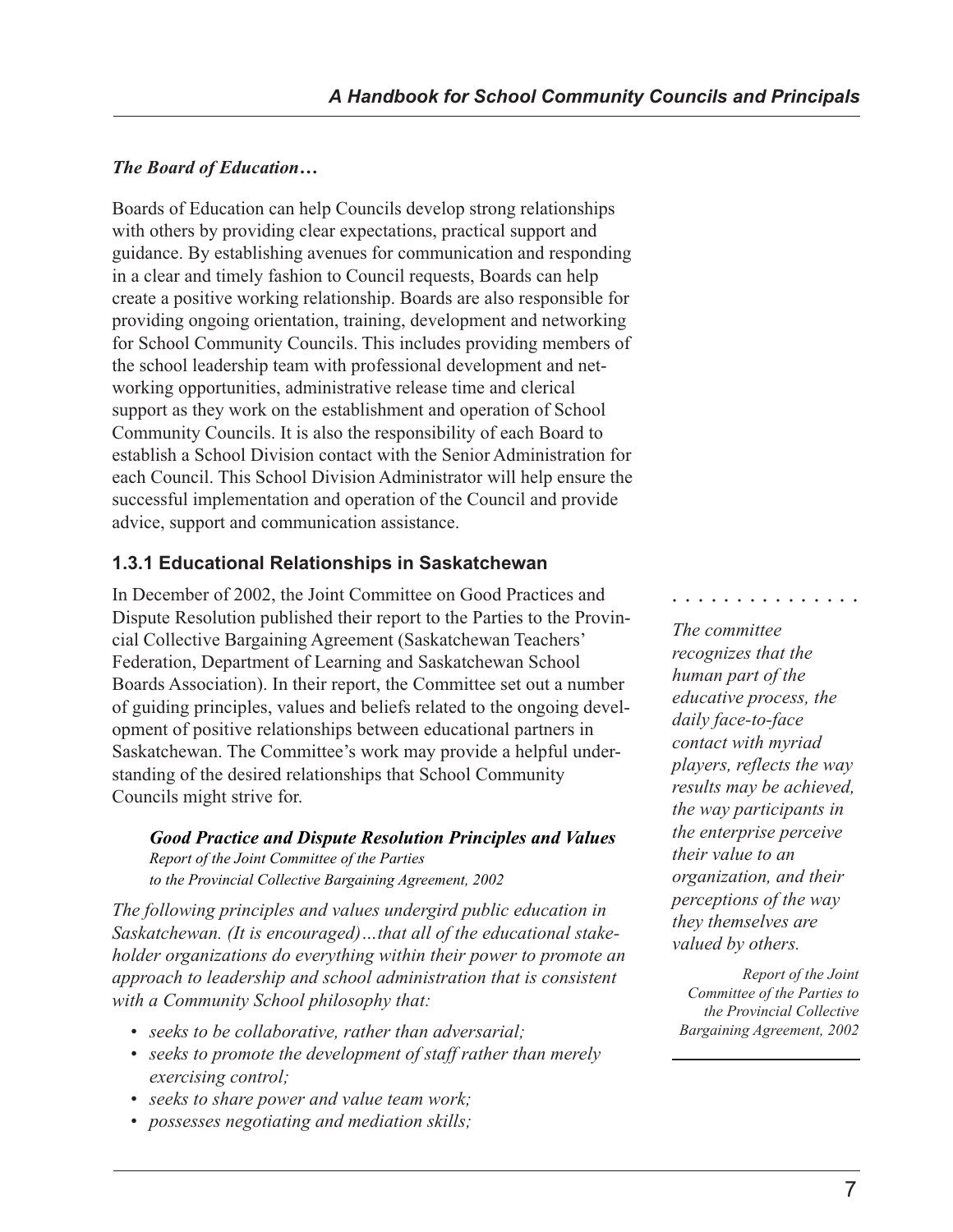*The Board of Education…*

Boards of Education can help Councils develop strong relationships with others by providing clear expectations, practical support and guidance. By establishing avenues for communication and responding in a clear and timely fashion to Council requests, Boards can help create a positive working relationship. Boards are also responsible for providing ongoing orientation, training, development and networking for School Community Councils. This includes providing members of the school leadership team with professional development and networking opportunities, administrative release time and clerical support as they work on the establishment and operation of School Community Councils. It is also the responsibility of each Board to establish a School Division contact with the Senior Administration for each Council. This School Division Administrator will help ensure the successful implementation and operation of the Council and provide advice, support and communication assistance.

### 1.3.1 Educational Relationships in Saskatchewan

In December of 2002, the Joint Committee on Good Practices and Dispute Resolution published their report to the Parties to the Provincial Collective Bargaining Agreement (Saskatchewan Teachers' Federation, Department of Learning and Saskatchewan School Boards Association). In their report, the Committee set out a number of guiding principles, values and beliefs related to the ongoing development of positive relationships between educational partners in Saskatchewan. The Committee's work may provide a helpful understanding of the desired relationships that School Community Councils might strive for.

> *The committee recognizes that the human part of the educative process, the daily face-to-face contact with myriad players, reflects the way results may be achieved, the way participants in the enterprise perceive their value to an organization, and their perceptions of the way they themselves are valued by others.*
>
> *Report of the Joint Committee of the Parties to the Provincial Collective Bargaining Agreement, 2002*

***Good Practice and Dispute Resolution Principles and Values***
*Report of the Joint Committee of the Parties*
*to the Provincial Collective Bargaining Agreement, 2002*

*The following principles and values undergird public education in Saskatchewan. (It is encouraged)…that all of the educational stakeholder organizations do everything within their power to promote an approach to leadership and school administration that is consistent with a Community School philosophy that:*

- *seeks to be collaborative, rather than adversarial;*
- *seeks to promote the development of staff rather than merely exercising control;*
- *seeks to share power and value team work;*
- *possesses negotiating and mediation skills;*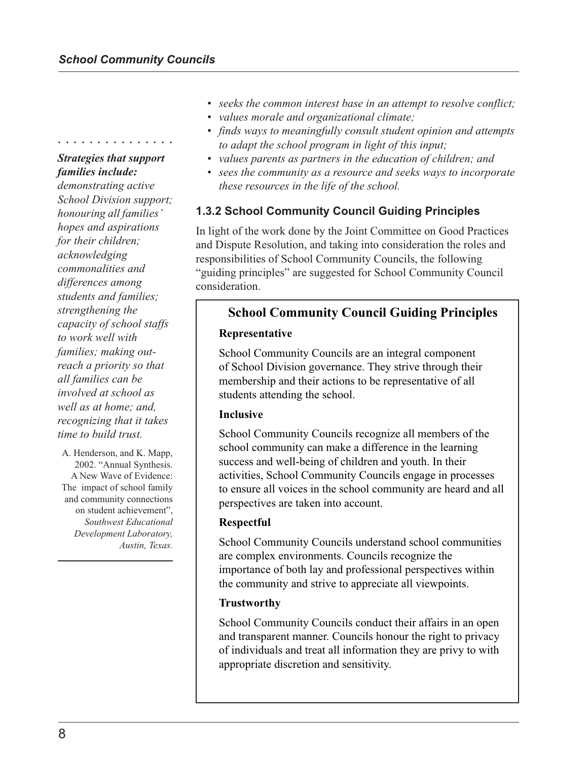- *seeks the common interest base in an attempt to resolve conflict;*
- *values morale and organizational climate;*
- *finds ways to meaningfully consult student opinion and attempts to adapt the school program in light of this input;*
- *values parents as partners in the education of children; and*
- *sees the community as a resource and seeks ways to incorporate these resources in the life of the school.*

***Strategies that support families include:*** *demonstrating active School Division support; honouring all families' hopes and aspirations for their children; acknowledging commonalities and differences among students and families; strengthening the capacity of school staffs to work well with families; making out-reach a priority so that all families can be involved at school as well as at home; and, recognizing that it takes time to build trust.*

A. Henderson, and K. Mapp, 2002. "Annual Synthesis. A New Wave of Evidence: The impact of school family and community connections on student achievement", *Southwest Educational Development Laboratory, Austin, Texas.*

### 1.3.2 School Community Council Guiding Principles

In light of the work done by the Joint Committee on Good Practices and Dispute Resolution, and taking into consideration the roles and responsibilities of School Community Councils, the following "guiding principles" are suggested for School Community Council consideration.

#### School Community Council Guiding Principles

**Representative**

School Community Councils are an integral component of School Division governance. They strive through their membership and their actions to be representative of all students attending the school.

**Inclusive**

School Community Councils recognize all members of the school community can make a difference in the learning success and well-being of children and youth. In their activities, School Community Councils engage in processes to ensure all voices in the school community are heard and all perspectives are taken into account.

**Respectful**

School Community Councils understand school communities are complex environments. Councils recognize the importance of both lay and professional perspectives within the community and strive to appreciate all viewpoints.

**Trustworthy**

School Community Councils conduct their affairs in an open and transparent manner. Councils honour the right to privacy of individuals and treat all information they are privy to with appropriate discretion and sensitivity.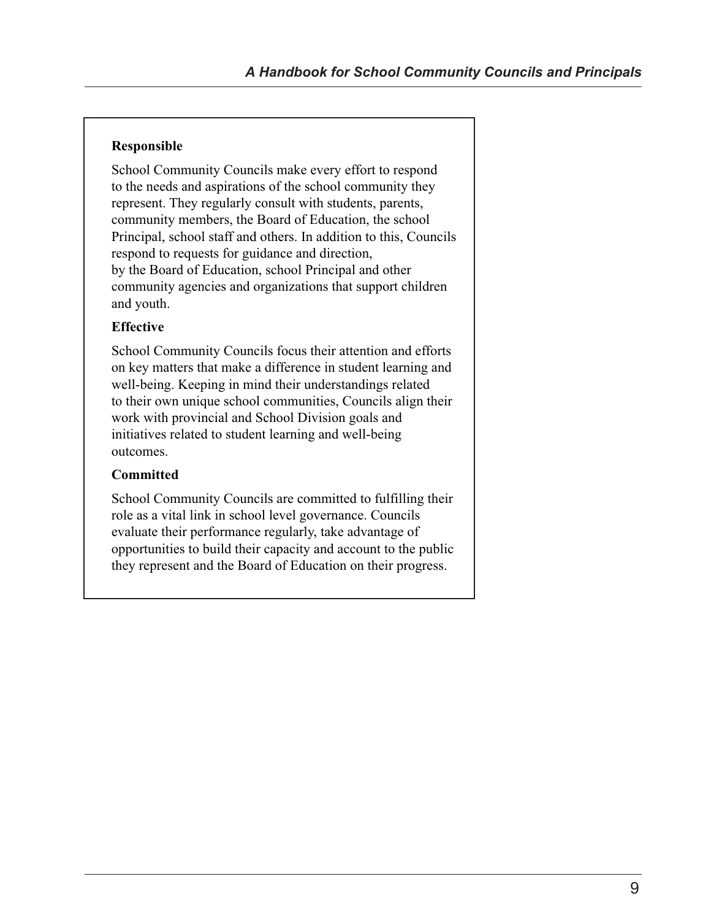**Responsible**

School Community Councils make every effort to respond to the needs and aspirations of the school community they represent. They regularly consult with students, parents, community members, the Board of Education, the school Principal, school staff and others. In addition to this, Councils respond to requests for guidance and direction, by the Board of Education, school Principal and other community agencies and organizations that support children and youth.

**Effective**

School Community Councils focus their attention and efforts on key matters that make a difference in student learning and well-being. Keeping in mind their understandings related to their own unique school communities, Councils align their work with provincial and School Division goals and initiatives related to student learning and well-being outcomes.

**Committed**

School Community Councils are committed to fulfilling their role as a vital link in school level governance. Councils evaluate their performance regularly, take advantage of opportunities to build their capacity and account to the public they represent and the Board of Education on their progress.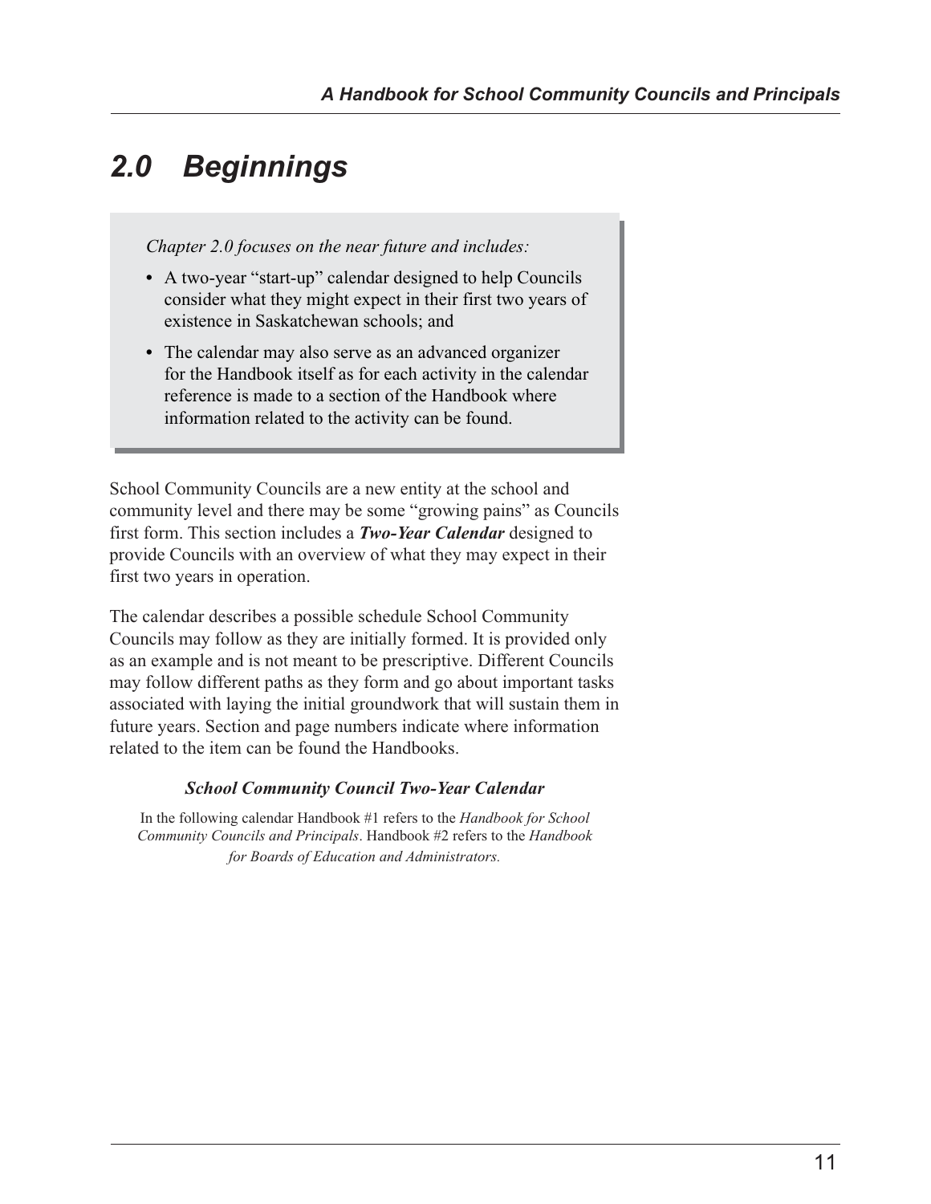# 2.0 Beginnings

*Chapter 2.0 focuses on the near future and includes:*

- A two-year "start-up" calendar designed to help Councils consider what they might expect in their first two years of existence in Saskatchewan schools; and
- The calendar may also serve as an advanced organizer for the Handbook itself as for each activity in the calendar reference is made to a section of the Handbook where information related to the activity can be found.

School Community Councils are a new entity at the school and community level and there may be some "growing pains" as Councils first form. This section includes a ***Two-Year Calendar*** designed to provide Councils with an overview of what they may expect in their first two years in operation.

The calendar describes a possible schedule School Community Councils may follow as they are initially formed. It is provided only as an example and is not meant to be prescriptive. Different Councils may follow different paths as they form and go about important tasks associated with laying the initial groundwork that will sustain them in future years. Section and page numbers indicate where information related to the item can be found the Handbooks.

***School Community Council Two-Year Calendar***

In the following calendar Handbook #1 refers to the *Handbook for School Community Councils and Principals*. Handbook #2 refers to the *Handbook for Boards of Education and Administrators.*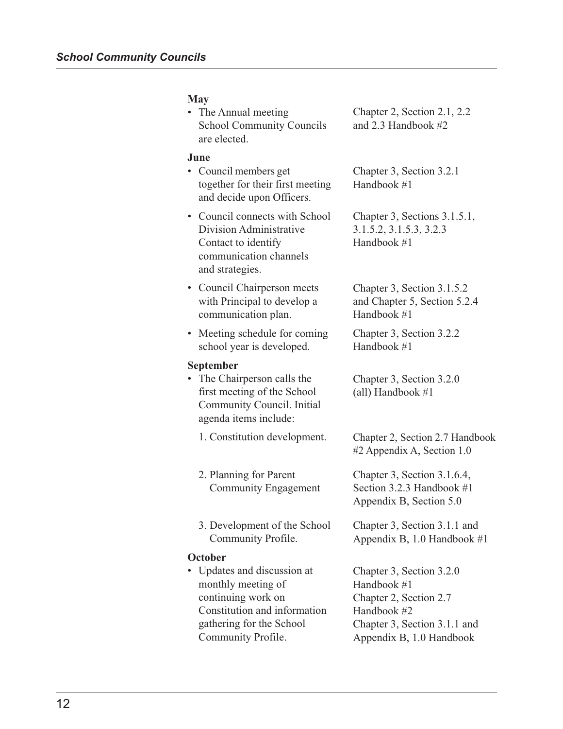| | |
|---|---|
| **May** | |
| • The Annual meeting – School Community Councils are elected. | Chapter 2, Section 2.1, 2.2 and 2.3 Handbook #2 |
| **June** | |
| • Council members get together for their first meeting and decide upon Officers. | Chapter 3, Section 3.2.1 Handbook #1 |
| • Council connects with School Division Administrative Contact to identify communication channels and strategies. | Chapter 3, Sections 3.1.5.1, 3.1.5.2, 3.1.5.3, 3.2.3 Handbook #1 |
| • Council Chairperson meets with Principal to develop a communication plan. | Chapter 3, Section 3.1.5.2 and Chapter 5, Section 5.2.4 Handbook #1 |
| • Meeting schedule for coming school year is developed. | Chapter 3, Section 3.2.2 Handbook #1 |
| **September** | |
| • The Chairperson calls the first meeting of the School Community Council. Initial agenda items include: | Chapter 3, Section 3.2.0 (all) Handbook #1 |
| 1. Constitution development. | Chapter 2, Section 2.7 Handbook #2 Appendix A, Section 1.0 |
| 2. Planning for Parent Community Engagement | Chapter 3, Section 3.1.6.4, Section 3.2.3 Handbook #1 Appendix B, Section 5.0 |
| 3. Development of the School Community Profile. | Chapter 3, Section 3.1.1 and Appendix B, 1.0 Handbook #1 |
| **October** | |
| • Updates and discussion at monthly meeting of continuing work on Constitution and information gathering for the School Community Profile. | Chapter 3, Section 3.2.0 Handbook #1<br>Chapter 2, Section 2.7 Handbook #2<br>Chapter 3, Section 3.1.1 and Appendix B, 1.0 Handbook |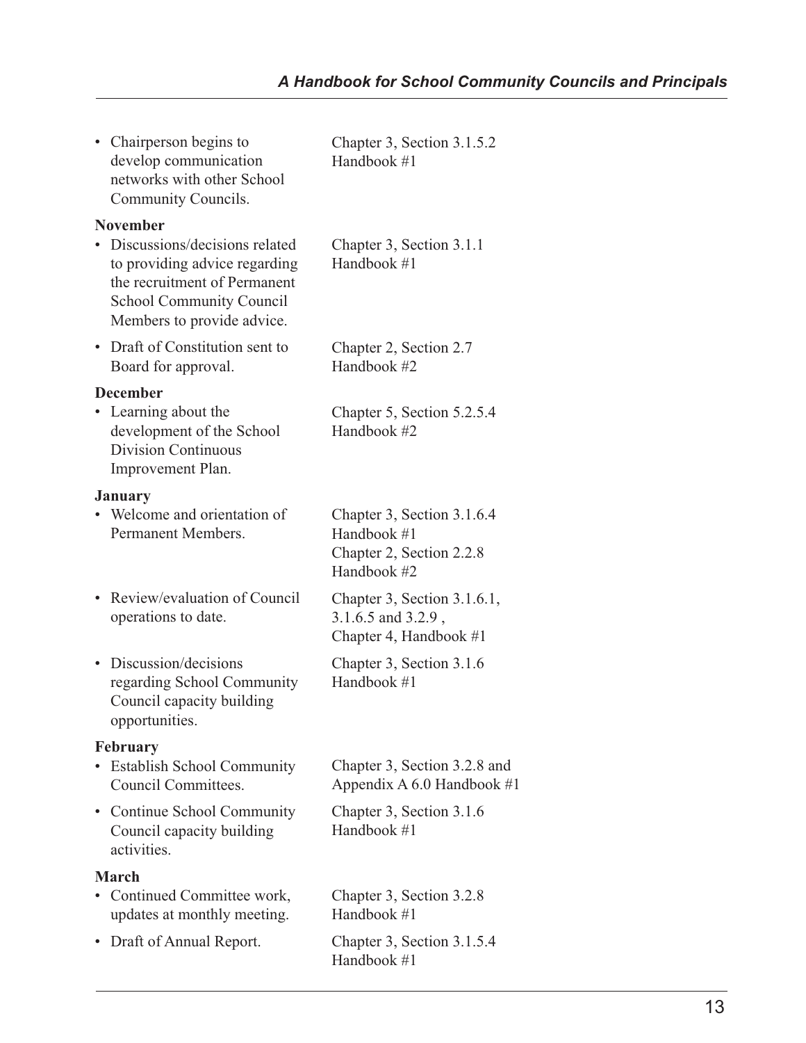| | |
|---|---|
| • Chairperson begins to develop communication networks with other School Community Councils. | Chapter 3, Section 3.1.5.2 Handbook #1 |
| **November** | |
| • Discussions/decisions related to providing advice regarding the recruitment of Permanent School Community Council Members to provide advice. | Chapter 3, Section 3.1.1 Handbook #1 |
| • Draft of Constitution sent to Board for approval. | Chapter 2, Section 2.7 Handbook #2 |
| **December** | |
| • Learning about the development of the School Division Continuous Improvement Plan. | Chapter 5, Section 5.2.5.4 Handbook #2 |
| **January** | |
| • Welcome and orientation of Permanent Members. | Chapter 3, Section 3.1.6.4 Handbook #1<br>Chapter 2, Section 2.2.8 Handbook #2 |
| • Review/evaluation of Council operations to date. | Chapter 3, Section 3.1.6.1, 3.1.6.5 and 3.2.9 , Chapter 4, Handbook #1 |
| • Discussion/decisions regarding School Community Council capacity building opportunities. | Chapter 3, Section 3.1.6 Handbook #1 |
| **February** | |
| • Establish School Community Council Committees. | Chapter 3, Section 3.2.8 and Appendix A 6.0 Handbook #1 |
| • Continue School Community Council capacity building activities. | Chapter 3, Section 3.1.6 Handbook #1 |
| **March** | |
| • Continued Committee work, updates at monthly meeting. | Chapter 3, Section 3.2.8 Handbook #1 |
| • Draft of Annual Report. | Chapter 3, Section 3.1.5.4 Handbook #1 |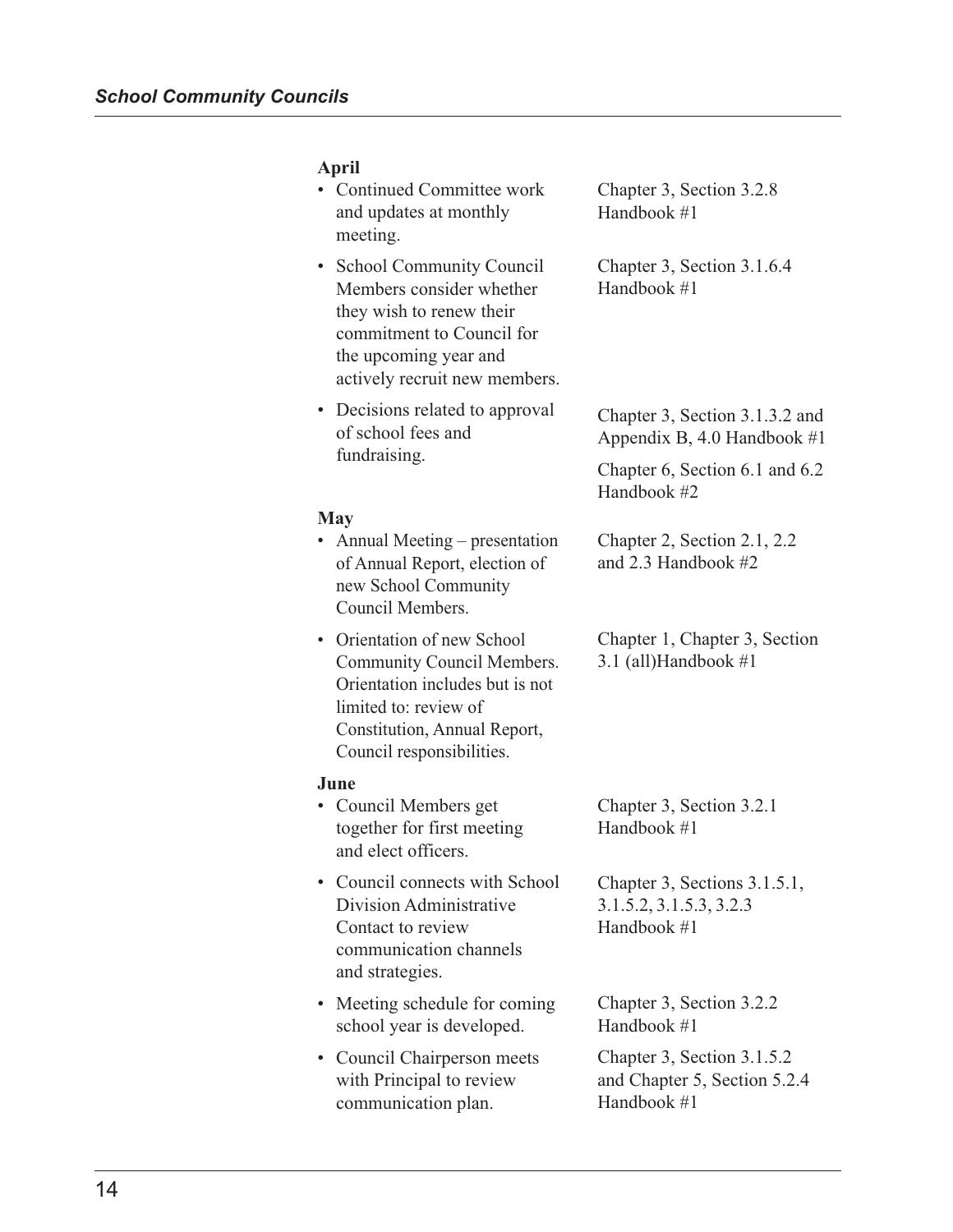**April**

| | |
|---|---|
| • Continued Committee work and updates at monthly meeting. | Chapter 3, Section 3.2.8 Handbook #1 |
| • School Community Council Members consider whether they wish to renew their commitment to Council for the upcoming year and actively recruit new members. | Chapter 3, Section 3.1.6.4 Handbook #1 |
| • Decisions related to approval of school fees and fundraising. | Chapter 3, Section 3.1.3.2 and Appendix B, 4.0 Handbook #1<br>Chapter 6, Section 6.1 and 6.2 Handbook #2 |

**May**

| | |
|---|---|
| • Annual Meeting – presentation of Annual Report, election of new School Community Council Members. | Chapter 2, Section 2.1, 2.2 and 2.3 Handbook #2 |
| • Orientation of new School Community Council Members. Orientation includes but is not limited to: review of Constitution, Annual Report, Council responsibilities. | Chapter 1, Chapter 3, Section 3.1 (all)Handbook #1 |

**June**

| | |
|---|---|
| • Council Members get together for first meeting and elect officers. | Chapter 3, Section 3.2.1 Handbook #1 |
| • Council connects with School Division Administrative Contact to review communication channels and strategies. | Chapter 3, Sections 3.1.5.1, 3.1.5.2, 3.1.5.3, 3.2.3 Handbook #1 |
| • Meeting schedule for coming school year is developed. | Chapter 3, Section 3.2.2 Handbook #1 |
| • Council Chairperson meets with Principal to review communication plan. | Chapter 3, Section 3.1.5.2 and Chapter 5, Section 5.2.4 Handbook #1 |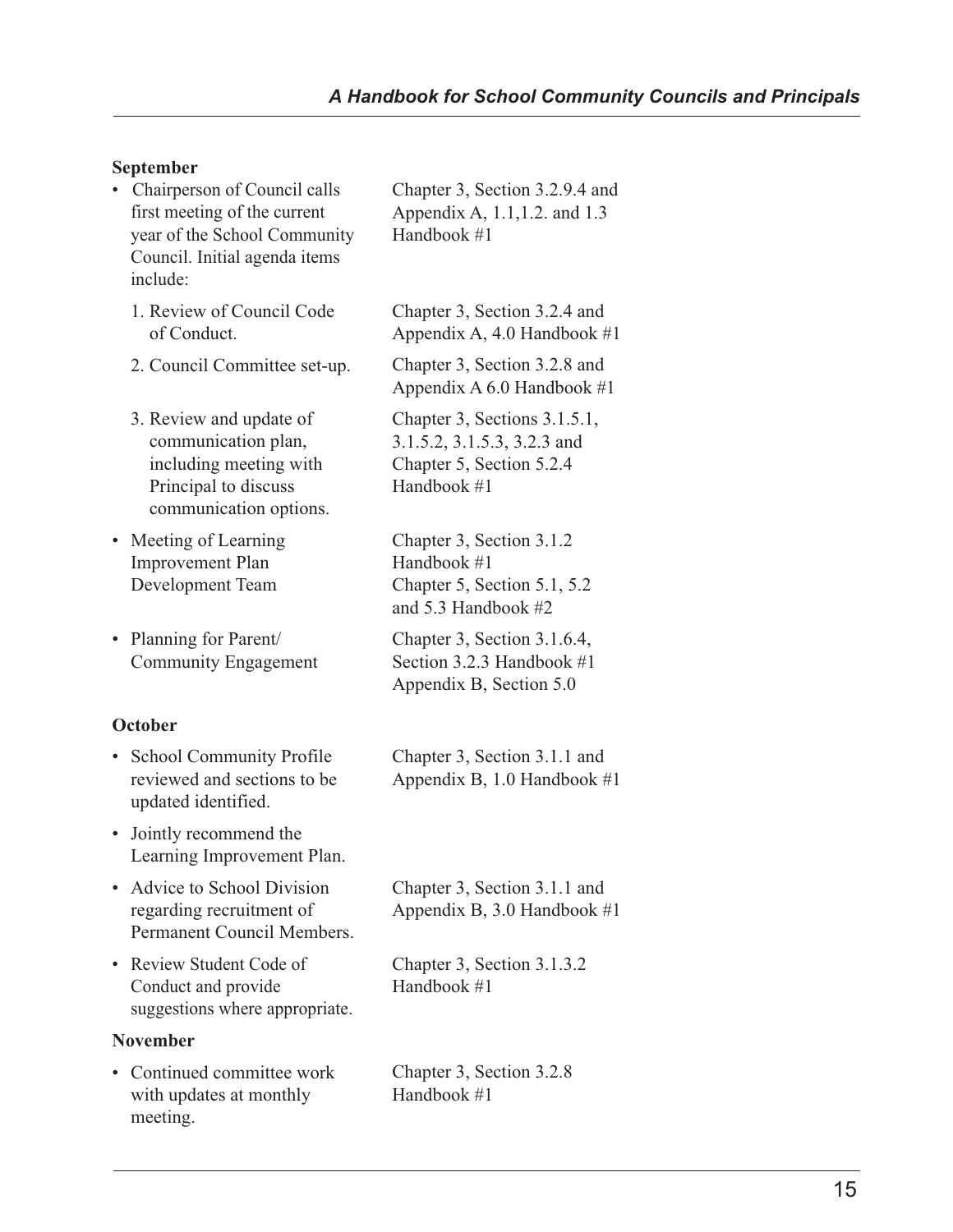**September**

| | |
|---|---|
| • Chairperson of Council calls first meeting of the current year of the School Community Council. Initial agenda items include: | Chapter 3, Section 3.2.9.4 and Appendix A, 1.1,1.2. and 1.3 Handbook #1 |
| 1. Review of Council Code of Conduct. | Chapter 3, Section 3.2.4 and Appendix A, 4.0 Handbook #1 |
| 2. Council Committee set-up. | Chapter 3, Section 3.2.8 and Appendix A 6.0 Handbook #1 |
| 3. Review and update of communication plan, including meeting with Principal to discuss communication options. | Chapter 3, Sections 3.1.5.1, 3.1.5.2, 3.1.5.3, 3.2.3 and Chapter 5, Section 5.2.4 Handbook #1 |
| • Meeting of Learning Improvement Plan Development Team | Chapter 3, Section 3.1.2 Handbook #1 Chapter 5, Section 5.1, 5.2 and 5.3 Handbook #2 |
| • Planning for Parent/ Community Engagement | Chapter 3, Section 3.1.6.4, Section 3.2.3 Handbook #1 Appendix B, Section 5.0 |

**October**

| | |
|---|---|
| • School Community Profile reviewed and sections to be updated identified. | Chapter 3, Section 3.1.1 and Appendix B, 1.0 Handbook #1 |
| • Jointly recommend the Learning Improvement Plan. | |
| • Advice to School Division regarding recruitment of Permanent Council Members. | Chapter 3, Section 3.1.1 and Appendix B, 3.0 Handbook #1 |
| • Review Student Code of Conduct and provide suggestions where appropriate. | Chapter 3, Section 3.1.3.2 Handbook #1 |

**November**

| | |
|---|---|
| • Continued committee work with updates at monthly meeting. | Chapter 3, Section 3.2.8 Handbook #1 |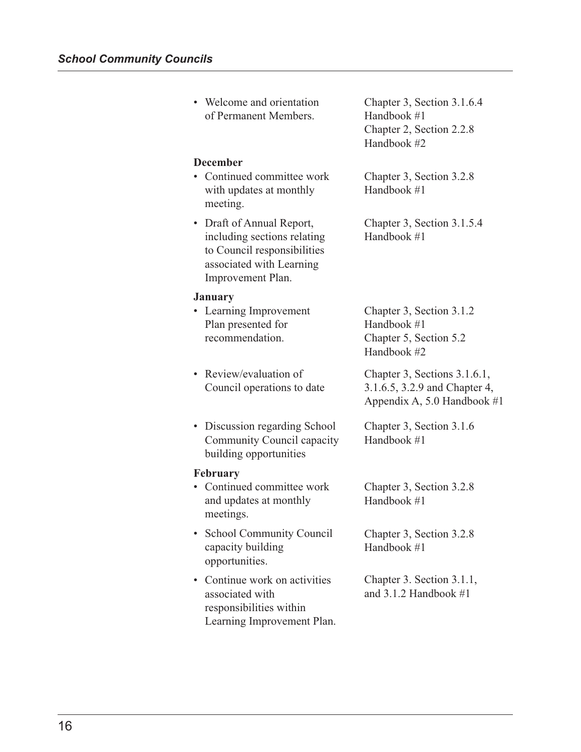| | |
|---|---|
| • Welcome and orientation of Permanent Members. | Chapter 3, Section 3.1.6.4 Handbook #1<br>Chapter 2, Section 2.2.8 Handbook #2 |
| **December** | |
| • Continued committee work with updates at monthly meeting. | Chapter 3, Section 3.2.8 Handbook #1 |
| • Draft of Annual Report, including sections relating to Council responsibilities associated with Learning Improvement Plan. | Chapter 3, Section 3.1.5.4 Handbook #1 |
| **January** | |
| • Learning Improvement Plan presented for recommendation. | Chapter 3, Section 3.1.2 Handbook #1<br>Chapter 5, Section 5.2 Handbook #2 |
| • Review/evaluation of Council operations to date | Chapter 3, Sections 3.1.6.1, 3.1.6.5, 3.2.9 and Chapter 4, Appendix A, 5.0 Handbook #1 |
| • Discussion regarding School Community Council capacity building opportunities | Chapter 3, Section 3.1.6 Handbook #1 |
| **February** | |
| • Continued committee work and updates at monthly meetings. | Chapter 3, Section 3.2.8 Handbook #1 |
| • School Community Council capacity building opportunities. | Chapter 3, Section 3.2.8 Handbook #1 |
| • Continue work on activities associated with responsibilities within Learning Improvement Plan. | Chapter 3. Section 3.1.1, and 3.1.2 Handbook #1 |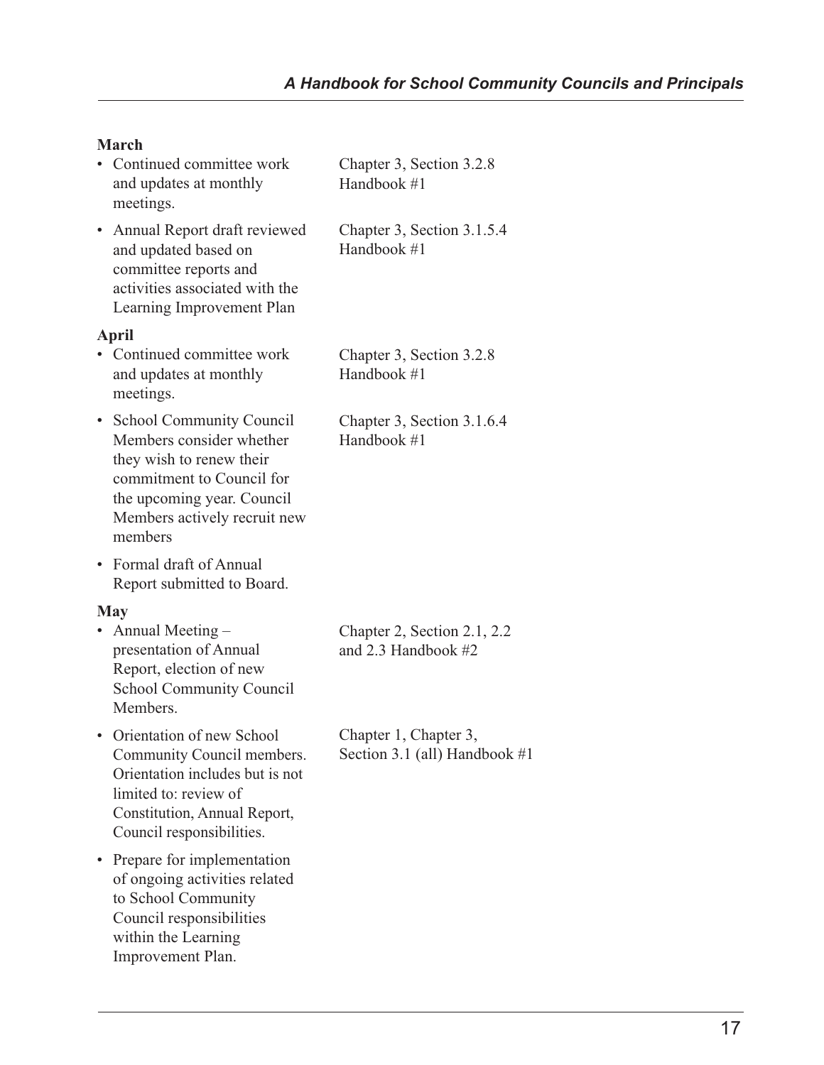**March**

| | |
|---|---|
| • Continued committee work and updates at monthly meetings. | Chapter 3, Section 3.2.8 Handbook #1 |
| • Annual Report draft reviewed and updated based on committee reports and activities associated with the Learning Improvement Plan | Chapter 3, Section 3.1.5.4 Handbook #1 |

**April**

| | |
|---|---|
| • Continued committee work and updates at monthly meetings. | Chapter 3, Section 3.2.8 Handbook #1 |
| • School Community Council Members consider whether they wish to renew their commitment to Council for the upcoming year. Council Members actively recruit new members | Chapter 3, Section 3.1.6.4 Handbook #1 |
| • Formal draft of Annual Report submitted to Board. | |

**May**

| | |
|---|---|
| • Annual Meeting – presentation of Annual Report, election of new School Community Council Members. | Chapter 2, Section 2.1, 2.2 and 2.3 Handbook #2 |
| • Orientation of new School Community Council members. Orientation includes but is not limited to: review of Constitution, Annual Report, Council responsibilities. | Chapter 1, Chapter 3, Section 3.1 (all) Handbook #1 |
| • Prepare for implementation of ongoing activities related to School Community Council responsibilities within the Learning Improvement Plan. | |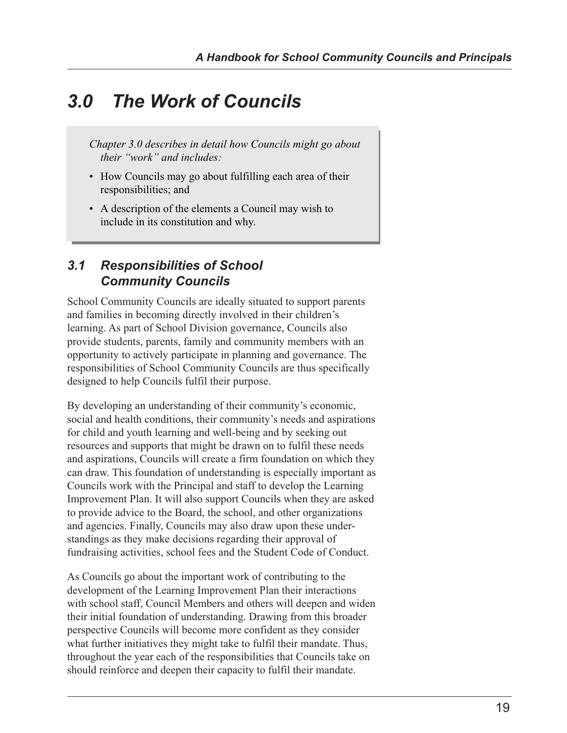# 3.0 The Work of Councils

*Chapter 3.0 describes in detail how Councils might go about their "work" and includes:*

- How Councils may go about fulfilling each area of their responsibilities; and
- A description of the elements a Council may wish to include in its constitution and why.

## 3.1 Responsibilities of School Community Councils

School Community Councils are ideally situated to support parents and families in becoming directly involved in their children's learning. As part of School Division governance, Councils also provide students, parents, family and community members with an opportunity to actively participate in planning and governance. The responsibilities of School Community Councils are thus specifically designed to help Councils fulfil their purpose.

By developing an understanding of their community's economic, social and health conditions, their community's needs and aspirations for child and youth learning and well-being and by seeking out resources and supports that might be drawn on to fulfil these needs and aspirations, Councils will create a firm foundation on which they can draw. This foundation of understanding is especially important as Councils work with the Principal and staff to develop the Learning Improvement Plan. It will also support Councils when they are asked to provide advice to the Board, the school, and other organizations and agencies. Finally, Councils may also draw upon these understandings as they make decisions regarding their approval of fundraising activities, school fees and the Student Code of Conduct.

As Councils go about the important work of contributing to the development of the Learning Improvement Plan their interactions with school staff, Council Members and others will deepen and widen their initial foundation of understanding. Drawing from this broader perspective Councils will become more confident as they consider what further initiatives they might take to fulfil their mandate. Thus, throughout the year each of the responsibilities that Councils take on should reinforce and deepen their capacity to fulfil their mandate.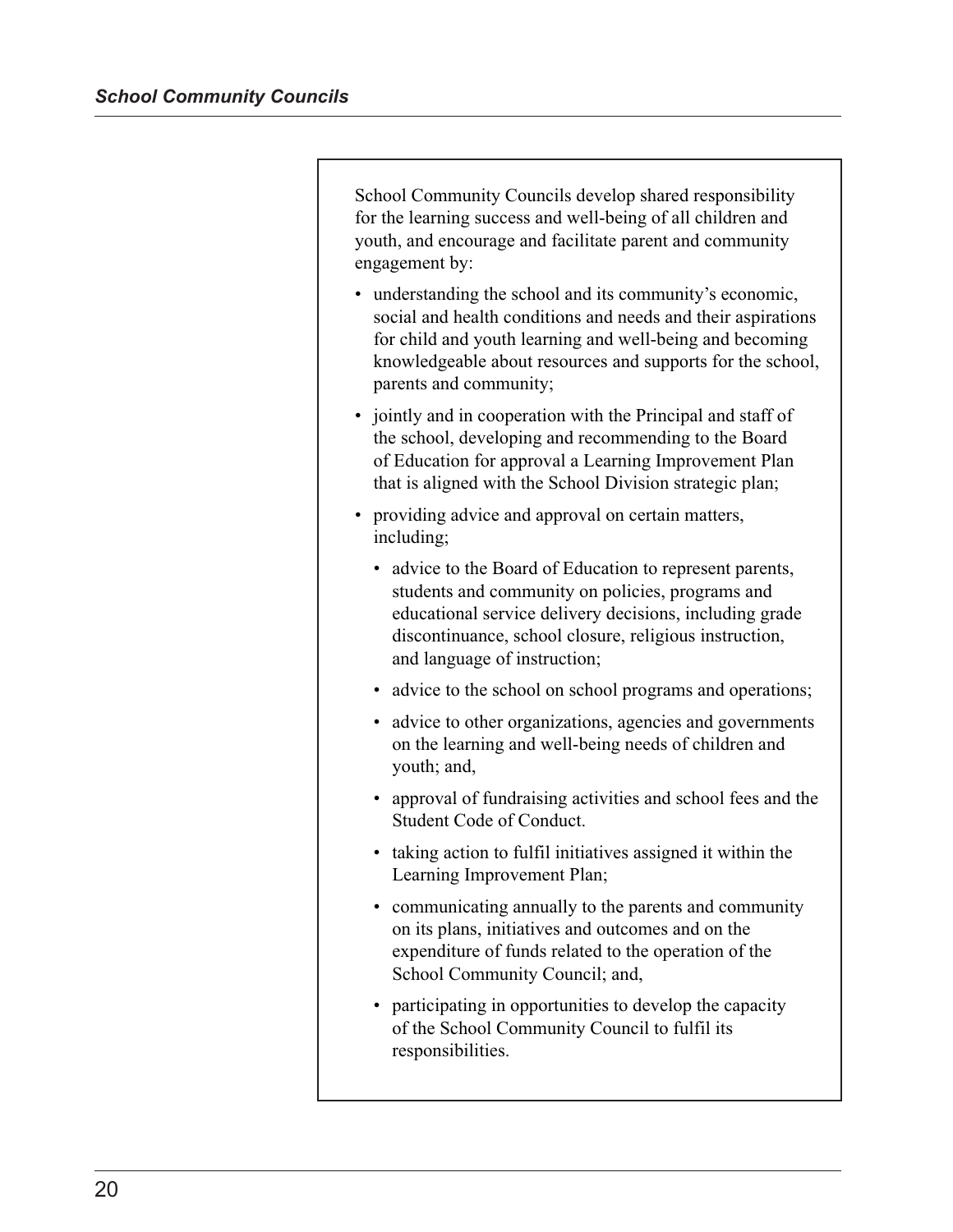School Community Councils develop shared responsibility for the learning success and well-being of all children and youth, and encourage and facilitate parent and community engagement by:

- understanding the school and its community's economic, social and health conditions and needs and their aspirations for child and youth learning and well-being and becoming knowledgeable about resources and supports for the school, parents and community;
- jointly and in cooperation with the Principal and staff of the school, developing and recommending to the Board of Education for approval a Learning Improvement Plan that is aligned with the School Division strategic plan;
- providing advice and approval on certain matters, including;
  - advice to the Board of Education to represent parents, students and community on policies, programs and educational service delivery decisions, including grade discontinuance, school closure, religious instruction, and language of instruction;
  - advice to the school on school programs and operations;
  - advice to other organizations, agencies and governments on the learning and well-being needs of children and youth; and,
  - approval of fundraising activities and school fees and the Student Code of Conduct.
  - taking action to fulfil initiatives assigned it within the Learning Improvement Plan;
  - communicating annually to the parents and community on its plans, initiatives and outcomes and on the expenditure of funds related to the operation of the School Community Council; and,
  - participating in opportunities to develop the capacity of the School Community Council to fulfil its responsibilities.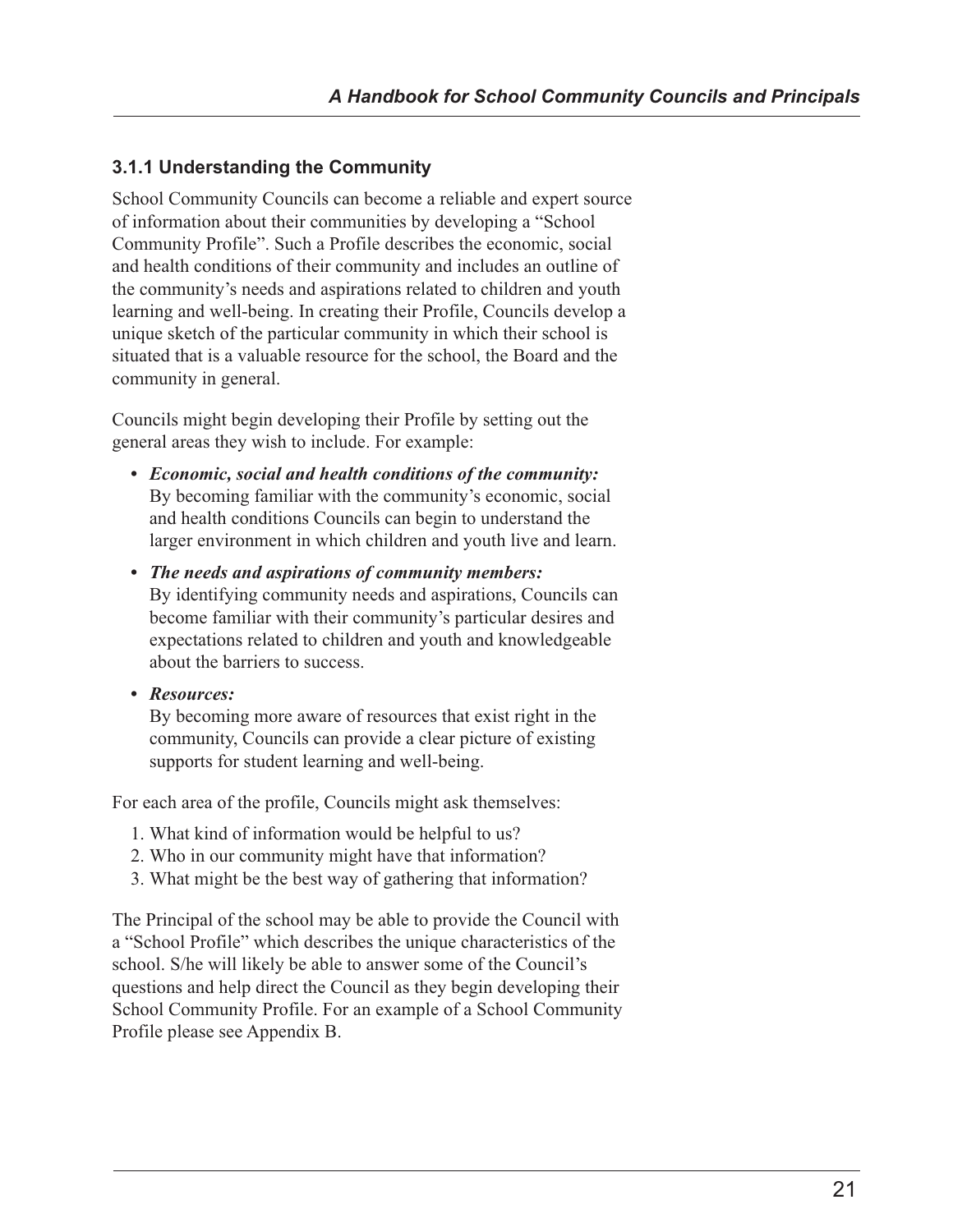### 3.1.1 Understanding the Community

School Community Councils can become a reliable and expert source of information about their communities by developing a "School Community Profile". Such a Profile describes the economic, social and health conditions of their community and includes an outline of the community's needs and aspirations related to children and youth learning and well-being. In creating their Profile, Councils develop a unique sketch of the particular community in which their school is situated that is a valuable resource for the school, the Board and the community in general.

Councils might begin developing their Profile by setting out the general areas they wish to include. For example:

- ***Economic, social and health conditions of the community:*** By becoming familiar with the community's economic, social and health conditions Councils can begin to understand the larger environment in which children and youth live and learn.
- ***The needs and aspirations of community members:*** By identifying community needs and aspirations, Councils can become familiar with their community's particular desires and expectations related to children and youth and knowledgeable about the barriers to success.
- ***Resources:*** By becoming more aware of resources that exist right in the community, Councils can provide a clear picture of existing supports for student learning and well-being.

For each area of the profile, Councils might ask themselves:

1. What kind of information would be helpful to us?
2. Who in our community might have that information?
3. What might be the best way of gathering that information?

The Principal of the school may be able to provide the Council with a "School Profile" which describes the unique characteristics of the school. S/he will likely be able to answer some of the Council's questions and help direct the Council as they begin developing their School Community Profile. For an example of a School Community Profile please see Appendix B.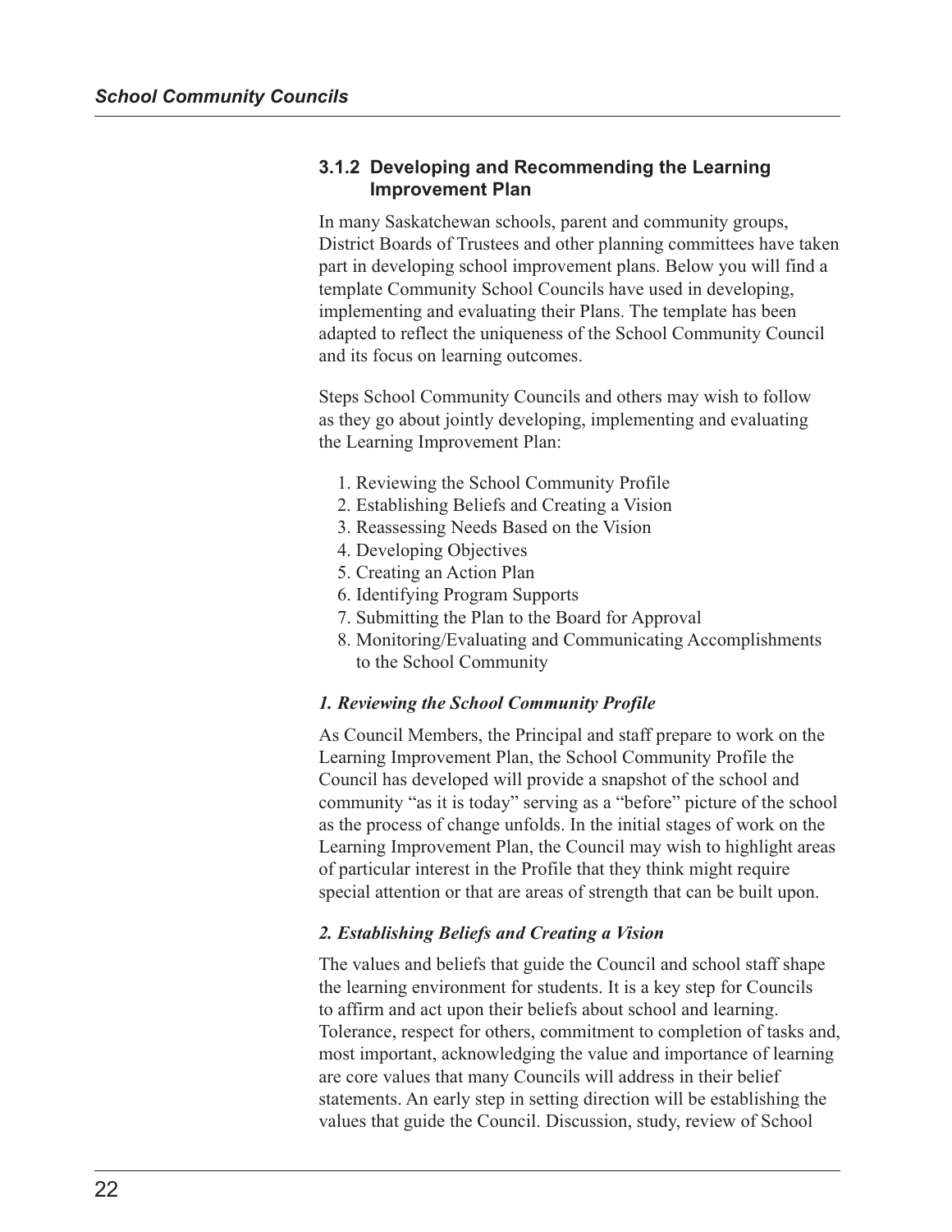### 3.1.2 Developing and Recommending the Learning Improvement Plan

In many Saskatchewan schools, parent and community groups, District Boards of Trustees and other planning committees have taken part in developing school improvement plans. Below you will find a template Community School Councils have used in developing, implementing and evaluating their Plans. The template has been adapted to reflect the uniqueness of the School Community Council and its focus on learning outcomes.

Steps School Community Councils and others may wish to follow as they go about jointly developing, implementing and evaluating the Learning Improvement Plan:

1. Reviewing the School Community Profile
2. Establishing Beliefs and Creating a Vision
3. Reassessing Needs Based on the Vision
4. Developing Objectives
5. Creating an Action Plan
6. Identifying Program Supports
7. Submitting the Plan to the Board for Approval
8. Monitoring/Evaluating and Communicating Accomplishments to the School Community

#### *1. Reviewing the School Community Profile*

As Council Members, the Principal and staff prepare to work on the Learning Improvement Plan, the School Community Profile the Council has developed will provide a snapshot of the school and community "as it is today" serving as a "before" picture of the school as the process of change unfolds. In the initial stages of work on the Learning Improvement Plan, the Council may wish to highlight areas of particular interest in the Profile that they think might require special attention or that are areas of strength that can be built upon.

#### *2. Establishing Beliefs and Creating a Vision*

The values and beliefs that guide the Council and school staff shape the learning environment for students. It is a key step for Councils to affirm and act upon their beliefs about school and learning. Tolerance, respect for others, commitment to completion of tasks and, most important, acknowledging the value and importance of learning are core values that many Councils will address in their belief statements. An early step in setting direction will be establishing the values that guide the Council. Discussion, study, review of School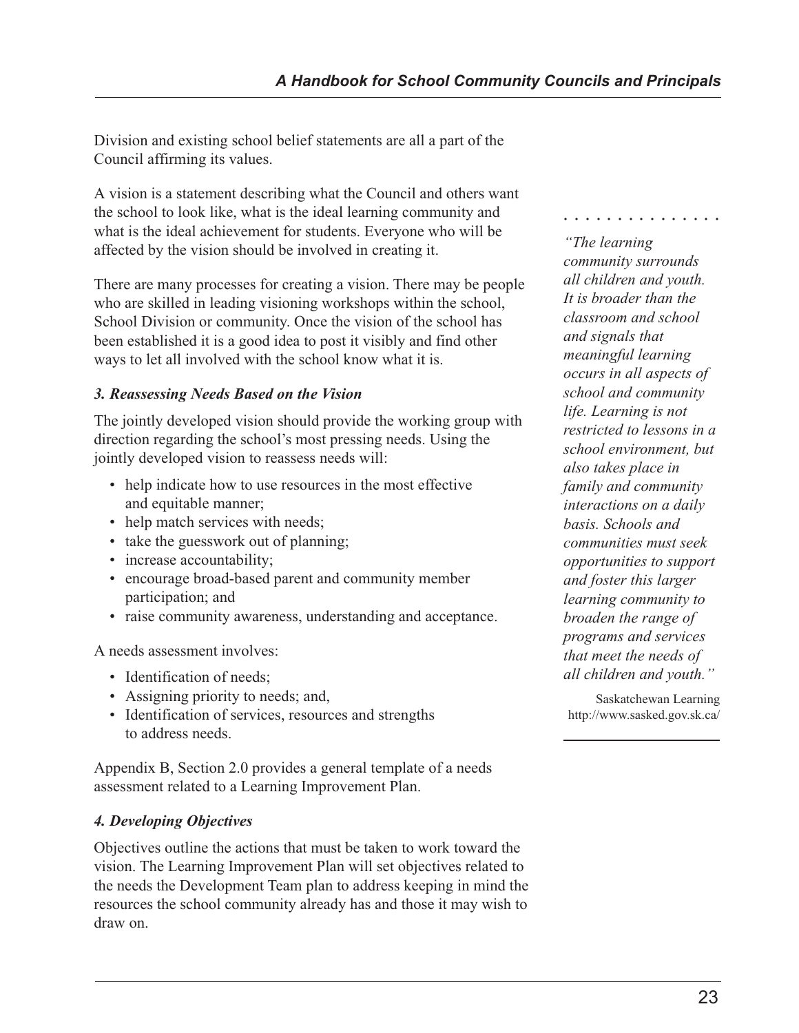Division and existing school belief statements are all a part of the Council affirming its values.

A vision is a statement describing what the Council and others want the school to look like, what is the ideal learning community and what is the ideal achievement for students. Everyone who will be affected by the vision should be involved in creating it.

There are many processes for creating a vision. There may be people who are skilled in leading visioning workshops within the school, School Division or community. Once the vision of the school has been established it is a good idea to post it visibly and find other ways to let all involved with the school know what it is.

> *"The learning community surrounds all children and youth. It is broader than the classroom and school and signals that meaningful learning occurs in all aspects of school and community life. Learning is not restricted to lessons in a school environment, but also takes place in family and community interactions on a daily basis. Schools and communities must seek opportunities to support and foster this larger learning community to broaden the range of programs and services that meet the needs of all children and youth."*
>
> Saskatchewan Learning
> http://www.sasked.gov.sk.ca/

### *3. Reassessing Needs Based on the Vision*

The jointly developed vision should provide the working group with direction regarding the school's most pressing needs. Using the jointly developed vision to reassess needs will:

- help indicate how to use resources in the most effective and equitable manner;
- help match services with needs;
- take the guesswork out of planning;
- increase accountability;
- encourage broad-based parent and community member participation; and
- raise community awareness, understanding and acceptance.

A needs assessment involves:

- Identification of needs;
- Assigning priority to needs; and,
- Identification of services, resources and strengths to address needs.

Appendix B, Section 2.0 provides a general template of a needs assessment related to a Learning Improvement Plan.

### *4. Developing Objectives*

Objectives outline the actions that must be taken to work toward the vision. The Learning Improvement Plan will set objectives related to the needs the Development Team plan to address keeping in mind the resources the school community already has and those it may wish to draw on.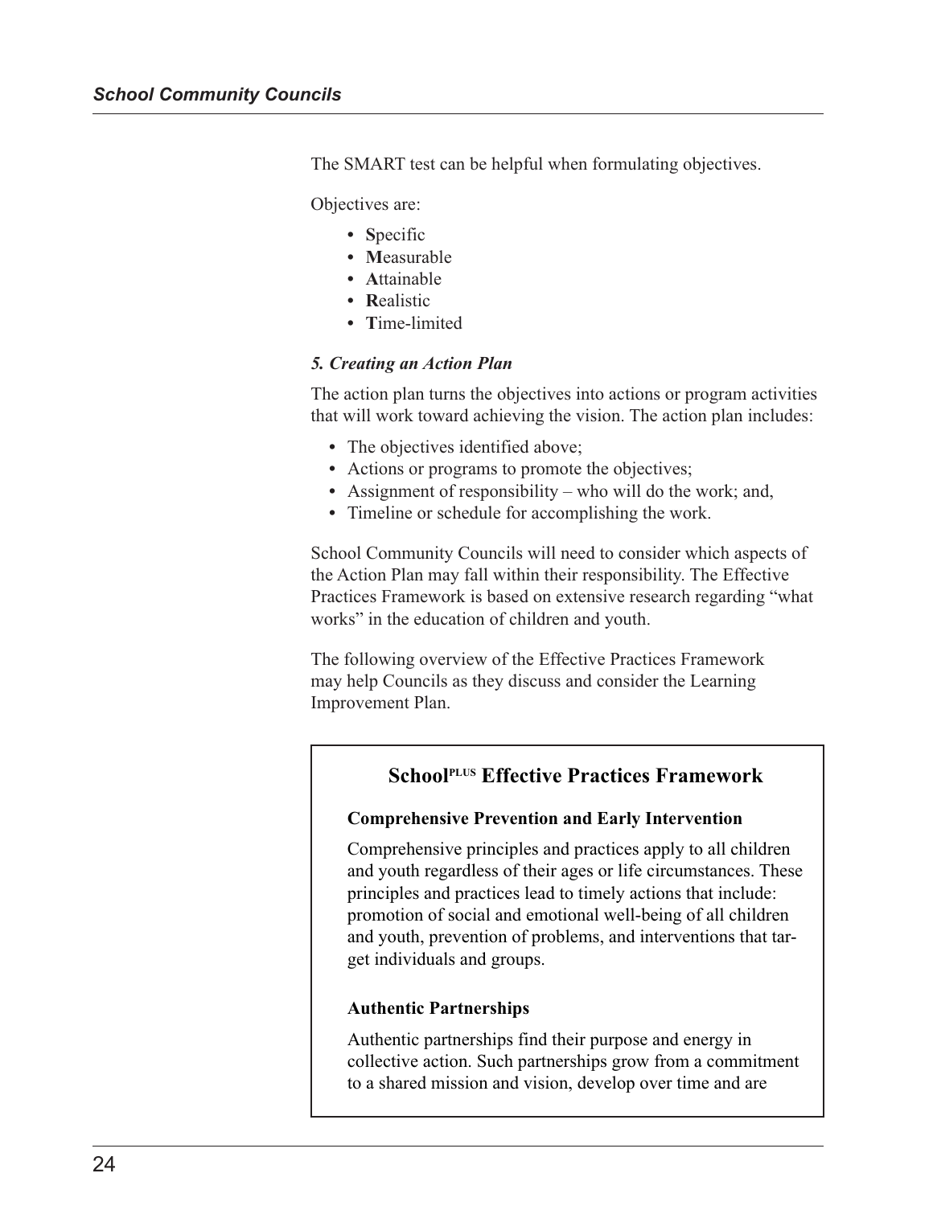The SMART test can be helpful when formulating objectives.

Objectives are:

- **S**pecific
- **M**easurable
- **A**ttainable
- **R**ealistic
- **T**ime-limited

***5. Creating an Action Plan***

The action plan turns the objectives into actions or program activities that will work toward achieving the vision. The action plan includes:

- The objectives identified above;
- Actions or programs to promote the objectives;
- Assignment of responsibility – who will do the work; and,
- Timeline or schedule for accomplishing the work.

School Community Councils will need to consider which aspects of the Action Plan may fall within their responsibility. The Effective Practices Framework is based on extensive research regarding "what works" in the education of children and youth.

The following overview of the Effective Practices Framework may help Councils as they discuss and consider the Learning Improvement Plan.

## School^PLUS Effective Practices Framework

**Comprehensive Prevention and Early Intervention**

Comprehensive principles and practices apply to all children and youth regardless of their ages or life circumstances. These principles and practices lead to timely actions that include: promotion of social and emotional well-being of all children and youth, prevention of problems, and interventions that target individuals and groups.

**Authentic Partnerships**

Authentic partnerships find their purpose and energy in collective action. Such partnerships grow from a commitment to a shared mission and vision, develop over time and are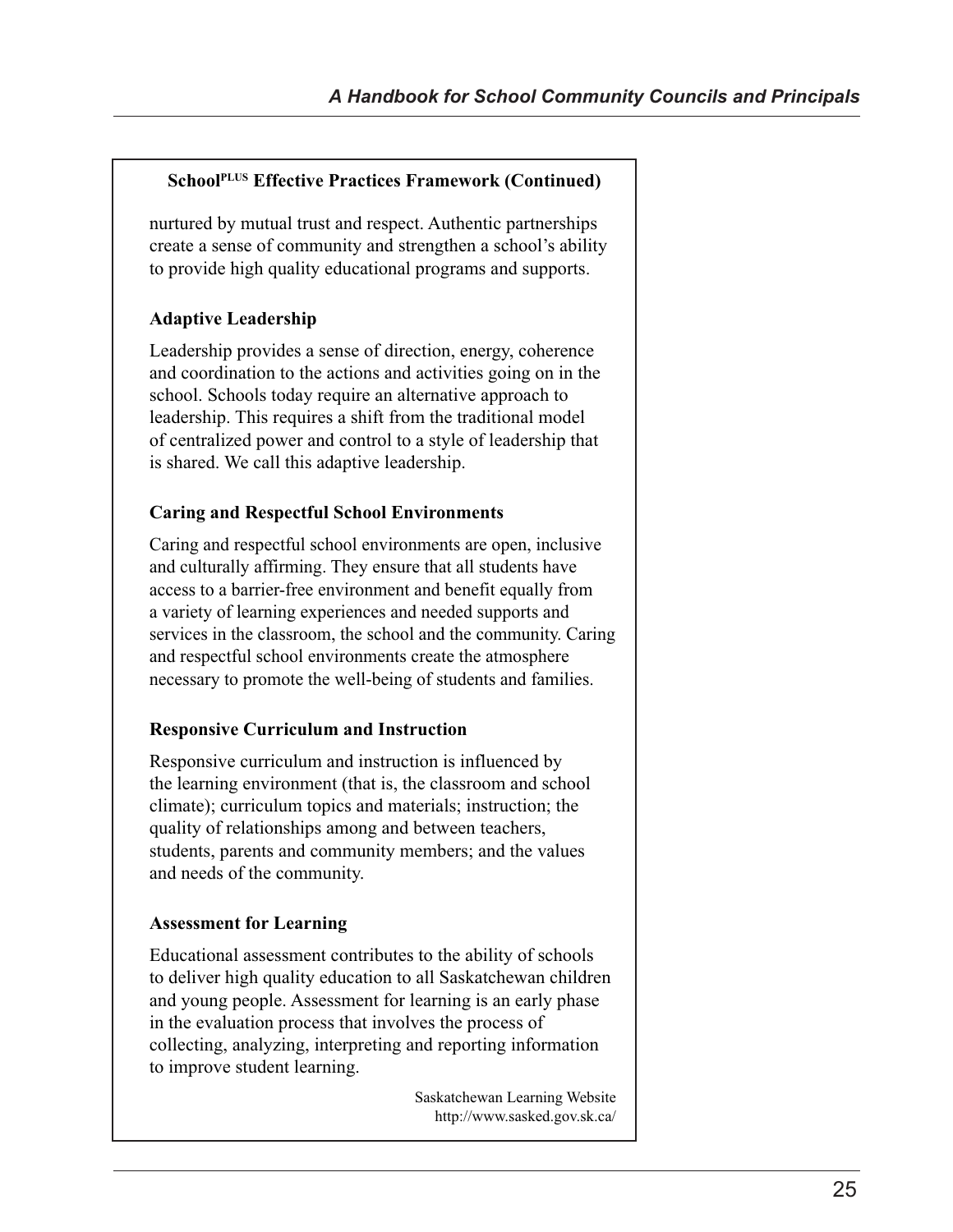**School[PLUS] Effective Practices Framework (Continued)**

nurtured by mutual trust and respect. Authentic partnerships create a sense of community and strengthen a school's ability to provide high quality educational programs and supports.

**Adaptive Leadership**

Leadership provides a sense of direction, energy, coherence and coordination to the actions and activities going on in the school. Schools today require an alternative approach to leadership. This requires a shift from the traditional model of centralized power and control to a style of leadership that is shared. We call this adaptive leadership.

**Caring and Respectful School Environments**

Caring and respectful school environments are open, inclusive and culturally affirming. They ensure that all students have access to a barrier-free environment and benefit equally from a variety of learning experiences and needed supports and services in the classroom, the school and the community. Caring and respectful school environments create the atmosphere necessary to promote the well-being of students and families.

**Responsive Curriculum and Instruction**

Responsive curriculum and instruction is influenced by the learning environment (that is, the classroom and school climate); curriculum topics and materials; instruction; the quality of relationships among and between teachers, students, parents and community members; and the values and needs of the community.

**Assessment for Learning**

Educational assessment contributes to the ability of schools to deliver high quality education to all Saskatchewan children and young people. Assessment for learning is an early phase in the evaluation process that involves the process of collecting, analyzing, interpreting and reporting information to improve student learning.

Saskatchewan Learning Website
http://www.sasked.gov.sk.ca/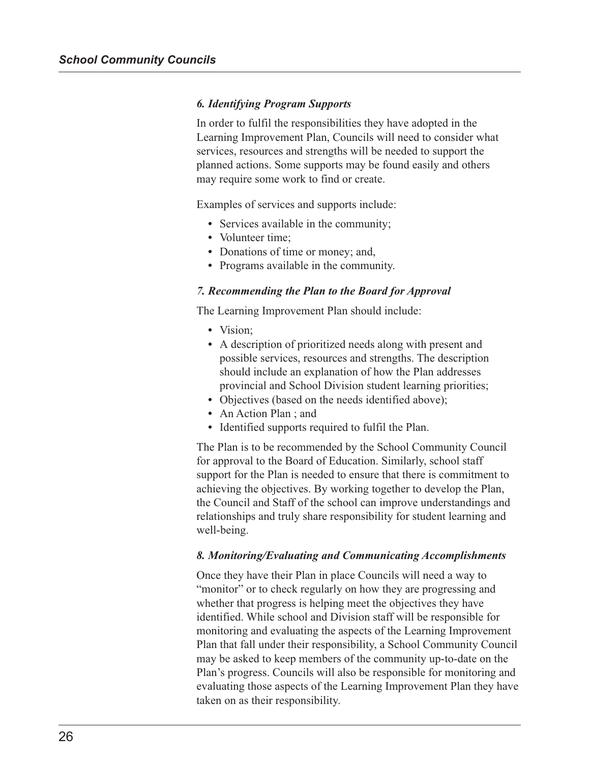### *6. Identifying Program Supports*

In order to fulfil the responsibilities they have adopted in the Learning Improvement Plan, Councils will need to consider what services, resources and strengths will be needed to support the planned actions. Some supports may be found easily and others may require some work to find or create.

Examples of services and supports include:

- Services available in the community;
- Volunteer time;
- Donations of time or money; and,
- Programs available in the community.

### *7. Recommending the Plan to the Board for Approval*

The Learning Improvement Plan should include:

- Vision;
- A description of prioritized needs along with present and possible services, resources and strengths. The description should include an explanation of how the Plan addresses provincial and School Division student learning priorities;
- Objectives (based on the needs identified above);
- An Action Plan ; and
- Identified supports required to fulfil the Plan.

The Plan is to be recommended by the School Community Council for approval to the Board of Education. Similarly, school staff support for the Plan is needed to ensure that there is commitment to achieving the objectives. By working together to develop the Plan, the Council and Staff of the school can improve understandings and relationships and truly share responsibility for student learning and well-being.

### *8. Monitoring/Evaluating and Communicating Accomplishments*

Once they have their Plan in place Councils will need a way to "monitor" or to check regularly on how they are progressing and whether that progress is helping meet the objectives they have identified. While school and Division staff will be responsible for monitoring and evaluating the aspects of the Learning Improvement Plan that fall under their responsibility, a School Community Council may be asked to keep members of the community up-to-date on the Plan's progress. Councils will also be responsible for monitoring and evaluating those aspects of the Learning Improvement Plan they have taken on as their responsibility.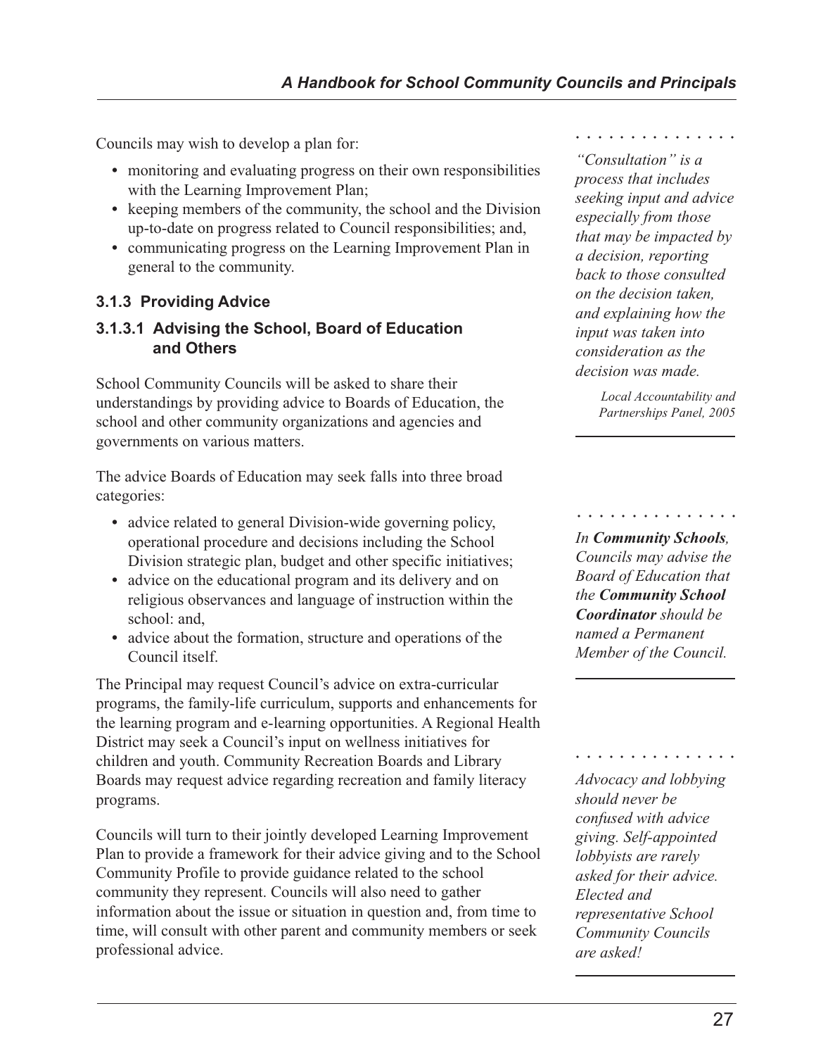Councils may wish to develop a plan for:

- monitoring and evaluating progress on their own responsibilities with the Learning Improvement Plan;
- keeping members of the community, the school and the Division up-to-date on progress related to Council responsibilities; and,
- communicating progress on the Learning Improvement Plan in general to the community.

### 3.1.3 Providing Advice

#### 3.1.3.1 Advising the School, Board of Education and Others

School Community Councils will be asked to share their understandings by providing advice to Boards of Education, the school and other community organizations and agencies and governments on various matters.

The advice Boards of Education may seek falls into three broad categories:

- advice related to general Division-wide governing policy, operational procedure and decisions including the School Division strategic plan, budget and other specific initiatives;
- advice on the educational program and its delivery and on religious observances and language of instruction within the school: and,
- advice about the formation, structure and operations of the Council itself.

The Principal may request Council's advice on extra-curricular programs, the family-life curriculum, supports and enhancements for the learning program and e-learning opportunities. A Regional Health District may seek a Council's input on wellness initiatives for children and youth. Community Recreation Boards and Library Boards may request advice regarding recreation and family literacy programs.

Councils will turn to their jointly developed Learning Improvement Plan to provide a framework for their advice giving and to the School Community Profile to provide guidance related to the school community they represent. Councils will also need to gather information about the issue or situation in question and, from time to time, will consult with other parent and community members or seek professional advice.

*"Consultation" is a process that includes seeking input and advice especially from those that may be impacted by a decision, reporting back to those consulted on the decision taken, and explaining how the input was taken into consideration as the decision was made.*

*Local Accountability and Partnerships Panel, 2005*

*In **Community Schools**, Councils may advise the Board of Education that the **Community School Coordinator** should be named a Permanent Member of the Council.*

*Advocacy and lobbying should never be confused with advice giving. Self-appointed lobbyists are rarely asked for their advice. Elected and representative School Community Councils are asked!*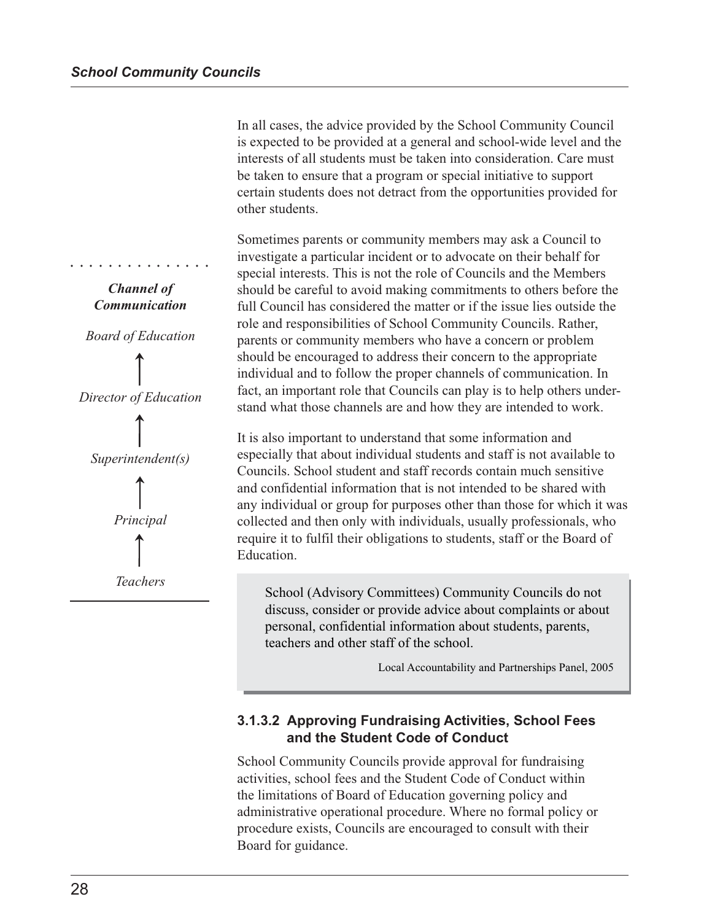In all cases, the advice provided by the School Community Council is expected to be provided at a general and school-wide level and the interests of all students must be taken into consideration. Care must be taken to ensure that a program or special initiative to support certain students does not detract from the opportunities provided for other students.

Sometimes parents or community members may ask a Council to investigate a particular incident or to advocate on their behalf for special interests. This is not the role of Councils and the Members should be careful to avoid making commitments to others before the full Council has considered the matter or if the issue lies outside the role and responsibilities of School Community Councils. Rather, parents or community members who have a concern or problem should be encouraged to address their concern to the appropriate individual and to follow the proper channels of communication. In fact, an important role that Councils can play is to help others understand what those channels are and how they are intended to work.

***Channel of Communication***

*Board of Education*

↑

*Director of Education*

↑

*Superintendent(s)*

↑

*Principal*

↑

*Teachers*

It is also important to understand that some information and especially that about individual students and staff is not available to Councils. School student and staff records contain much sensitive and confidential information that is not intended to be shared with any individual or group for purposes other than those for which it was collected and then only with individuals, usually professionals, who require it to fulfil their obligations to students, staff or the Board of Education.

> School (Advisory Committees) Community Councils do not discuss, consider or provide advice about complaints or about personal, confidential information about students, parents, teachers and other staff of the school.
>
> Local Accountability and Partnerships Panel, 2005

### 3.1.3.2 Approving Fundraising Activities, School Fees and the Student Code of Conduct

School Community Councils provide approval for fundraising activities, school fees and the Student Code of Conduct within the limitations of Board of Education governing policy and administrative operational procedure. Where no formal policy or procedure exists, Councils are encouraged to consult with their Board for guidance.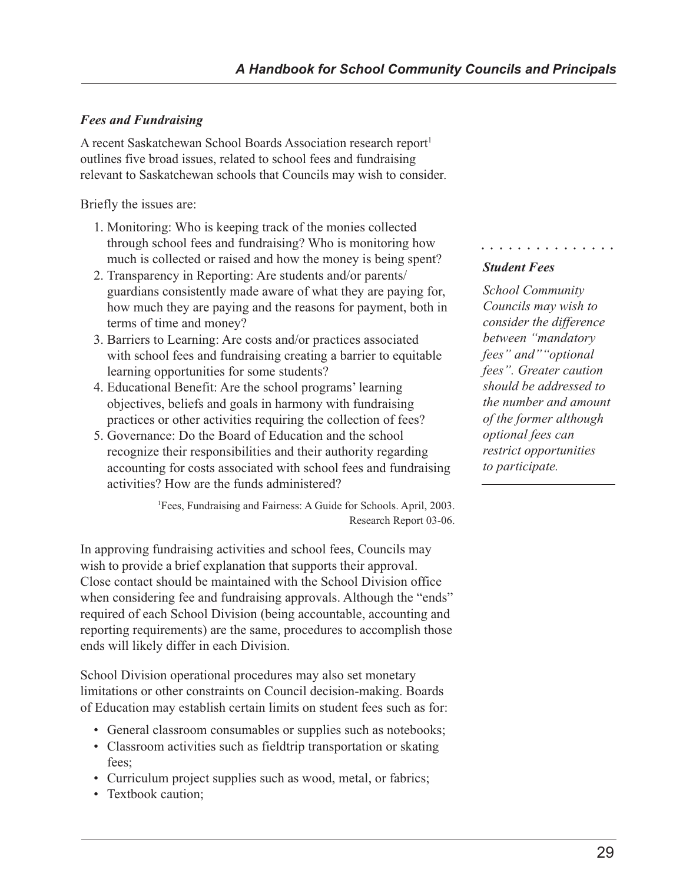### *Fees and Fundraising*

A recent Saskatchewan School Boards Association research report[1] outlines five broad issues, related to school fees and fundraising relevant to Saskatchewan schools that Councils may wish to consider.

Briefly the issues are:

1. Monitoring: Who is keeping track of the monies collected through school fees and fundraising? Who is monitoring how much is collected or raised and how the money is being spent?
2. Transparency in Reporting: Are students and/or parents/ guardians consistently made aware of what they are paying for, how much they are paying and the reasons for payment, both in terms of time and money?
3. Barriers to Learning: Are costs and/or practices associated with school fees and fundraising creating a barrier to equitable learning opportunities for some students?
4. Educational Benefit: Are the school programs' learning objectives, beliefs and goals in harmony with fundraising practices or other activities requiring the collection of fees?
5. Governance: Do the Board of Education and the school recognize their responsibilities and their authority regarding accounting for costs associated with school fees and fundraising activities? How are the funds administered?

[1]Fees, Fundraising and Fairness: A Guide for Schools. April, 2003. Research Report 03-06.

***Student Fees***

*School Community Councils may wish to consider the difference between "mandatory fees" and""optional fees". Greater caution should be addressed to the number and amount of the former although optional fees can restrict opportunities to participate.*

In approving fundraising activities and school fees, Councils may wish to provide a brief explanation that supports their approval. Close contact should be maintained with the School Division office when considering fee and fundraising approvals. Although the "ends" required of each School Division (being accountable, accounting and reporting requirements) are the same, procedures to accomplish those ends will likely differ in each Division.

School Division operational procedures may also set monetary limitations or other constraints on Council decision-making. Boards of Education may establish certain limits on student fees such as for:

- General classroom consumables or supplies such as notebooks;
- Classroom activities such as fieldtrip transportation or skating fees;
- Curriculum project supplies such as wood, metal, or fabrics;
- Textbook caution;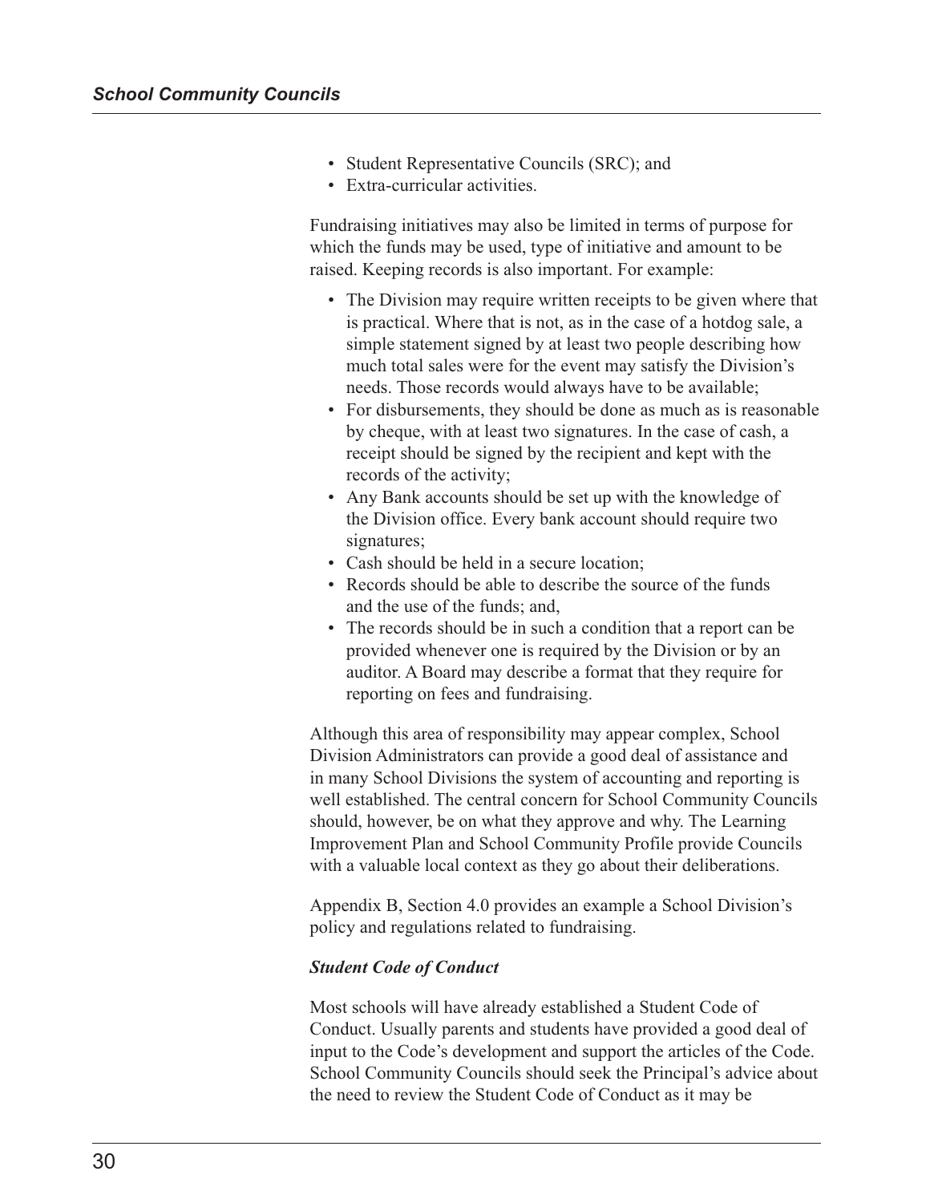- Student Representative Councils (SRC); and
- Extra-curricular activities.

Fundraising initiatives may also be limited in terms of purpose for which the funds may be used, type of initiative and amount to be raised. Keeping records is also important. For example:

- The Division may require written receipts to be given where that is practical. Where that is not, as in the case of a hotdog sale, a simple statement signed by at least two people describing how much total sales were for the event may satisfy the Division's needs. Those records would always have to be available;
- For disbursements, they should be done as much as is reasonable by cheque, with at least two signatures. In the case of cash, a receipt should be signed by the recipient and kept with the records of the activity;
- Any Bank accounts should be set up with the knowledge of the Division office. Every bank account should require two signatures;
- Cash should be held in a secure location;
- Records should be able to describe the source of the funds and the use of the funds; and,
- The records should be in such a condition that a report can be provided whenever one is required by the Division or by an auditor. A Board may describe a format that they require for reporting on fees and fundraising.

Although this area of responsibility may appear complex, School Division Administrators can provide a good deal of assistance and in many School Divisions the system of accounting and reporting is well established. The central concern for School Community Councils should, however, be on what they approve and why. The Learning Improvement Plan and School Community Profile provide Councils with a valuable local context as they go about their deliberations.

Appendix B, Section 4.0 provides an example a School Division's policy and regulations related to fundraising.

***Student Code of Conduct***

Most schools will have already established a Student Code of Conduct. Usually parents and students have provided a good deal of input to the Code's development and support the articles of the Code. School Community Councils should seek the Principal's advice about the need to review the Student Code of Conduct as it may be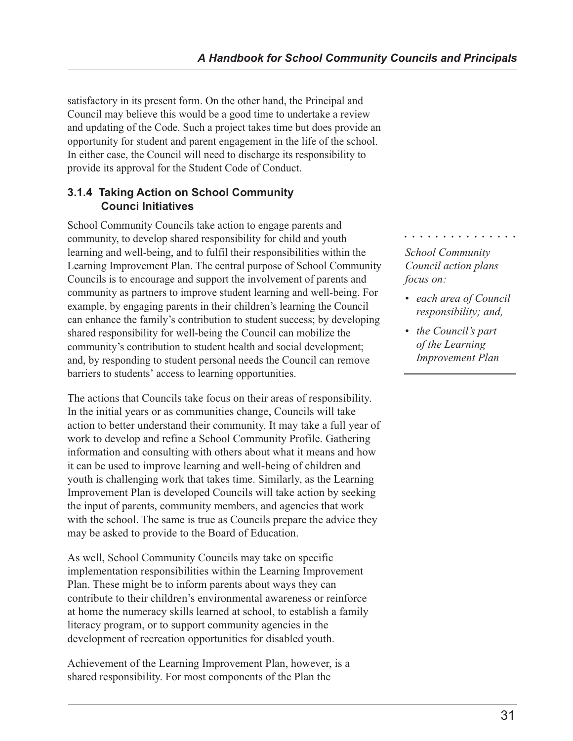satisfactory in its present form. On the other hand, the Principal and Council may believe this would be a good time to undertake a review and updating of the Code. Such a project takes time but does provide an opportunity for student and parent engagement in the life of the school. In either case, the Council will need to discharge its responsibility to provide its approval for the Student Code of Conduct.

### 3.1.4 Taking Action on School Community Counci Initiatives

School Community Councils take action to engage parents and community, to develop shared responsibility for child and youth learning and well-being, and to fulfil their responsibilities within the Learning Improvement Plan. The central purpose of School Community Councils is to encourage and support the involvement of parents and community as partners to improve student learning and well-being. For example, by engaging parents in their children's learning the Council can enhance the family's contribution to student success; by developing shared responsibility for well-being the Council can mobilize the community's contribution to student health and social development; and, by responding to student personal needs the Council can remove barriers to students' access to learning opportunities.

*School Community Council action plans focus on:*

- *each area of Council responsibility; and,*
- *the Council's part of the Learning Improvement Plan*

The actions that Councils take focus on their areas of responsibility. In the initial years or as communities change, Councils will take action to better understand their community. It may take a full year of work to develop and refine a School Community Profile. Gathering information and consulting with others about what it means and how it can be used to improve learning and well-being of children and youth is challenging work that takes time. Similarly, as the Learning Improvement Plan is developed Councils will take action by seeking the input of parents, community members, and agencies that work with the school. The same is true as Councils prepare the advice they may be asked to provide to the Board of Education.

As well, School Community Councils may take on specific implementation responsibilities within the Learning Improvement Plan. These might be to inform parents about ways they can contribute to their children's environmental awareness or reinforce at home the numeracy skills learned at school, to establish a family literacy program, or to support community agencies in the development of recreation opportunities for disabled youth.

Achievement of the Learning Improvement Plan, however, is a shared responsibility. For most components of the Plan the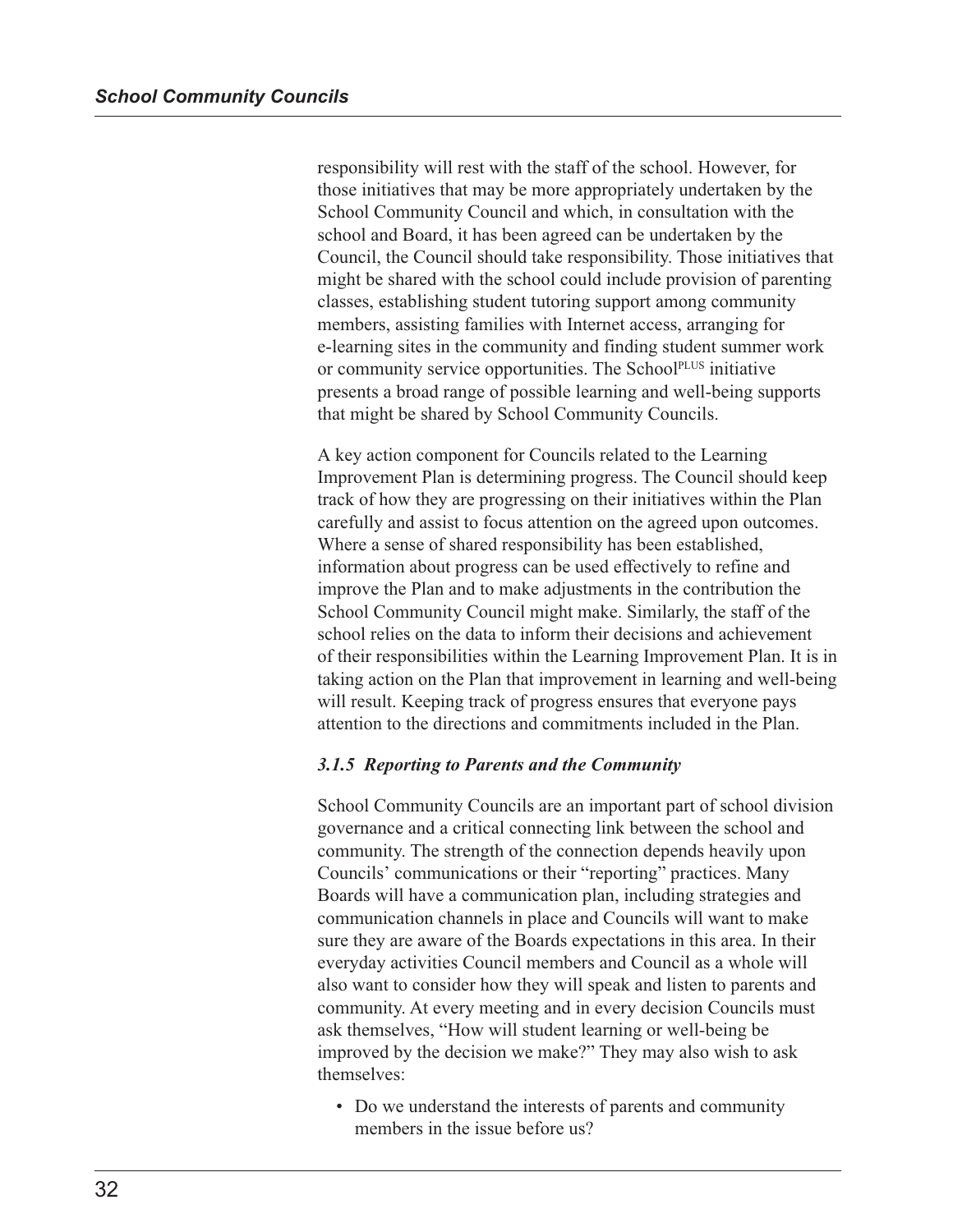responsibility will rest with the staff of the school. However, for those initiatives that may be more appropriately undertaken by the School Community Council and which, in consultation with the school and Board, it has been agreed can be undertaken by the Council, the Council should take responsibility. Those initiatives that might be shared with the school could include provision of parenting classes, establishing student tutoring support among community members, assisting families with Internet access, arranging for e-learning sites in the community and finding student summer work or community service opportunities. The SchoolPLUS initiative presents a broad range of possible learning and well-being supports that might be shared by School Community Councils.

A key action component for Councils related to the Learning Improvement Plan is determining progress. The Council should keep track of how they are progressing on their initiatives within the Plan carefully and assist to focus attention on the agreed upon outcomes. Where a sense of shared responsibility has been established, information about progress can be used effectively to refine and improve the Plan and to make adjustments in the contribution the School Community Council might make. Similarly, the staff of the school relies on the data to inform their decisions and achievement of their responsibilities within the Learning Improvement Plan. It is in taking action on the Plan that improvement in learning and well-being will result. Keeping track of progress ensures that everyone pays attention to the directions and commitments included in the Plan.

### *3.1.5 Reporting to Parents and the Community*

School Community Councils are an important part of school division governance and a critical connecting link between the school and community. The strength of the connection depends heavily upon Councils' communications or their "reporting" practices. Many Boards will have a communication plan, including strategies and communication channels in place and Councils will want to make sure they are aware of the Boards expectations in this area. In their everyday activities Council members and Council as a whole will also want to consider how they will speak and listen to parents and community. At every meeting and in every decision Councils must ask themselves, "How will student learning or well-being be improved by the decision we make?" They may also wish to ask themselves:

- Do we understand the interests of parents and community members in the issue before us?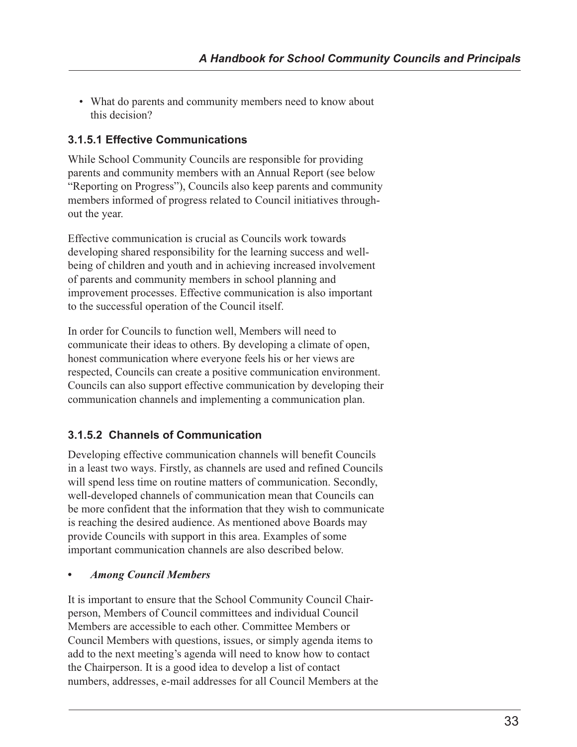- What do parents and community members need to know about this decision?

### 3.1.5.1 Effective Communications

While School Community Councils are responsible for providing parents and community members with an Annual Report (see below "Reporting on Progress"), Councils also keep parents and community members informed of progress related to Council initiatives throughout the year.

Effective communication is crucial as Councils work towards developing shared responsibility for the learning success and well-being of children and youth and in achieving increased involvement of parents and community members in school planning and improvement processes. Effective communication is also important to the successful operation of the Council itself.

In order for Councils to function well, Members will need to communicate their ideas to others. By developing a climate of open, honest communication where everyone feels his or her views are respected, Councils can create a positive communication environment. Councils can also support effective communication by developing their communication channels and implementing a communication plan.

### 3.1.5.2 Channels of Communication

Developing effective communication channels will benefit Councils in a least two ways. Firstly, as channels are used and refined Councils will spend less time on routine matters of communication. Secondly, well-developed channels of communication mean that Councils can be more confident that the information that they wish to communicate is reaching the desired audience. As mentioned above Boards may provide Councils with support in this area. Examples of some important communication channels are also described below.

- ***Among Council Members***

It is important to ensure that the School Community Council Chairperson, Members of Council committees and individual Council Members are accessible to each other. Committee Members or Council Members with questions, issues, or simply agenda items to add to the next meeting's agenda will need to know how to contact the Chairperson. It is a good idea to develop a list of contact numbers, addresses, e-mail addresses for all Council Members at the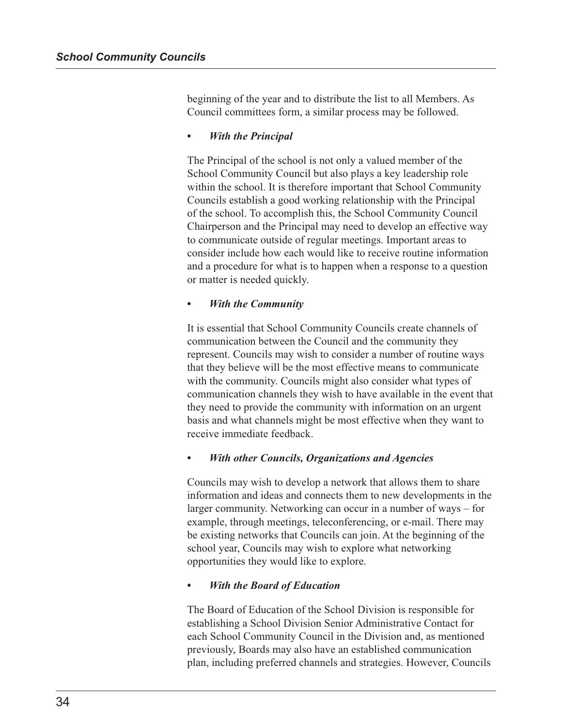beginning of the year and to distribute the list to all Members. As Council committees form, a similar process may be followed.

- ***With the Principal***

The Principal of the school is not only a valued member of the School Community Council but also plays a key leadership role within the school. It is therefore important that School Community Councils establish a good working relationship with the Principal of the school. To accomplish this, the School Community Council Chairperson and the Principal may need to develop an effective way to communicate outside of regular meetings. Important areas to consider include how each would like to receive routine information and a procedure for what is to happen when a response to a question or matter is needed quickly.

- ***With the Community***

It is essential that School Community Councils create channels of communication between the Council and the community they represent. Councils may wish to consider a number of routine ways that they believe will be the most effective means to communicate with the community. Councils might also consider what types of communication channels they wish to have available in the event that they need to provide the community with information on an urgent basis and what channels might be most effective when they want to receive immediate feedback.

- ***With other Councils, Organizations and Agencies***

Councils may wish to develop a network that allows them to share information and ideas and connects them to new developments in the larger community. Networking can occur in a number of ways – for example, through meetings, teleconferencing, or e-mail. There may be existing networks that Councils can join. At the beginning of the school year, Councils may wish to explore what networking opportunities they would like to explore.

- ***With the Board of Education***

The Board of Education of the School Division is responsible for establishing a School Division Senior Administrative Contact for each School Community Council in the Division and, as mentioned previously, Boards may also have an established communication plan, including preferred channels and strategies. However, Councils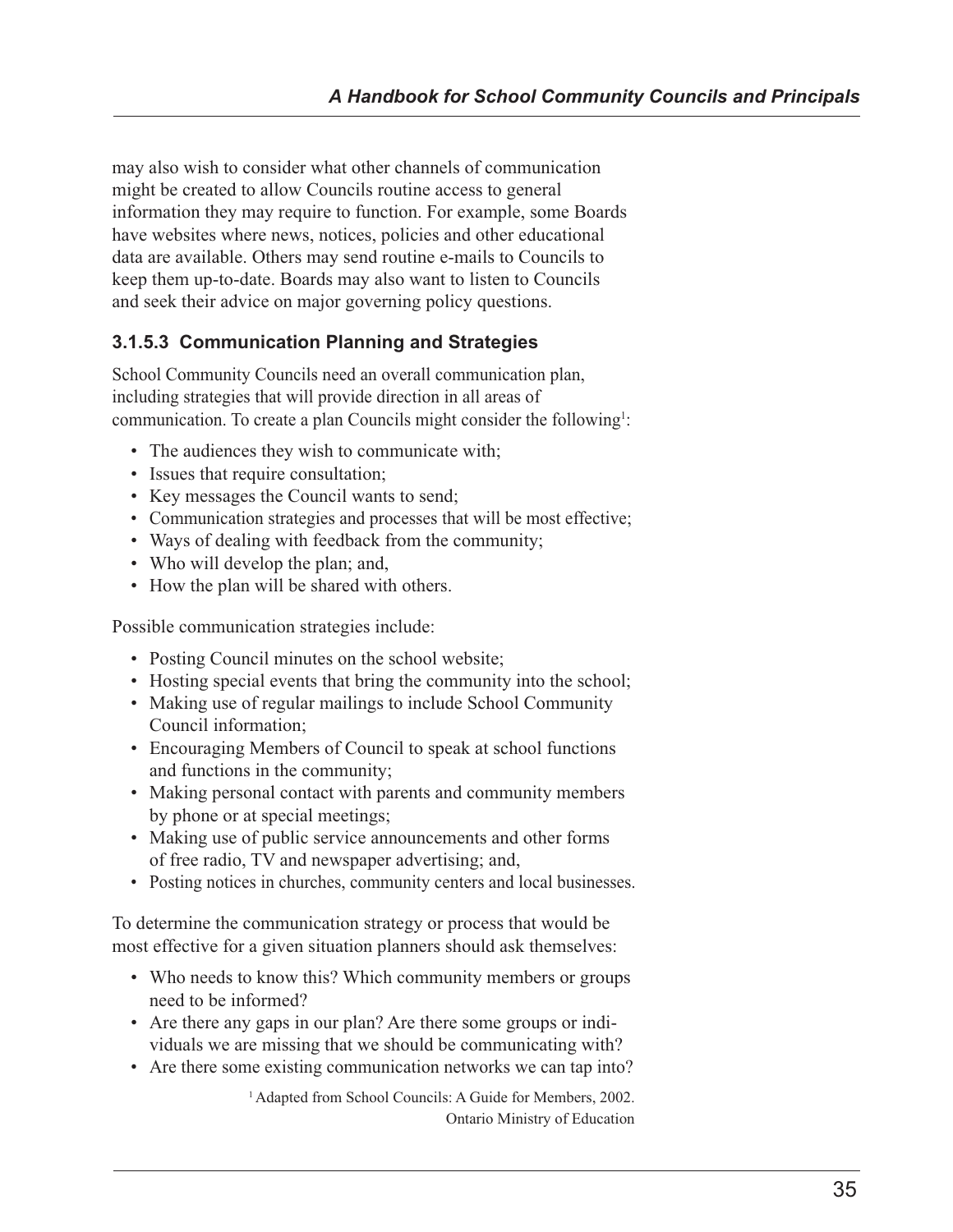may also wish to consider what other channels of communication might be created to allow Councils routine access to general information they may require to function. For example, some Boards have websites where news, notices, policies and other educational data are available. Others may send routine e-mails to Councils to keep them up-to-date. Boards may also want to listen to Councils and seek their advice on major governing policy questions.

### 3.1.5.3 Communication Planning and Strategies

School Community Councils need an overall communication plan, including strategies that will provide direction in all areas of communication. To create a plan Councils might consider the following[1]:

- The audiences they wish to communicate with;
- Issues that require consultation;
- Key messages the Council wants to send;
- Communication strategies and processes that will be most effective;
- Ways of dealing with feedback from the community;
- Who will develop the plan; and,
- How the plan will be shared with others.

Possible communication strategies include:

- Posting Council minutes on the school website;
- Hosting special events that bring the community into the school;
- Making use of regular mailings to include School Community Council information;
- Encouraging Members of Council to speak at school functions and functions in the community;
- Making personal contact with parents and community members by phone or at special meetings;
- Making use of public service announcements and other forms of free radio, TV and newspaper advertising; and,
- Posting notices in churches, community centers and local businesses.

To determine the communication strategy or process that would be most effective for a given situation planners should ask themselves:

- Who needs to know this? Which community members or groups need to be informed?
- Are there any gaps in our plan? Are there some groups or individuals we are missing that we should be communicating with?
- Are there some existing communication networks we can tap into?

[1] Adapted from School Councils: A Guide for Members, 2002. Ontario Ministry of Education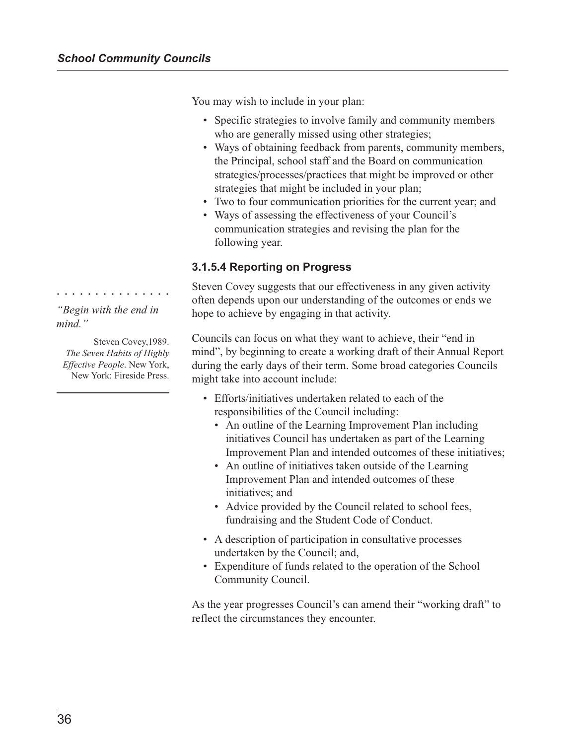You may wish to include in your plan:

- Specific strategies to involve family and community members who are generally missed using other strategies;
- Ways of obtaining feedback from parents, community members, the Principal, school staff and the Board on communication strategies/processes/practices that might be improved or other strategies that might be included in your plan;
- Two to four communication priorities for the current year; and
- Ways of assessing the effectiveness of your Council's communication strategies and revising the plan for the following year.

### 3.1.5.4 Reporting on Progress

*"Begin with the end in mind."*

Steven Covey,1989. *The Seven Habits of Highly Effective People*. New York, New York: Fireside Press.

Steven Covey suggests that our effectiveness in any given activity often depends upon our understanding of the outcomes or ends we hope to achieve by engaging in that activity.

Councils can focus on what they want to achieve, their "end in mind", by beginning to create a working draft of their Annual Report during the early days of their term. Some broad categories Councils might take into account include:

- Efforts/initiatives undertaken related to each of the responsibilities of the Council including:
  - An outline of the Learning Improvement Plan including initiatives Council has undertaken as part of the Learning Improvement Plan and intended outcomes of these initiatives;
  - An outline of initiatives taken outside of the Learning Improvement Plan and intended outcomes of these initiatives; and
  - Advice provided by the Council related to school fees, fundraising and the Student Code of Conduct.
- A description of participation in consultative processes undertaken by the Council; and,
- Expenditure of funds related to the operation of the School Community Council.

As the year progresses Council's can amend their "working draft" to reflect the circumstances they encounter.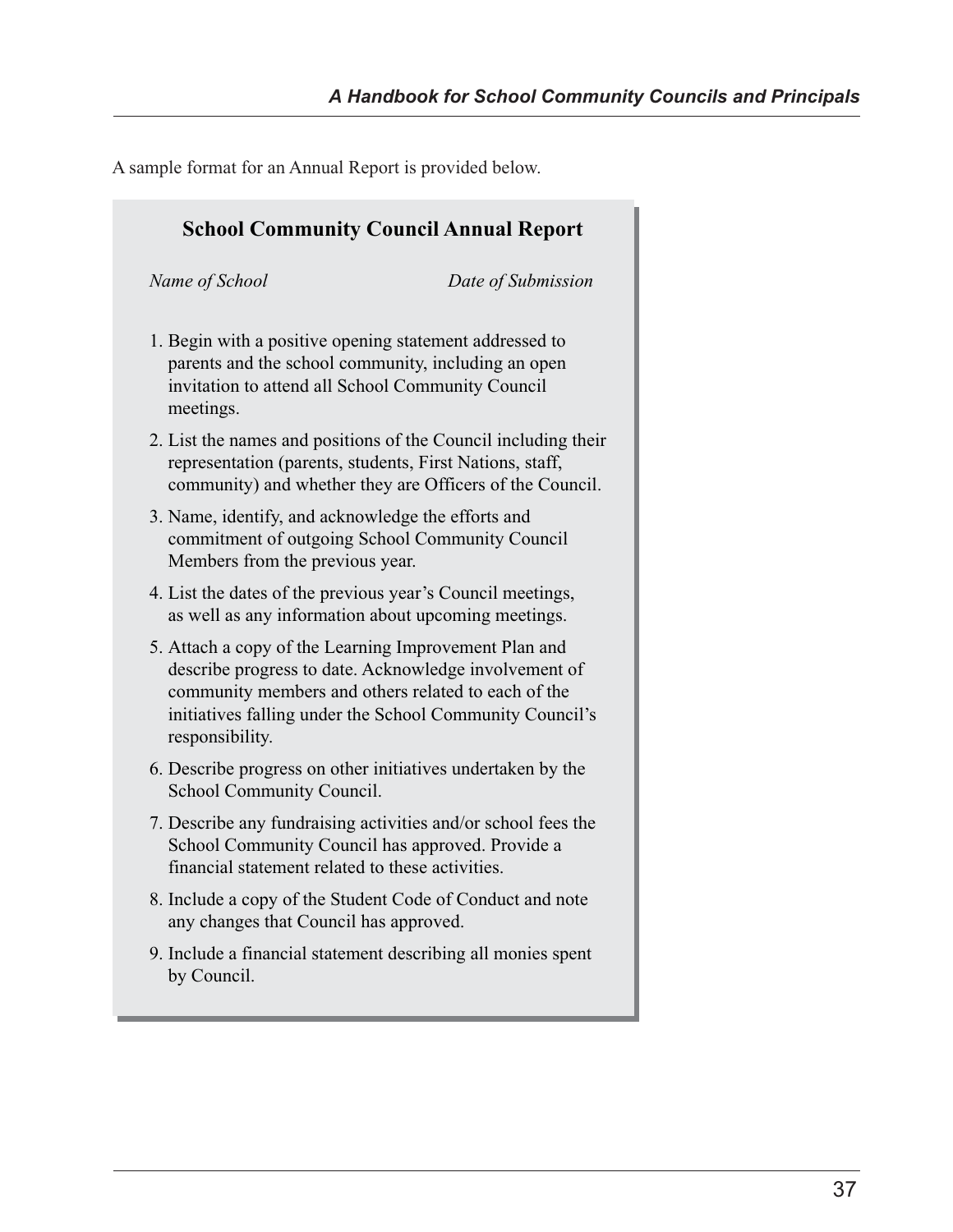A sample format for an Annual Report is provided below.

## School Community Council Annual Report

*Name of School* *Date of Submission*

1. Begin with a positive opening statement addressed to parents and the school community, including an open invitation to attend all School Community Council meetings.
2. List the names and positions of the Council including their representation (parents, students, First Nations, staff, community) and whether they are Officers of the Council.
3. Name, identify, and acknowledge the efforts and commitment of outgoing School Community Council Members from the previous year.
4. List the dates of the previous year's Council meetings, as well as any information about upcoming meetings.
5. Attach a copy of the Learning Improvement Plan and describe progress to date. Acknowledge involvement of community members and others related to each of the initiatives falling under the School Community Council's responsibility.
6. Describe progress on other initiatives undertaken by the School Community Council.
7. Describe any fundraising activities and/or school fees the School Community Council has approved. Provide a financial statement related to these activities.
8. Include a copy of the Student Code of Conduct and note any changes that Council has approved.
9. Include a financial statement describing all monies spent by Council.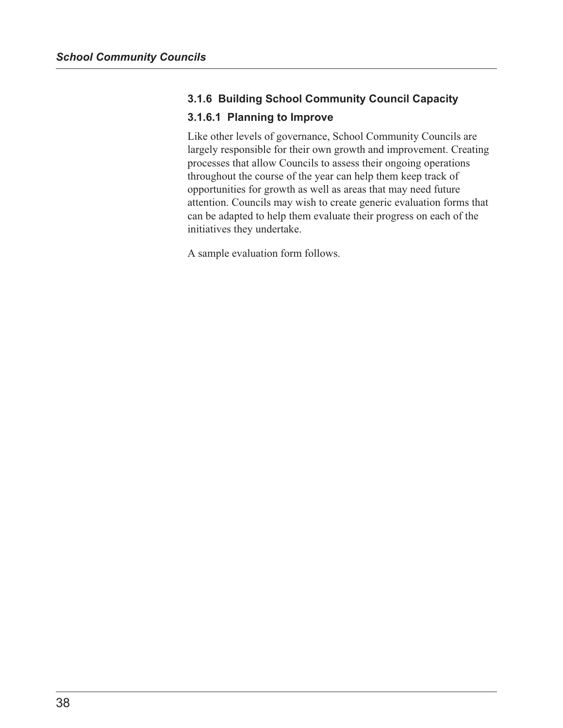### 3.1.6 Building School Community Council Capacity

#### 3.1.6.1 Planning to Improve

Like other levels of governance, School Community Councils are largely responsible for their own growth and improvement. Creating processes that allow Councils to assess their ongoing operations throughout the course of the year can help them keep track of opportunities for growth as well as areas that may need future attention. Councils may wish to create generic evaluation forms that can be adapted to help them evaluate their progress on each of the initiatives they undertake.

A sample evaluation form follows.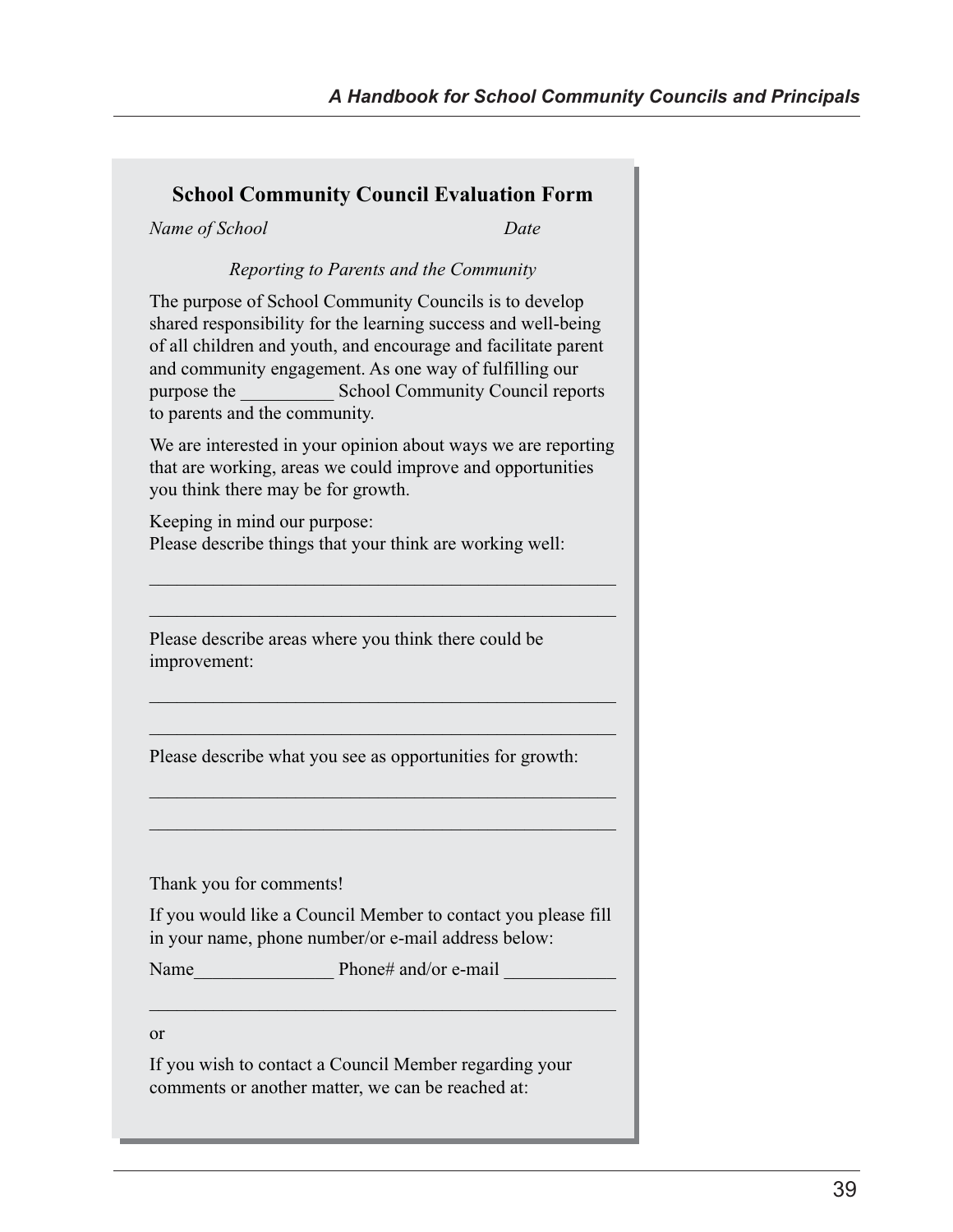## School Community Council Evaluation Form

*Name of School* *Date*

*Reporting to Parents and the Community*

The purpose of School Community Councils is to develop shared responsibility for the learning success and well-being of all children and youth, and encourage and facilitate parent and community engagement. As one way of fulfilling our purpose the __________ School Community Council reports to parents and the community.

We are interested in your opinion about ways we are reporting that are working, areas we could improve and opportunities you think there may be for growth.

Keeping in mind our purpose:
Please describe things that your think are working well:

__________________________________________________

__________________________________________________

Please describe areas where you think there could be improvement:

__________________________________________________

__________________________________________________

Please describe what you see as opportunities for growth:

__________________________________________________

__________________________________________________

Thank you for comments!

If you would like a Council Member to contact you please fill in your name, phone number/or e-mail address below:

Name_______________ Phone# and/or e-mail ____________

__________________________________________________

or

If you wish to contact a Council Member regarding your comments or another matter, we can be reached at: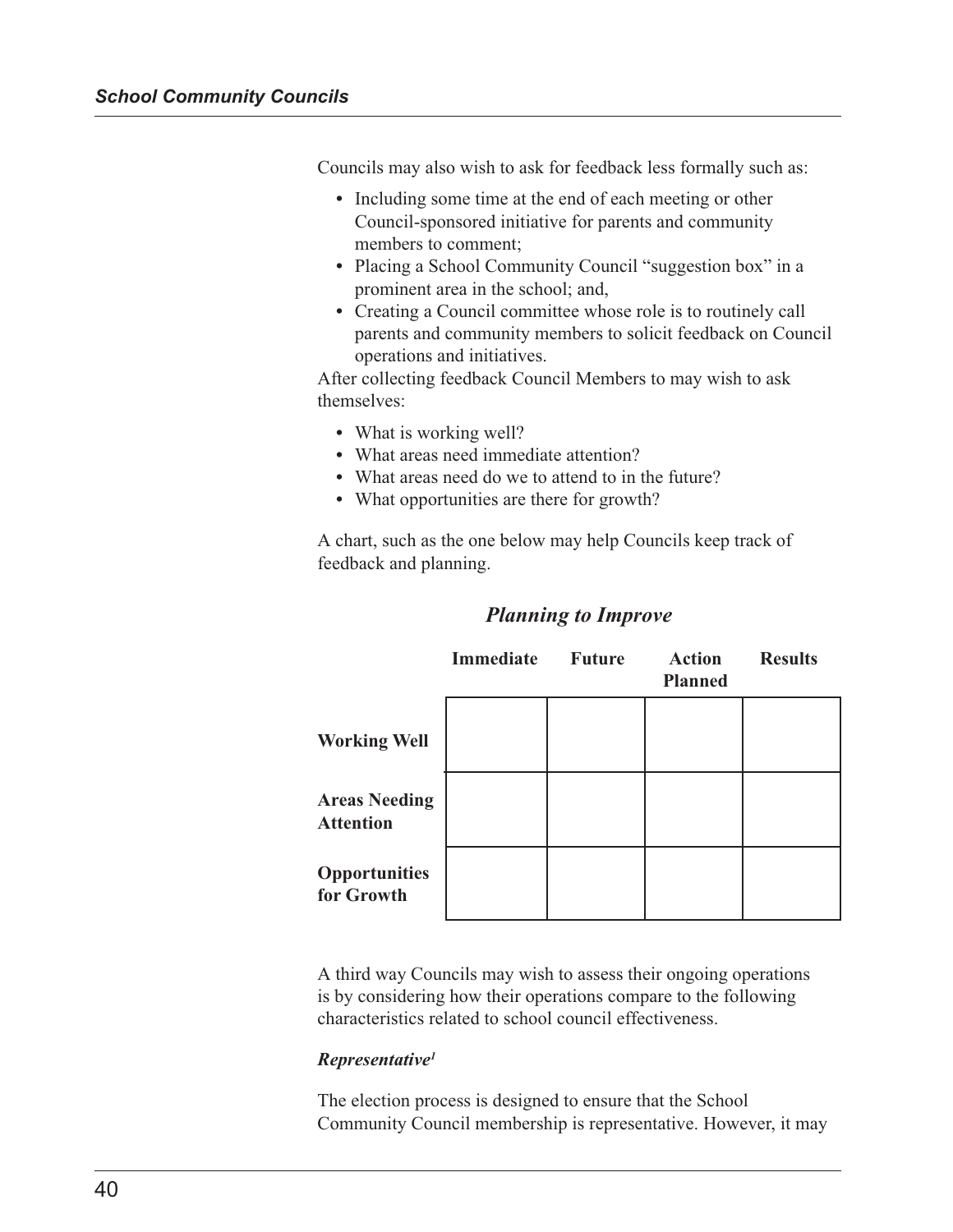Councils may also wish to ask for feedback less formally such as:

- Including some time at the end of each meeting or other Council-sponsored initiative for parents and community members to comment;
- Placing a School Community Council “suggestion box” in a prominent area in the school; and,
- Creating a Council committee whose role is to routinely call parents and community members to solicit feedback on Council operations and initiatives.

After collecting feedback Council Members to may wish to ask themselves:

- What is working well?
- What areas need immediate attention?
- What areas need do we to attend to in the future?
- What opportunities are there for growth?

A chart, such as the one below may help Councils keep track of feedback and planning.

### *Planning to Improve*

| | Immediate | Future | Action Planned | Results |
|---|---|---|---|---|
| **Working Well** | | | | |
| **Areas Needing Attention** | | | | |
| **Opportunities for Growth** | | | | |

A third way Councils may wish to assess their ongoing operations is by considering how their operations compare to the following characteristics related to school council effectiveness.

#### *Representative*[1]

The election process is designed to ensure that the School Community Council membership is representative. However, it may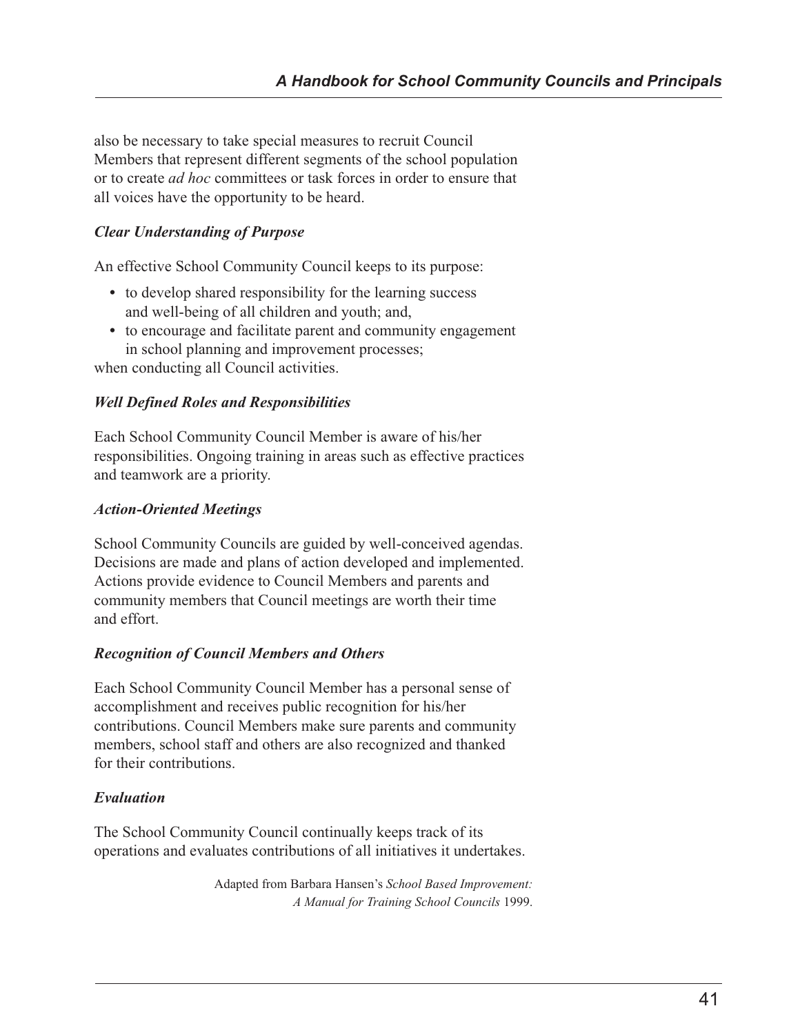also be necessary to take special measures to recruit Council Members that represent different segments of the school population or to create *ad hoc* committees or task forces in order to ensure that all voices have the opportunity to be heard.

***Clear Understanding of Purpose***

An effective School Community Council keeps to its purpose:

- to develop shared responsibility for the learning success and well-being of all children and youth; and,
- to encourage and facilitate parent and community engagement in school planning and improvement processes;

when conducting all Council activities.

***Well Defined Roles and Responsibilities***

Each School Community Council Member is aware of his/her responsibilities. Ongoing training in areas such as effective practices and teamwork are a priority.

***Action-Oriented Meetings***

School Community Councils are guided by well-conceived agendas. Decisions are made and plans of action developed and implemented. Actions provide evidence to Council Members and parents and community members that Council meetings are worth their time and effort.

***Recognition of Council Members and Others***

Each School Community Council Member has a personal sense of accomplishment and receives public recognition for his/her contributions. Council Members make sure parents and community members, school staff and others are also recognized and thanked for their contributions.

***Evaluation***

The School Community Council continually keeps track of its operations and evaluates contributions of all initiatives it undertakes.

Adapted from Barbara Hansen's *School Based Improvement: A Manual for Training School Councils* 1999.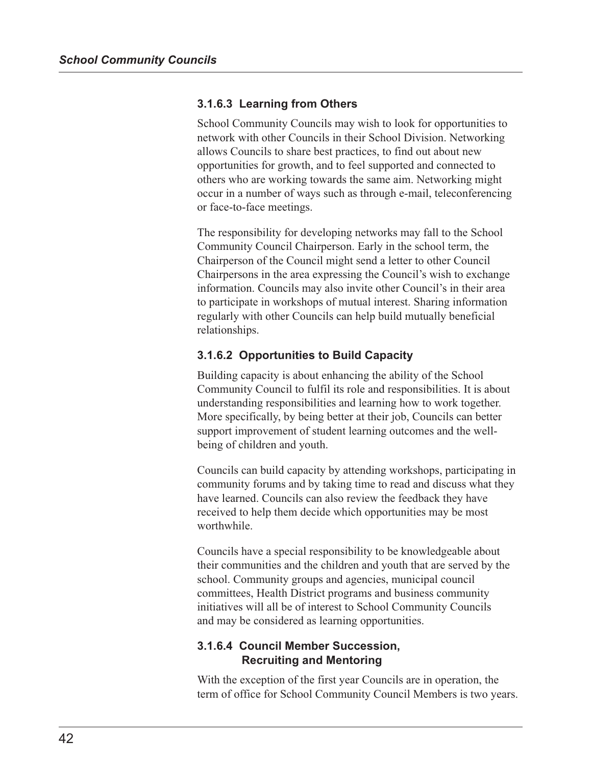### 3.1.6.3 Learning from Others

School Community Councils may wish to look for opportunities to network with other Councils in their School Division. Networking allows Councils to share best practices, to find out about new opportunities for growth, and to feel supported and connected to others who are working towards the same aim. Networking might occur in a number of ways such as through e-mail, teleconferencing or face-to-face meetings.

The responsibility for developing networks may fall to the School Community Council Chairperson. Early in the school term, the Chairperson of the Council might send a letter to other Council Chairpersons in the area expressing the Council's wish to exchange information. Councils may also invite other Council's in their area to participate in workshops of mutual interest. Sharing information regularly with other Councils can help build mutually beneficial relationships.

### 3.1.6.2 Opportunities to Build Capacity

Building capacity is about enhancing the ability of the School Community Council to fulfil its role and responsibilities. It is about understanding responsibilities and learning how to work together. More specifically, by being better at their job, Councils can better support improvement of student learning outcomes and the well-being of children and youth.

Councils can build capacity by attending workshops, participating in community forums and by taking time to read and discuss what they have learned. Councils can also review the feedback they have received to help them decide which opportunities may be most worthwhile.

Councils have a special responsibility to be knowledgeable about their communities and the children and youth that are served by the school. Community groups and agencies, municipal council committees, Health District programs and business community initiatives will all be of interest to School Community Councils and may be considered as learning opportunities.

### 3.1.6.4 Council Member Succession, Recruiting and Mentoring

With the exception of the first year Councils are in operation, the term of office for School Community Council Members is two years.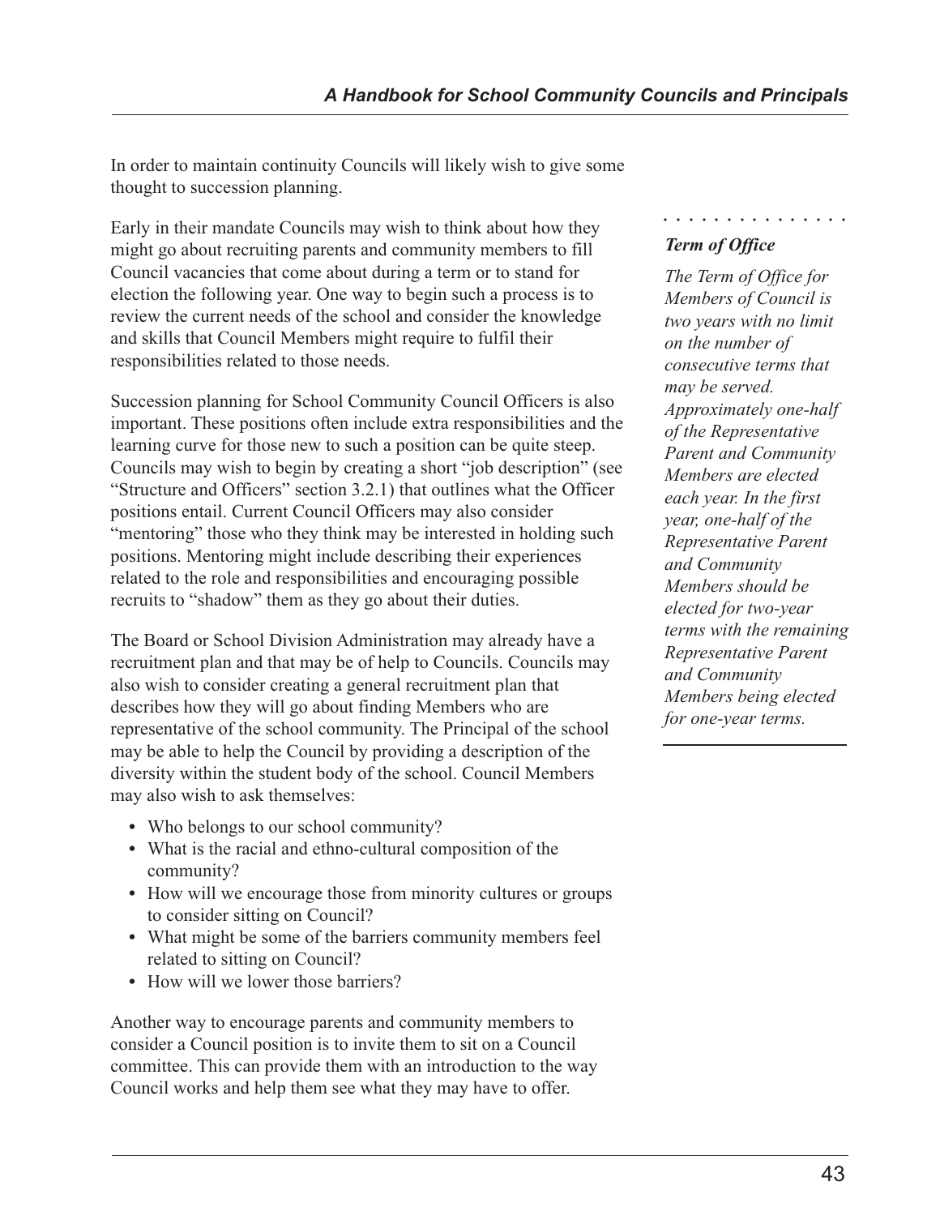In order to maintain continuity Councils will likely wish to give some thought to succession planning.

Early in their mandate Councils may wish to think about how they might go about recruiting parents and community members to fill Council vacancies that come about during a term or to stand for election the following year. One way to begin such a process is to review the current needs of the school and consider the knowledge and skills that Council Members might require to fulfil their responsibilities related to those needs.

Succession planning for School Community Council Officers is also important. These positions often include extra responsibilities and the learning curve for those new to such a position can be quite steep. Councils may wish to begin by creating a short "job description" (see "Structure and Officers" section 3.2.1) that outlines what the Officer positions entail. Current Council Officers may also consider "mentoring" those who they think may be interested in holding such positions. Mentoring might include describing their experiences related to the role and responsibilities and encouraging possible recruits to "shadow" them as they go about their duties.

The Board or School Division Administration may already have a recruitment plan and that may be of help to Councils. Councils may also wish to consider creating a general recruitment plan that describes how they will go about finding Members who are representative of the school community. The Principal of the school may be able to help the Council by providing a description of the diversity within the student body of the school. Council Members may also wish to ask themselves:

- Who belongs to our school community?
- What is the racial and ethno-cultural composition of the community?
- How will we encourage those from minority cultures or groups to consider sitting on Council?
- What might be some of the barriers community members feel related to sitting on Council?
- How will we lower those barriers?

Another way to encourage parents and community members to consider a Council position is to invite them to sit on a Council committee. This can provide them with an introduction to the way Council works and help them see what they may have to offer.

***Term of Office***

*The Term of Office for Members of Council is two years with no limit on the number of consecutive terms that may be served. Approximately one-half of the Representative Parent and Community Members are elected each year. In the first year, one-half of the Representative Parent and Community Members should be elected for two-year terms with the remaining Representative Parent and Community Members being elected for one-year terms.*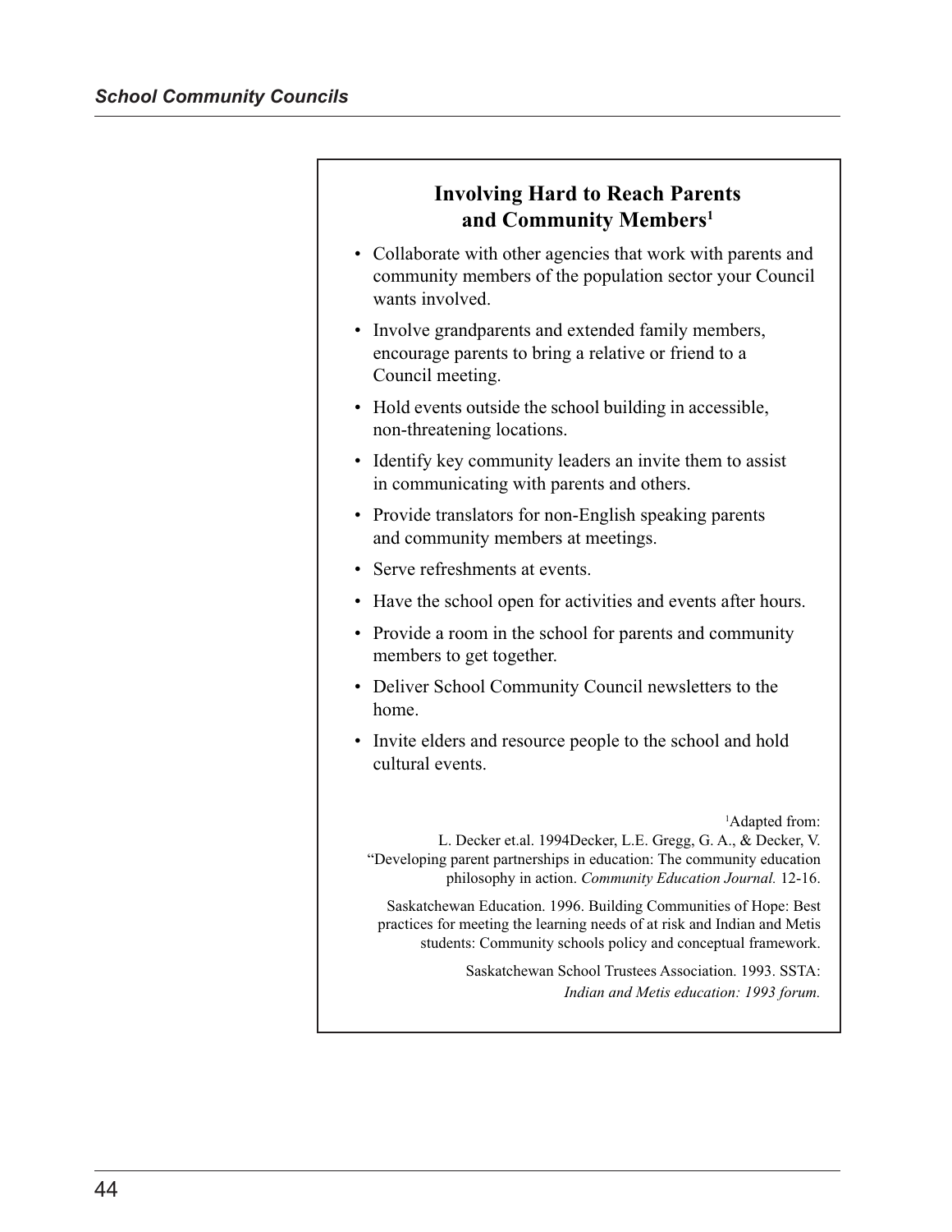## Involving Hard to Reach Parents and Community Members[1]

- Collaborate with other agencies that work with parents and community members of the population sector your Council wants involved.
- Involve grandparents and extended family members, encourage parents to bring a relative or friend to a Council meeting.
- Hold events outside the school building in accessible, non-threatening locations.
- Identify key community leaders an invite them to assist in communicating with parents and others.
- Provide translators for non-English speaking parents and community members at meetings.
- Serve refreshments at events.
- Have the school open for activities and events after hours.
- Provide a room in the school for parents and community members to get together.
- Deliver School Community Council newsletters to the home.
- Invite elders and resource people to the school and hold cultural events.

[1]Adapted from:
L. Decker et.al. 1994Decker, L.E. Gregg, G. A., & Decker, V. "Developing parent partnerships in education: The community education philosophy in action. *Community Education Journal.* 12-16.

Saskatchewan Education. 1996. Building Communities of Hope: Best practices for meeting the learning needs of at risk and Indian and Metis students: Community schools policy and conceptual framework.

Saskatchewan School Trustees Association. 1993. SSTA: *Indian and Metis education: 1993 forum.*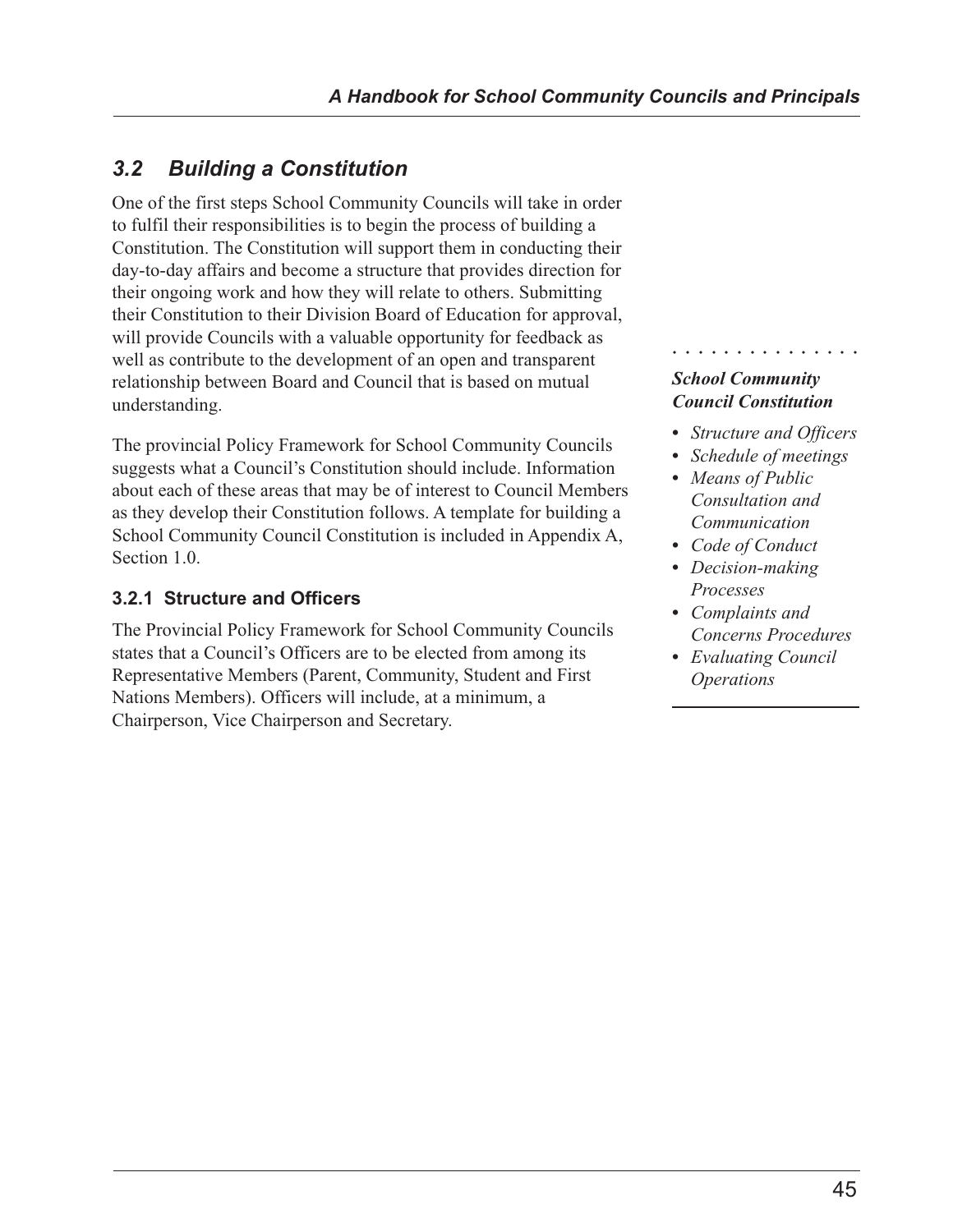## *3.2 Building a Constitution*

One of the first steps School Community Councils will take in order to fulfil their responsibilities is to begin the process of building a Constitution. The Constitution will support them in conducting their day-to-day affairs and become a structure that provides direction for their ongoing work and how they will relate to others. Submitting their Constitution to their Division Board of Education for approval, will provide Councils with a valuable opportunity for feedback as well as contribute to the development of an open and transparent relationship between Board and Council that is based on mutual understanding.

The provincial Policy Framework for School Community Councils suggests what a Council's Constitution should include. Information about each of these areas that may be of interest to Council Members as they develop their Constitution follows. A template for building a School Community Council Constitution is included in Appendix A, Section 1.0.

***School Community Council Constitution***

- *Structure and Officers*
- *Schedule of meetings*
- *Means of Public Consultation and Communication*
- *Code of Conduct*
- *Decision-making Processes*
- *Complaints and Concerns Procedures*
- *Evaluating Council Operations*

### 3.2.1 Structure and Officers

The Provincial Policy Framework for School Community Councils states that a Council's Officers are to be elected from among its Representative Members (Parent, Community, Student and First Nations Members). Officers will include, at a minimum, a Chairperson, Vice Chairperson and Secretary.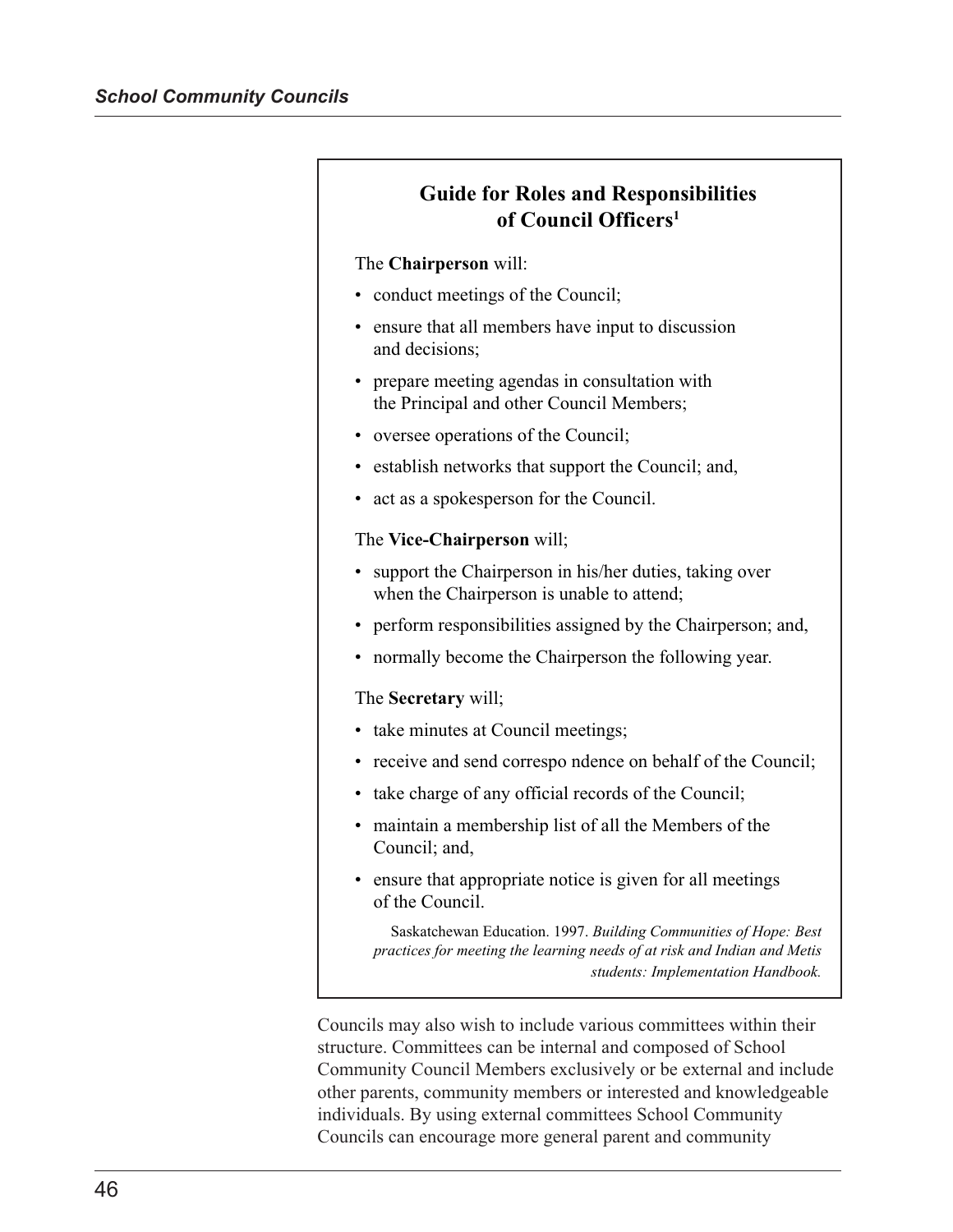## Guide for Roles and Responsibilities of Council Officers[1]

The **Chairperson** will:

- conduct meetings of the Council;
- ensure that all members have input to discussion and decisions;
- prepare meeting agendas in consultation with the Principal and other Council Members;
- oversee operations of the Council;
- establish networks that support the Council; and,
- act as a spokesperson for the Council.

The **Vice-Chairperson** will;

- support the Chairperson in his/her duties, taking over when the Chairperson is unable to attend;
- perform responsibilities assigned by the Chairperson; and,
- normally become the Chairperson the following year.

The **Secretary** will;

- take minutes at Council meetings;
- receive and send correspo ndence on behalf of the Council;
- take charge of any official records of the Council;
- maintain a membership list of all the Members of the Council; and,
- ensure that appropriate notice is given for all meetings of the Council.

Saskatchewan Education. 1997. *Building Communities of Hope: Best practices for meeting the learning needs of at risk and Indian and Metis students: Implementation Handbook.*

Councils may also wish to include various committees within their structure. Committees can be internal and composed of School Community Council Members exclusively or be external and include other parents, community members or interested and knowledgeable individuals. By using external committees School Community Councils can encourage more general parent and community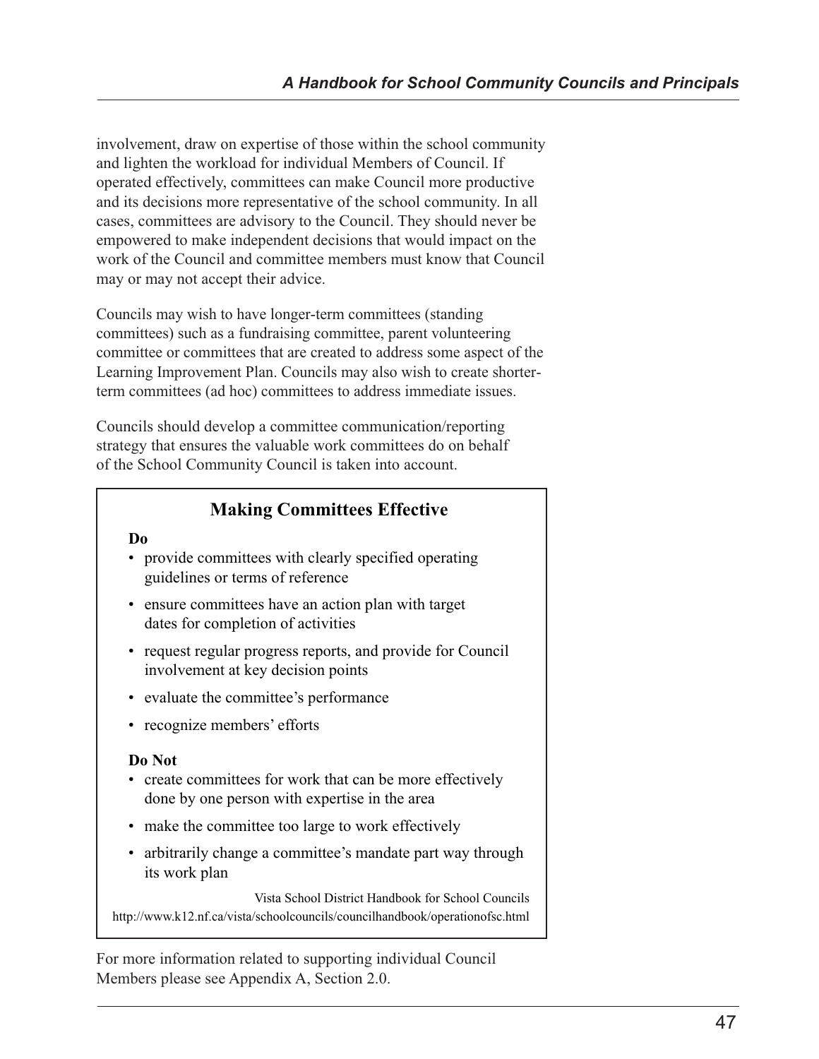involvement, draw on expertise of those within the school community and lighten the workload for individual Members of Council. If operated effectively, committees can make Council more productive and its decisions more representative of the school community. In all cases, committees are advisory to the Council. They should never be empowered to make independent decisions that would impact on the work of the Council and committee members must know that Council may or may not accept their advice.

Councils may wish to have longer-term committees (standing committees) such as a fundraising committee, parent volunteering committee or committees that are created to address some aspect of the Learning Improvement Plan. Councils may also wish to create shorter-term committees (ad hoc) committees to address immediate issues.

Councils should develop a committee communication/reporting strategy that ensures the valuable work committees do on behalf of the School Community Council is taken into account.

## Making Committees Effective

**Do**

- provide committees with clearly specified operating guidelines or terms of reference
- ensure committees have an action plan with target dates for completion of activities
- request regular progress reports, and provide for Council involvement at key decision points
- evaluate the committee's performance
- recognize members' efforts

**Do Not**

- create committees for work that can be more effectively done by one person with expertise in the area
- make the committee too large to work effectively
- arbitrarily change a committee's mandate part way through its work plan

Vista School District Handbook for School Councils
http://www.k12.nf.ca/vista/schoolcouncils/councilhandbook/operationofsc.html

For more information related to supporting individual Council Members please see Appendix A, Section 2.0.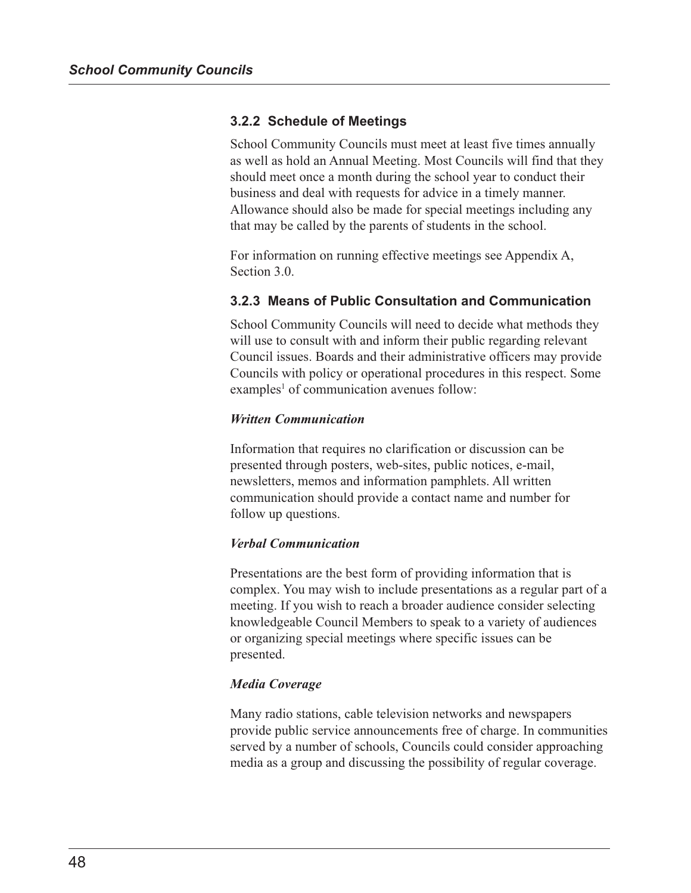### 3.2.2 Schedule of Meetings

School Community Councils must meet at least five times annually as well as hold an Annual Meeting. Most Councils will find that they should meet once a month during the school year to conduct their business and deal with requests for advice in a timely manner. Allowance should also be made for special meetings including any that may be called by the parents of students in the school.

For information on running effective meetings see Appendix A, Section 3.0.

### 3.2.3 Means of Public Consultation and Communication

School Community Councils will need to decide what methods they will use to consult with and inform their public regarding relevant Council issues. Boards and their administrative officers may provide Councils with policy or operational procedures in this respect. Some examples[1] of communication avenues follow:

***Written Communication***

Information that requires no clarification or discussion can be presented through posters, web-sites, public notices, e-mail, newsletters, memos and information pamphlets. All written communication should provide a contact name and number for follow up questions.

***Verbal Communication***

Presentations are the best form of providing information that is complex. You may wish to include presentations as a regular part of a meeting. If you wish to reach a broader audience consider selecting knowledgeable Council Members to speak to a variety of audiences or organizing special meetings where specific issues can be presented.

***Media Coverage***

Many radio stations, cable television networks and newspapers provide public service announcements free of charge. In communities served by a number of schools, Councils could consider approaching media as a group and discussing the possibility of regular coverage.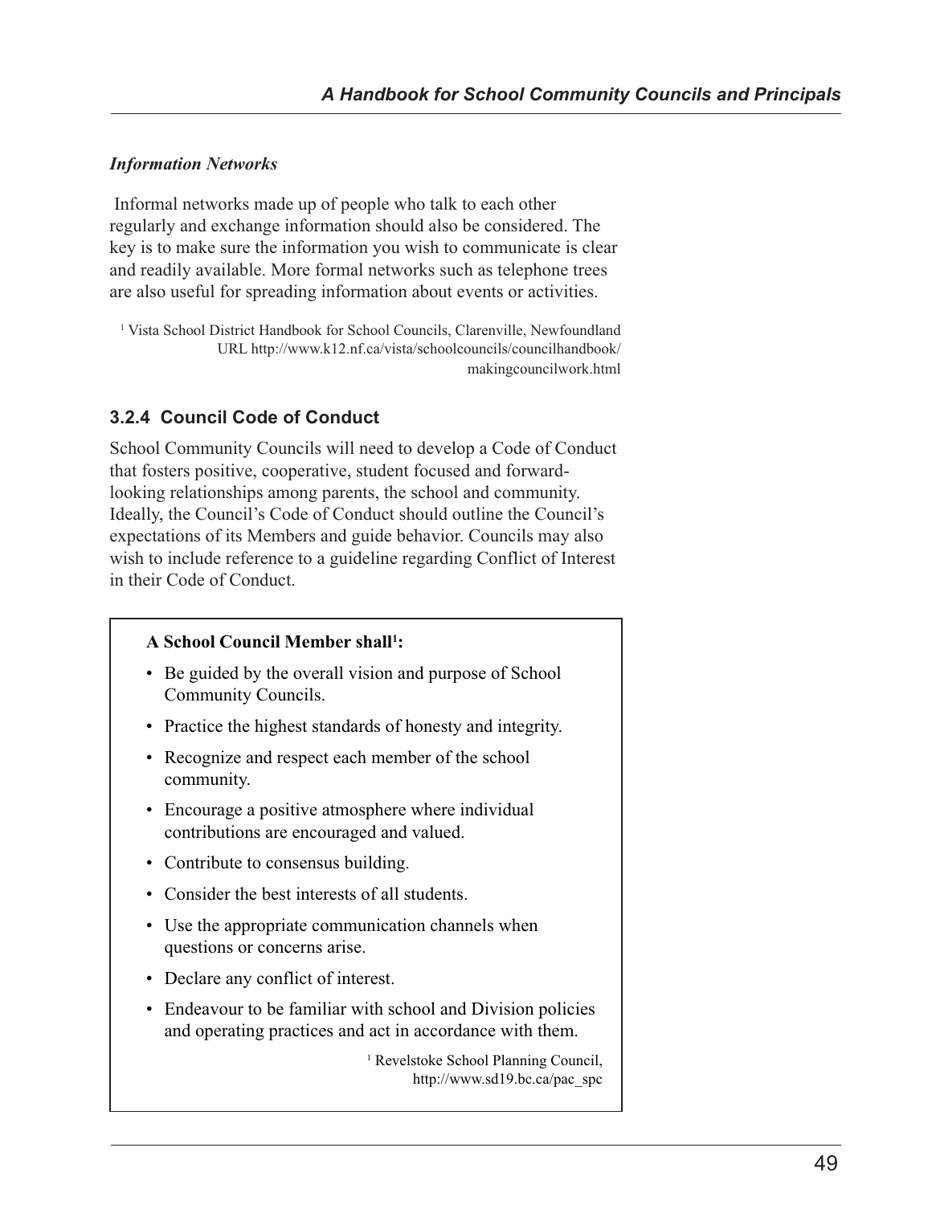*Information Networks*

Informal networks made up of people who talk to each other regularly and exchange information should also be considered. The key is to make sure the information you wish to communicate is clear and readily available. More formal networks such as telephone trees are also useful for spreading information about events or activities.

[1] Vista School District Handbook for School Councils, Clarenville, Newfoundland URL http://www.k12.nf.ca/vista/schoolcouncils/councilhandbook/makingcouncilwork.html

### 3.2.4 Council Code of Conduct

School Community Councils will need to develop a Code of Conduct that fosters positive, cooperative, student focused and forward-looking relationships among parents, the school and community. Ideally, the Council's Code of Conduct should outline the Council's expectations of its Members and guide behavior. Councils may also wish to include reference to a guideline regarding Conflict of Interest in their Code of Conduct.

**A School Council Member shall[1]:**

- Be guided by the overall vision and purpose of School Community Councils.
- Practice the highest standards of honesty and integrity.
- Recognize and respect each member of the school community.
- Encourage a positive atmosphere where individual contributions are encouraged and valued.
- Contribute to consensus building.
- Consider the best interests of all students.
- Use the appropriate communication channels when questions or concerns arise.
- Declare any conflict of interest.
- Endeavour to be familiar with school and Division policies and operating practices and act in accordance with them.

[1] Revelstoke School Planning Council, http://www.sd19.bc.ca/pac_spc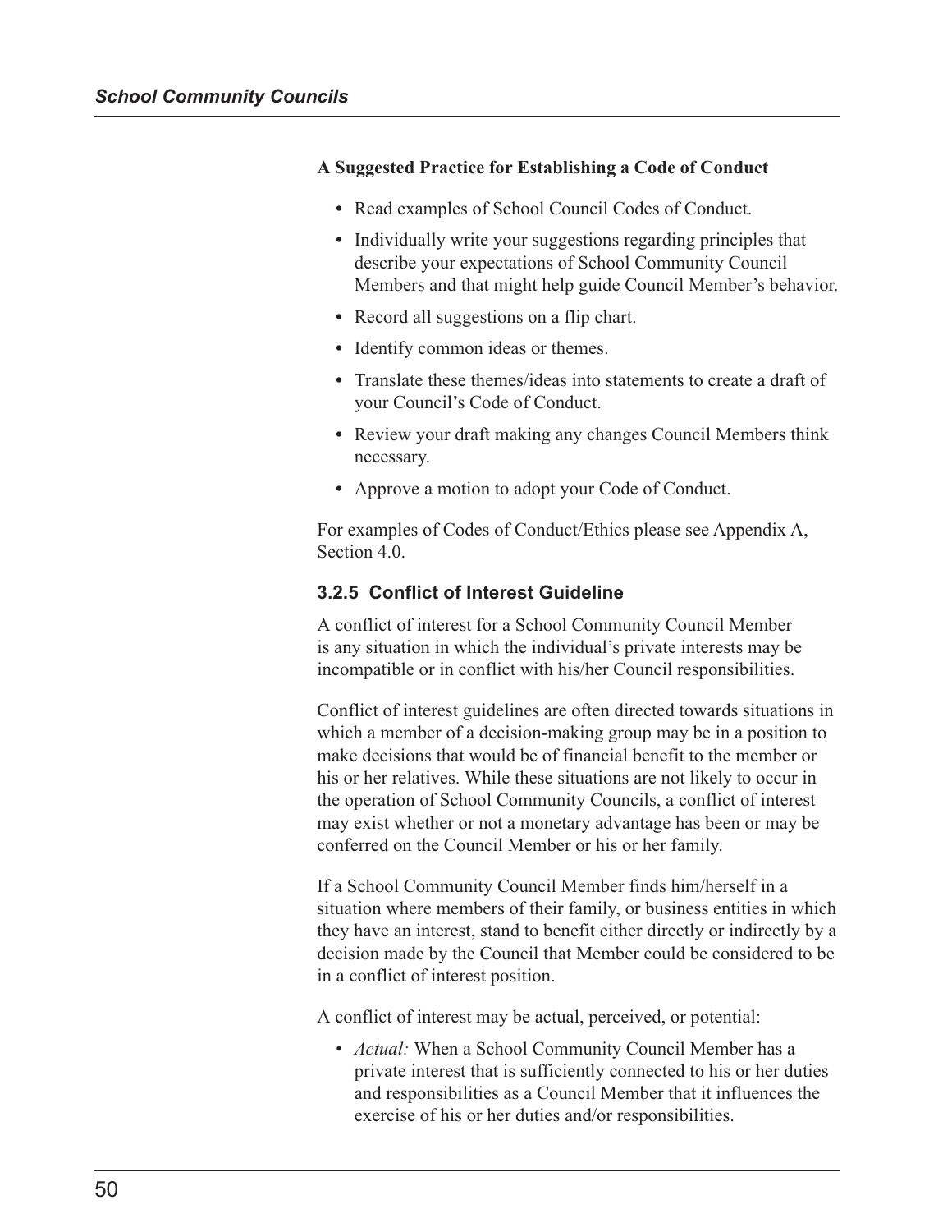**A Suggested Practice for Establishing a Code of Conduct**

- Read examples of School Council Codes of Conduct.
- Individually write your suggestions regarding principles that describe your expectations of School Community Council Members and that might help guide Council Member's behavior.
- Record all suggestions on a flip chart.
- Identify common ideas or themes.
- Translate these themes/ideas into statements to create a draft of your Council's Code of Conduct.
- Review your draft making any changes Council Members think necessary.
- Approve a motion to adopt your Code of Conduct.

For examples of Codes of Conduct/Ethics please see Appendix A, Section 4.0.

### 3.2.5 Conflict of Interest Guideline

A conflict of interest for a School Community Council Member is any situation in which the individual's private interests may be incompatible or in conflict with his/her Council responsibilities.

Conflict of interest guidelines are often directed towards situations in which a member of a decision-making group may be in a position to make decisions that would be of financial benefit to the member or his or her relatives. While these situations are not likely to occur in the operation of School Community Councils, a conflict of interest may exist whether or not a monetary advantage has been or may be conferred on the Council Member or his or her family.

If a School Community Council Member finds him/herself in a situation where members of their family, or business entities in which they have an interest, stand to benefit either directly or indirectly by a decision made by the Council that Member could be considered to be in a conflict of interest position.

A conflict of interest may be actual, perceived, or potential:

- *Actual:* When a School Community Council Member has a private interest that is sufficiently connected to his or her duties and responsibilities as a Council Member that it influences the exercise of his or her duties and/or responsibilities.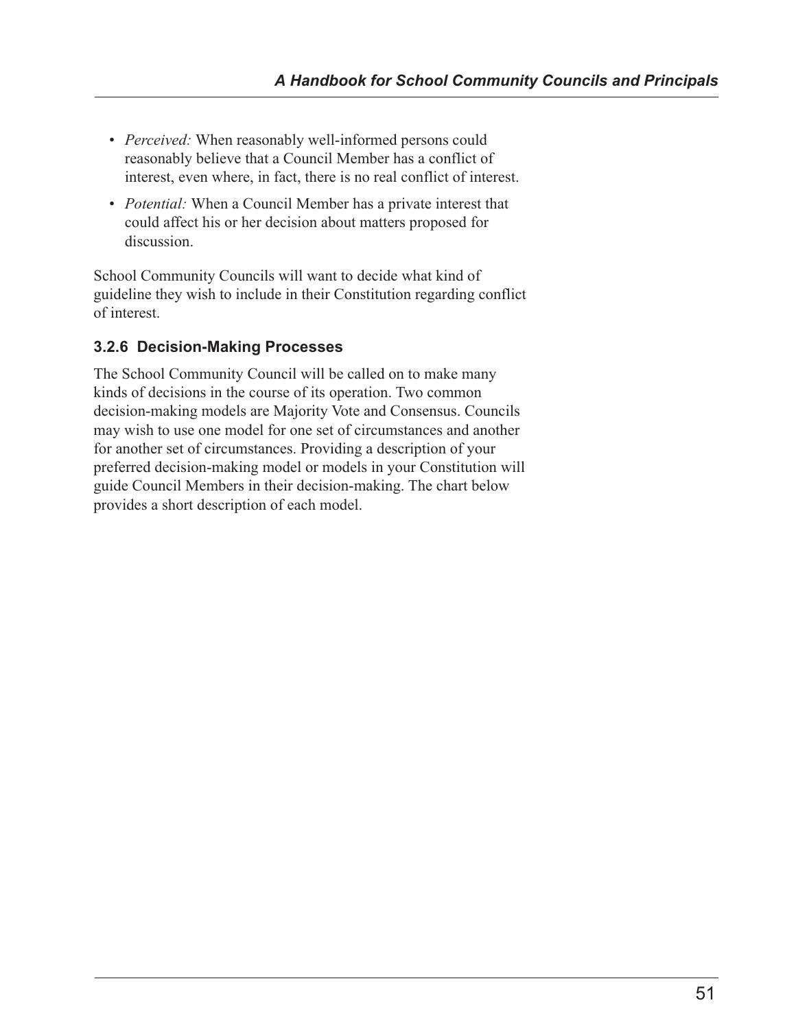- *Perceived:* When reasonably well-informed persons could reasonably believe that a Council Member has a conflict of interest, even where, in fact, there is no real conflict of interest.
- *Potential:* When a Council Member has a private interest that could affect his or her decision about matters proposed for discussion.

School Community Councils will want to decide what kind of guideline they wish to include in their Constitution regarding conflict of interest.

### 3.2.6 Decision-Making Processes

The School Community Council will be called on to make many kinds of decisions in the course of its operation. Two common decision-making models are Majority Vote and Consensus. Councils may wish to use one model for one set of circumstances and another for another set of circumstances. Providing a description of your preferred decision-making model or models in your Constitution will guide Council Members in their decision-making. The chart below provides a short description of each model.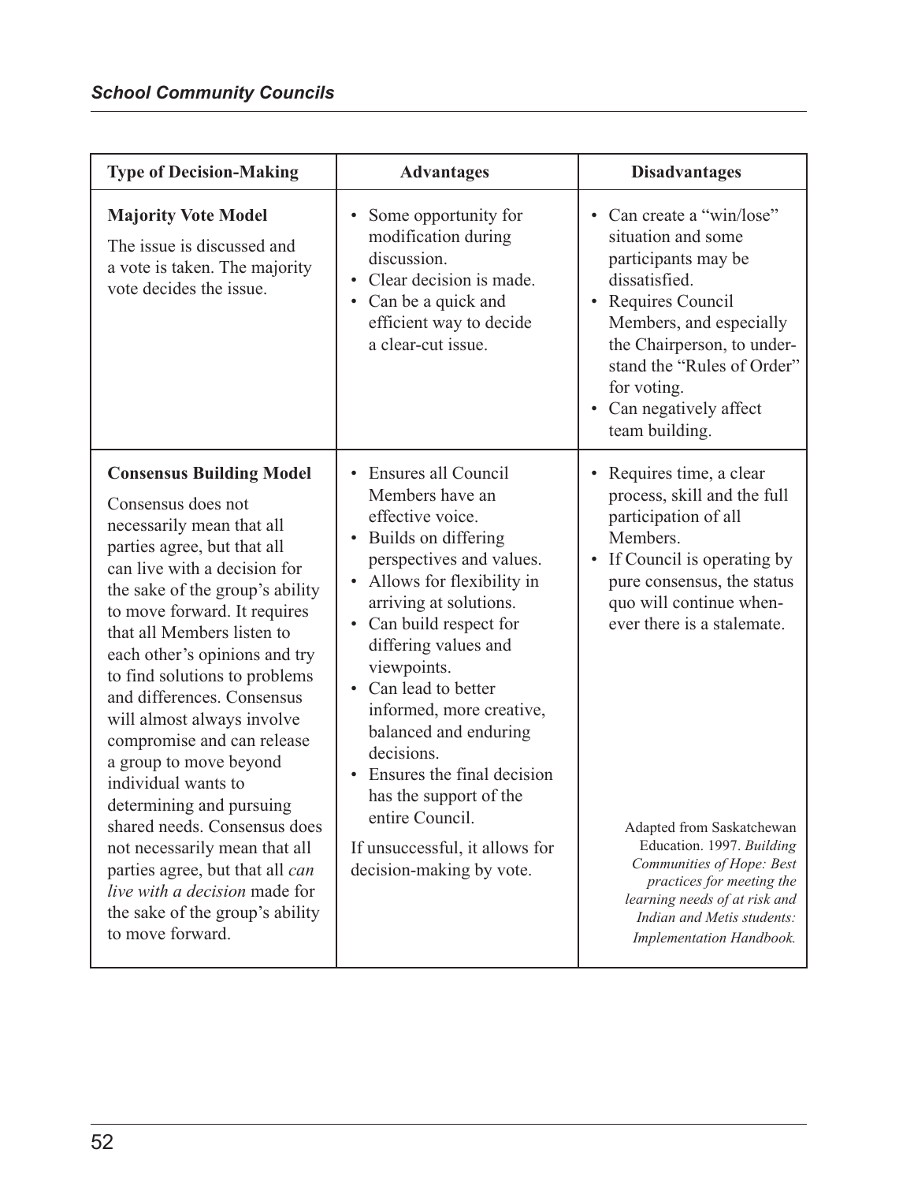| Type of Decision-Making | Advantages | Disadvantages |
|---|---|---|
| **Majority Vote Model**<br>The issue is discussed and a vote is taken. The majority vote decides the issue. | • Some opportunity for modification during discussion.<br>• Clear decision is made.<br>• Can be a quick and efficient way to decide a clear-cut issue. | • Can create a "win/lose" situation and some participants may be dissatisfied.<br>• Requires Council Members, and especially the Chairperson, to understand the "Rules of Order" for voting.<br>• Can negatively affect team building. |
| **Consensus Building Model**<br>Consensus does not necessarily mean that all parties agree, but that all can live with a decision for the sake of the group's ability to move forward. It requires that all Members listen to each other's opinions and try to find solutions to problems and differences. Consensus will almost always involve compromise and can release a group to move beyond individual wants to determining and pursuing shared needs. Consensus does not necessarily mean that all parties agree, but that all *can live with a decision* made for the sake of the group's ability to move forward. | • Ensures all Council Members have an effective voice.<br>• Builds on differing perspectives and values.<br>• Allows for flexibility in arriving at solutions.<br>• Can build respect for differing values and viewpoints.<br>• Can lead to better informed, more creative, balanced and enduring decisions.<br>• Ensures the final decision has the support of the entire Council.<br>If unsuccessful, it allows for decision-making by vote. | • Requires time, a clear process, skill and the full participation of all Members.<br>• If Council is operating by pure consensus, the status quo will continue whenever there is a stalemate.<br><br>Adapted from Saskatchewan Education. 1997. *Building Communities of Hope: Best practices for meeting the learning needs of at risk and Indian and Metis students: Implementation Handbook.* |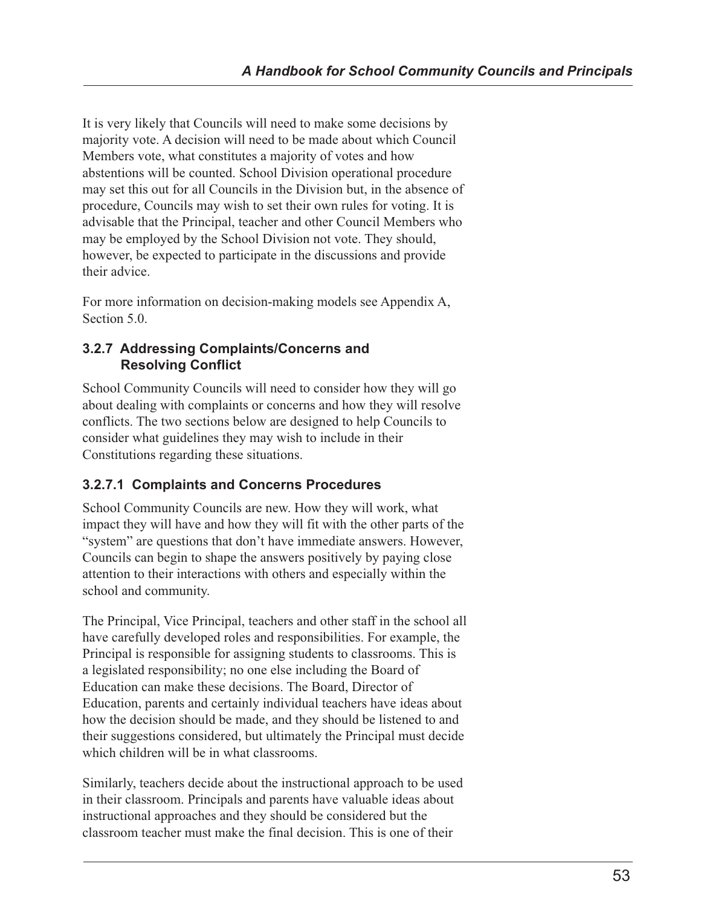It is very likely that Councils will need to make some decisions by majority vote. A decision will need to be made about which Council Members vote, what constitutes a majority of votes and how abstentions will be counted. School Division operational procedure may set this out for all Councils in the Division but, in the absence of procedure, Councils may wish to set their own rules for voting. It is advisable that the Principal, teacher and other Council Members who may be employed by the School Division not vote. They should, however, be expected to participate in the discussions and provide their advice.

For more information on decision-making models see Appendix A, Section 5.0.

### 3.2.7 Addressing Complaints/Concerns and Resolving Conflict

School Community Councils will need to consider how they will go about dealing with complaints or concerns and how they will resolve conflicts. The two sections below are designed to help Councils to consider what guidelines they may wish to include in their Constitutions regarding these situations.

#### 3.2.7.1 Complaints and Concerns Procedures

School Community Councils are new. How they will work, what impact they will have and how they will fit with the other parts of the "system" are questions that don't have immediate answers. However, Councils can begin to shape the answers positively by paying close attention to their interactions with others and especially within the school and community.

The Principal, Vice Principal, teachers and other staff in the school all have carefully developed roles and responsibilities. For example, the Principal is responsible for assigning students to classrooms. This is a legislated responsibility; no one else including the Board of Education can make these decisions. The Board, Director of Education, parents and certainly individual teachers have ideas about how the decision should be made, and they should be listened to and their suggestions considered, but ultimately the Principal must decide which children will be in what classrooms.

Similarly, teachers decide about the instructional approach to be used in their classroom. Principals and parents have valuable ideas about instructional approaches and they should be considered but the classroom teacher must make the final decision. This is one of their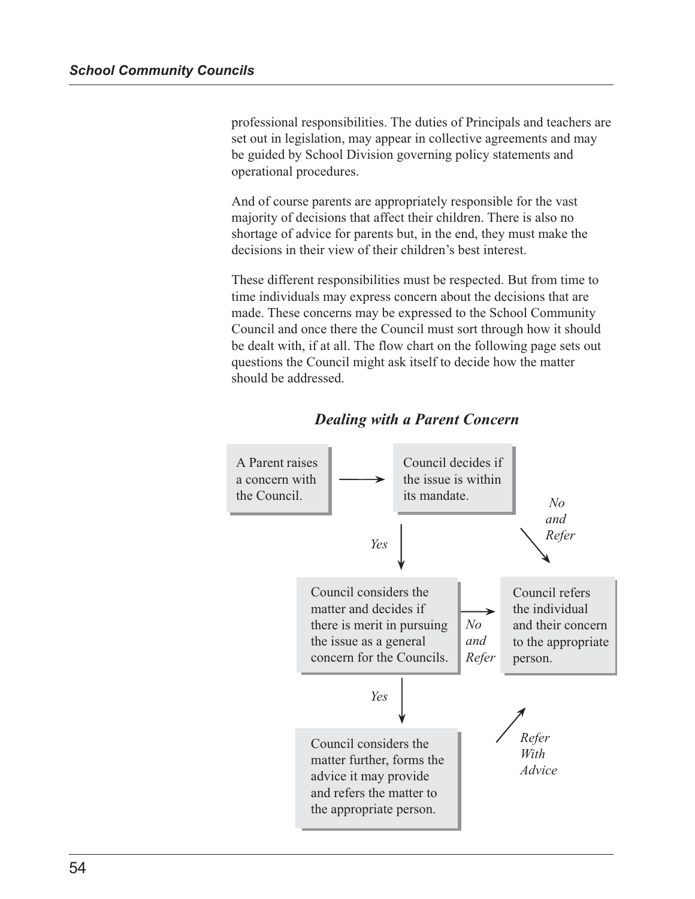professional responsibilities. The duties of Principals and teachers are set out in legislation, may appear in collective agreements and may be guided by School Division governing policy statements and operational procedures.

And of course parents are appropriately responsible for the vast majority of decisions that affect their children. There is also no shortage of advice for parents but, in the end, they must make the decisions in their view of their children's best interest.

These different responsibilities must be respected. But from time to time individuals may express concern about the decisions that are made. These concerns may be expressed to the School Community Council and once there the Council must sort through how it should be dealt with, if at all. The flow chart on the following page sets out questions the Council might ask itself to decide how the matter should be addressed.

### *Dealing with a Parent Concern*

A Parent raises a concern with the Council.

→ Council decides if the issue is within its mandate.

*No and Refer* → Council refers the individual and their concern to the appropriate person.

*Yes* ↓

Council considers the matter and decides if there is merit in pursuing the issue as a general concern for the Councils.

*No and Refer* → Council refers the individual and their concern to the appropriate person.

*Yes* ↓

Council considers the matter further, forms the advice it may provide and refers the matter to the appropriate person.

*Refer With Advice* → Council refers the individual and their concern to the appropriate person.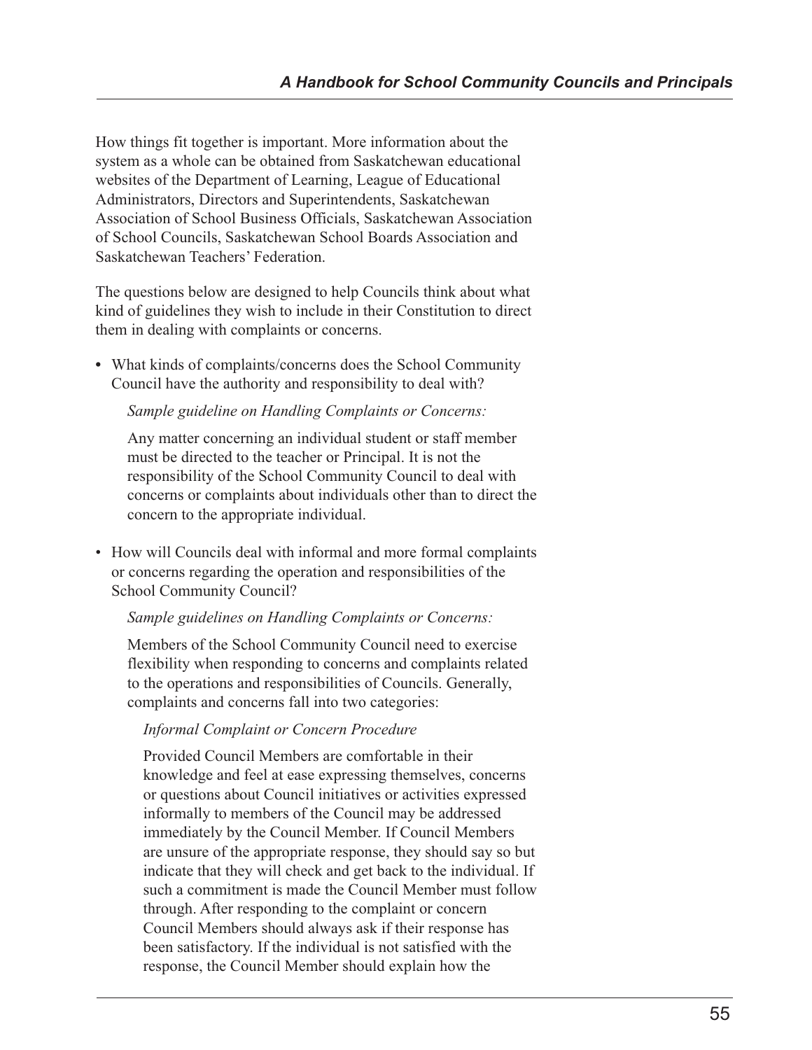How things fit together is important. More information about the system as a whole can be obtained from Saskatchewan educational websites of the Department of Learning, League of Educational Administrators, Directors and Superintendents, Saskatchewan Association of School Business Officials, Saskatchewan Association of School Councils, Saskatchewan School Boards Association and Saskatchewan Teachers' Federation.

The questions below are designed to help Councils think about what kind of guidelines they wish to include in their Constitution to direct them in dealing with complaints or concerns.

- What kinds of complaints/concerns does the School Community Council have the authority and responsibility to deal with?

  *Sample guideline on Handling Complaints or Concerns:*

  Any matter concerning an individual student or staff member must be directed to the teacher or Principal. It is not the responsibility of the School Community Council to deal with concerns or complaints about individuals other than to direct the concern to the appropriate individual.

- How will Councils deal with informal and more formal complaints or concerns regarding the operation and responsibilities of the School Community Council?

  *Sample guidelines on Handling Complaints or Concerns:*

  Members of the School Community Council need to exercise flexibility when responding to concerns and complaints related to the operations and responsibilities of Councils. Generally, complaints and concerns fall into two categories:

  *Informal Complaint or Concern Procedure*

  Provided Council Members are comfortable in their knowledge and feel at ease expressing themselves, concerns or questions about Council initiatives or activities expressed informally to members of the Council may be addressed immediately by the Council Member. If Council Members are unsure of the appropriate response, they should say so but indicate that they will check and get back to the individual. If such a commitment is made the Council Member must follow through. After responding to the complaint or concern Council Members should always ask if their response has been satisfactory. If the individual is not satisfied with the response, the Council Member should explain how the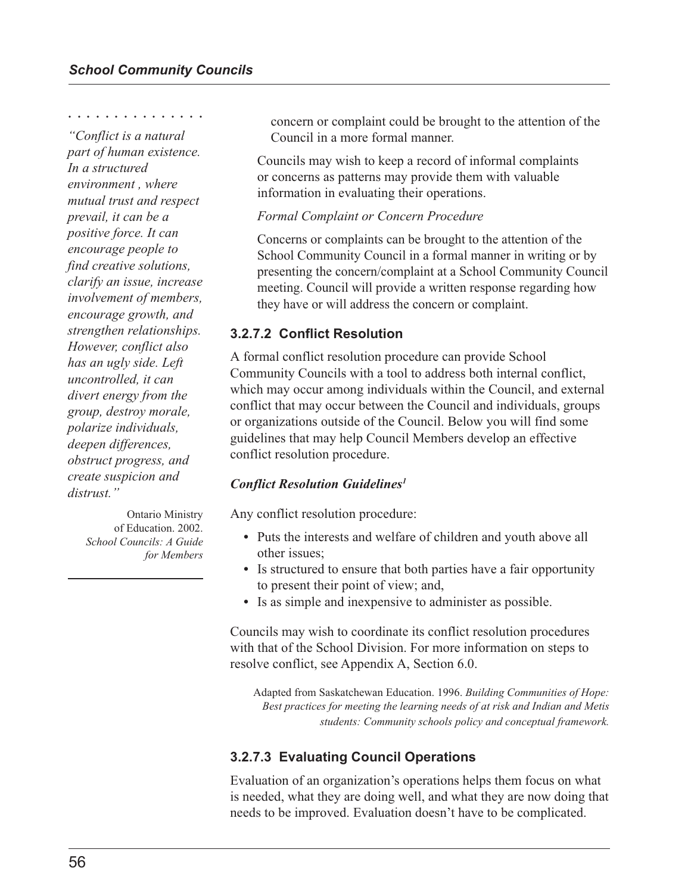concern or complaint could be brought to the attention of the Council in a more formal manner.

Councils may wish to keep a record of informal complaints or concerns as patterns may provide them with valuable information in evaluating their operations.

*Formal Complaint or Concern Procedure*

Concerns or complaints can be brought to the attention of the School Community Council in a formal manner in writing or by presenting the concern/complaint at a School Community Council meeting. Council will provide a written response regarding how they have or will address the concern or complaint.

*"Conflict is a natural part of human existence. In a structured environment , where mutual trust and respect prevail, it can be a positive force. It can encourage people to find creative solutions, clarify an issue, increase involvement of members, encourage growth, and strengthen relationships. However, conflict also has an ugly side. Left uncontrolled, it can divert energy from the group, destroy morale, polarize individuals, deepen differences, obstruct progress, and create suspicion and distrust."*

Ontario Ministry of Education. 2002. *School Councils: A Guide for Members*

### 3.2.7.2 Conflict Resolution

A formal conflict resolution procedure can provide School Community Councils with a tool to address both internal conflict, which may occur among individuals within the Council, and external conflict that may occur between the Council and individuals, groups or organizations outside of the Council. Below you will find some guidelines that may help Council Members develop an effective conflict resolution procedure.

***Conflict Resolution Guidelines[1]***

Any conflict resolution procedure:

- Puts the interests and welfare of children and youth above all other issues;
- Is structured to ensure that both parties have a fair opportunity to present their point of view; and,
- Is as simple and inexpensive to administer as possible.

Councils may wish to coordinate its conflict resolution procedures with that of the School Division. For more information on steps to resolve conflict, see Appendix A, Section 6.0.

Adapted from Saskatchewan Education. 1996. *Building Communities of Hope: Best practices for meeting the learning needs of at risk and Indian and Metis students: Community schools policy and conceptual framework.*

### 3.2.7.3 Evaluating Council Operations

Evaluation of an organization's operations helps them focus on what is needed, what they are doing well, and what they are now doing that needs to be improved. Evaluation doesn't have to be complicated.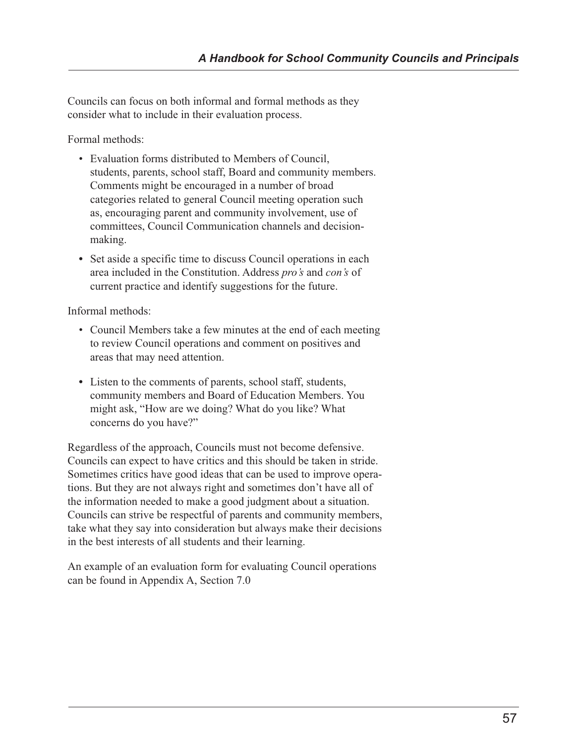Councils can focus on both informal and formal methods as they consider what to include in their evaluation process.

Formal methods:

- Evaluation forms distributed to Members of Council, students, parents, school staff, Board and community members. Comments might be encouraged in a number of broad categories related to general Council meeting operation such as, encouraging parent and community involvement, use of committees, Council Communication channels and decision-making.
- Set aside a specific time to discuss Council operations in each area included in the Constitution. Address *pro's* and *con's* of current practice and identify suggestions for the future.

Informal methods:

- Council Members take a few minutes at the end of each meeting to review Council operations and comment on positives and areas that may need attention.
- Listen to the comments of parents, school staff, students, community members and Board of Education Members. You might ask, "How are we doing? What do you like? What concerns do you have?"

Regardless of the approach, Councils must not become defensive. Councils can expect to have critics and this should be taken in stride. Sometimes critics have good ideas that can be used to improve operations. But they are not always right and sometimes don't have all of the information needed to make a good judgment about a situation. Councils can strive be respectful of parents and community members, take what they say into consideration but always make their decisions in the best interests of all students and their learning.

An example of an evaluation form for evaluating Council operations can be found in Appendix A, Section 7.0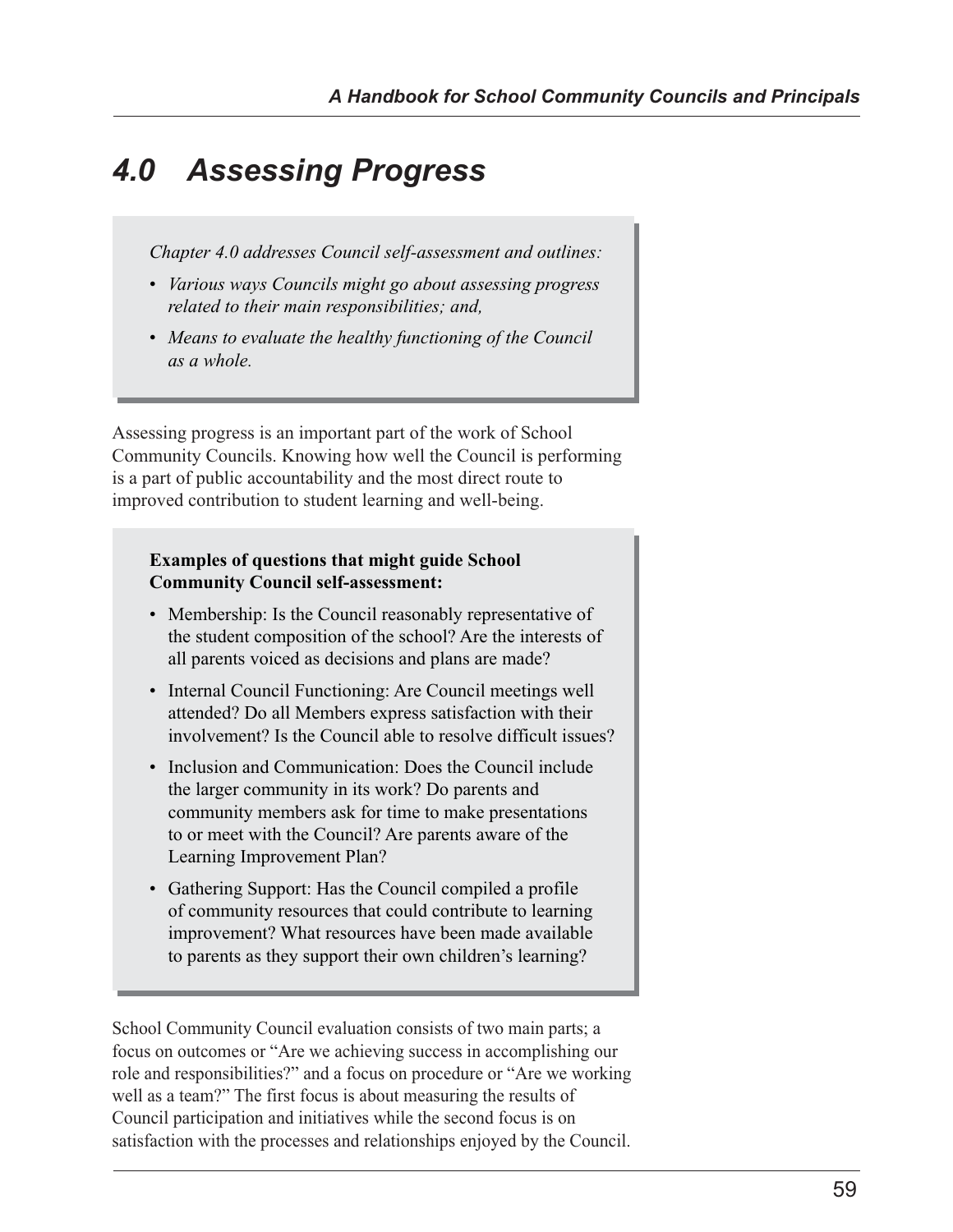# 4.0 Assessing Progress

*Chapter 4.0 addresses Council self-assessment and outlines:*

- *Various ways Councils might go about assessing progress related to their main responsibilities; and,*
- *Means to evaluate the healthy functioning of the Council as a whole.*

Assessing progress is an important part of the work of School Community Councils. Knowing how well the Council is performing is a part of public accountability and the most direct route to improved contribution to student learning and well-being.

**Examples of questions that might guide School Community Council self-assessment:**

- Membership: Is the Council reasonably representative of the student composition of the school? Are the interests of all parents voiced as decisions and plans are made?
- Internal Council Functioning: Are Council meetings well attended? Do all Members express satisfaction with their involvement? Is the Council able to resolve difficult issues?
- Inclusion and Communication: Does the Council include the larger community in its work? Do parents and community members ask for time to make presentations to or meet with the Council? Are parents aware of the Learning Improvement Plan?
- Gathering Support: Has the Council compiled a profile of community resources that could contribute to learning improvement? What resources have been made available to parents as they support their own children's learning?

School Community Council evaluation consists of two main parts; a focus on outcomes or "Are we achieving success in accomplishing our role and responsibilities?" and a focus on procedure or "Are we working well as a team?" The first focus is about measuring the results of Council participation and initiatives while the second focus is on satisfaction with the processes and relationships enjoyed by the Council.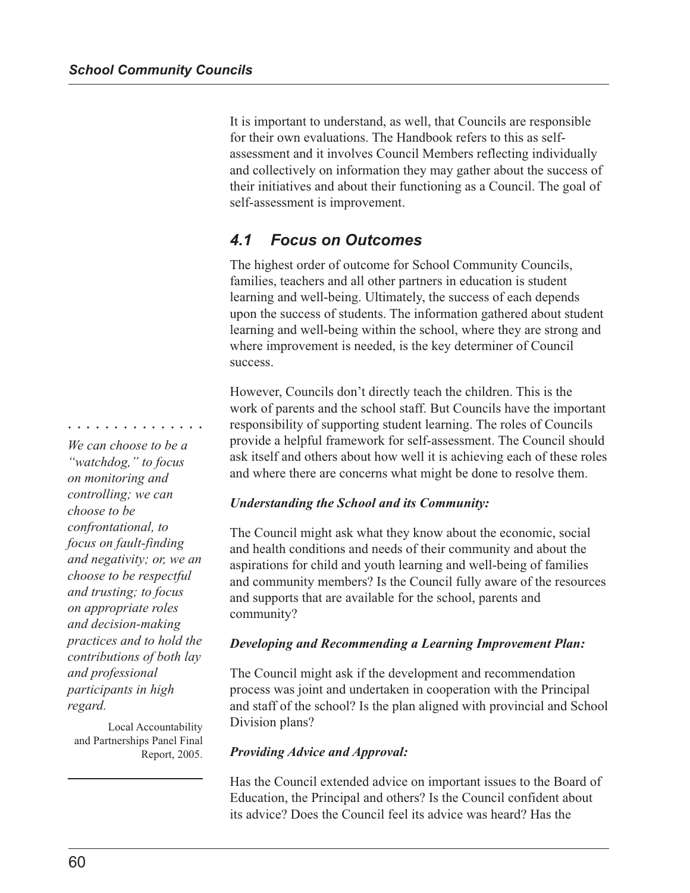It is important to understand, as well, that Councils are responsible for their own evaluations. The Handbook refers to this as self-assessment and it involves Council Members reflecting individually and collectively on information they may gather about the success of their initiatives and about their functioning as a Council. The goal of self-assessment is improvement.

## *4.1 Focus on Outcomes*

The highest order of outcome for School Community Councils, families, teachers and all other partners in education is student learning and well-being. Ultimately, the success of each depends upon the success of students. The information gathered about student learning and well-being within the school, where they are strong and where improvement is needed, is the key determiner of Council success.

However, Councils don't directly teach the children. This is the work of parents and the school staff. But Councils have the important responsibility of supporting student learning. The roles of Councils provide a helpful framework for self-assessment. The Council should ask itself and others about how well it is achieving each of these roles and where there are concerns what might be done to resolve them.

> *We can choose to be a "watchdog," to focus on monitoring and controlling; we can choose to be confrontational, to focus on fault-finding and negativity; or, we an choose to be respectful and trusting; to focus on appropriate roles and decision-making practices and to hold the contributions of both lay and professional participants in high regard.*
>
> Local Accountability and Partnerships Panel Final Report, 2005.

***Understanding the School and its Community:***

The Council might ask what they know about the economic, social and health conditions and needs of their community and about the aspirations for child and youth learning and well-being of families and community members? Is the Council fully aware of the resources and supports that are available for the school, parents and community?

***Developing and Recommending a Learning Improvement Plan:***

The Council might ask if the development and recommendation process was joint and undertaken in cooperation with the Principal and staff of the school? Is the plan aligned with provincial and School Division plans?

***Providing Advice and Approval:***

Has the Council extended advice on important issues to the Board of Education, the Principal and others? Is the Council confident about its advice? Does the Council feel its advice was heard? Has the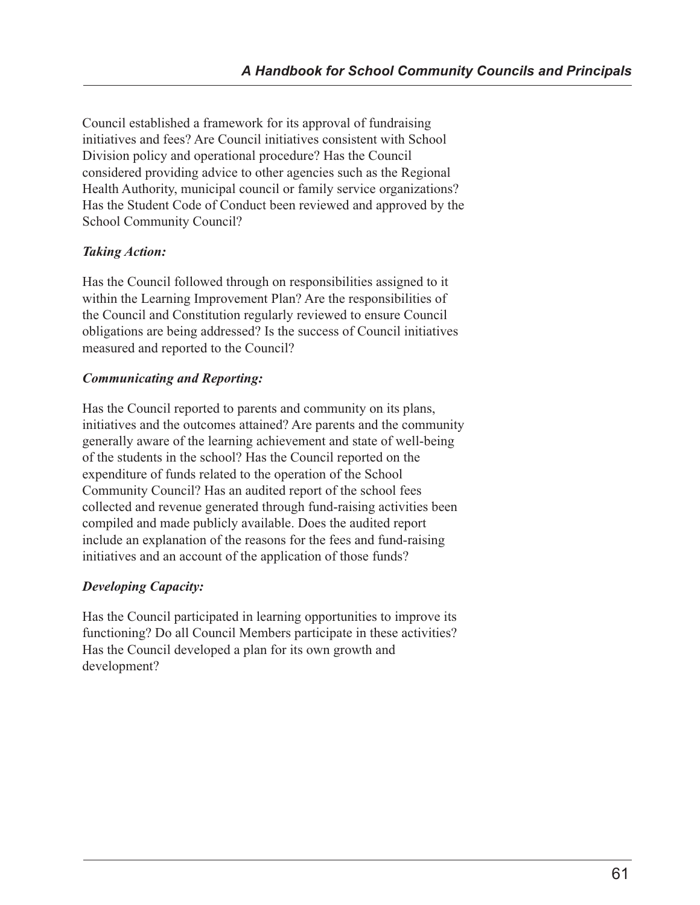Council established a framework for its approval of fundraising initiatives and fees? Are Council initiatives consistent with School Division policy and operational procedure? Has the Council considered providing advice to other agencies such as the Regional Health Authority, municipal council or family service organizations? Has the Student Code of Conduct been reviewed and approved by the School Community Council?

***Taking Action:***

Has the Council followed through on responsibilities assigned to it within the Learning Improvement Plan? Are the responsibilities of the Council and Constitution regularly reviewed to ensure Council obligations are being addressed? Is the success of Council initiatives measured and reported to the Council?

***Communicating and Reporting:***

Has the Council reported to parents and community on its plans, initiatives and the outcomes attained? Are parents and the community generally aware of the learning achievement and state of well-being of the students in the school? Has the Council reported on the expenditure of funds related to the operation of the School Community Council? Has an audited report of the school fees collected and revenue generated through fund-raising activities been compiled and made publicly available. Does the audited report include an explanation of the reasons for the fees and fund-raising initiatives and an account of the application of those funds?

***Developing Capacity:***

Has the Council participated in learning opportunities to improve its functioning? Do all Council Members participate in these activities? Has the Council developed a plan for its own growth and development?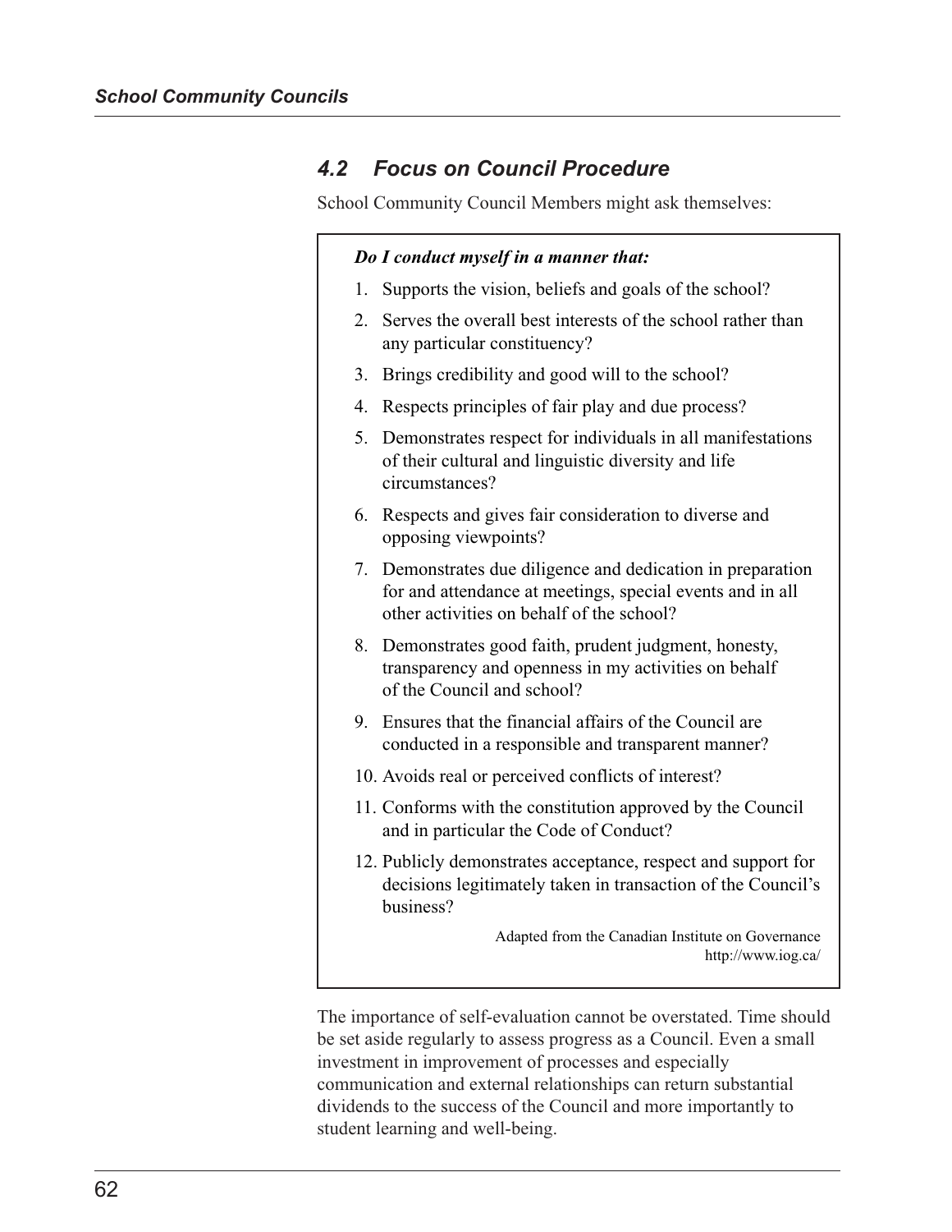## 4.2 Focus on Council Procedure

School Community Council Members might ask themselves:

***Do I conduct myself in a manner that:***

1. Supports the vision, beliefs and goals of the school?
2. Serves the overall best interests of the school rather than any particular constituency?
3. Brings credibility and good will to the school?
4. Respects principles of fair play and due process?
5. Demonstrates respect for individuals in all manifestations of their cultural and linguistic diversity and life circumstances?
6. Respects and gives fair consideration to diverse and opposing viewpoints?
7. Demonstrates due diligence and dedication in preparation for and attendance at meetings, special events and in all other activities on behalf of the school?
8. Demonstrates good faith, prudent judgment, honesty, transparency and openness in my activities on behalf of the Council and school?
9. Ensures that the financial affairs of the Council are conducted in a responsible and transparent manner?
10. Avoids real or perceived conflicts of interest?
11. Conforms with the constitution approved by the Council and in particular the Code of Conduct?
12. Publicly demonstrates acceptance, respect and support for decisions legitimately taken in transaction of the Council's business?

Adapted from the Canadian Institute on Governance
http://www.iog.ca/

The importance of self-evaluation cannot be overstated. Time should be set aside regularly to assess progress as a Council. Even a small investment in improvement of processes and especially communication and external relationships can return substantial dividends to the success of the Council and more importantly to student learning and well-being.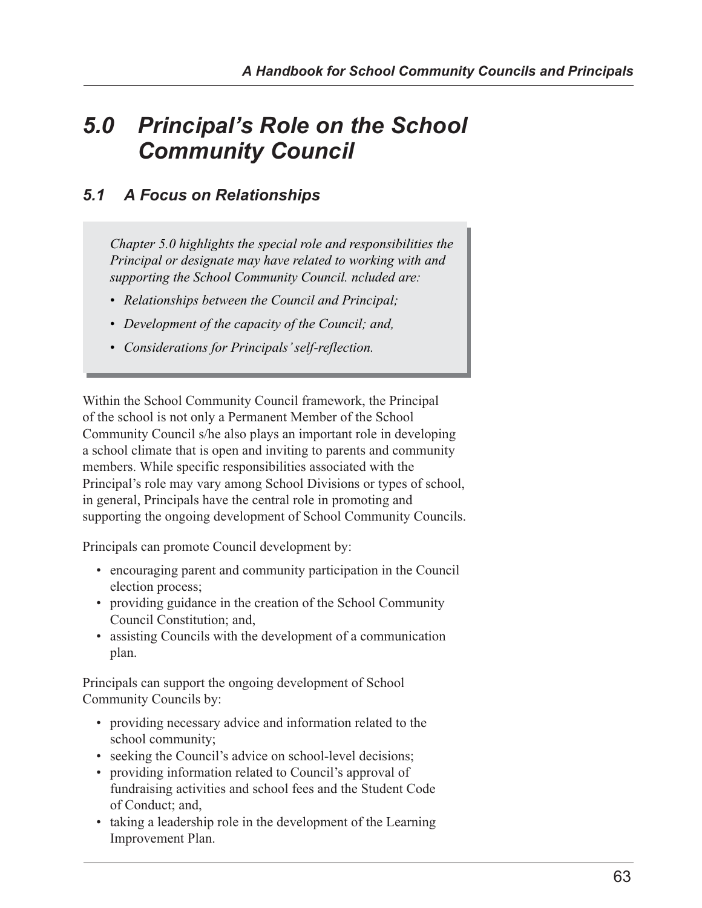# 5.0 Principal's Role on the School Community Council

## 5.1 A Focus on Relationships

> *Chapter 5.0 highlights the special role and responsibilities the Principal or designate may have related to working with and supporting the School Community Council. ncluded are:*
>
> - *Relationships between the Council and Principal;*
> - *Development of the capacity of the Council; and,*
> - *Considerations for Principals' self-reflection.*

Within the School Community Council framework, the Principal of the school is not only a Permanent Member of the School Community Council s/he also plays an important role in developing a school climate that is open and inviting to parents and community members. While specific responsibilities associated with the Principal's role may vary among School Divisions or types of school, in general, Principals have the central role in promoting and supporting the ongoing development of School Community Councils.

Principals can promote Council development by:

- encouraging parent and community participation in the Council election process;
- providing guidance in the creation of the School Community Council Constitution; and,
- assisting Councils with the development of a communication plan.

Principals can support the ongoing development of School Community Councils by:

- providing necessary advice and information related to the school community;
- seeking the Council's advice on school-level decisions;
- providing information related to Council's approval of fundraising activities and school fees and the Student Code of Conduct; and,
- taking a leadership role in the development of the Learning Improvement Plan.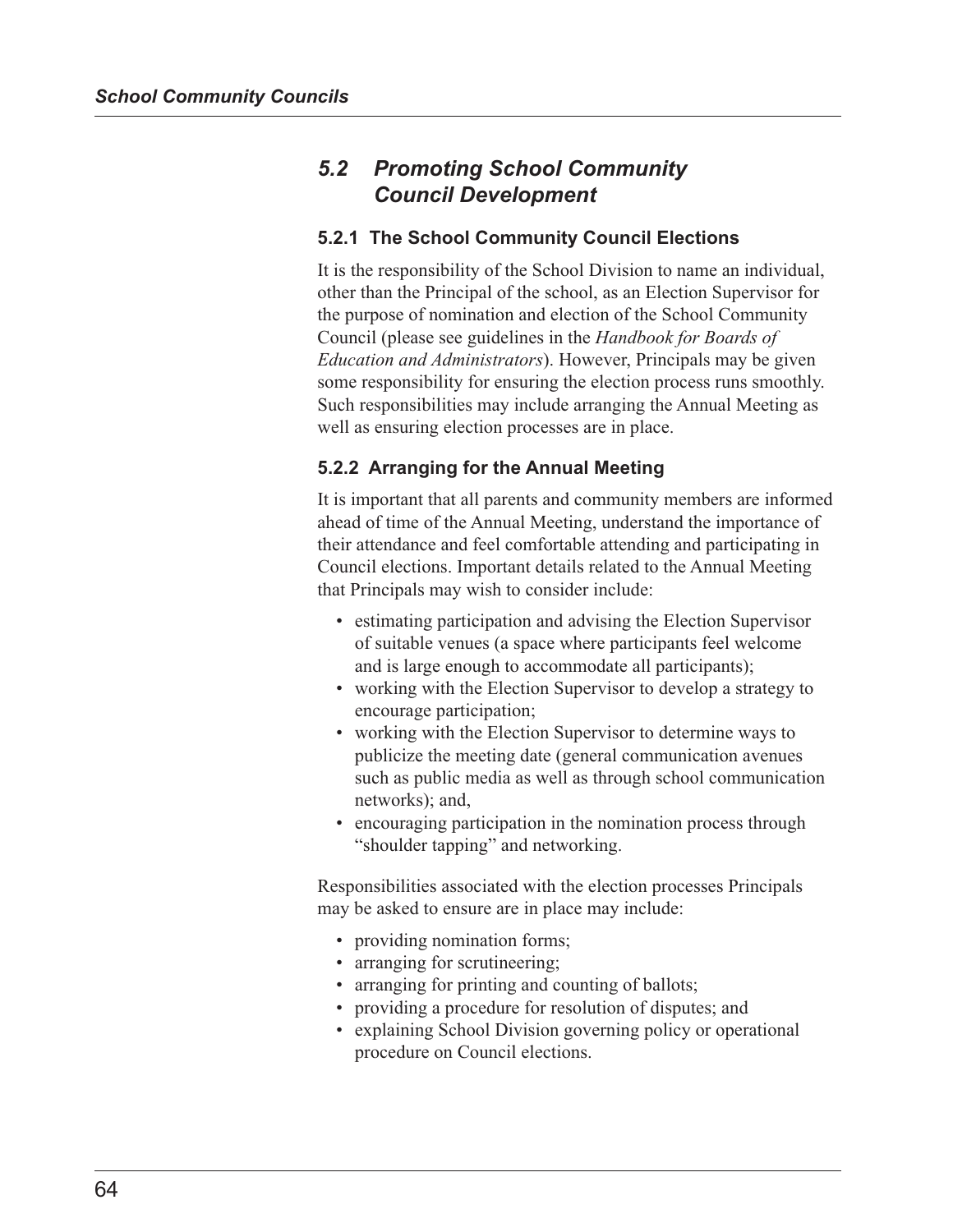## *5.2 Promoting School Community Council Development*

### 5.2.1 The School Community Council Elections

It is the responsibility of the School Division to name an individual, other than the Principal of the school, as an Election Supervisor for the purpose of nomination and election of the School Community Council (please see guidelines in the *Handbook for Boards of Education and Administrators*). However, Principals may be given some responsibility for ensuring the election process runs smoothly. Such responsibilities may include arranging the Annual Meeting as well as ensuring election processes are in place.

### 5.2.2 Arranging for the Annual Meeting

It is important that all parents and community members are informed ahead of time of the Annual Meeting, understand the importance of their attendance and feel comfortable attending and participating in Council elections. Important details related to the Annual Meeting that Principals may wish to consider include:

- estimating participation and advising the Election Supervisor of suitable venues (a space where participants feel welcome and is large enough to accommodate all participants);
- working with the Election Supervisor to develop a strategy to encourage participation;
- working with the Election Supervisor to determine ways to publicize the meeting date (general communication avenues such as public media as well as through school communication networks); and,
- encouraging participation in the nomination process through "shoulder tapping" and networking.

Responsibilities associated with the election processes Principals may be asked to ensure are in place may include:

- providing nomination forms;
- arranging for scrutineering;
- arranging for printing and counting of ballots;
- providing a procedure for resolution of disputes; and
- explaining School Division governing policy or operational procedure on Council elections.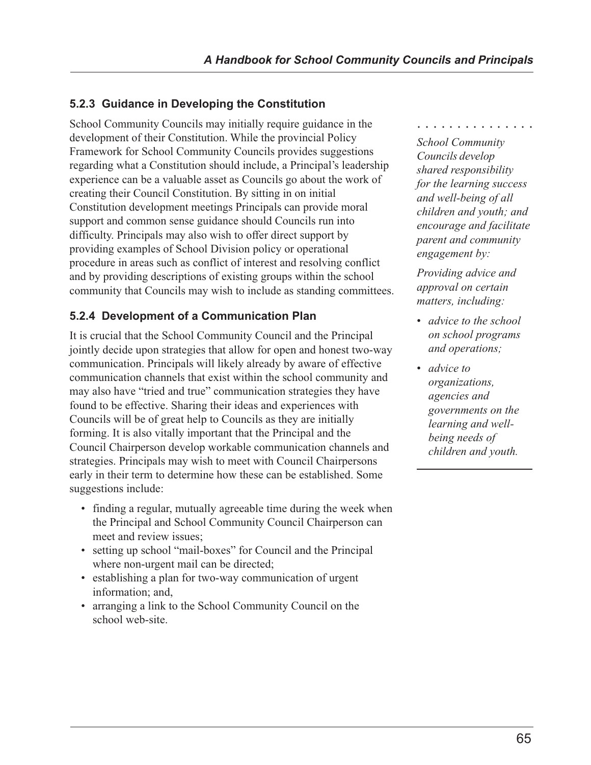### 5.2.3 Guidance in Developing the Constitution

School Community Councils may initially require guidance in the development of their Constitution. While the provincial Policy Framework for School Community Councils provides suggestions regarding what a Constitution should include, a Principal's leadership experience can be a valuable asset as Councils go about the work of creating their Council Constitution. By sitting in on initial Constitution development meetings Principals can provide moral support and common sense guidance should Councils run into difficulty. Principals may also wish to offer direct support by providing examples of School Division policy or operational procedure in areas such as conflict of interest and resolving conflict and by providing descriptions of existing groups within the school community that Councils may wish to include as standing committees.

### 5.2.4 Development of a Communication Plan

It is crucial that the School Community Council and the Principal jointly decide upon strategies that allow for open and honest two-way communication. Principals will likely already by aware of effective communication channels that exist within the school community and may also have "tried and true" communication strategies they have found to be effective. Sharing their ideas and experiences with Councils will be of great help to Councils as they are initially forming. It is also vitally important that the Principal and the Council Chairperson develop workable communication channels and strategies. Principals may wish to meet with Council Chairpersons early in their term to determine how these can be established. Some suggestions include:

- finding a regular, mutually agreeable time during the week when the Principal and School Community Council Chairperson can meet and review issues;
- setting up school "mail-boxes" for Council and the Principal where non-urgent mail can be directed;
- establishing a plan for two-way communication of urgent information; and,
- arranging a link to the School Community Council on the school web-site.

*School Community Councils develop shared responsibility for the learning success and well-being of all children and youth; and encourage and facilitate parent and community engagement by:*

*Providing advice and approval on certain matters, including:*

- *advice to the school on school programs and operations;*
- *advice to organizations, agencies and governments on the learning and well-being needs of children and youth.*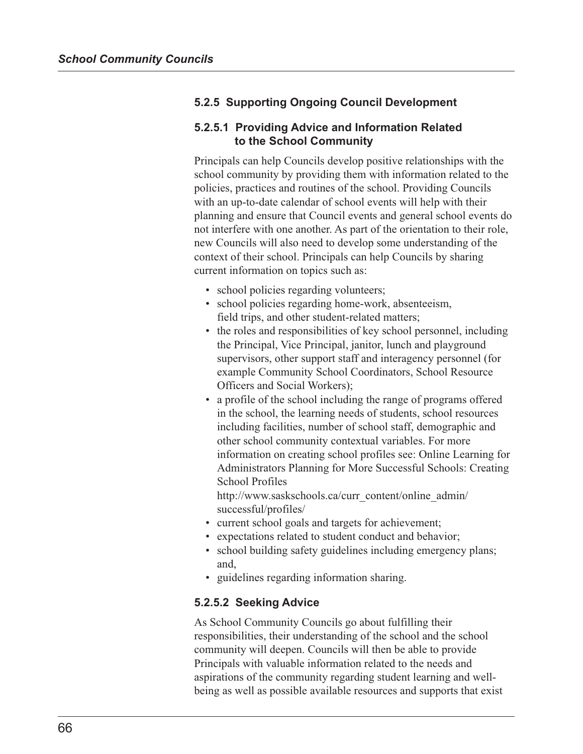### 5.2.5 Supporting Ongoing Council Development

#### 5.2.5.1 Providing Advice and Information Related to the School Community

Principals can help Councils develop positive relationships with the school community by providing them with information related to the policies, practices and routines of the school. Providing Councils with an up-to-date calendar of school events will help with their planning and ensure that Council events and general school events do not interfere with one another. As part of the orientation to their role, new Councils will also need to develop some understanding of the context of their school. Principals can help Councils by sharing current information on topics such as:

- school policies regarding volunteers;
- school policies regarding home-work, absenteeism, field trips, and other student-related matters;
- the roles and responsibilities of key school personnel, including the Principal, Vice Principal, janitor, lunch and playground supervisors, other support staff and interagency personnel (for example Community School Coordinators, School Resource Officers and Social Workers);
- a profile of the school including the range of programs offered in the school, the learning needs of students, school resources including facilities, number of school staff, demographic and other school community contextual variables. For more information on creating school profiles see: Online Learning for Administrators Planning for More Successful Schools: Creating School Profiles http://www.saskschools.ca/curr_content/online_admin/successful/profiles/
- current school goals and targets for achievement;
- expectations related to student conduct and behavior;
- school building safety guidelines including emergency plans; and,
- guidelines regarding information sharing.

#### 5.2.5.2 Seeking Advice

As School Community Councils go about fulfilling their responsibilities, their understanding of the school and the school community will deepen. Councils will then be able to provide Principals with valuable information related to the needs and aspirations of the community regarding student learning and well-being as well as possible available resources and supports that exist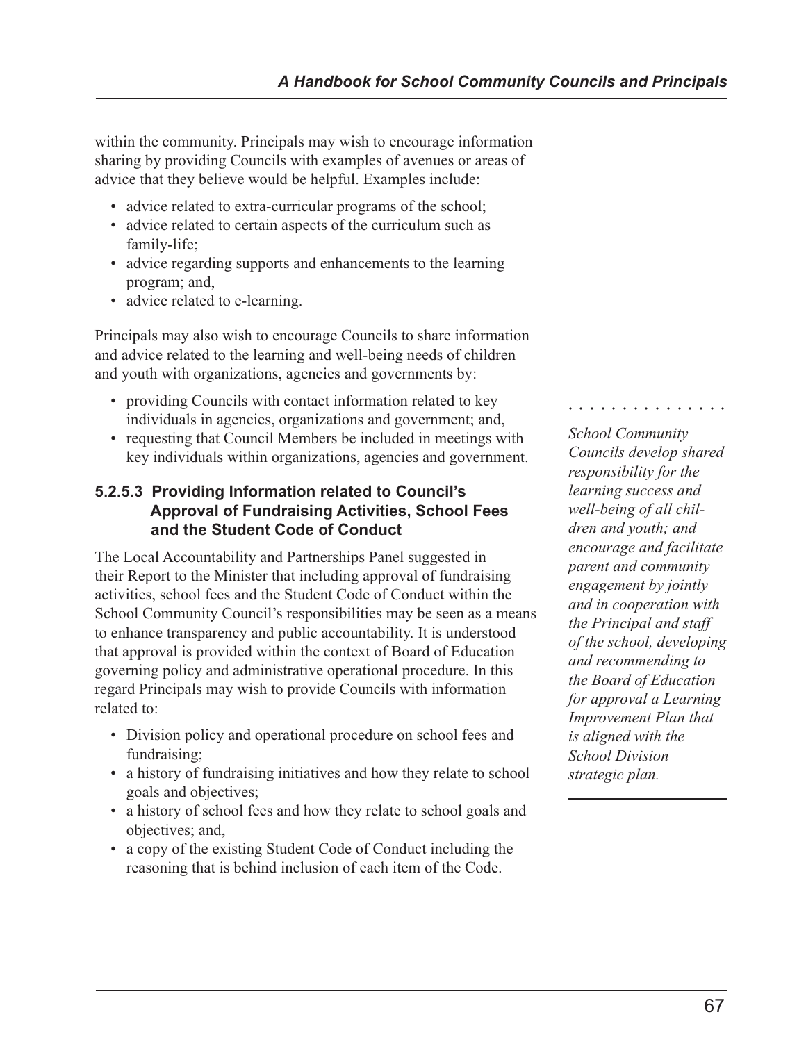within the community. Principals may wish to encourage information sharing by providing Councils with examples of avenues or areas of advice that they believe would be helpful. Examples include:

- advice related to extra-curricular programs of the school;
- advice related to certain aspects of the curriculum such as family-life;
- advice regarding supports and enhancements to the learning program; and,
- advice related to e-learning.

Principals may also wish to encourage Councils to share information and advice related to the learning and well-being needs of children and youth with organizations, agencies and governments by:

- providing Councils with contact information related to key individuals in agencies, organizations and government; and,
- requesting that Council Members be included in meetings with key individuals within organizations, agencies and government.

*School Community Councils develop shared responsibility for the learning success and well-being of all children and youth; and encourage and facilitate parent and community engagement by jointly and in cooperation with the Principal and staff of the school, developing and recommending to the Board of Education for approval a Learning Improvement Plan that is aligned with the School Division strategic plan.*

#### 5.2.5.3 Providing Information related to Council's Approval of Fundraising Activities, School Fees and the Student Code of Conduct

The Local Accountability and Partnerships Panel suggested in their Report to the Minister that including approval of fundraising activities, school fees and the Student Code of Conduct within the School Community Council's responsibilities may be seen as a means to enhance transparency and public accountability. It is understood that approval is provided within the context of Board of Education governing policy and administrative operational procedure. In this regard Principals may wish to provide Councils with information related to:

- Division policy and operational procedure on school fees and fundraising;
- a history of fundraising initiatives and how they relate to school goals and objectives;
- a history of school fees and how they relate to school goals and objectives; and,
- a copy of the existing Student Code of Conduct including the reasoning that is behind inclusion of each item of the Code.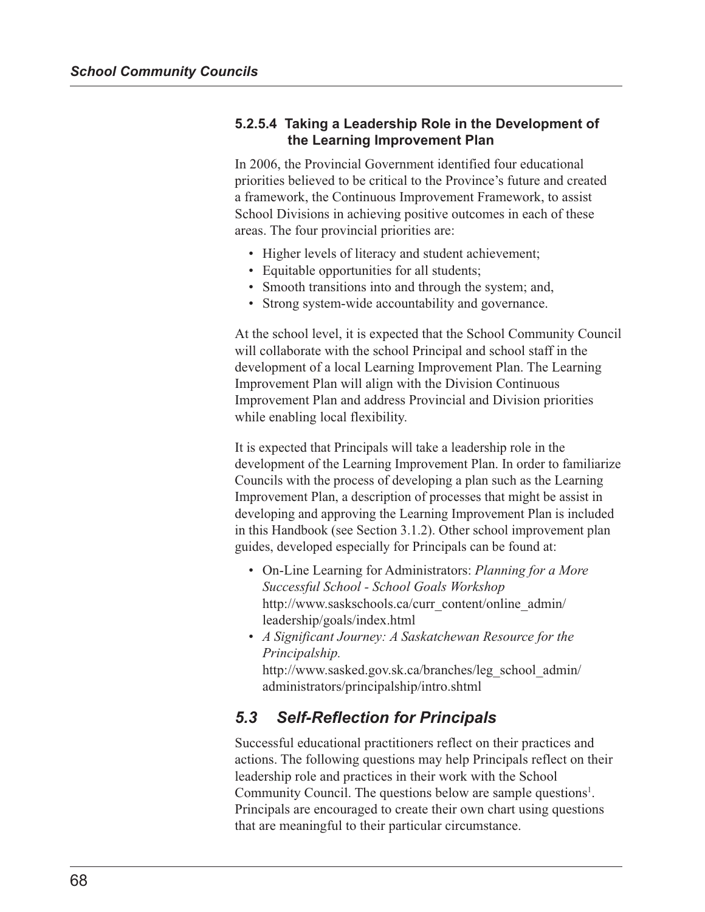#### 5.2.5.4 Taking a Leadership Role in the Development of the Learning Improvement Plan

In 2006, the Provincial Government identified four educational priorities believed to be critical to the Province's future and created a framework, the Continuous Improvement Framework, to assist School Divisions in achieving positive outcomes in each of these areas. The four provincial priorities are:

- Higher levels of literacy and student achievement;
- Equitable opportunities for all students;
- Smooth transitions into and through the system; and,
- Strong system-wide accountability and governance.

At the school level, it is expected that the School Community Council will collaborate with the school Principal and school staff in the development of a local Learning Improvement Plan. The Learning Improvement Plan will align with the Division Continuous Improvement Plan and address Provincial and Division priorities while enabling local flexibility.

It is expected that Principals will take a leadership role in the development of the Learning Improvement Plan. In order to familiarize Councils with the process of developing a plan such as the Learning Improvement Plan, a description of processes that might be assist in developing and approving the Learning Improvement Plan is included in this Handbook (see Section 3.1.2). Other school improvement plan guides, developed especially for Principals can be found at:

- On-Line Learning for Administrators: *Planning for a More Successful School - School Goals Workshop* http://www.saskschools.ca/curr_content/online_admin/leadership/goals/index.html
- *A Significant Journey: A Saskatchewan Resource for the Principalship.* http://www.sasked.gov.sk.ca/branches/leg_school_admin/administrators/principalship/intro.shtml

## *5.3 Self-Reflection for Principals*

Successful educational practitioners reflect on their practices and actions. The following questions may help Principals reflect on their leadership role and practices in their work with the School Community Council. The questions below are sample questions[1]. Principals are encouraged to create their own chart using questions that are meaningful to their particular circumstance.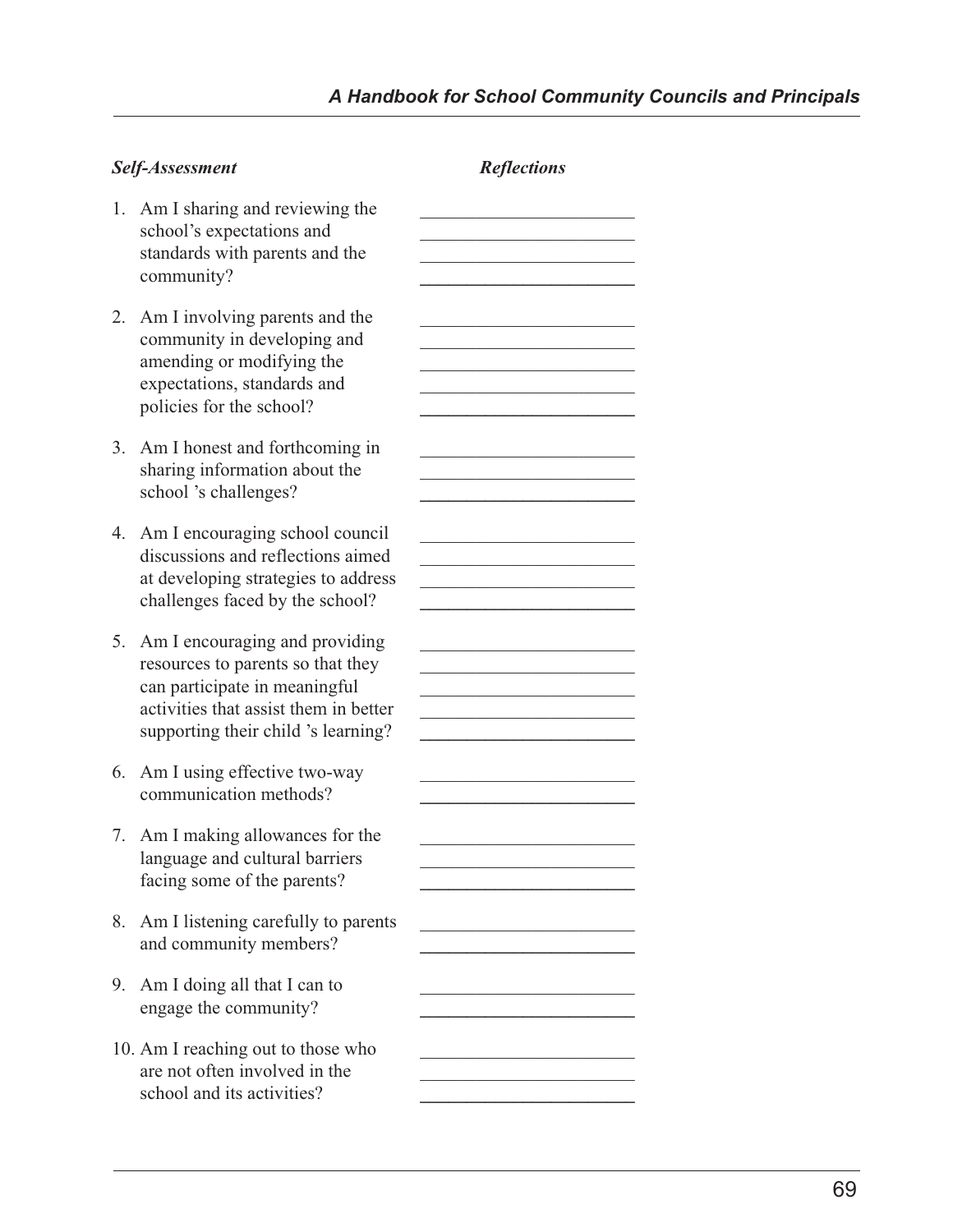| *Self-Assessment* | *Reflections* |
|---|---|
| 1. Am I sharing and reviewing the school's expectations and standards with parents and the community? | |
| 2. Am I involving parents and the community in developing and amending or modifying the expectations, standards and policies for the school? | |
| 3. Am I honest and forthcoming in sharing information about the school 's challenges? | |
| 4. Am I encouraging school council discussions and reflections aimed at developing strategies to address challenges faced by the school? | |
| 5. Am I encouraging and providing resources to parents so that they can participate in meaningful activities that assist them in better supporting their child 's learning? | |
| 6. Am I using effective two-way communication methods? | |
| 7. Am I making allowances for the language and cultural barriers facing some of the parents? | |
| 8. Am I listening carefully to parents and community members? | |
| 9. Am I doing all that I can to engage the community? | |
| 10. Am I reaching out to those who are not often involved in the school and its activities? | |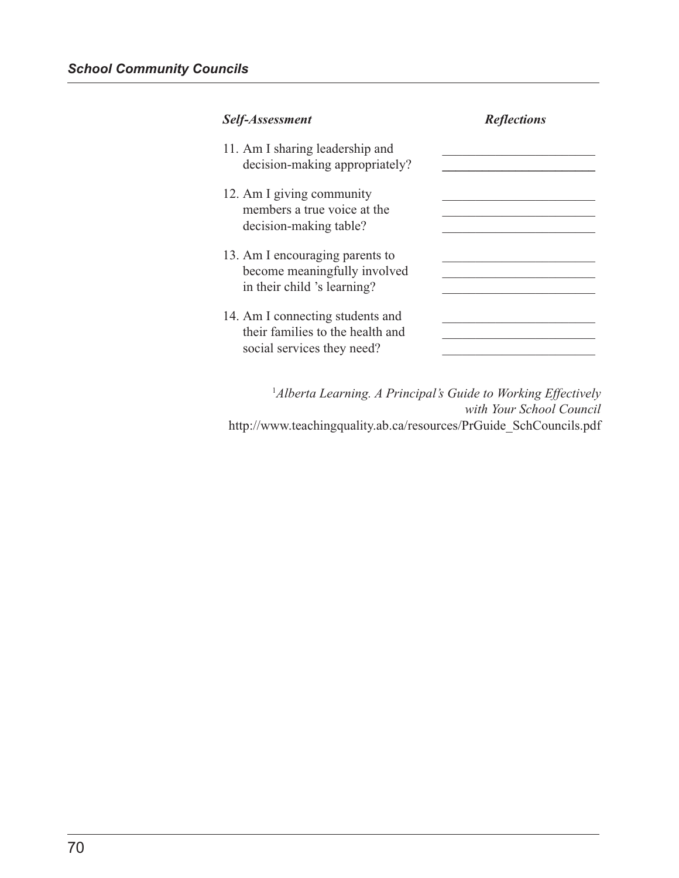| *Self-Assessment* | *Reflections* |
| --- | --- |
| 11. Am I sharing leadership and decision-making appropriately? | |
| 12. Am I giving community members a true voice at the decision-making table? | |
| 13. Am I encouraging parents to become meaningfully involved in their child 's learning? | |
| 14. Am I connecting students and their families to the health and social services they need? | |

[1]*Alberta Learning. A Principal's Guide to Working Effectively with Your School Council*
http://www.teachingquality.ab.ca/resources/PrGuide_SchCouncils.pdf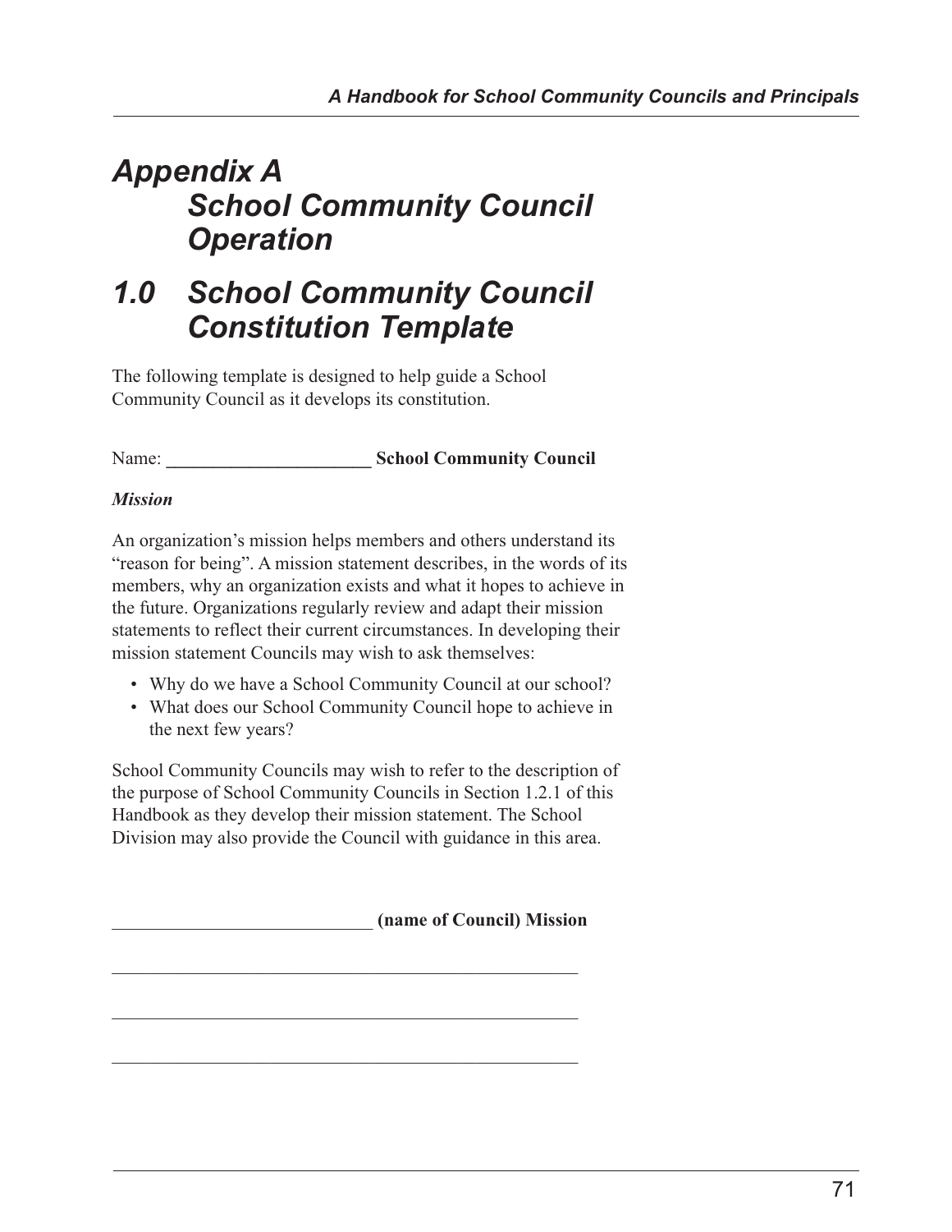# Appendix A School Community Council Operation

# 1.0 School Community Council Constitution Template

The following template is designed to help guide a School Community Council as it develops its constitution.

Name: ______________________ **School Community Council**

***Mission***

An organization's mission helps members and others understand its "reason for being". A mission statement describes, in the words of its members, why an organization exists and what it hopes to achieve in the future. Organizations regularly review and adapt their mission statements to reflect their current circumstances. In developing their mission statement Councils may wish to ask themselves:

- Why do we have a School Community Council at our school?
- What does our School Community Council hope to achieve in the next few years?

School Community Councils may wish to refer to the description of the purpose of School Community Councils in Section 1.2.1 of this Handbook as they develop their mission statement. The School Division may also provide the Council with guidance in this area.

____________________________ **(name of Council) Mission**

___________________________________________________

___________________________________________________

___________________________________________________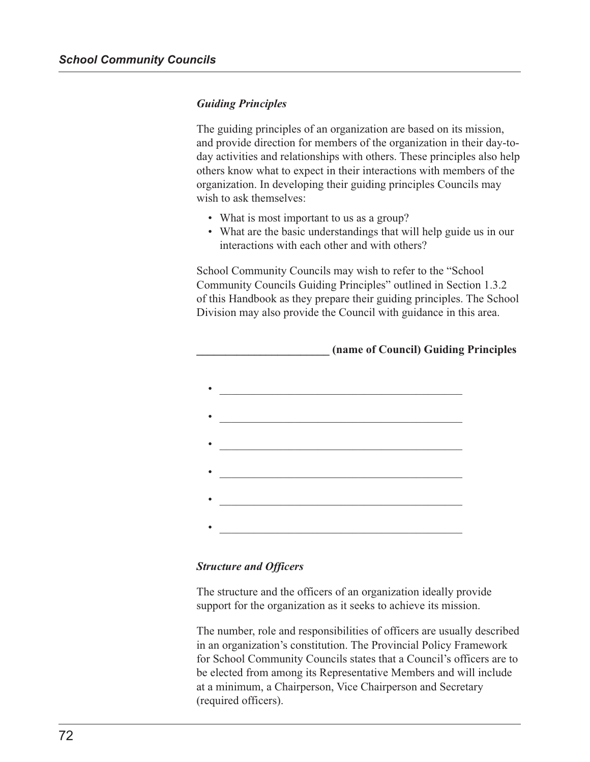### *Guiding Principles*

The guiding principles of an organization are based on its mission, and provide direction for members of the organization in their day-to-day activities and relationships with others. These principles also help others know what to expect in their interactions with members of the organization. In developing their guiding principles Councils may wish to ask themselves:

- What is most important to us as a group?
- What are the basic understandings that will help guide us in our interactions with each other and with others?

School Community Councils may wish to refer to the "School Community Councils Guiding Principles" outlined in Section 1.3.2 of this Handbook as they prepare their guiding principles. The School Division may also provide the Council with guidance in this area.

**_______________________ (name of Council) Guiding Principles**

- ___________________________________________
- ___________________________________________
- ___________________________________________
- ___________________________________________
- ___________________________________________
- ___________________________________________

### *Structure and Officers*

The structure and the officers of an organization ideally provide support for the organization as it seeks to achieve its mission.

The number, role and responsibilities of officers are usually described in an organization's constitution. The Provincial Policy Framework for School Community Councils states that a Council's officers are to be elected from among its Representative Members and will include at a minimum, a Chairperson, Vice Chairperson and Secretary (required officers).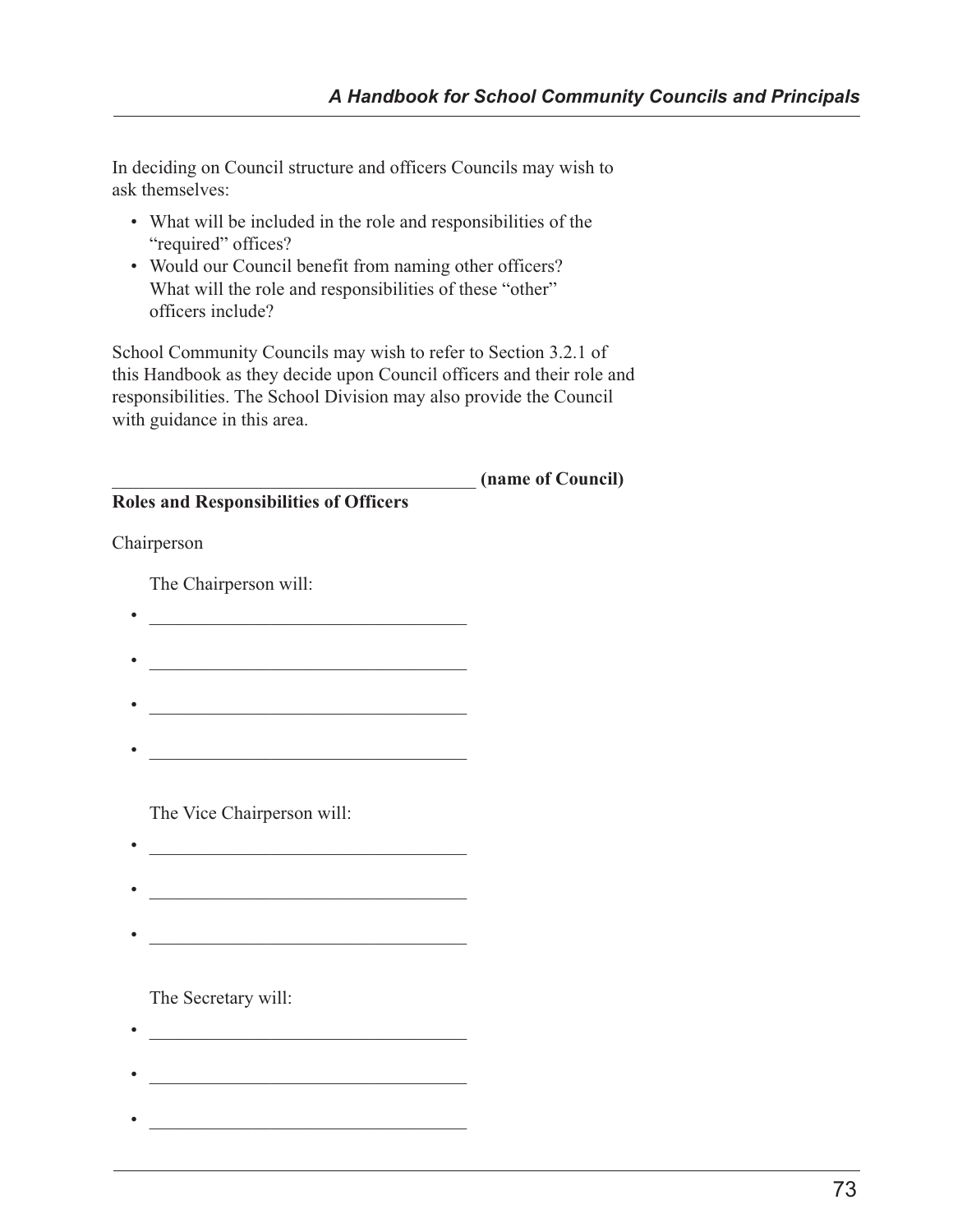In deciding on Council structure and officers Councils may wish to ask themselves:

- What will be included in the role and responsibilities of the "required" offices?
- Would our Council benefit from naming other officers? What will the role and responsibilities of these "other" officers include?

School Community Councils may wish to refer to Section 3.2.1 of this Handbook as they decide upon Council officers and their role and responsibilities. The School Division may also provide the Council with guidance in this area.

________________________________________ **(name of Council)**
**Roles and Responsibilities of Officers**

Chairperson

The Chairperson will:

- ___________________________________
- ___________________________________
- ___________________________________
- ___________________________________

The Vice Chairperson will:

- ___________________________________
- ___________________________________
- ___________________________________

The Secretary will:

- ___________________________________
- ___________________________________
- ___________________________________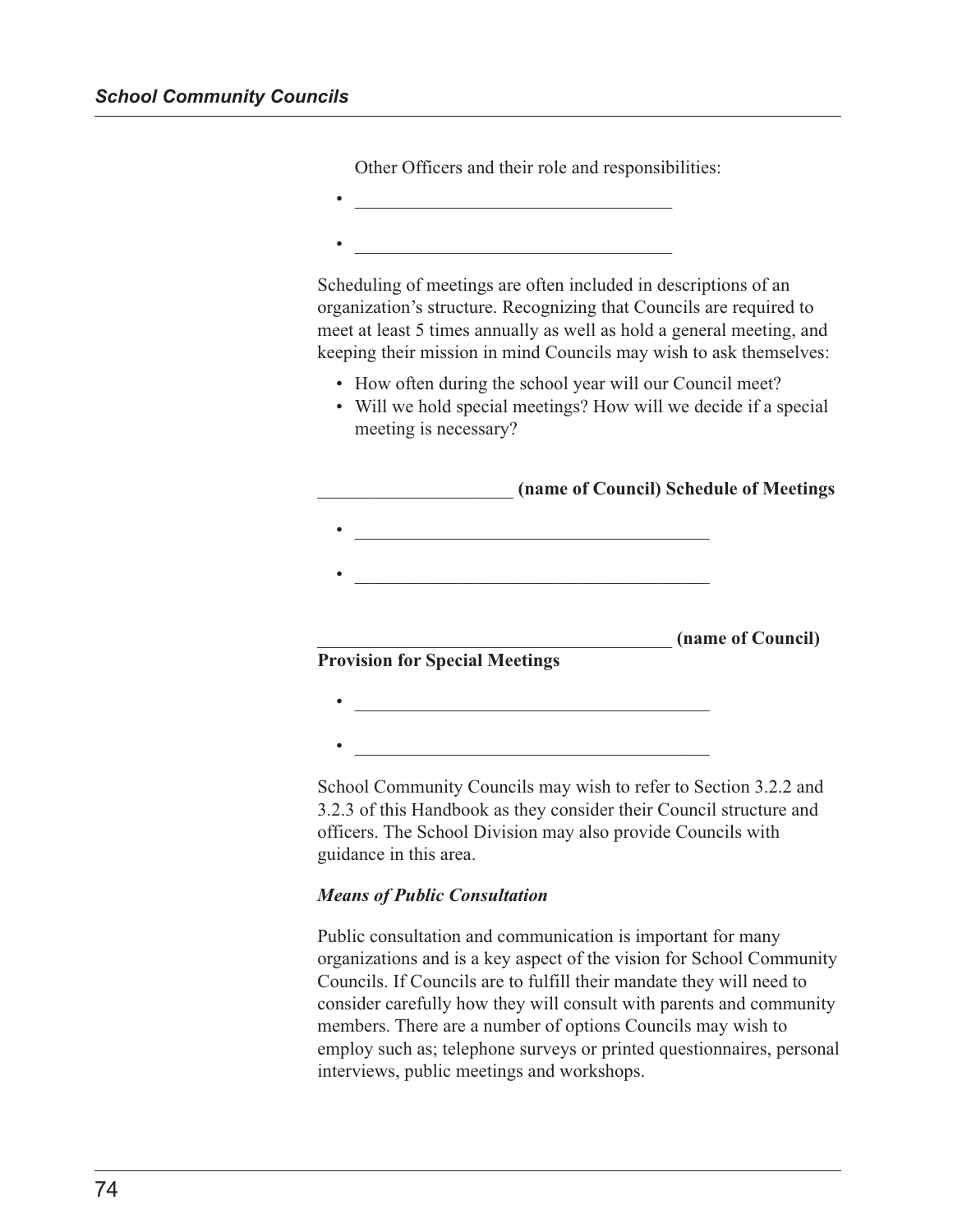Other Officers and their role and responsibilities:

- ___________________________________
- ___________________________________

Scheduling of meetings are often included in descriptions of an organization's structure. Recognizing that Councils are required to meet at least 5 times annually as well as hold a general meeting, and keeping their mission in mind Councils may wish to ask themselves:

- How often during the school year will our Council meet?
- Will we hold special meetings? How will we decide if a special meeting is necessary?

**_____________________ (name of Council) Schedule of Meetings**

- _______________________________________
- _______________________________________

**_______________________________________ (name of Council) Provision for Special Meetings**

- _______________________________________
- _______________________________________

School Community Councils may wish to refer to Section 3.2.2 and 3.2.3 of this Handbook as they consider their Council structure and officers. The School Division may also provide Councils with guidance in this area.

***Means of Public Consultation***

Public consultation and communication is important for many organizations and is a key aspect of the vision for School Community Councils. If Councils are to fulfill their mandate they will need to consider carefully how they will consult with parents and community members. There are a number of options Councils may wish to employ such as; telephone surveys or printed questionnaires, personal interviews, public meetings and workshops.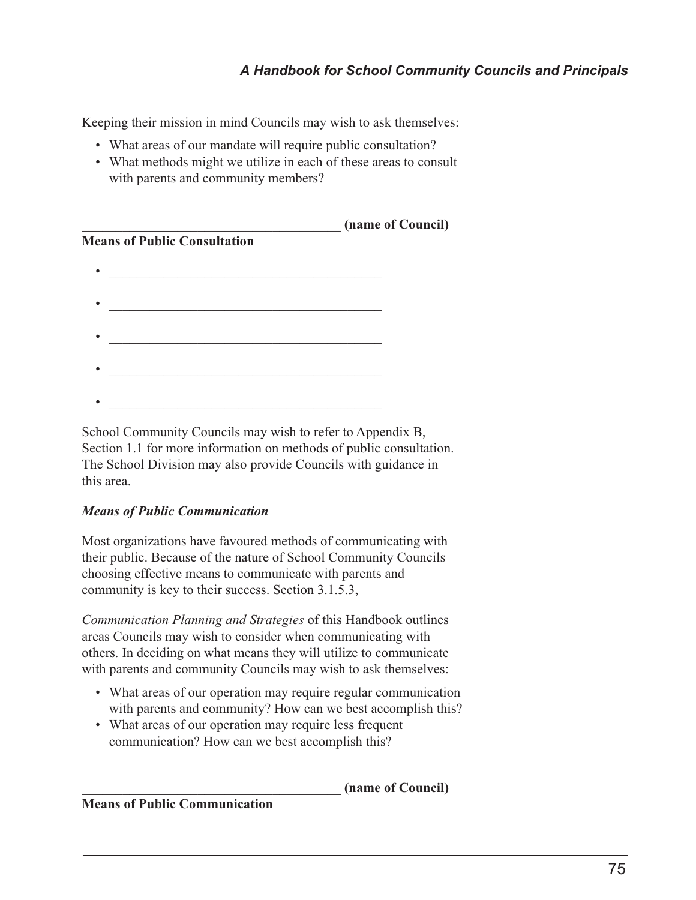Keeping their mission in mind Councils may wish to ask themselves:

- What areas of our mandate will require public consultation?
- What methods might we utilize in each of these areas to consult with parents and community members?

________________________________________ **(name of Council)**

**Means of Public Consultation**

- ________________________________________
- ________________________________________
- ________________________________________
- ________________________________________
- ________________________________________

School Community Councils may wish to refer to Appendix B, Section 1.1 for more information on methods of public consultation. The School Division may also provide Councils with guidance in this area.

***Means of Public Communication***

Most organizations have favoured methods of communicating with their public. Because of the nature of School Community Councils choosing effective means to communicate with parents and community is key to their success. Section 3.1.5.3,

*Communication Planning and Strategies* of this Handbook outlines areas Councils may wish to consider when communicating with others. In deciding on what means they will utilize to communicate with parents and community Councils may wish to ask themselves:

- What areas of our operation may require regular communication with parents and community? How can we best accomplish this?
- What areas of our operation may require less frequent communication? How can we best accomplish this?

________________________________________ **(name of Council)**

**Means of Public Communication**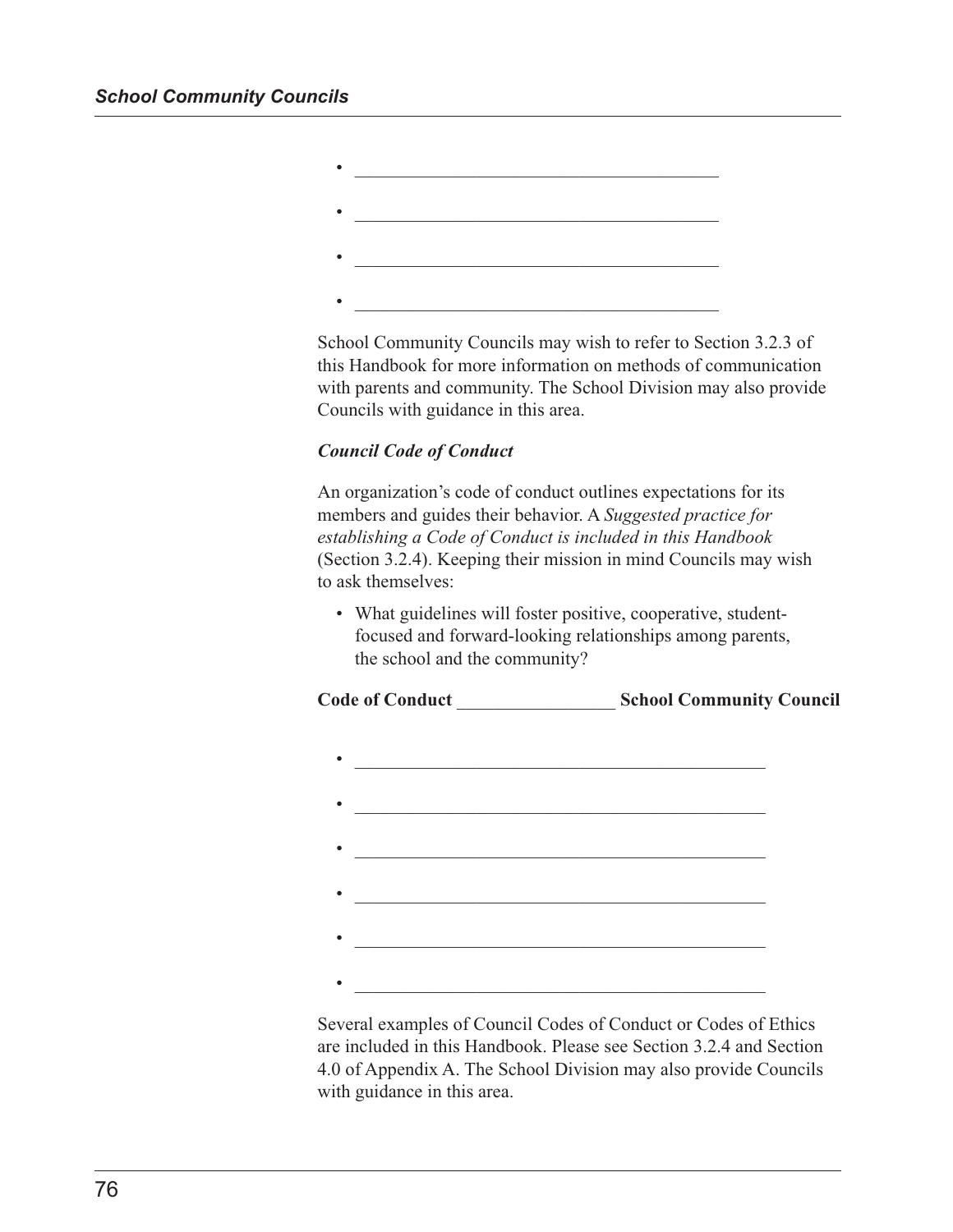- _______________________________________
- _______________________________________
- _______________________________________
- _______________________________________

School Community Councils may wish to refer to Section 3.2.3 of this Handbook for more information on methods of communication with parents and community. The School Division may also provide Councils with guidance in this area.

***Council Code of Conduct***

An organization's code of conduct outlines expectations for its members and guides their behavior. A *Suggested practice for establishing a Code of Conduct is included in this Handbook* (Section 3.2.4). Keeping their mission in mind Councils may wish to ask themselves:

- What guidelines will foster positive, cooperative, student-focused and forward-looking relationships among parents, the school and the community?

**Code of Conduct** _________________ **School Community Council**

- ____________________________________________
- ____________________________________________
- ____________________________________________
- ____________________________________________
- ____________________________________________
- ____________________________________________

Several examples of Council Codes of Conduct or Codes of Ethics are included in this Handbook. Please see Section 3.2.4 and Section 4.0 of Appendix A. The School Division may also provide Councils with guidance in this area.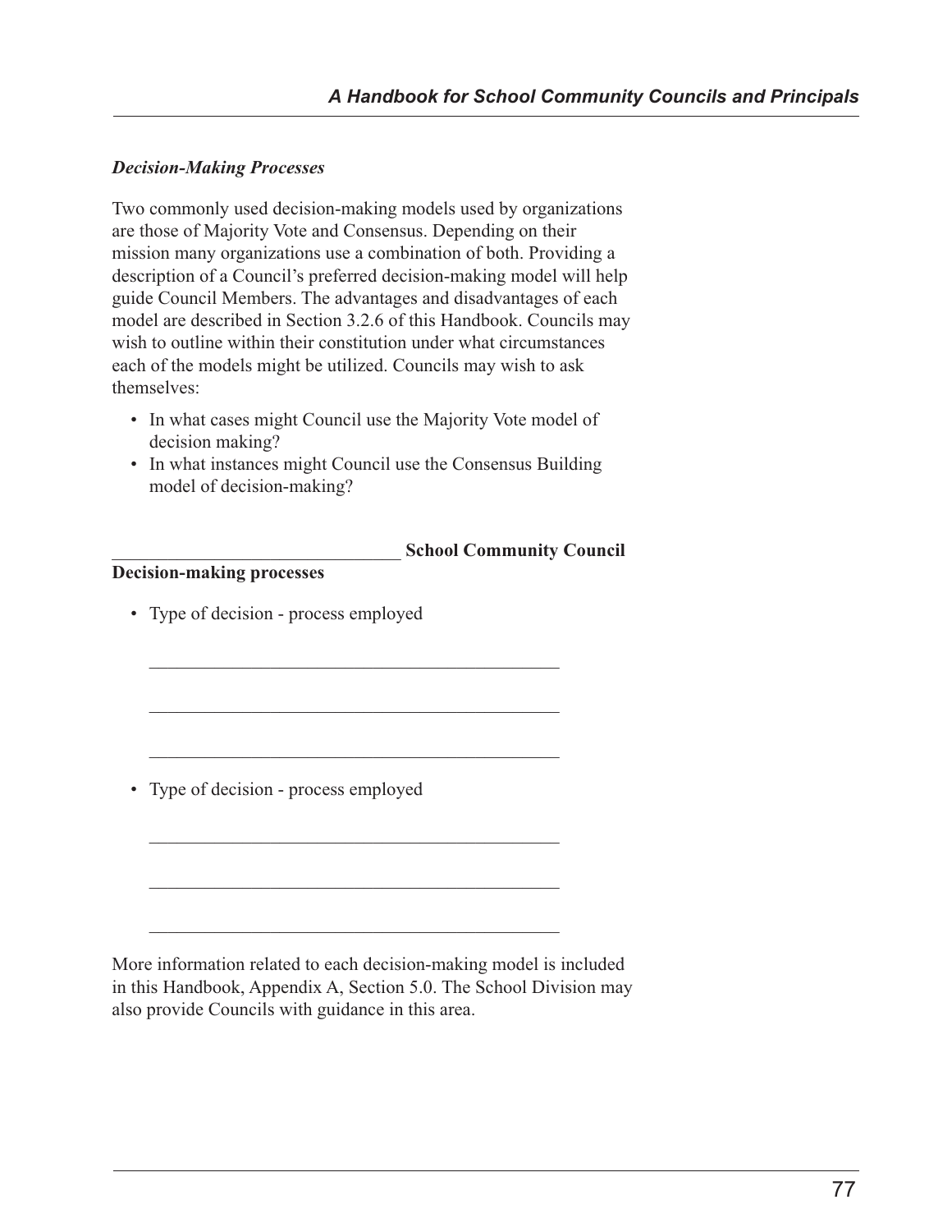***Decision-Making Processes***

Two commonly used decision-making models used by organizations are those of Majority Vote and Consensus. Depending on their mission many organizations use a combination of both. Providing a description of a Council's preferred decision-making model will help guide Council Members. The advantages and disadvantages of each model are described in Section 3.2.6 of this Handbook. Councils may wish to outline within their constitution under what circumstances each of the models might be utilized. Councils may wish to ask themselves:

- In what cases might Council use the Majority Vote model of decision making?
- In what instances might Council use the Consensus Building model of decision-making?

______________________________ **School Community Council**
**Decision-making processes**

- Type of decision - process employed

  ____________________________________________

  ____________________________________________

  ____________________________________________

- Type of decision - process employed

  ____________________________________________

  ____________________________________________

  ____________________________________________

More information related to each decision-making model is included in this Handbook, Appendix A, Section 5.0. The School Division may also provide Councils with guidance in this area.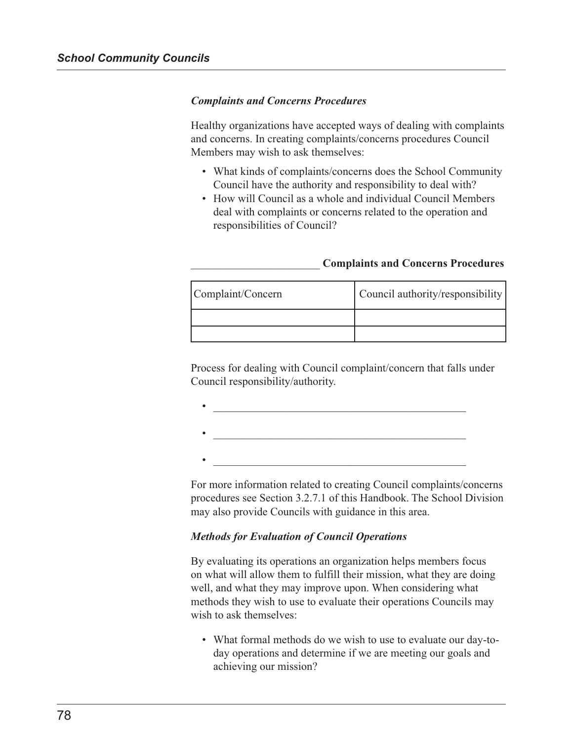### *Complaints and Concerns Procedures*

Healthy organizations have accepted ways of dealing with complaints and concerns. In creating complaints/concerns procedures Council Members may wish to ask themselves:

- What kinds of complaints/concerns does the School Community Council have the authority and responsibility to deal with?
- How will Council as a whole and individual Council Members deal with complaints or concerns related to the operation and responsibilities of Council?

_______________________ **Complaints and Concerns Procedures**

| Complaint/Concern | Council authority/responsibility |
|---|---|
| | |
| | |

Process for dealing with Council complaint/concern that falls under Council responsibility/authority.

- ______________________________________________
- ______________________________________________
- ______________________________________________

For more information related to creating Council complaints/concerns procedures see Section 3.2.7.1 of this Handbook. The School Division may also provide Councils with guidance in this area.

### *Methods for Evaluation of Council Operations*

By evaluating its operations an organization helps members focus on what will allow them to fulfill their mission, what they are doing well, and what they may improve upon. When considering what methods they wish to use to evaluate their operations Councils may wish to ask themselves:

- What formal methods do we wish to use to evaluate our day-to-day operations and determine if we are meeting our goals and achieving our mission?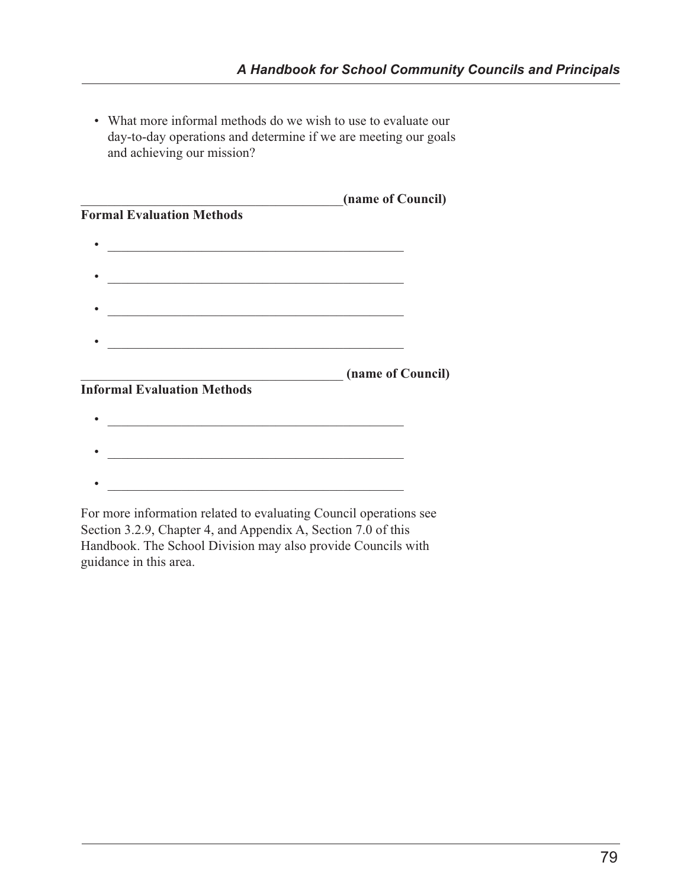- What more informal methods do we wish to use to evaluate our day-to-day operations and determine if we are meeting our goals and achieving our mission?

________________________________________**(name of Council)**
**Formal Evaluation Methods**

- ______________________________________________
- ______________________________________________
- ______________________________________________
- ______________________________________________

________________________________________ **(name of Council)**
**Informal Evaluation Methods**

- ______________________________________________
- ______________________________________________
- ______________________________________________

For more information related to evaluating Council operations see Section 3.2.9, Chapter 4, and Appendix A, Section 7.0 of this Handbook. The School Division may also provide Councils with guidance in this area.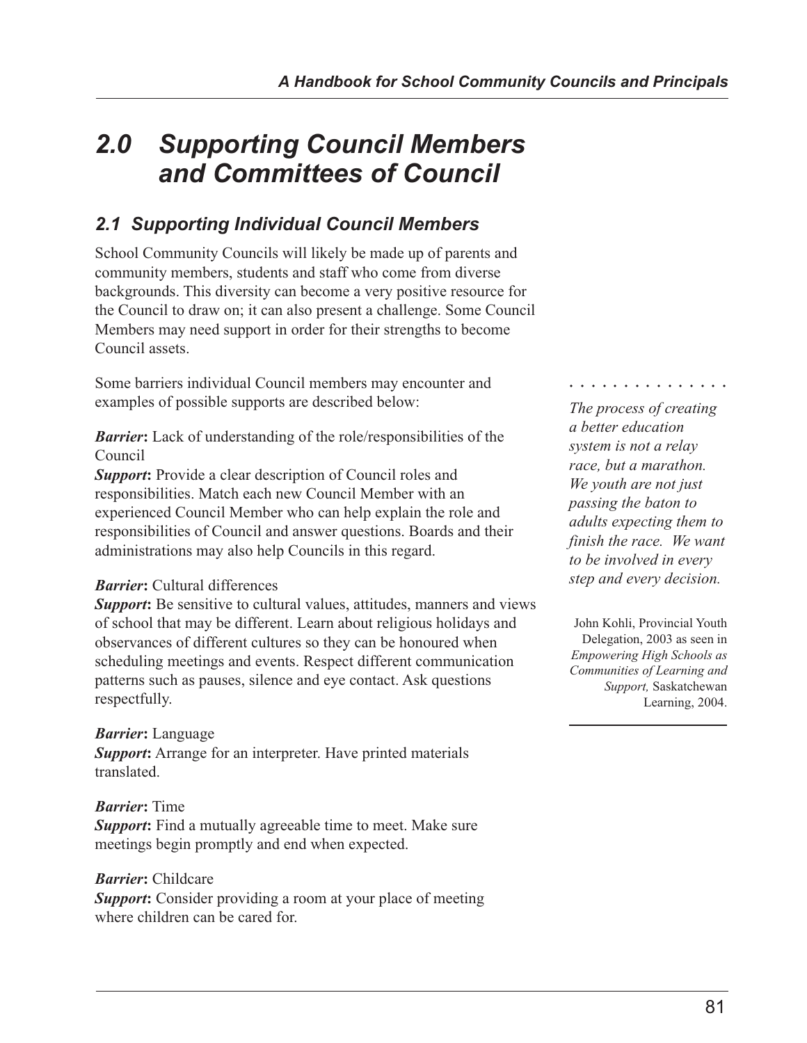# 2.0 Supporting Council Members and Committees of Council

## 2.1 Supporting Individual Council Members

School Community Councils will likely be made up of parents and community members, students and staff who come from diverse backgrounds. This diversity can become a very positive resource for the Council to draw on; it can also present a challenge. Some Council Members may need support in order for their strengths to become Council assets.

Some barriers individual Council members may encounter and examples of possible supports are described below:

***Barrier*:** Lack of understanding of the role/responsibilities of the Council
***Support*:** Provide a clear description of Council roles and responsibilities. Match each new Council Member with an experienced Council Member who can help explain the role and responsibilities of Council and answer questions. Boards and their administrations may also help Councils in this regard.

***Barrier*:** Cultural differences
***Support*:** Be sensitive to cultural values, attitudes, manners and views of school that may be different. Learn about religious holidays and observances of different cultures so they can be honoured when scheduling meetings and events. Respect different communication patterns such as pauses, silence and eye contact. Ask questions respectfully.

***Barrier*:** Language
***Support*:** Arrange for an interpreter. Have printed materials translated.

***Barrier*:** Time
***Support*:** Find a mutually agreeable time to meet. Make sure meetings begin promptly and end when expected.

***Barrier*:** Childcare
***Support*:** Consider providing a room at your place of meeting where children can be cared for.

*The process of creating a better education system is not a relay race, but a marathon. We youth are not just passing the baton to adults expecting them to finish the race. We want to be involved in every step and every decision.*

John Kohli, Provincial Youth Delegation, 2003 as seen in *Empowering High Schools as Communities of Learning and Support,* Saskatchewan Learning, 2004.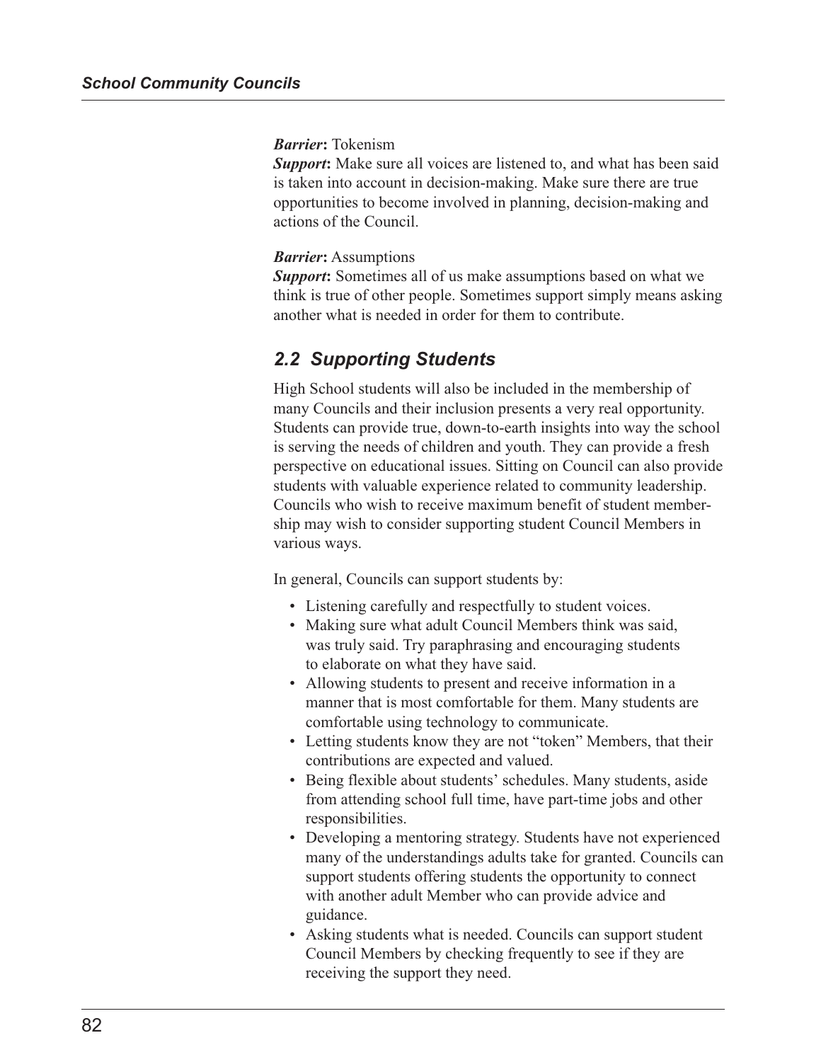***Barrier*:** Tokenism
***Support*:** Make sure all voices are listened to, and what has been said is taken into account in decision-making. Make sure there are true opportunities to become involved in planning, decision-making and actions of the Council.

***Barrier*:** Assumptions
***Support*:** Sometimes all of us make assumptions based on what we think is true of other people. Sometimes support simply means asking another what is needed in order for them to contribute.

## *2.2 Supporting Students*

High School students will also be included in the membership of many Councils and their inclusion presents a very real opportunity. Students can provide true, down-to-earth insights into way the school is serving the needs of children and youth. They can provide a fresh perspective on educational issues. Sitting on Council can also provide students with valuable experience related to community leadership. Councils who wish to receive maximum benefit of student membership may wish to consider supporting student Council Members in various ways.

In general, Councils can support students by:

- Listening carefully and respectfully to student voices.
- Making sure what adult Council Members think was said, was truly said. Try paraphrasing and encouraging students to elaborate on what they have said.
- Allowing students to present and receive information in a manner that is most comfortable for them. Many students are comfortable using technology to communicate.
- Letting students know they are not "token" Members, that their contributions are expected and valued.
- Being flexible about students' schedules. Many students, aside from attending school full time, have part-time jobs and other responsibilities.
- Developing a mentoring strategy. Students have not experienced many of the understandings adults take for granted. Councils can support students offering students the opportunity to connect with another adult Member who can provide advice and guidance.
- Asking students what is needed. Councils can support student Council Members by checking frequently to see if they are receiving the support they need.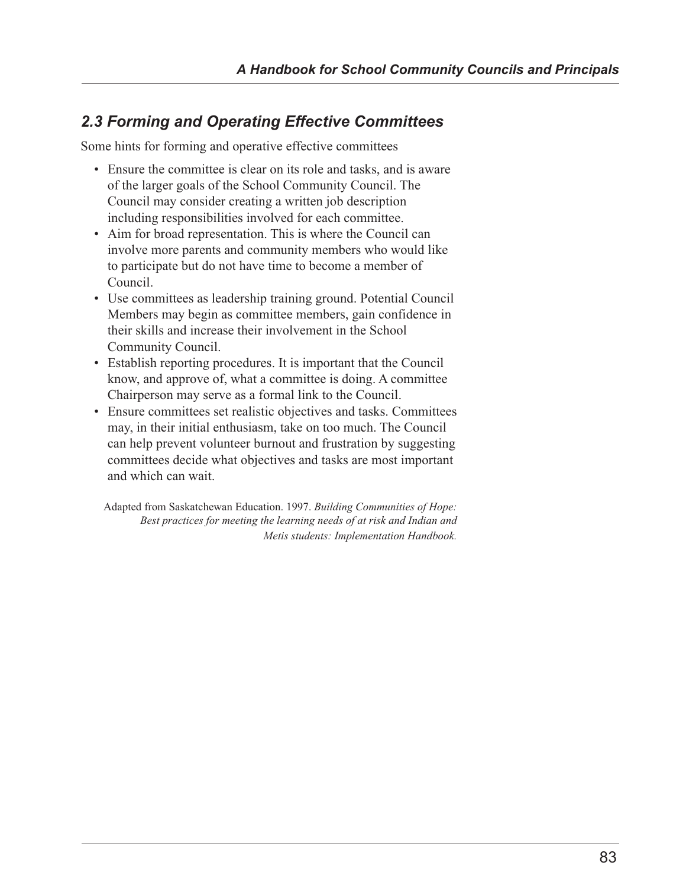## *2.3 Forming and Operating Effective Committees*

Some hints for forming and operative effective committees

- Ensure the committee is clear on its role and tasks, and is aware of the larger goals of the School Community Council. The Council may consider creating a written job description including responsibilities involved for each committee.
- Aim for broad representation. This is where the Council can involve more parents and community members who would like to participate but do not have time to become a member of Council.
- Use committees as leadership training ground. Potential Council Members may begin as committee members, gain confidence in their skills and increase their involvement in the School Community Council.
- Establish reporting procedures. It is important that the Council know, and approve of, what a committee is doing. A committee Chairperson may serve as a formal link to the Council.
- Ensure committees set realistic objectives and tasks. Committees may, in their initial enthusiasm, take on too much. The Council can help prevent volunteer burnout and frustration by suggesting committees decide what objectives and tasks are most important and which can wait.

Adapted from Saskatchewan Education. 1997. *Building Communities of Hope: Best practices for meeting the learning needs of at risk and Indian and Metis students: Implementation Handbook.*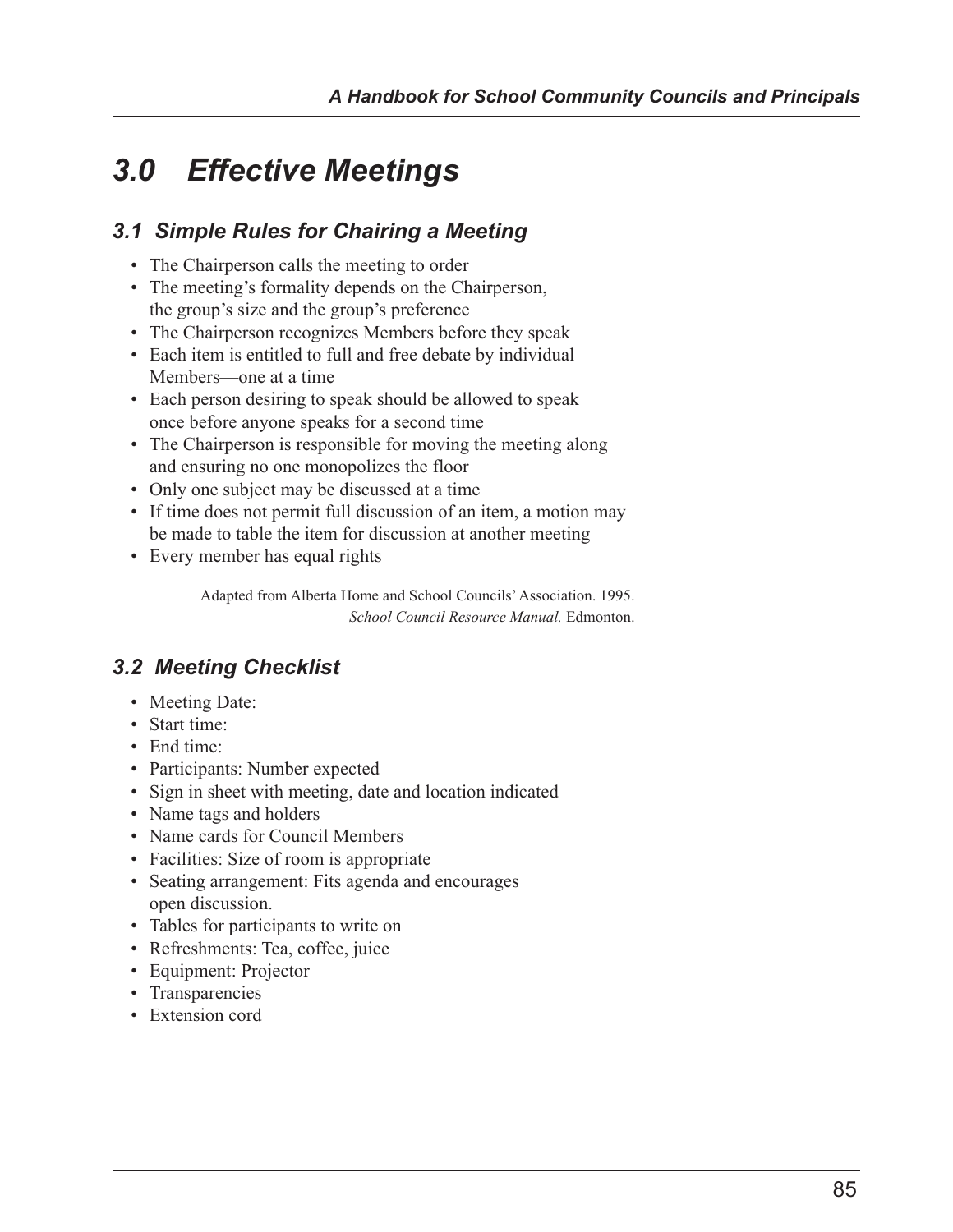# 3.0 Effective Meetings

## 3.1 Simple Rules for Chairing a Meeting

- The Chairperson calls the meeting to order
- The meeting's formality depends on the Chairperson, the group's size and the group's preference
- The Chairperson recognizes Members before they speak
- Each item is entitled to full and free debate by individual Members—one at a time
- Each person desiring to speak should be allowed to speak once before anyone speaks for a second time
- The Chairperson is responsible for moving the meeting along and ensuring no one monopolizes the floor
- Only one subject may be discussed at a time
- If time does not permit full discussion of an item, a motion may be made to table the item for discussion at another meeting
- Every member has equal rights

Adapted from Alberta Home and School Councils' Association. 1995. *School Council Resource Manual.* Edmonton.

## 3.2 Meeting Checklist

- Meeting Date:
- Start time:
- End time:
- Participants: Number expected
- Sign in sheet with meeting, date and location indicated
- Name tags and holders
- Name cards for Council Members
- Facilities: Size of room is appropriate
- Seating arrangement: Fits agenda and encourages open discussion.
- Tables for participants to write on
- Refreshments: Tea, coffee, juice
- Equipment: Projector
- Transparencies
- Extension cord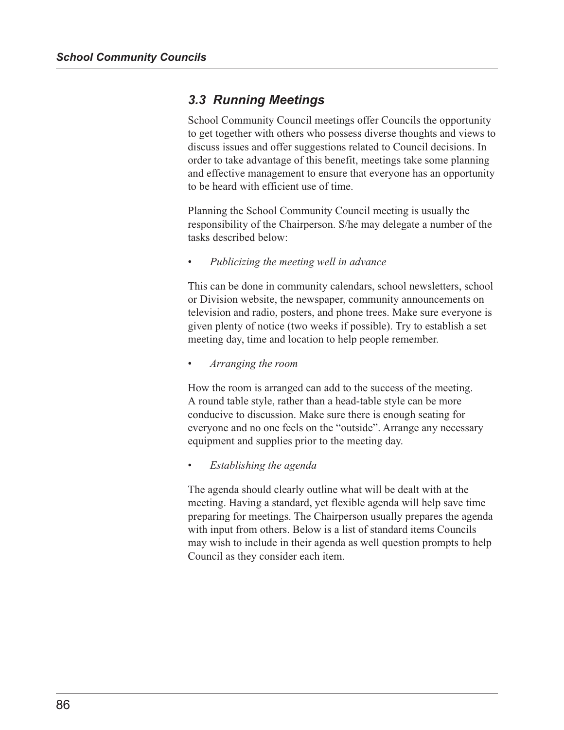## 3.3 Running Meetings

School Community Council meetings offer Councils the opportunity to get together with others who possess diverse thoughts and views to discuss issues and offer suggestions related to Council decisions. In order to take advantage of this benefit, meetings take some planning and effective management to ensure that everyone has an opportunity to be heard with efficient use of time.

Planning the School Community Council meeting is usually the responsibility of the Chairperson. S/he may delegate a number of the tasks described below:

- *Publicizing the meeting well in advance*

This can be done in community calendars, school newsletters, school or Division website, the newspaper, community announcements on television and radio, posters, and phone trees. Make sure everyone is given plenty of notice (two weeks if possible). Try to establish a set meeting day, time and location to help people remember.

- *Arranging the room*

How the room is arranged can add to the success of the meeting. A round table style, rather than a head-table style can be more conducive to discussion. Make sure there is enough seating for everyone and no one feels on the "outside". Arrange any necessary equipment and supplies prior to the meeting day.

- *Establishing the agenda*

The agenda should clearly outline what will be dealt with at the meeting. Having a standard, yet flexible agenda will help save time preparing for meetings. The Chairperson usually prepares the agenda with input from others. Below is a list of standard items Councils may wish to include in their agenda as well question prompts to help Council as they consider each item.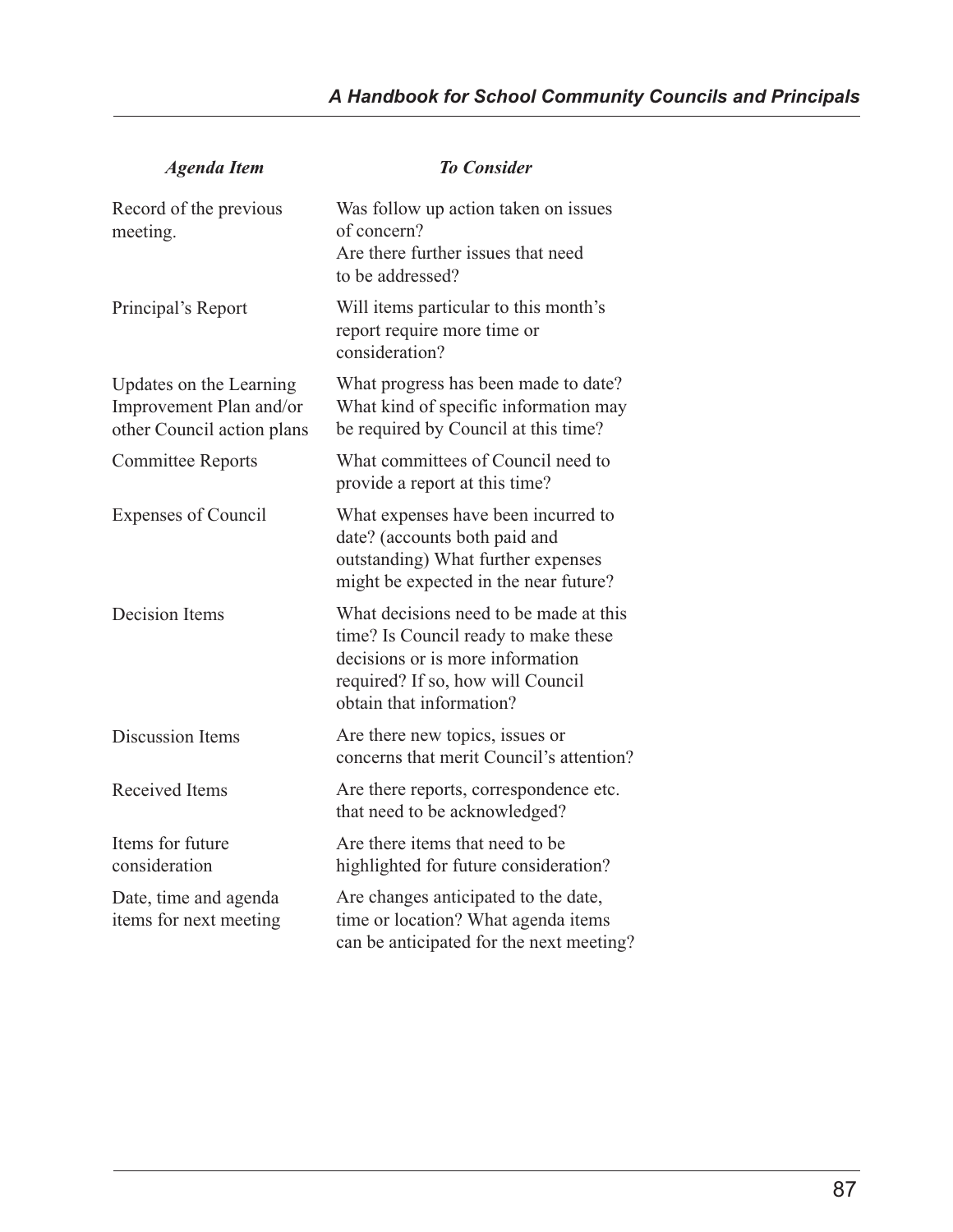| *Agenda Item* | *To Consider* |
|---|---|
| Record of the previous meeting. | Was follow up action taken on issues of concern? Are there further issues that need to be addressed? |
| Principal's Report | Will items particular to this month's report require more time or consideration? |
| Updates on the Learning Improvement Plan and/or other Council action plans | What progress has been made to date? What kind of specific information may be required by Council at this time? |
| Committee Reports | What committees of Council need to provide a report at this time? |
| Expenses of Council | What expenses have been incurred to date? (accounts both paid and outstanding) What further expenses might be expected in the near future? |
| Decision Items | What decisions need to be made at this time? Is Council ready to make these decisions or is more information required? If so, how will Council obtain that information? |
| Discussion Items | Are there new topics, issues or concerns that merit Council's attention? |
| Received Items | Are there reports, correspondence etc. that need to be acknowledged? |
| Items for future consideration | Are there items that need to be highlighted for future consideration? |
| Date, time and agenda items for next meeting | Are changes anticipated to the date, time or location? What agenda items can be anticipated for the next meeting? |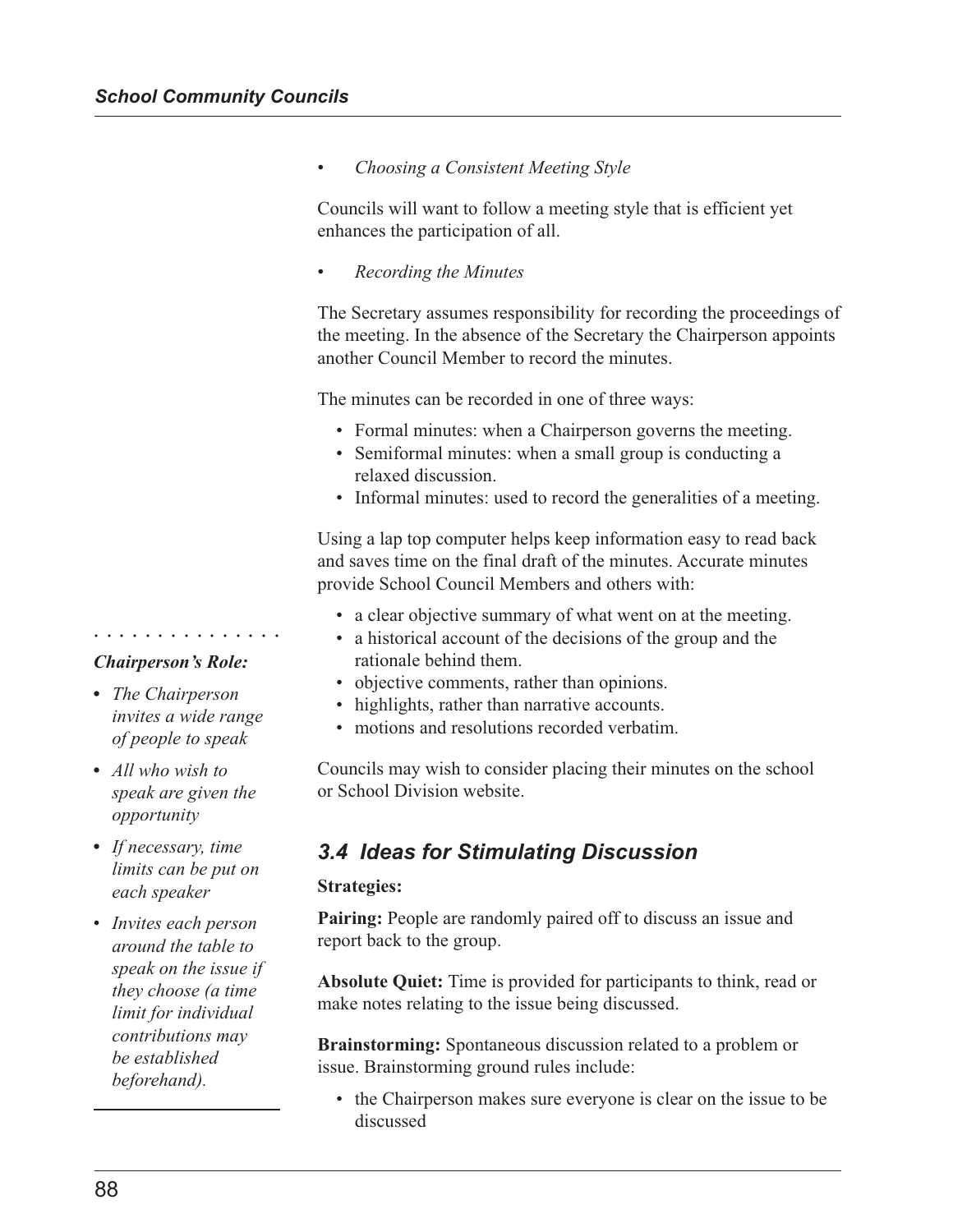- *Choosing a Consistent Meeting Style*

Councils will want to follow a meeting style that is efficient yet enhances the participation of all.

- *Recording the Minutes*

The Secretary assumes responsibility for recording the proceedings of the meeting. In the absence of the Secretary the Chairperson appoints another Council Member to record the minutes.

The minutes can be recorded in one of three ways:

- Formal minutes: when a Chairperson governs the meeting.
- Semiformal minutes: when a small group is conducting a relaxed discussion.
- Informal minutes: used to record the generalities of a meeting.

Using a lap top computer helps keep information easy to read back and saves time on the final draft of the minutes. Accurate minutes provide School Council Members and others with:

- a clear objective summary of what went on at the meeting.
- a historical account of the decisions of the group and the rationale behind them.
- objective comments, rather than opinions.
- highlights, rather than narrative accounts.
- motions and resolutions recorded verbatim.

Councils may wish to consider placing their minutes on the school or School Division website.

***Chairperson's Role:***

- *The Chairperson invites a wide range of people to speak*
- *All who wish to speak are given the opportunity*
- *If necessary, time limits can be put on each speaker*
- *Invites each person around the table to speak on the issue if they choose (a time limit for individual contributions may be established beforehand).*

## *3.4 Ideas for Stimulating Discussion*

**Strategies:**

**Pairing:** People are randomly paired off to discuss an issue and report back to the group.

**Absolute Quiet:** Time is provided for participants to think, read or make notes relating to the issue being discussed.

**Brainstorming:** Spontaneous discussion related to a problem or issue. Brainstorming ground rules include:

- the Chairperson makes sure everyone is clear on the issue to be discussed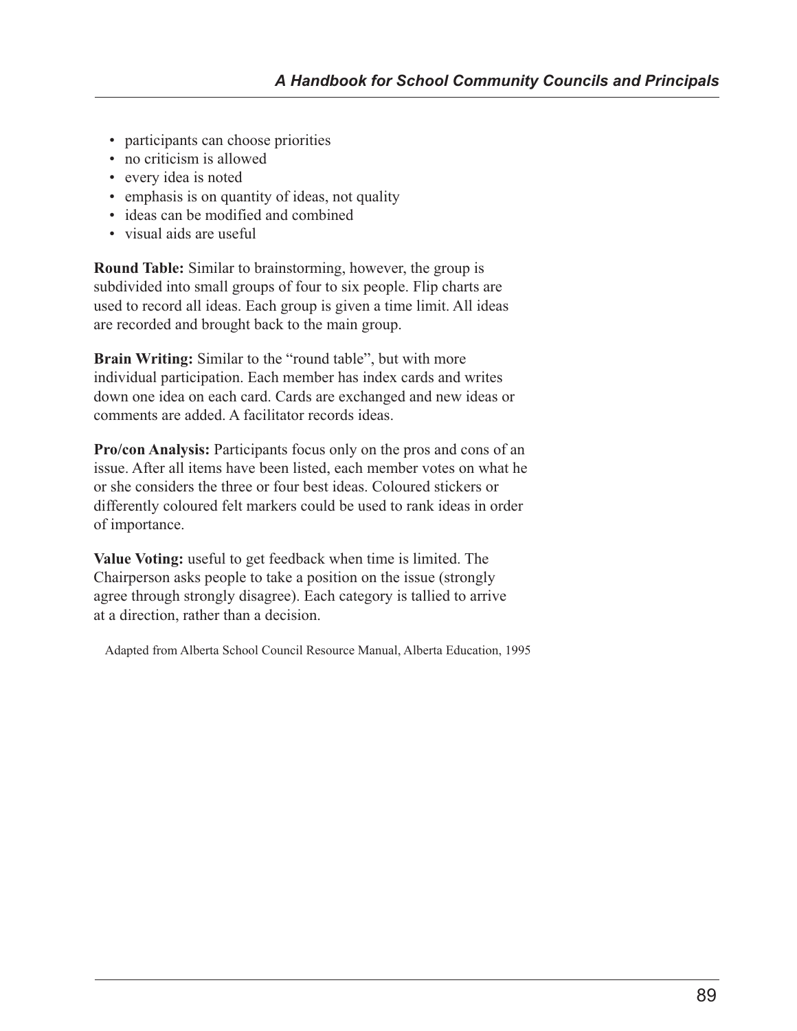- participants can choose priorities
- no criticism is allowed
- every idea is noted
- emphasis is on quantity of ideas, not quality
- ideas can be modified and combined
- visual aids are useful

**Round Table:** Similar to brainstorming, however, the group is subdivided into small groups of four to six people. Flip charts are used to record all ideas. Each group is given a time limit. All ideas are recorded and brought back to the main group.

**Brain Writing:** Similar to the "round table", but with more individual participation. Each member has index cards and writes down one idea on each card. Cards are exchanged and new ideas or comments are added. A facilitator records ideas.

**Pro/con Analysis:** Participants focus only on the pros and cons of an issue. After all items have been listed, each member votes on what he or she considers the three or four best ideas. Coloured stickers or differently coloured felt markers could be used to rank ideas in order of importance.

**Value Voting:** useful to get feedback when time is limited. The Chairperson asks people to take a position on the issue (strongly agree through strongly disagree). Each category is tallied to arrive at a direction, rather than a decision.

Adapted from Alberta School Council Resource Manual, Alberta Education, 1995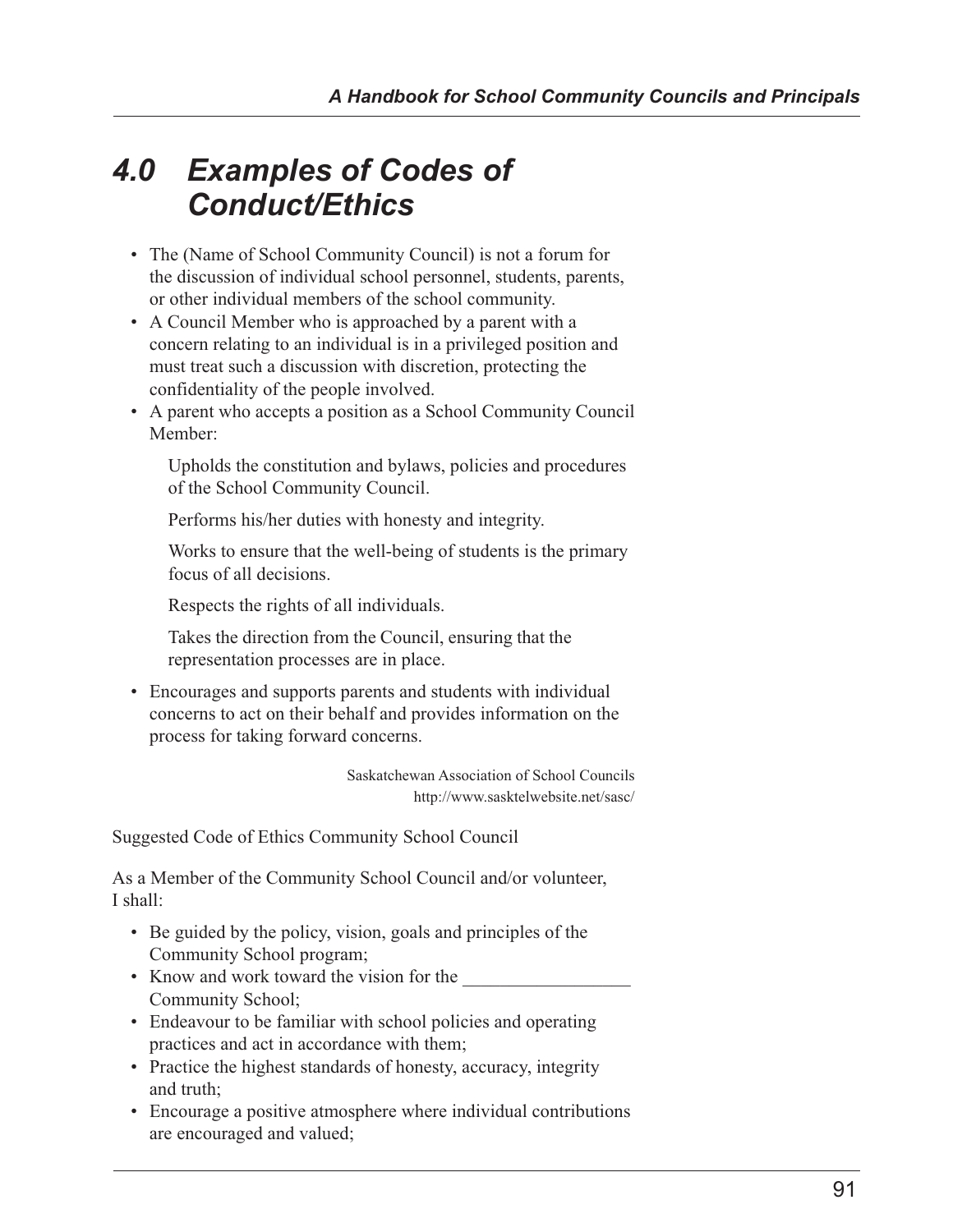# 4.0 Examples of Codes of Conduct/Ethics

- The (Name of School Community Council) is not a forum for the discussion of individual school personnel, students, parents, or other individual members of the school community.
- A Council Member who is approached by a parent with a concern relating to an individual is in a privileged position and must treat such a discussion with discretion, protecting the confidentiality of the people involved.
- A parent who accepts a position as a School Community Council Member:

  Upholds the constitution and bylaws, policies and procedures of the School Community Council.

  Performs his/her duties with honesty and integrity.

  Works to ensure that the well-being of students is the primary focus of all decisions.

  Respects the rights of all individuals.

  Takes the direction from the Council, ensuring that the representation processes are in place.

- Encourages and supports parents and students with individual concerns to act on their behalf and provides information on the process for taking forward concerns.

Saskatchewan Association of School Councils
http://www.sasktelwebsite.net/sasc/

Suggested Code of Ethics Community School Council

As a Member of the Community School Council and/or volunteer, I shall:

- Be guided by the policy, vision, goals and principles of the Community School program;
- Know and work toward the vision for the __________________ Community School;
- Endeavour to be familiar with school policies and operating practices and act in accordance with them;
- Practice the highest standards of honesty, accuracy, integrity and truth;
- Encourage a positive atmosphere where individual contributions are encouraged and valued;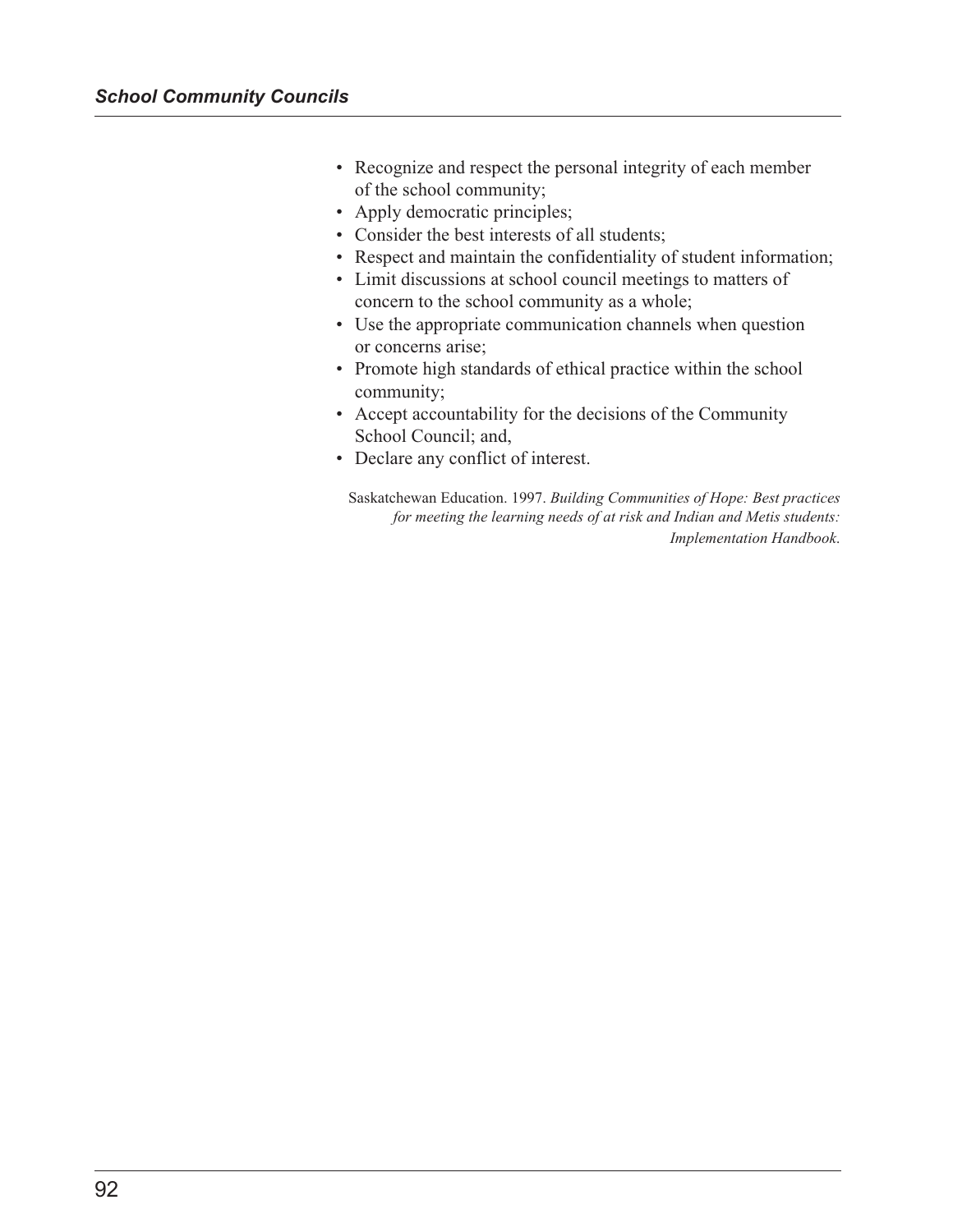- Recognize and respect the personal integrity of each member of the school community;
- Apply democratic principles;
- Consider the best interests of all students;
- Respect and maintain the confidentiality of student information;
- Limit discussions at school council meetings to matters of concern to the school community as a whole;
- Use the appropriate communication channels when question or concerns arise;
- Promote high standards of ethical practice within the school community;
- Accept accountability for the decisions of the Community School Council; and,
- Declare any conflict of interest.

Saskatchewan Education. 1997. *Building Communities of Hope: Best practices for meeting the learning needs of at risk and Indian and Metis students: Implementation Handbook*.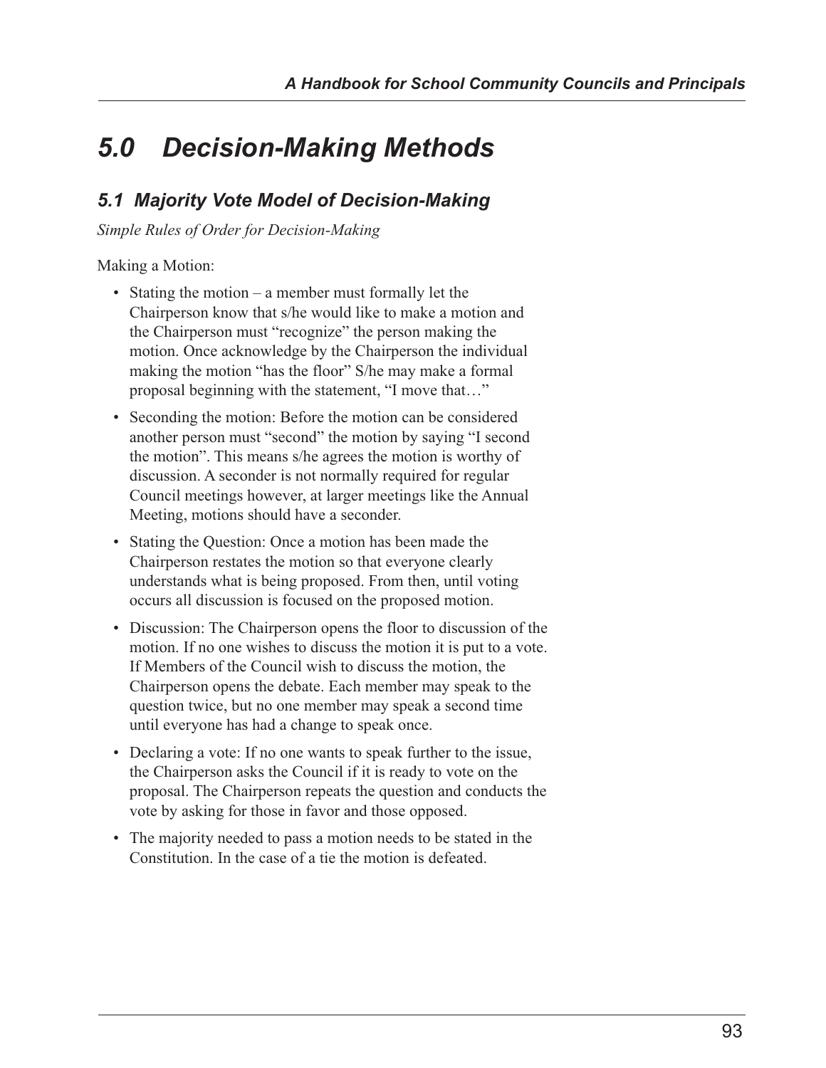# 5.0 Decision-Making Methods

## 5.1 Majority Vote Model of Decision-Making

*Simple Rules of Order for Decision-Making*

Making a Motion:

- Stating the motion – a member must formally let the Chairperson know that s/he would like to make a motion and the Chairperson must "recognize" the person making the motion. Once acknowledge by the Chairperson the individual making the motion "has the floor" S/he may make a formal proposal beginning with the statement, "I move that…"
- Seconding the motion: Before the motion can be considered another person must "second" the motion by saying "I second the motion". This means s/he agrees the motion is worthy of discussion. A seconder is not normally required for regular Council meetings however, at larger meetings like the Annual Meeting, motions should have a seconder.
- Stating the Question: Once a motion has been made the Chairperson restates the motion so that everyone clearly understands what is being proposed. From then, until voting occurs all discussion is focused on the proposed motion.
- Discussion: The Chairperson opens the floor to discussion of the motion. If no one wishes to discuss the motion it is put to a vote. If Members of the Council wish to discuss the motion, the Chairperson opens the debate. Each member may speak to the question twice, but no one member may speak a second time until everyone has had a change to speak once.
- Declaring a vote: If no one wants to speak further to the issue, the Chairperson asks the Council if it is ready to vote on the proposal. The Chairperson repeats the question and conducts the vote by asking for those in favor and those opposed.
- The majority needed to pass a motion needs to be stated in the Constitution. In the case of a tie the motion is defeated.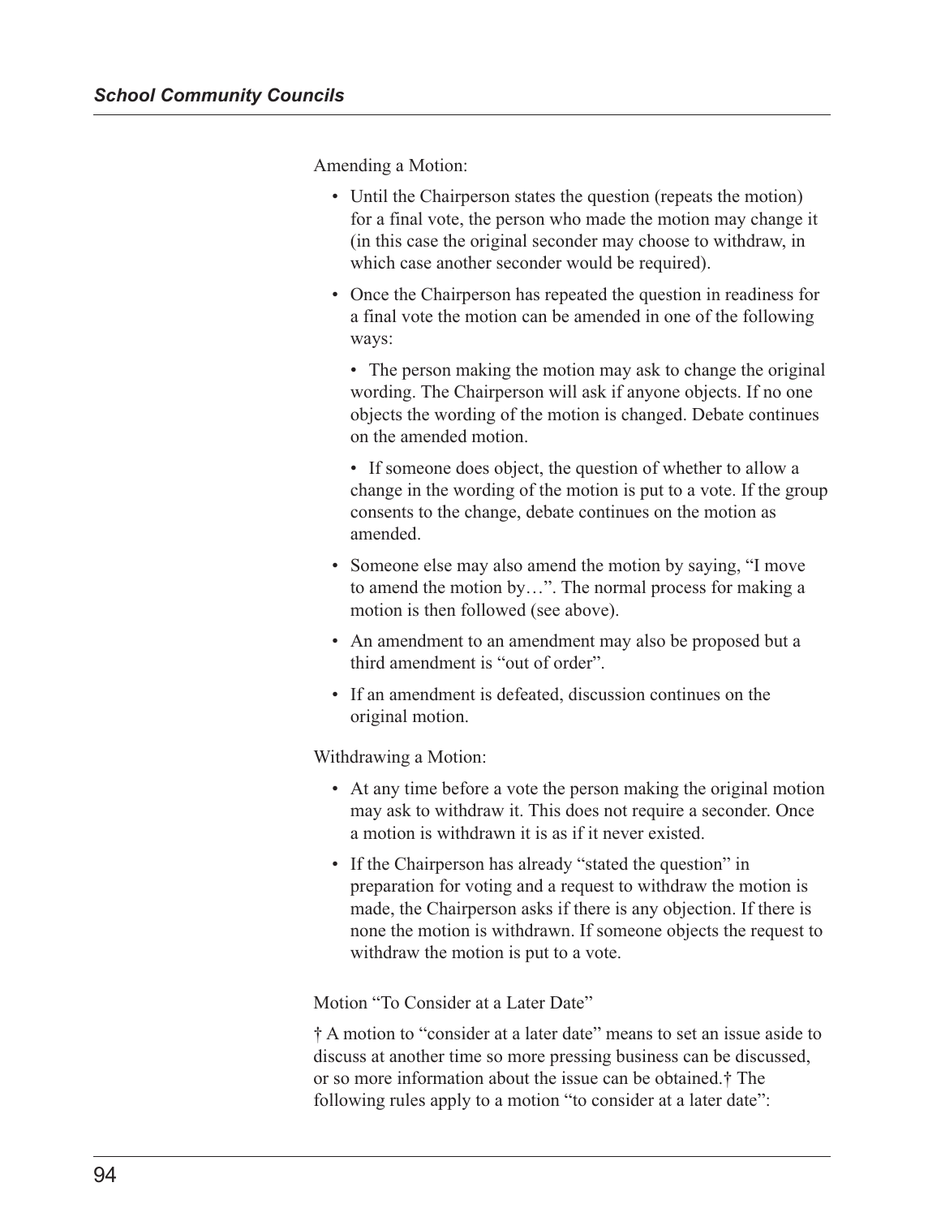Amending a Motion:

- Until the Chairperson states the question (repeats the motion) for a final vote, the person who made the motion may change it (in this case the original seconder may choose to withdraw, in which case another seconder would be required).
- Once the Chairperson has repeated the question in readiness for a final vote the motion can be amended in one of the following ways:
  - The person making the motion may ask to change the original wording. The Chairperson will ask if anyone objects. If no one objects the wording of the motion is changed. Debate continues on the amended motion.
  - If someone does object, the question of whether to allow a change in the wording of the motion is put to a vote. If the group consents to the change, debate continues on the motion as amended.
- Someone else may also amend the motion by saying, "I move to amend the motion by…". The normal process for making a motion is then followed (see above).
- An amendment to an amendment may also be proposed but a third amendment is "out of order".
- If an amendment is defeated, discussion continues on the original motion.

Withdrawing a Motion:

- At any time before a vote the person making the original motion may ask to withdraw it. This does not require a seconder. Once a motion is withdrawn it is as if it never existed.
- If the Chairperson has already "stated the question" in preparation for voting and a request to withdraw the motion is made, the Chairperson asks if there is any objection. If there is none the motion is withdrawn. If someone objects the request to withdraw the motion is put to a vote.

Motion "To Consider at a Later Date"

† A motion to "consider at a later date" means to set an issue aside to discuss at another time so more pressing business can be discussed, or so more information about the issue can be obtained.† The following rules apply to a motion "to consider at a later date":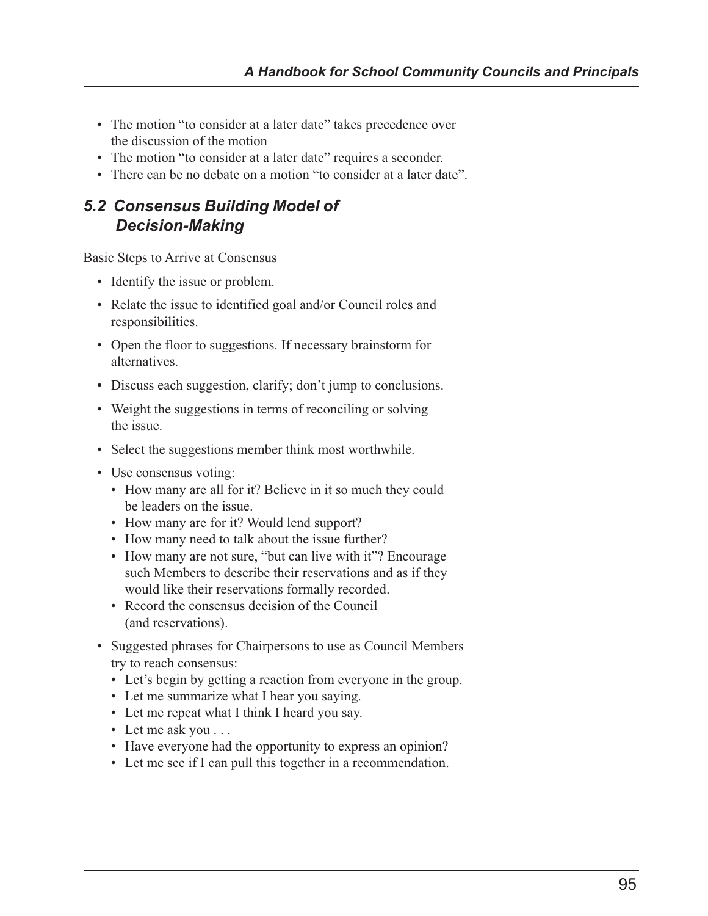- The motion "to consider at a later date" takes precedence over the discussion of the motion
- The motion "to consider at a later date" requires a seconder.
- There can be no debate on a motion "to consider at a later date".

## *5.2 Consensus Building Model of Decision-Making*

Basic Steps to Arrive at Consensus

- Identify the issue or problem.
- Relate the issue to identified goal and/or Council roles and responsibilities.
- Open the floor to suggestions. If necessary brainstorm for alternatives.
- Discuss each suggestion, clarify; don't jump to conclusions.
- Weight the suggestions in terms of reconciling or solving the issue.
- Select the suggestions member think most worthwhile.
- Use consensus voting:
  - How many are all for it? Believe in it so much they could be leaders on the issue.
  - How many are for it? Would lend support?
  - How many need to talk about the issue further?
  - How many are not sure, "but can live with it"? Encourage such Members to describe their reservations and as if they would like their reservations formally recorded.
  - Record the consensus decision of the Council (and reservations).
- Suggested phrases for Chairpersons to use as Council Members try to reach consensus:
  - Let's begin by getting a reaction from everyone in the group.
  - Let me summarize what I hear you saying.
  - Let me repeat what I think I heard you say.
  - Let me ask you . . .
  - Have everyone had the opportunity to express an opinion?
  - Let me see if I can pull this together in a recommendation.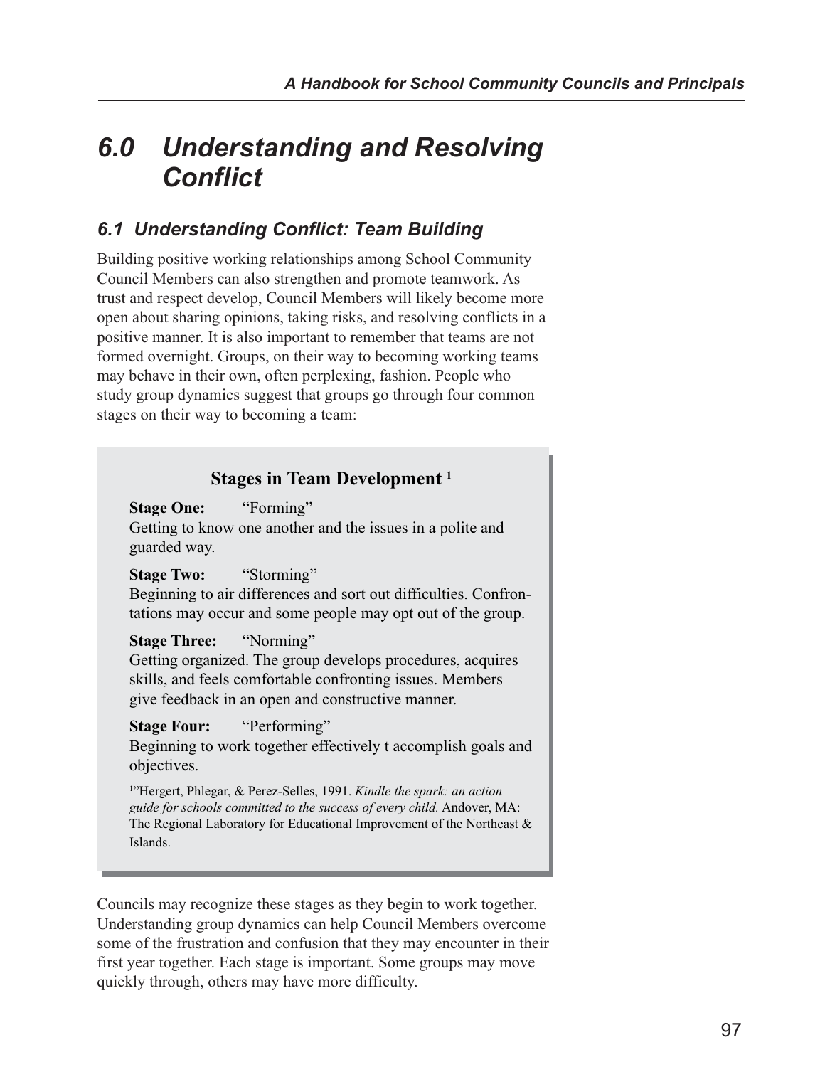# 6.0 Understanding and Resolving Conflict

## 6.1 Understanding Conflict: Team Building

Building positive working relationships among School Community Council Members can also strengthen and promote teamwork. As trust and respect develop, Council Members will likely become more open about sharing opinions, taking risks, and resolving conflicts in a positive manner. It is also important to remember that teams are not formed overnight. Groups, on their way to becoming working teams may behave in their own, often perplexing, fashion. People who study group dynamics suggest that groups go through four common stages on their way to becoming a team:

### Stages in Team Development [1]

**Stage One:** "Forming"
Getting to know one another and the issues in a polite and guarded way.

**Stage Two:** "Storming"
Beginning to air differences and sort out difficulties. Confrontations may occur and some people may opt out of the group.

**Stage Three:** "Norming"
Getting organized. The group develops procedures, acquires skills, and feels comfortable confronting issues. Members give feedback in an open and constructive manner.

**Stage Four:** "Performing"
Beginning to work together effectively t accomplish goals and objectives.

[1]"Hergert, Phlegar, & Perez-Selles, 1991. *Kindle the spark: an action guide for schools committed to the success of every child.* Andover, MA: The Regional Laboratory for Educational Improvement of the Northeast & Islands.

Councils may recognize these stages as they begin to work together. Understanding group dynamics can help Council Members overcome some of the frustration and confusion that they may encounter in their first year together. Each stage is important. Some groups may move quickly through, others may have more difficulty.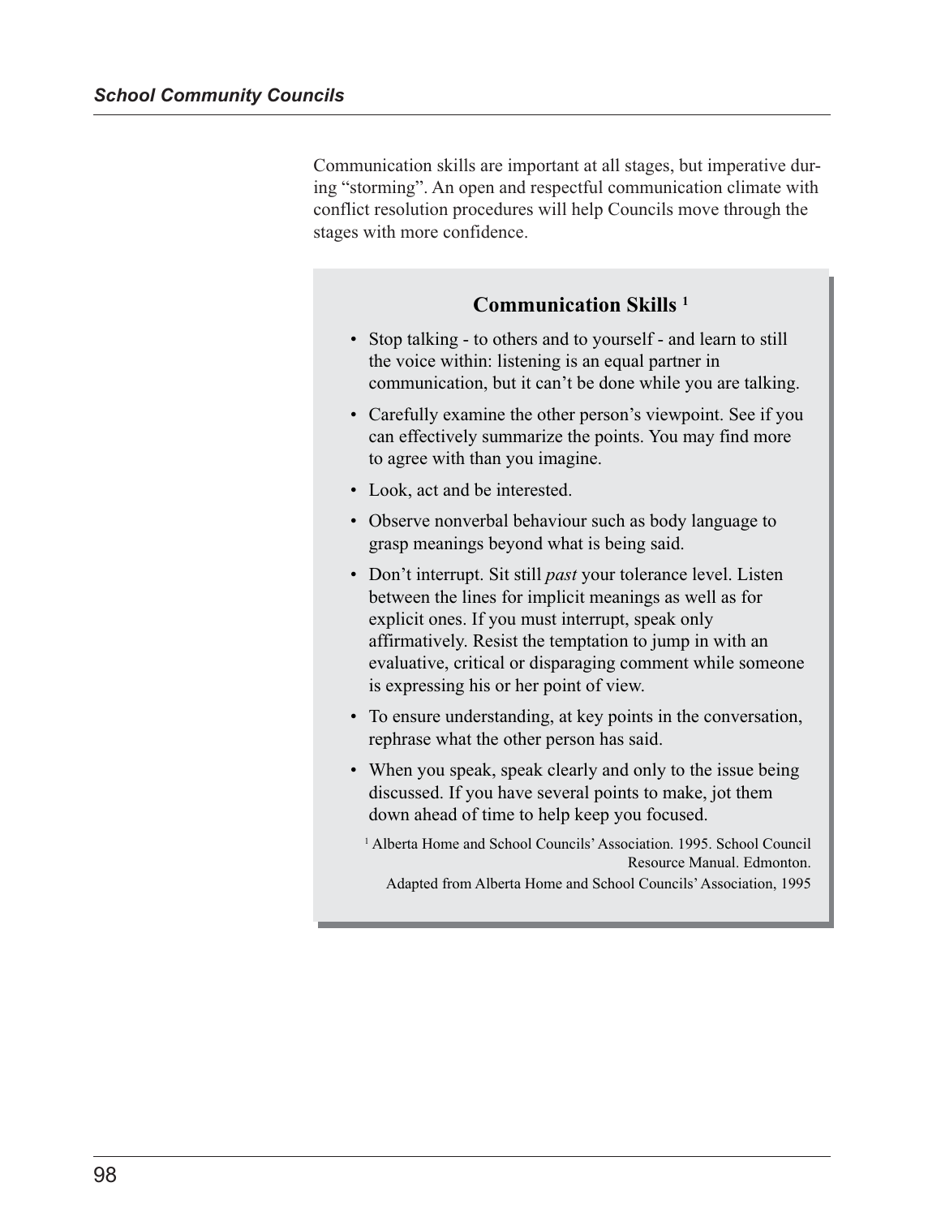Communication skills are important at all stages, but imperative during "storming". An open and respectful communication climate with conflict resolution procedures will help Councils move through the stages with more confidence.

### Communication Skills [1]

- Stop talking - to others and to yourself - and learn to still the voice within: listening is an equal partner in communication, but it can't be done while you are talking.
- Carefully examine the other person's viewpoint. See if you can effectively summarize the points. You may find more to agree with than you imagine.
- Look, act and be interested.
- Observe nonverbal behaviour such as body language to grasp meanings beyond what is being said.
- Don't interrupt. Sit still *past* your tolerance level. Listen between the lines for implicit meanings as well as for explicit ones. If you must interrupt, speak only affirmatively. Resist the temptation to jump in with an evaluative, critical or disparaging comment while someone is expressing his or her point of view.
- To ensure understanding, at key points in the conversation, rephrase what the other person has said.
- When you speak, speak clearly and only to the issue being discussed. If you have several points to make, jot them down ahead of time to help keep you focused.

[1] Alberta Home and School Councils' Association. 1995. School Council Resource Manual. Edmonton.

Adapted from Alberta Home and School Councils' Association, 1995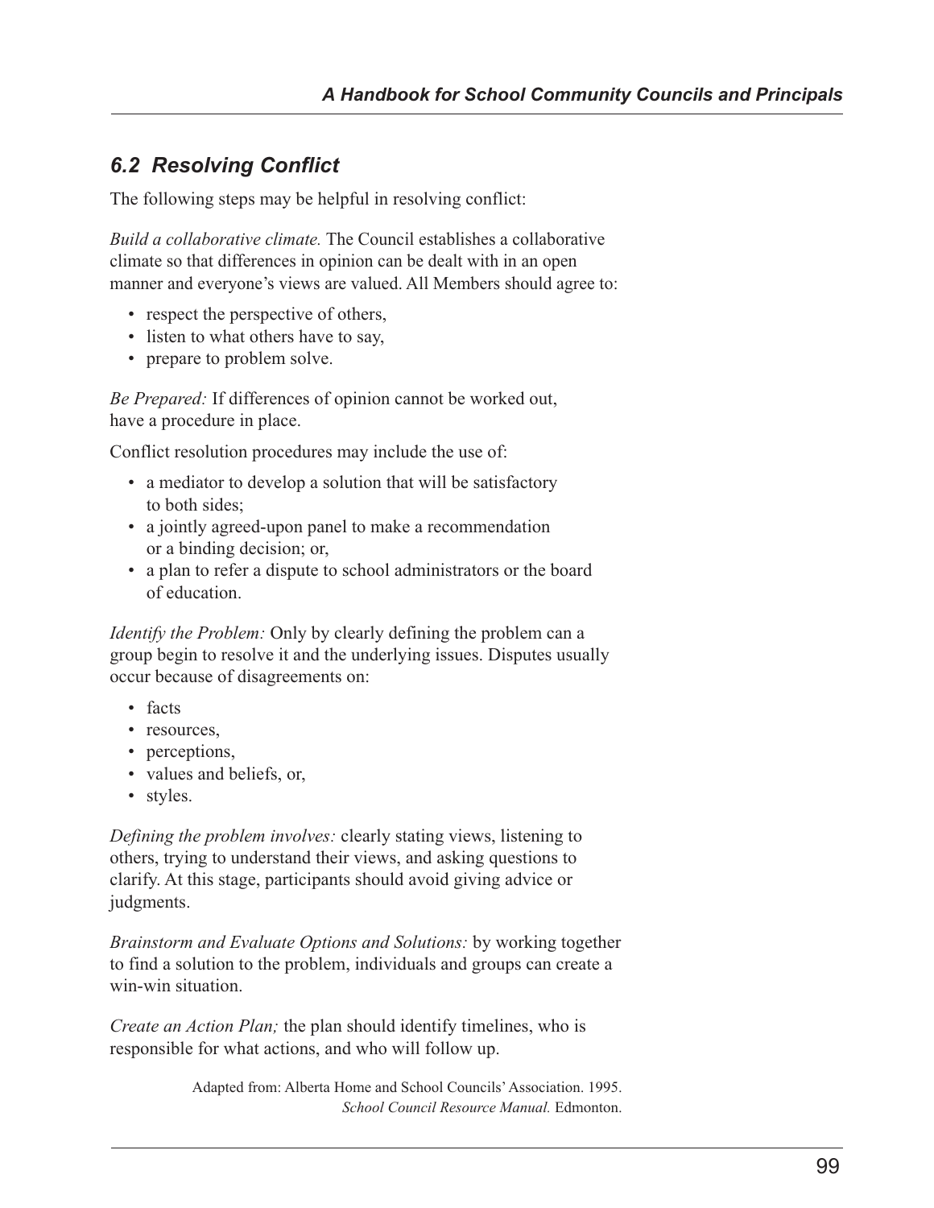## 6.2 Resolving Conflict

The following steps may be helpful in resolving conflict:

*Build a collaborative climate.* The Council establishes a collaborative climate so that differences in opinion can be dealt with in an open manner and everyone's views are valued. All Members should agree to:

- respect the perspective of others,
- listen to what others have to say,
- prepare to problem solve.

*Be Prepared:* If differences of opinion cannot be worked out, have a procedure in place.

Conflict resolution procedures may include the use of:

- a mediator to develop a solution that will be satisfactory to both sides;
- a jointly agreed-upon panel to make a recommendation or a binding decision; or,
- a plan to refer a dispute to school administrators or the board of education.

*Identify the Problem:* Only by clearly defining the problem can a group begin to resolve it and the underlying issues. Disputes usually occur because of disagreements on:

- facts
- resources,
- perceptions,
- values and beliefs, or,
- styles.

*Defining the problem involves:* clearly stating views, listening to others, trying to understand their views, and asking questions to clarify. At this stage, participants should avoid giving advice or judgments.

*Brainstorm and Evaluate Options and Solutions:* by working together to find a solution to the problem, individuals and groups can create a win-win situation.

*Create an Action Plan;* the plan should identify timelines, who is responsible for what actions, and who will follow up.

Adapted from: Alberta Home and School Councils' Association. 1995. *School Council Resource Manual.* Edmonton.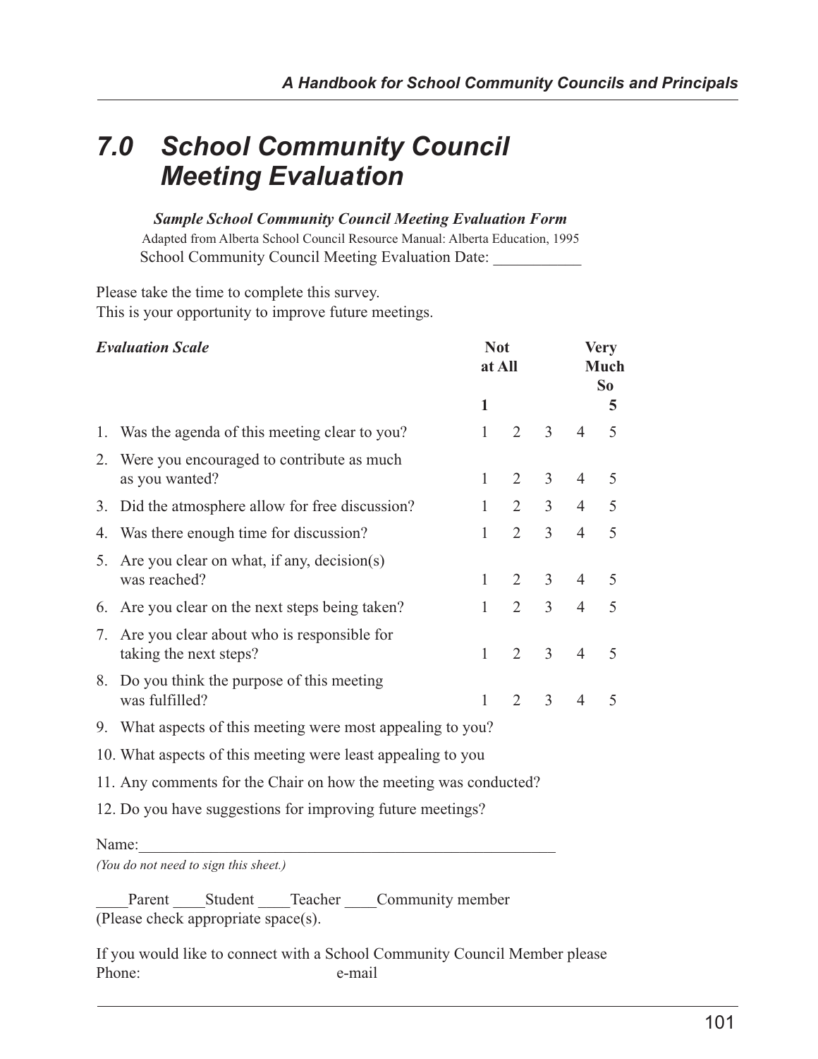# 7.0 School Community Council Meeting Evaluation

***Sample School Community Council Meeting Evaluation Form***

Adapted from Alberta School Council Resource Manual: Alberta Education, 1995

School Community Council Meeting Evaluation Date: ___________

Please take the time to complete this survey.
This is your opportunity to improve future meetings.

| ***Evaluation Scale*** | **Not at All 1** | | | | **Very Much So 5** |
|---|---|---|---|---|---|
| 1. Was the agenda of this meeting clear to you? | 1 | 2 | 3 | 4 | 5 |
| 2. Were you encouraged to contribute as much as you wanted? | 1 | 2 | 3 | 4 | 5 |
| 3. Did the atmosphere allow for free discussion? | 1 | 2 | 3 | 4 | 5 |
| 4. Was there enough time for discussion? | 1 | 2 | 3 | 4 | 5 |
| 5. Are you clear on what, if any, decision(s) was reached? | 1 | 2 | 3 | 4 | 5 |
| 6. Are you clear on the next steps being taken? | 1 | 2 | 3 | 4 | 5 |
| 7. Are you clear about who is responsible for taking the next steps? | 1 | 2 | 3 | 4 | 5 |
| 8. Do you think the purpose of this meeting was fulfilled? | 1 | 2 | 3 | 4 | 5 |

9. What aspects of this meeting were most appealing to you?
10. What aspects of this meeting were least appealing to you
11. Any comments for the Chair on how the meeting was conducted?
12. Do you have suggestions for improving future meetings?

Name:_____________________________________________________

*(You do not need to sign this sheet.)*

____Parent ____Student ____Teacher ____Community member
(Please check appropriate space(s).

If you would like to connect with a School Community Council Member please
Phone: e-mail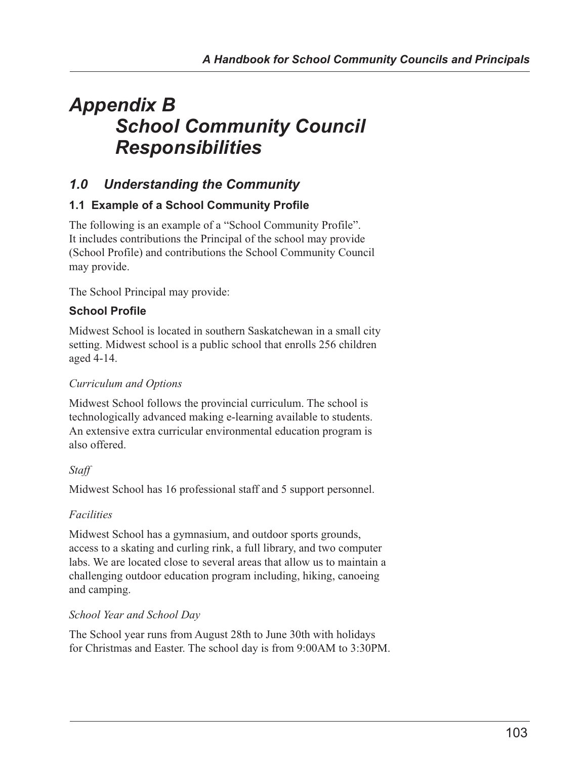# Appendix B
# School Community Council Responsibilities

## 1.0 Understanding the Community

### 1.1 Example of a School Community Profile

The following is an example of a "School Community Profile". It includes contributions the Principal of the school may provide (School Profile) and contributions the School Community Council may provide.

The School Principal may provide:

**School Profile**

Midwest School is located in southern Saskatchewan in a small city setting. Midwest school is a public school that enrolls 256 children aged 4-14.

*Curriculum and Options*

Midwest School follows the provincial curriculum. The school is technologically advanced making e-learning available to students. An extensive extra curricular environmental education program is also offered.

*Staff*

Midwest School has 16 professional staff and 5 support personnel.

*Facilities*

Midwest School has a gymnasium, and outdoor sports grounds, access to a skating and curling rink, a full library, and two computer labs. We are located close to several areas that allow us to maintain a challenging outdoor education program including, hiking, canoeing and camping.

*School Year and School Day*

The School year runs from August 28th to June 30th with holidays for Christmas and Easter. The school day is from 9:00AM to 3:30PM.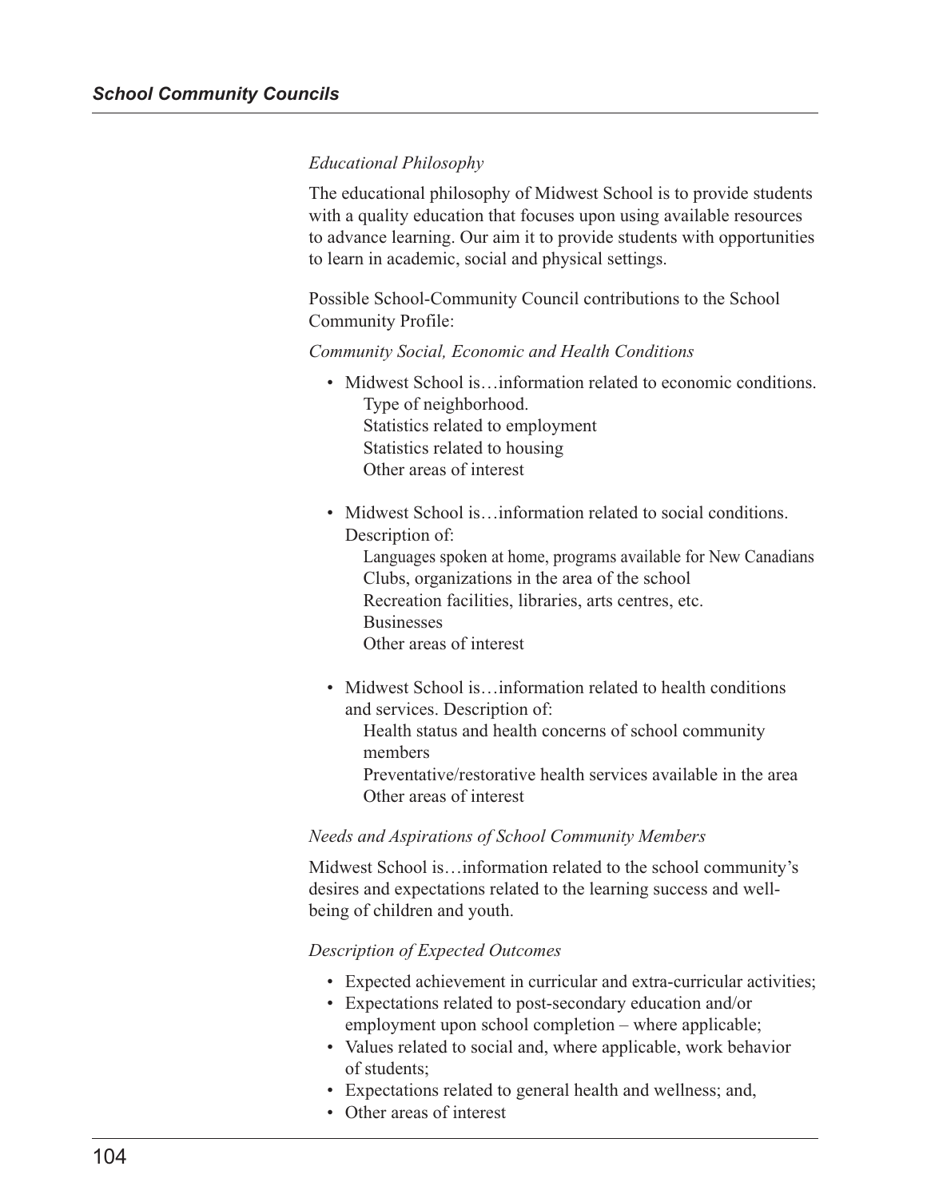*Educational Philosophy*

The educational philosophy of Midwest School is to provide students with a quality education that focuses upon using available resources to advance learning. Our aim it to provide students with opportunities to learn in academic, social and physical settings.

Possible School-Community Council contributions to the School Community Profile:

*Community Social, Economic and Health Conditions*

- Midwest School is…information related to economic conditions.
  - Type of neighborhood.
  - Statistics related to employment
  - Statistics related to housing
  - Other areas of interest
- Midwest School is…information related to social conditions. Description of:
  - Languages spoken at home, programs available for New Canadians
  - Clubs, organizations in the area of the school
  - Recreation facilities, libraries, arts centres, etc.
  - Businesses
  - Other areas of interest
- Midwest School is…information related to health conditions and services. Description of:
  - Health status and health concerns of school community members
  - Preventative/restorative health services available in the area
  - Other areas of interest

*Needs and Aspirations of School Community Members*

Midwest School is…information related to the school community's desires and expectations related to the learning success and well-being of children and youth.

*Description of Expected Outcomes*

- Expected achievement in curricular and extra-curricular activities;
- Expectations related to post-secondary education and/or employment upon school completion – where applicable;
- Values related to social and, where applicable, work behavior of students;
- Expectations related to general health and wellness; and,
- Other areas of interest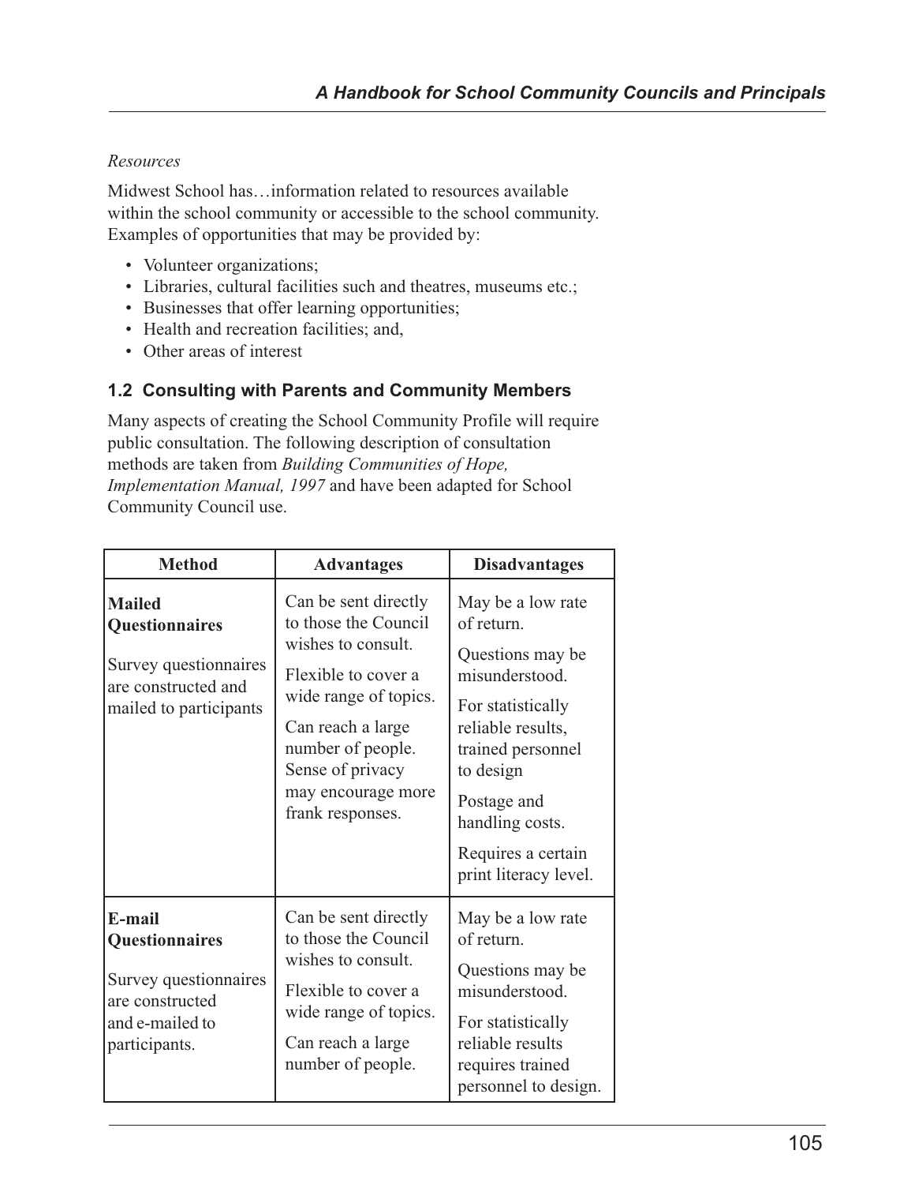*Resources*

Midwest School has…information related to resources available within the school community or accessible to the school community. Examples of opportunities that may be provided by:

- Volunteer organizations;
- Libraries, cultural facilities such and theatres, museums etc.;
- Businesses that offer learning opportunities;
- Health and recreation facilities; and,
- Other areas of interest

### 1.2 Consulting with Parents and Community Members

Many aspects of creating the School Community Profile will require public consultation. The following description of consultation methods are taken from *Building Communities of Hope, Implementation Manual, 1997* and have been adapted for School Community Council use.

| Method | Advantages | Disadvantages |
|---|---|---|
| **Mailed Questionnaires**<br><br>Survey questionnaires are constructed and mailed to participants | Can be sent directly to those the Council wishes to consult.<br><br>Flexible to cover a wide range of topics.<br><br>Can reach a large number of people. Sense of privacy may encourage more frank responses. | May be a low rate of return.<br><br>Questions may be misunderstood.<br><br>For statistically reliable results, trained personnel to design<br><br>Postage and handling costs.<br><br>Requires a certain print literacy level. |
| **E-mail Questionnaires**<br><br>Survey questionnaires are constructed and e-mailed to participants. | Can be sent directly to those the Council wishes to consult.<br><br>Flexible to cover a wide range of topics.<br><br>Can reach a large number of people. | May be a low rate of return.<br><br>Questions may be misunderstood.<br><br>For statistically reliable results requires trained personnel to design. |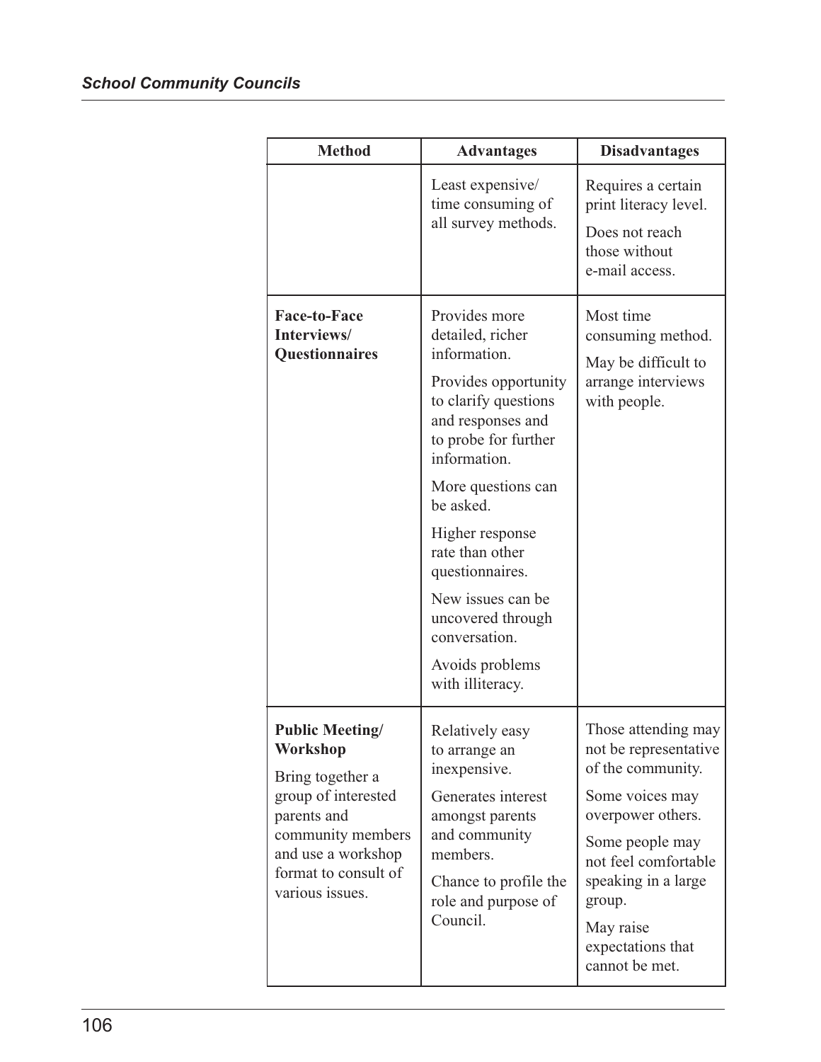| Method | Advantages | Disadvantages |
|---|---|---|
| | Least expensive/ time consuming of all survey methods. | Requires a certain print literacy level. Does not reach those without e-mail access. |
| **Face-to-Face Interviews/ Questionnaires** | Provides more detailed, richer information. Provides opportunity to clarify questions and responses and to probe for further information. More questions can be asked. Higher response rate than other questionnaires. New issues can be uncovered through conversation. Avoids problems with illiteracy. | Most time consuming method. May be difficult to arrange interviews with people. |
| **Public Meeting/ Workshop** Bring together a group of interested parents and community members and use a workshop format to consult of various issues. | Relatively easy to arrange an inexpensive. Generates interest amongst parents and community members. Chance to profile the role and purpose of Council. | Those attending may not be representative of the community. Some voices may overpower others. Some people may not feel comfortable speaking in a large group. May raise expectations that cannot be met. |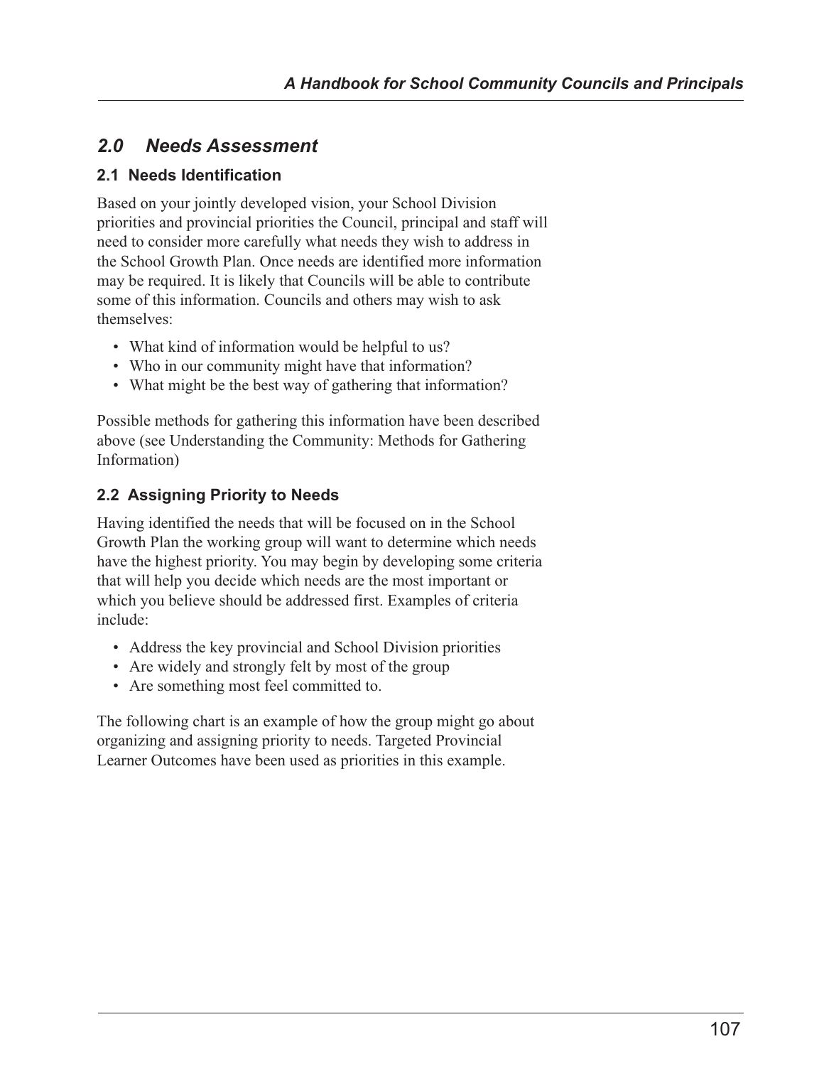## *2.0 Needs Assessment*

### 2.1 Needs Identification

Based on your jointly developed vision, your School Division priorities and provincial priorities the Council, principal and staff will need to consider more carefully what needs they wish to address in the School Growth Plan. Once needs are identified more information may be required. It is likely that Councils will be able to contribute some of this information. Councils and others may wish to ask themselves:

- What kind of information would be helpful to us?
- Who in our community might have that information?
- What might be the best way of gathering that information?

Possible methods for gathering this information have been described above (see Understanding the Community: Methods for Gathering Information)

### 2.2 Assigning Priority to Needs

Having identified the needs that will be focused on in the School Growth Plan the working group will want to determine which needs have the highest priority. You may begin by developing some criteria that will help you decide which needs are the most important or which you believe should be addressed first. Examples of criteria include:

- Address the key provincial and School Division priorities
- Are widely and strongly felt by most of the group
- Are something most feel committed to.

The following chart is an example of how the group might go about organizing and assigning priority to needs. Targeted Provincial Learner Outcomes have been used as priorities in this example.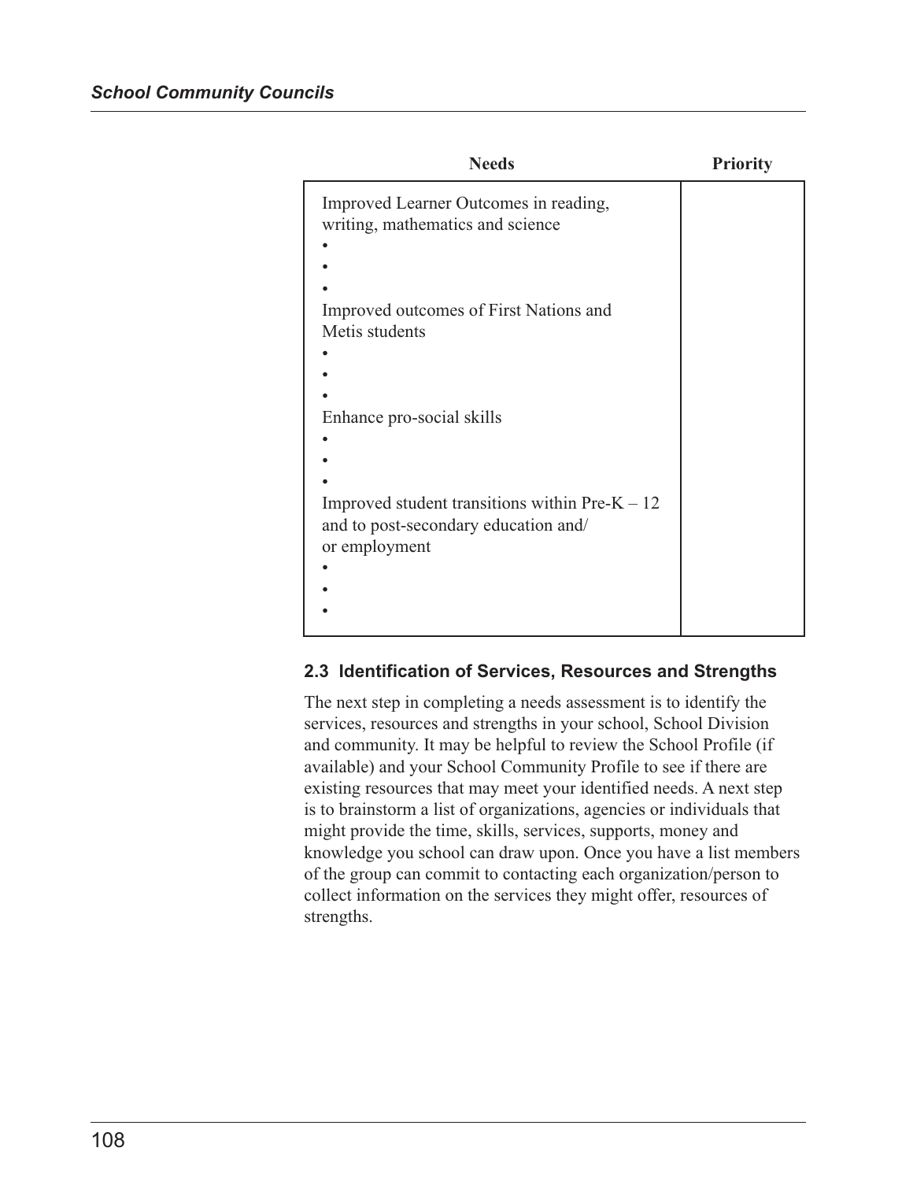| Needs | Priority |
|---|---|
| Improved Learner Outcomes in reading, writing, mathematics and science<br>•<br>•<br>•<br>Improved outcomes of First Nations and Metis students<br>•<br>•<br>•<br>Enhance pro-social skills<br>•<br>•<br>•<br>Improved student transitions within Pre-K – 12 and to post-secondary education and/ or employment<br>•<br>•<br>• | |

### 2.3 Identification of Services, Resources and Strengths

The next step in completing a needs assessment is to identify the services, resources and strengths in your school, School Division and community. It may be helpful to review the School Profile (if available) and your School Community Profile to see if there are existing resources that may meet your identified needs. A next step is to brainstorm a list of organizations, agencies or individuals that might provide the time, skills, services, supports, money and knowledge you school can draw upon. Once you have a list members of the group can commit to contacting each organization/person to collect information on the services they might offer, resources of strengths.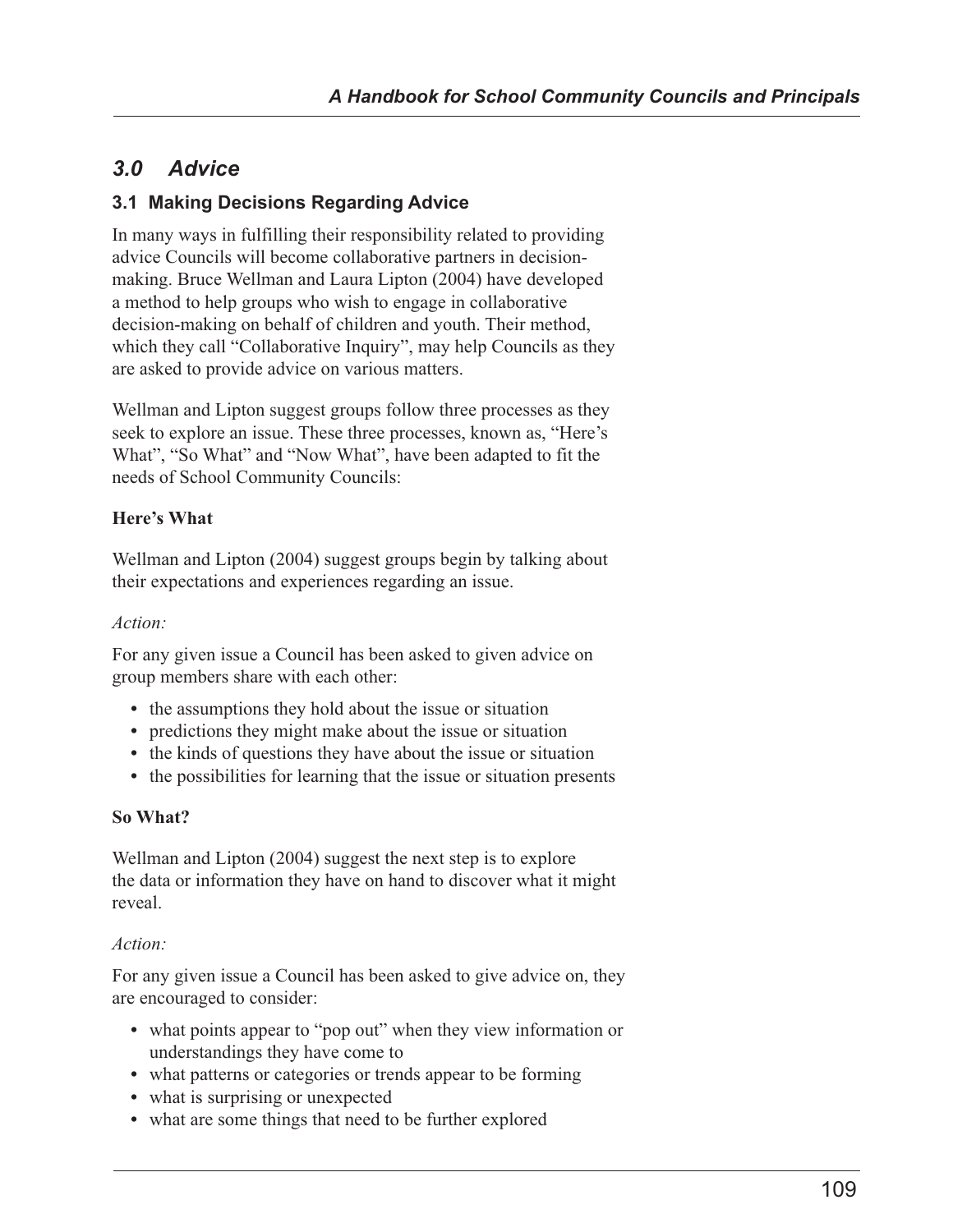## *3.0 Advice*

### 3.1 Making Decisions Regarding Advice

In many ways in fulfilling their responsibility related to providing advice Councils will become collaborative partners in decision-making. Bruce Wellman and Laura Lipton (2004) have developed a method to help groups who wish to engage in collaborative decision-making on behalf of children and youth. Their method, which they call "Collaborative Inquiry", may help Councils as they are asked to provide advice on various matters.

Wellman and Lipton suggest groups follow three processes as they seek to explore an issue. These three processes, known as, "Here's What", "So What" and "Now What", have been adapted to fit the needs of School Community Councils:

**Here's What**

Wellman and Lipton (2004) suggest groups begin by talking about their expectations and experiences regarding an issue.

*Action:*

For any given issue a Council has been asked to given advice on group members share with each other:

- the assumptions they hold about the issue or situation
- predictions they might make about the issue or situation
- the kinds of questions they have about the issue or situation
- the possibilities for learning that the issue or situation presents

**So What?**

Wellman and Lipton (2004) suggest the next step is to explore the data or information they have on hand to discover what it might reveal.

*Action:*

For any given issue a Council has been asked to give advice on, they are encouraged to consider:

- what points appear to "pop out" when they view information or understandings they have come to
- what patterns or categories or trends appear to be forming
- what is surprising or unexpected
- what are some things that need to be further explored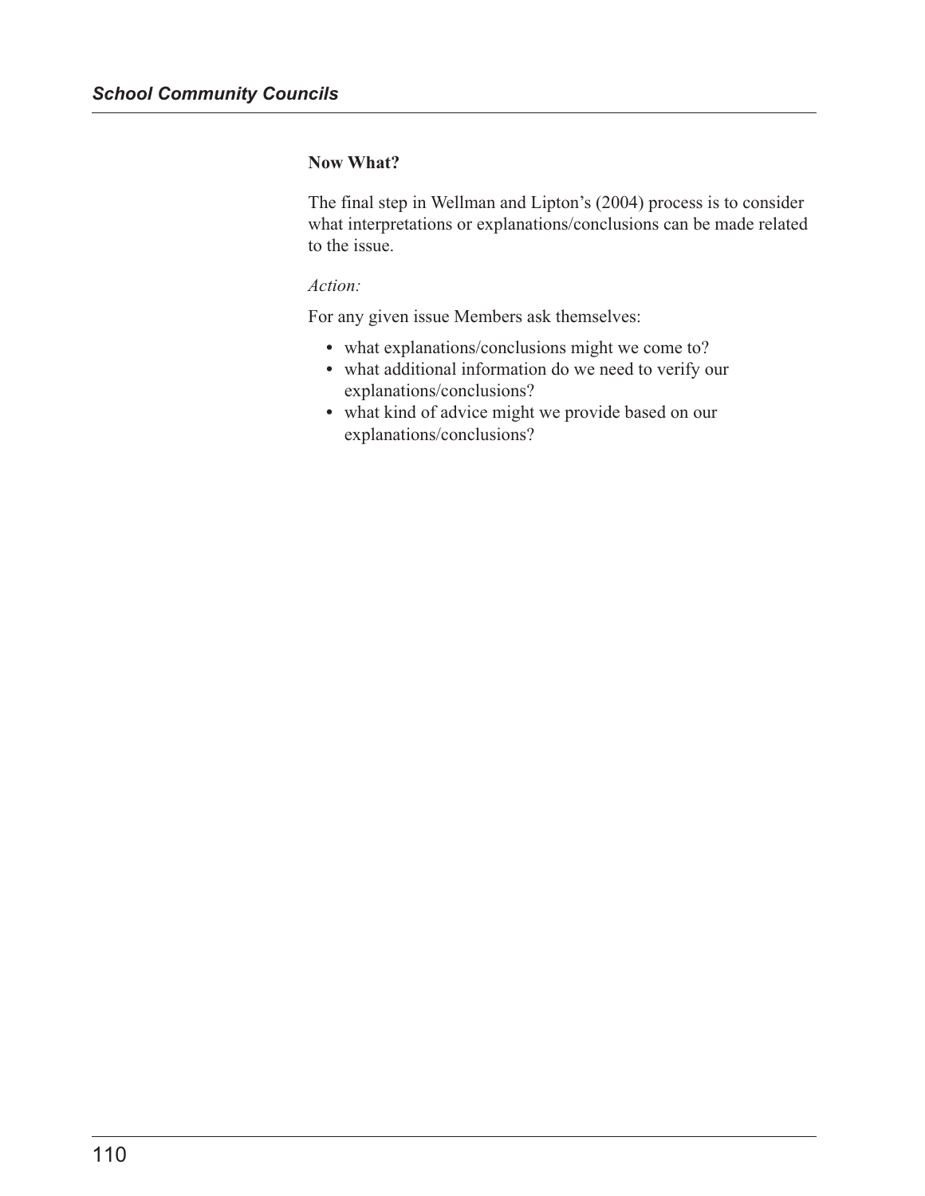### Now What?

The final step in Wellman and Lipton's (2004) process is to consider what interpretations or explanations/conclusions can be made related to the issue.

*Action:*

For any given issue Members ask themselves:

- what explanations/conclusions might we come to?
- what additional information do we need to verify our explanations/conclusions?
- what kind of advice might we provide based on our explanations/conclusions?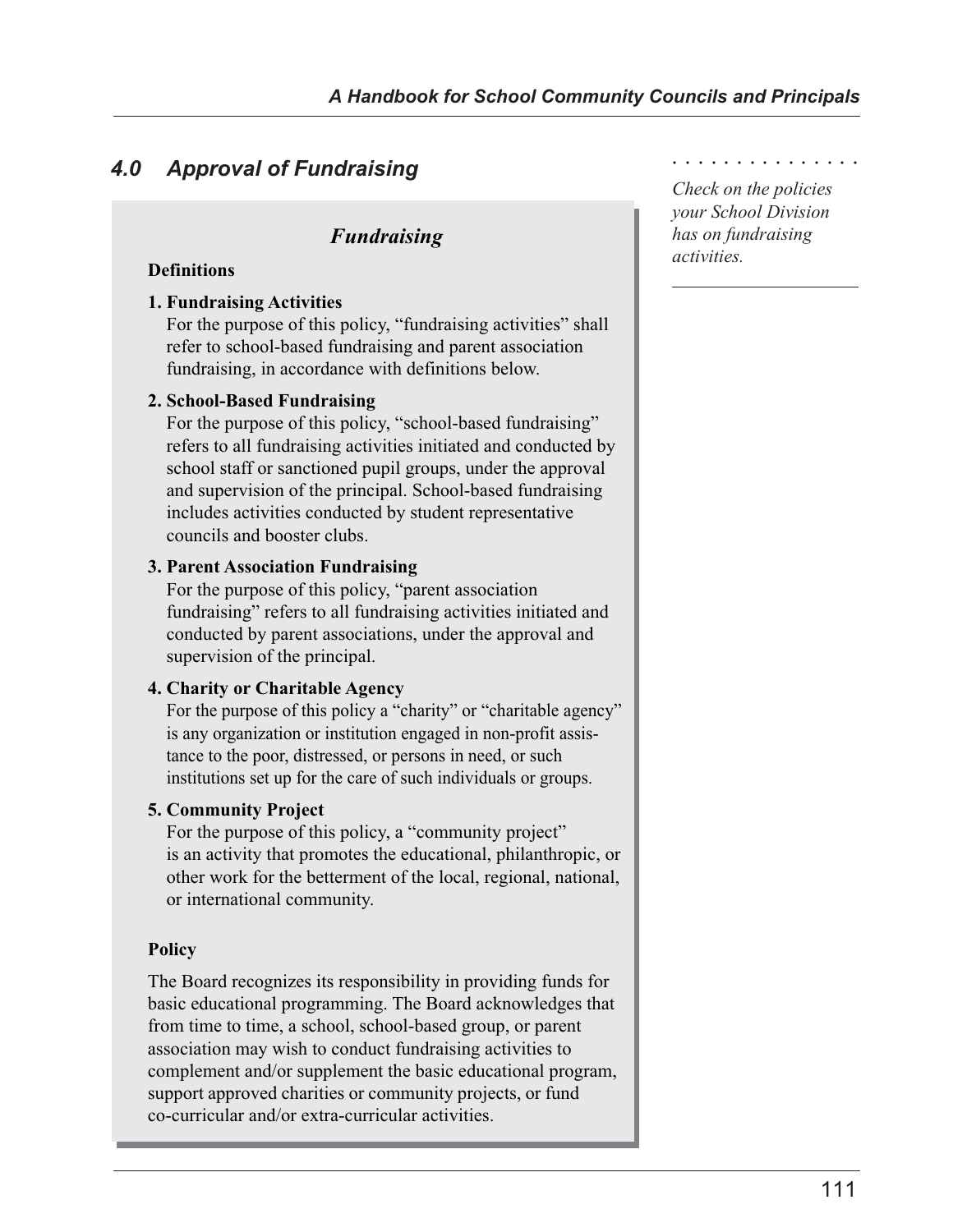## 4.0 Approval of Fundraising

*Check on the policies your School Division has on fundraising activities.*

### *Fundraising*

**Definitions**

**1. Fundraising Activities**
For the purpose of this policy, "fundraising activities" shall refer to school-based fundraising and parent association fundraising, in accordance with definitions below.

**2. School-Based Fundraising**
For the purpose of this policy, "school-based fundraising" refers to all fundraising activities initiated and conducted by school staff or sanctioned pupil groups, under the approval and supervision of the principal. School-based fundraising includes activities conducted by student representative councils and booster clubs.

**3. Parent Association Fundraising**
For the purpose of this policy, "parent association fundraising" refers to all fundraising activities initiated and conducted by parent associations, under the approval and supervision of the principal.

**4. Charity or Charitable Agency**
For the purpose of this policy a "charity" or "charitable agency" is any organization or institution engaged in non-profit assistance to the poor, distressed, or persons in need, or such institutions set up for the care of such individuals or groups.

**5. Community Project**
For the purpose of this policy, a "community project" is an activity that promotes the educational, philanthropic, or other work for the betterment of the local, regional, national, or international community.

**Policy**

The Board recognizes its responsibility in providing funds for basic educational programming. The Board acknowledges that from time to time, a school, school-based group, or parent association may wish to conduct fundraising activities to complement and/or supplement the basic educational program, support approved charities or community projects, or fund co-curricular and/or extra-curricular activities.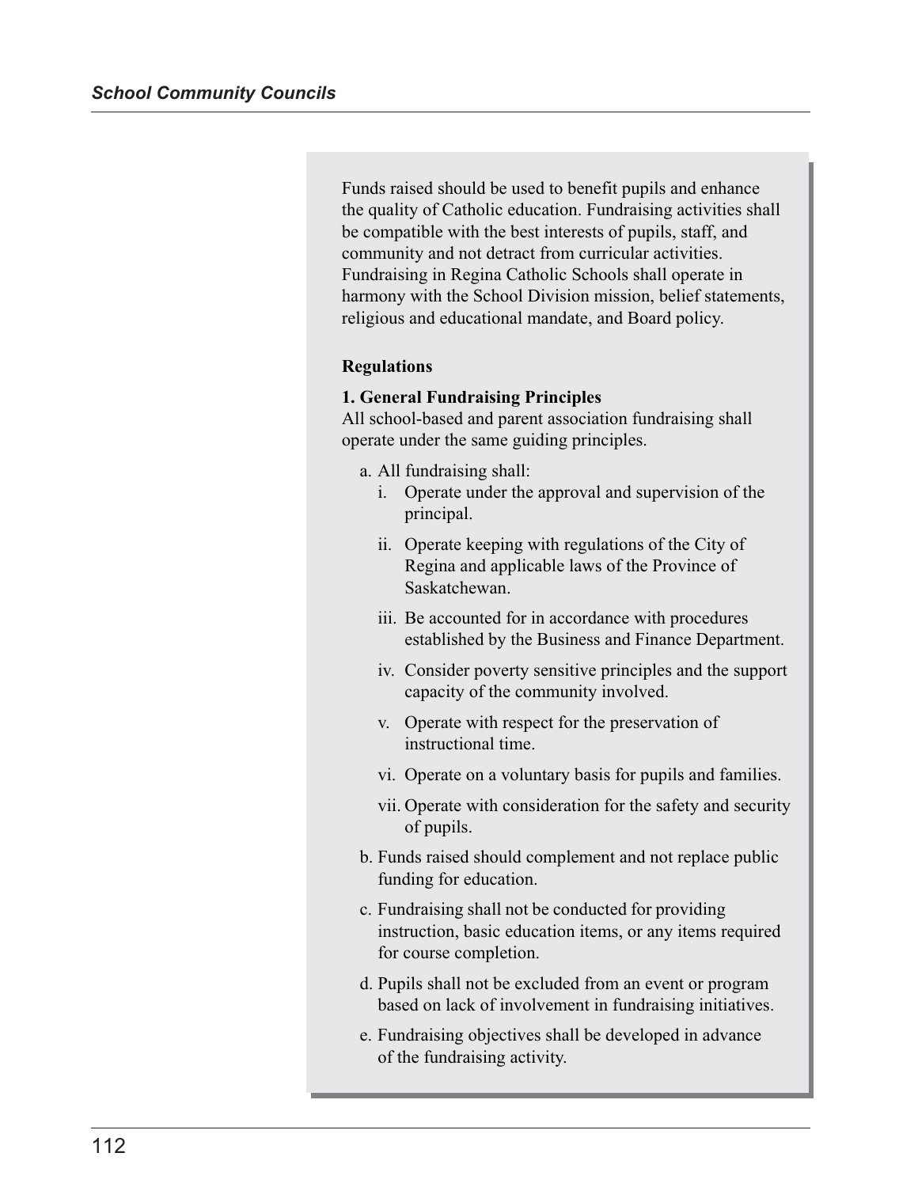Funds raised should be used to benefit pupils and enhance the quality of Catholic education. Fundraising activities shall be compatible with the best interests of pupils, staff, and community and not detract from curricular activities. Fundraising in Regina Catholic Schools shall operate in harmony with the School Division mission, belief statements, religious and educational mandate, and Board policy.

**Regulations**

**1. General Fundraising Principles**

All school-based and parent association fundraising shall operate under the same guiding principles.

a. All fundraising shall:
   i. Operate under the approval and supervision of the principal.
   ii. Operate keeping with regulations of the City of Regina and applicable laws of the Province of Saskatchewan.
   iii. Be accounted for in accordance with procedures established by the Business and Finance Department.
   iv. Consider poverty sensitive principles and the support capacity of the community involved.
   v. Operate with respect for the preservation of instructional time.
   vi. Operate on a voluntary basis for pupils and families.
   vii. Operate with consideration for the safety and security of pupils.

b. Funds raised should complement and not replace public funding for education.

c. Fundraising shall not be conducted for providing instruction, basic education items, or any items required for course completion.

d. Pupils shall not be excluded from an event or program based on lack of involvement in fundraising initiatives.

e. Fundraising objectives shall be developed in advance of the fundraising activity.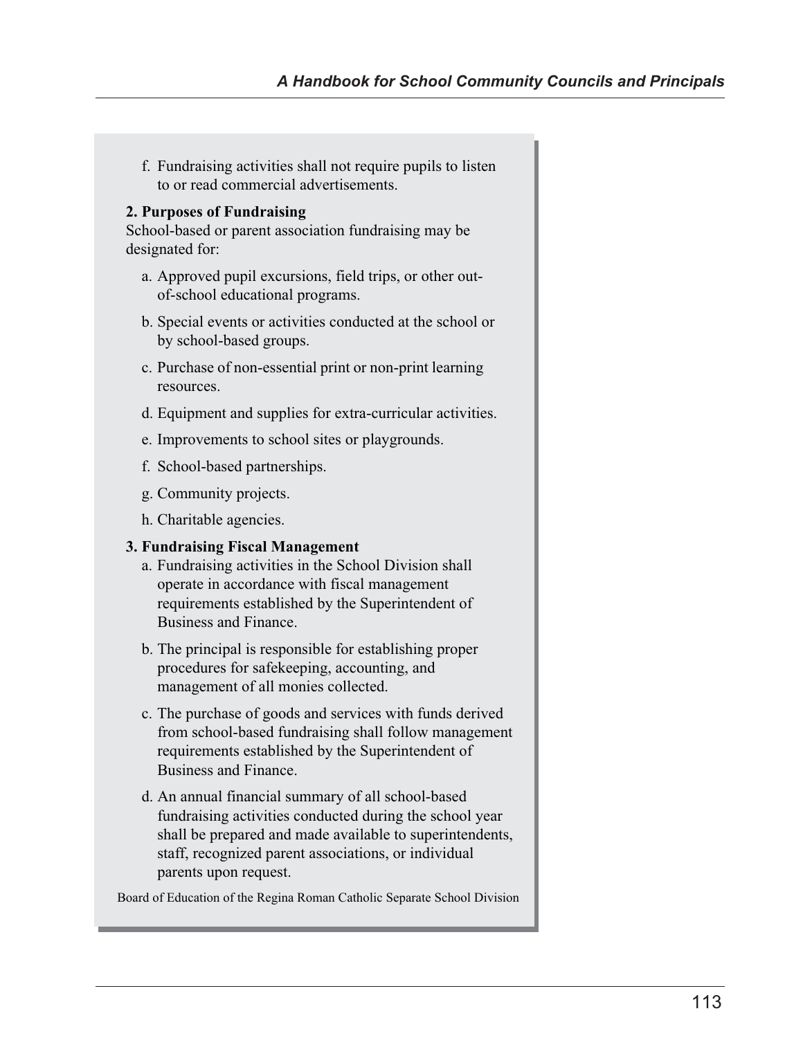f. Fundraising activities shall not require pupils to listen to or read commercial advertisements.

**2. Purposes of Fundraising**

School-based or parent association fundraising may be designated for:

a. Approved pupil excursions, field trips, or other out-of-school educational programs.

b. Special events or activities conducted at the school or by school-based groups.

c. Purchase of non-essential print or non-print learning resources.

d. Equipment and supplies for extra-curricular activities.

e. Improvements to school sites or playgrounds.

f. School-based partnerships.

g. Community projects.

h. Charitable agencies.

**3. Fundraising Fiscal Management**

a. Fundraising activities in the School Division shall operate in accordance with fiscal management requirements established by the Superintendent of Business and Finance.

b. The principal is responsible for establishing proper procedures for safekeeping, accounting, and management of all monies collected.

c. The purchase of goods and services with funds derived from school-based fundraising shall follow management requirements established by the Superintendent of Business and Finance.

d. An annual financial summary of all school-based fundraising activities conducted during the school year shall be prepared and made available to superintendents, staff, recognized parent associations, or individual parents upon request.

Board of Education of the Regina Roman Catholic Separate School Division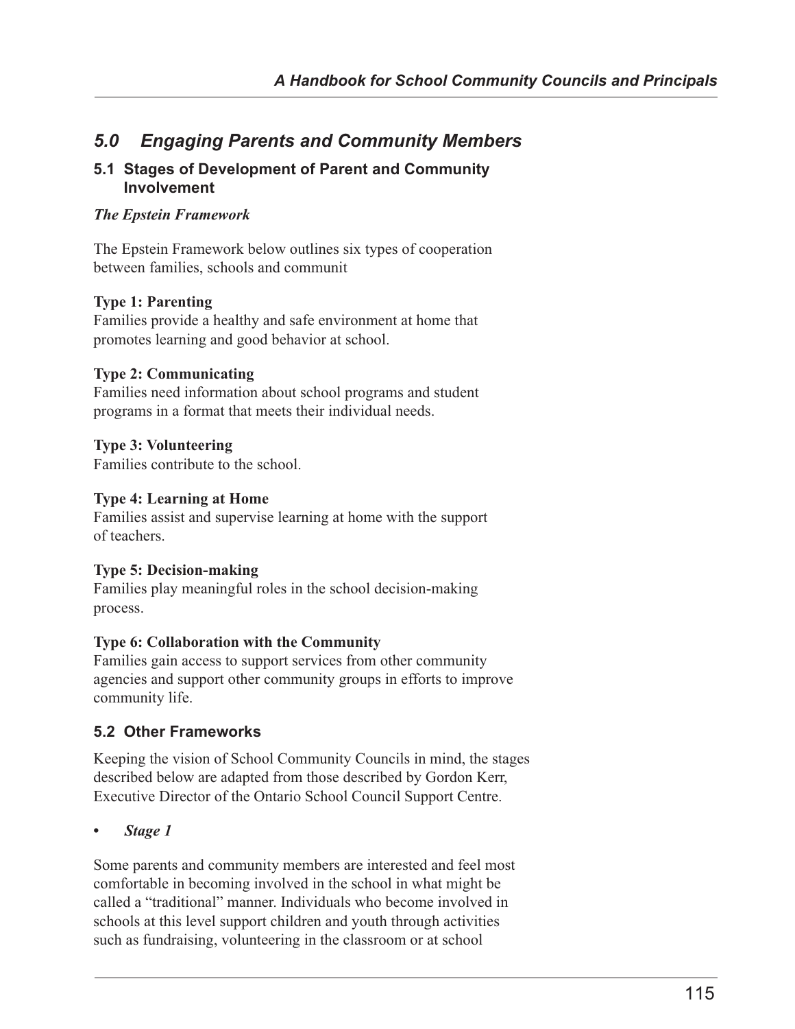## 5.0 *Engaging Parents and Community Members*

### 5.1 Stages of Development of Parent and Community Involvement

***The Epstein Framework***

The Epstein Framework below outlines six types of cooperation between families, schools and communit

**Type 1: Parenting**
Families provide a healthy and safe environment at home that promotes learning and good behavior at school.

**Type 2: Communicating**
Families need information about school programs and student programs in a format that meets their individual needs.

**Type 3: Volunteering**
Families contribute to the school.

**Type 4: Learning at Home**
Families assist and supervise learning at home with the support of teachers.

**Type 5: Decision-making**
Families play meaningful roles in the school decision-making process.

**Type 6: Collaboration with the Community**
Families gain access to support services from other community agencies and support other community groups in efforts to improve community life.

### 5.2 Other Frameworks

Keeping the vision of School Community Councils in mind, the stages described below are adapted from those described by Gordon Kerr, Executive Director of the Ontario School Council Support Centre.

- ***Stage 1***

Some parents and community members are interested and feel most comfortable in becoming involved in the school in what might be called a "traditional" manner. Individuals who become involved in schools at this level support children and youth through activities such as fundraising, volunteering in the classroom or at school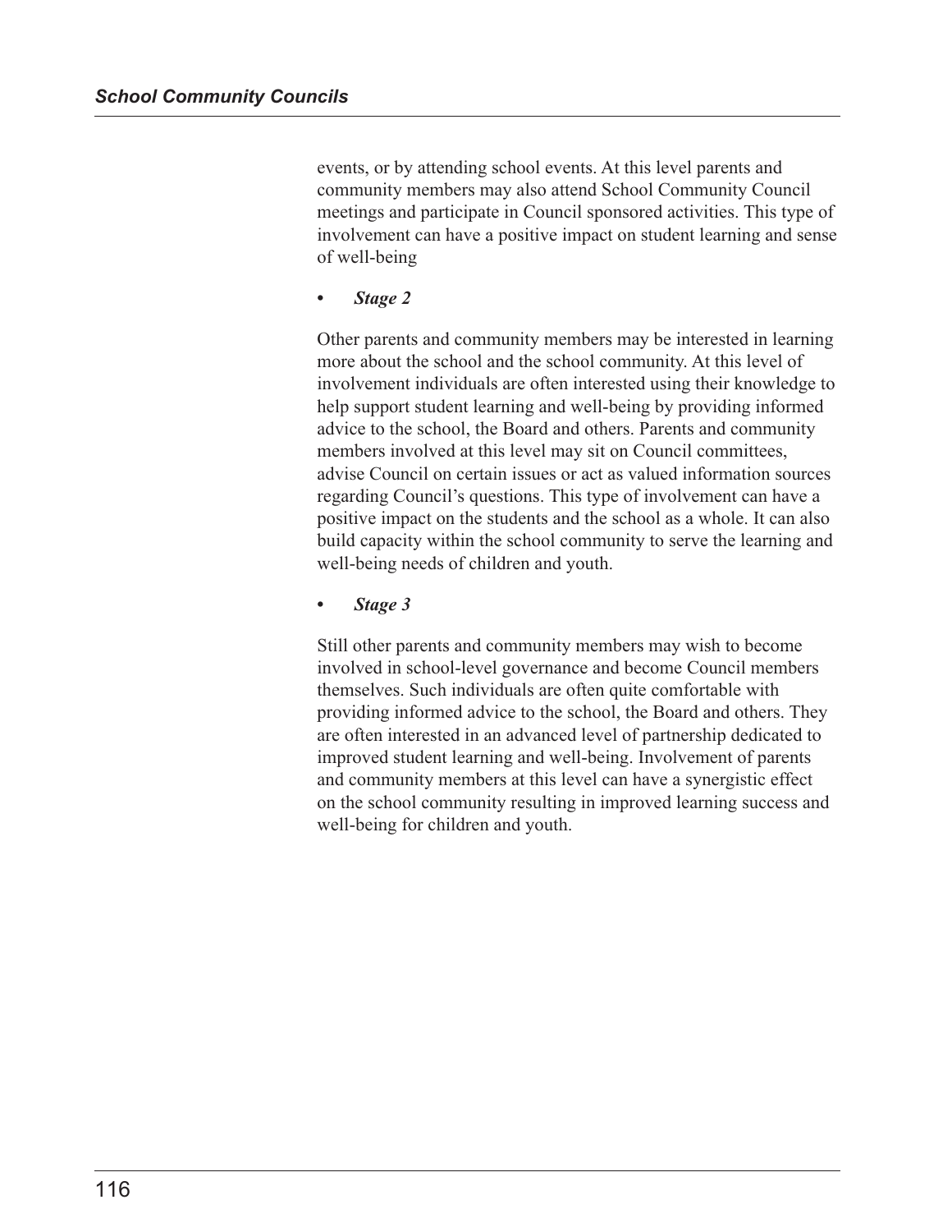events, or by attending school events. At this level parents and community members may also attend School Community Council meetings and participate in Council sponsored activities. This type of involvement can have a positive impact on student learning and sense of well-being

- ***Stage 2***

Other parents and community members may be interested in learning more about the school and the school community. At this level of involvement individuals are often interested using their knowledge to help support student learning and well-being by providing informed advice to the school, the Board and others. Parents and community members involved at this level may sit on Council committees, advise Council on certain issues or act as valued information sources regarding Council's questions. This type of involvement can have a positive impact on the students and the school as a whole. It can also build capacity within the school community to serve the learning and well-being needs of children and youth.

- ***Stage 3***

Still other parents and community members may wish to become involved in school-level governance and become Council members themselves. Such individuals are often quite comfortable with providing informed advice to the school, the Board and others. They are often interested in an advanced level of partnership dedicated to improved student learning and well-being. Involvement of parents and community members at this level can have a synergistic effect on the school community resulting in improved learning success and well-being for children and youth.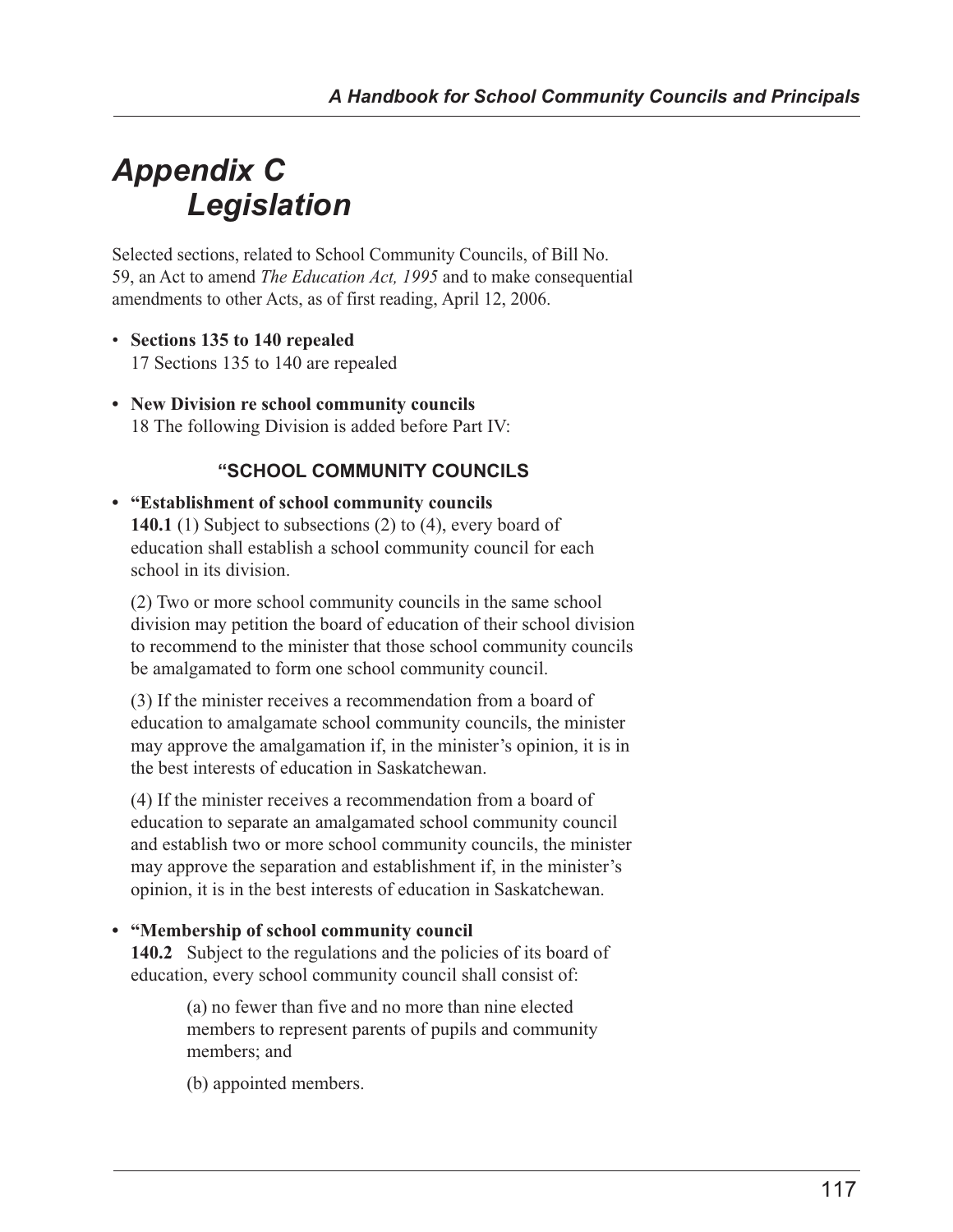# Appendix C Legislation

Selected sections, related to School Community Councils, of Bill No. 59, an Act to amend *The Education Act, 1995* and to make consequential amendments to other Acts, as of first reading, April 12, 2006.

- **Sections 135 to 140 repealed**
  17 Sections 135 to 140 are repealed

- **New Division re school community councils**
  18 The following Division is added before Part IV:

### "SCHOOL COMMUNITY COUNCILS

- **"Establishment of school community councils**
  **140.1** (1) Subject to subsections (2) to (4), every board of education shall establish a school community council for each school in its division.

  (2) Two or more school community councils in the same school division may petition the board of education of their school division to recommend to the minister that those school community councils be amalgamated to form one school community council.

  (3) If the minister receives a recommendation from a board of education to amalgamate school community councils, the minister may approve the amalgamation if, in the minister's opinion, it is in the best interests of education in Saskatchewan.

  (4) If the minister receives a recommendation from a board of education to separate an amalgamated school community council and establish two or more school community councils, the minister may approve the separation and establishment if, in the minister's opinion, it is in the best interests of education in Saskatchewan.

- **"Membership of school community council**
  **140.2** Subject to the regulations and the policies of its board of education, every school community council shall consist of:

  (a) no fewer than five and no more than nine elected members to represent parents of pupils and community members; and

  (b) appointed members.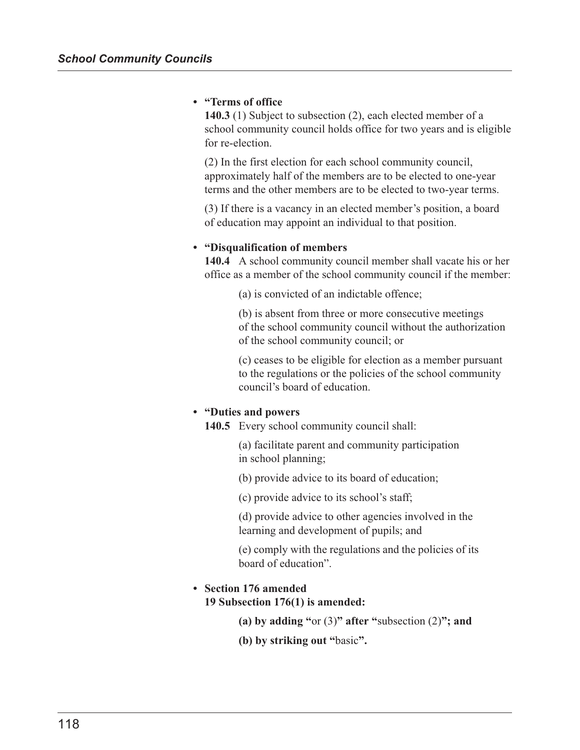- **“Terms of office**
  **140.3** (1) Subject to subsection (2), each elected member of a school community council holds office for two years and is eligible for re-election.

  (2) In the first election for each school community council, approximately half of the members are to be elected to one-year terms and the other members are to be elected to two-year terms.

  (3) If there is a vacancy in an elected member’s position, a board of education may appoint an individual to that position.

- **“Disqualification of members**
  **140.4** A school community council member shall vacate his or her office as a member of the school community council if the member:

  (a) is convicted of an indictable offence;

  (b) is absent from three or more consecutive meetings of the school community council without the authorization of the school community council; or

  (c) ceases to be eligible for election as a member pursuant to the regulations or the policies of the school community council’s board of education.

- **“Duties and powers**
  **140.5** Every school community council shall:

  (a) facilitate parent and community participation in school planning;

  (b) provide advice to its board of education;

  (c) provide advice to its school’s staff;

  (d) provide advice to other agencies involved in the learning and development of pupils; and

  (e) comply with the regulations and the policies of its board of education”.

- **Section 176 amended**
  **19 Subsection 176(1) is amended:**

  **(a) by adding “**or (3)**” after “**subsection (2)**”; and**

  **(b) by striking out “**basic**”.**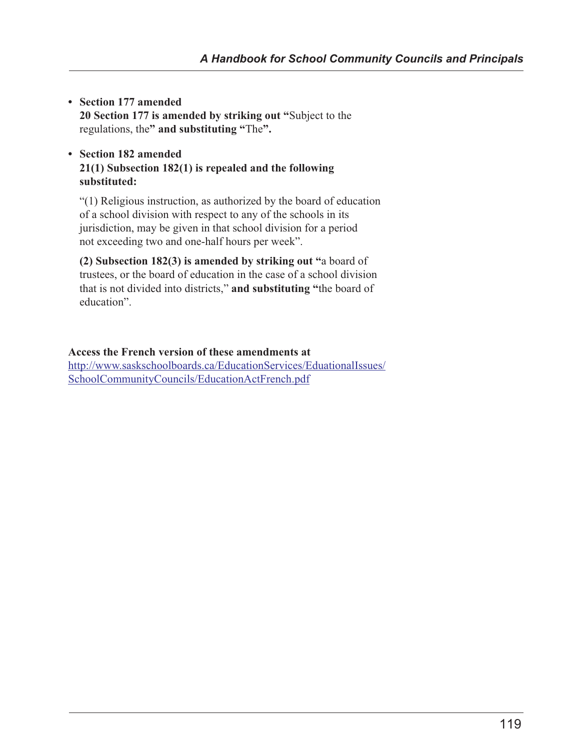- **Section 177 amended**
  **20 Section 177 is amended by striking out "**Subject to the regulations, the**" and substituting "**The**".**

- **Section 182 amended**
  **21(1) Subsection 182(1) is repealed and the following substituted:**

  "(1) Religious instruction, as authorized by the board of education of a school division with respect to any of the schools in its jurisdiction, may be given in that school division for a period not exceeding two and one-half hours per week".

  **(2) Subsection 182(3) is amended by striking out "**a board of trustees, or the board of education in the case of a school division that is not divided into districts," **and substituting "**the board of education".

**Access the French version of these amendments at**
[http://www.saskschoolboards.ca/EducationServices/EduationalIssues/SchoolCommunityCouncils/EducationActFrench.pdf](http://www.saskschoolboards.ca/EducationServices/EduationalIssues/SchoolCommunityCouncils/EducationActFrench.pdf)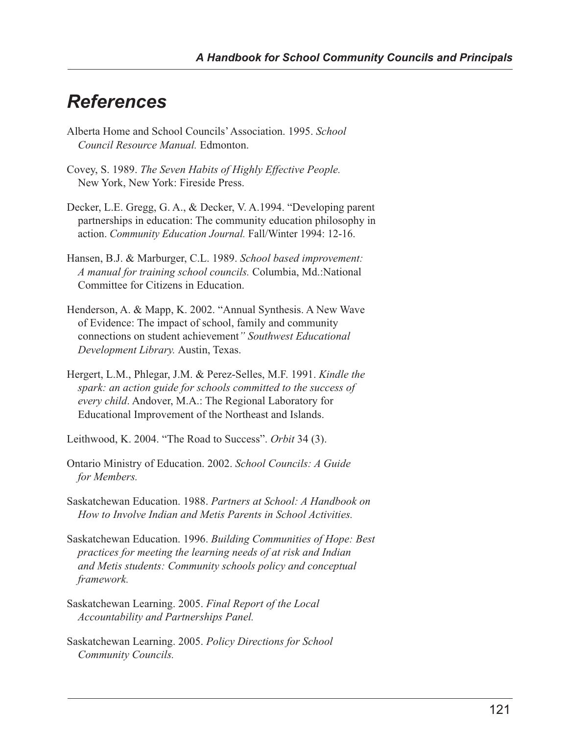# *References*

Alberta Home and School Councils' Association. 1995. *School Council Resource Manual.* Edmonton.

Covey, S. 1989. *The Seven Habits of Highly Effective People.* New York, New York: Fireside Press.

Decker, L.E. Gregg, G. A., & Decker, V. A.1994. "Developing parent partnerships in education: The community education philosophy in action. *Community Education Journal.* Fall/Winter 1994: 12-16.

Hansen, B.J. & Marburger, C.L. 1989. *School based improvement: A manual for training school councils.* Columbia, Md.:National Committee for Citizens in Education.

Henderson, A. & Mapp, K. 2002. "Annual Synthesis. A New Wave of Evidence: The impact of school, family and community connections on student achievement*" Southwest Educational Development Library.* Austin, Texas.

Hergert, L.M., Phlegar, J.M. & Perez-Selles, M.F. 1991. *Kindle the spark: an action guide for schools committed to the success of every child*. Andover, M.A.: The Regional Laboratory for Educational Improvement of the Northeast and Islands.

Leithwood, K. 2004. "The Road to Success". *Orbit* 34 (3).

Ontario Ministry of Education. 2002. *School Councils: A Guide for Members.*

Saskatchewan Education. 1988. *Partners at School: A Handbook on How to Involve Indian and Metis Parents in School Activities.*

Saskatchewan Education. 1996. *Building Communities of Hope: Best practices for meeting the learning needs of at risk and Indian and Metis students: Community schools policy and conceptual framework.*

Saskatchewan Learning. 2005. *Final Report of the Local Accountability and Partnerships Panel.*

Saskatchewan Learning. 2005. *Policy Directions for School Community Councils.*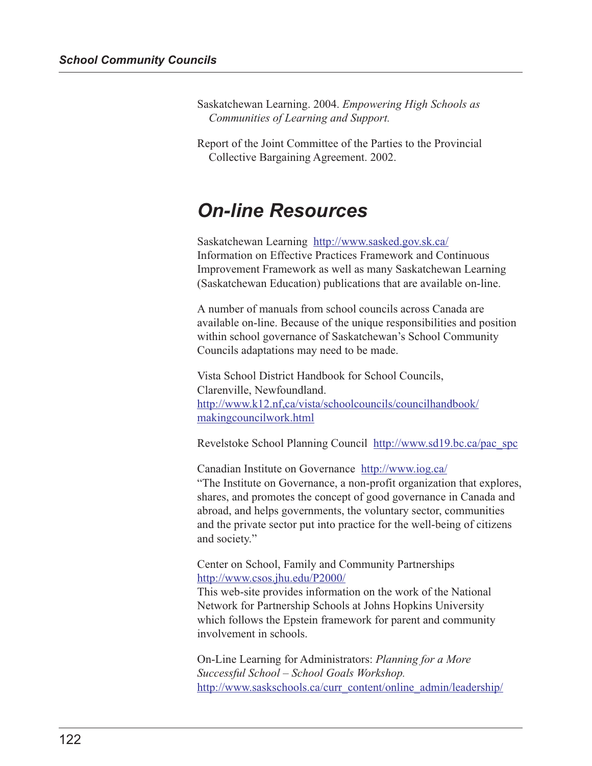Saskatchewan Learning. 2004. *Empowering High Schools as Communities of Learning and Support.*

Report of the Joint Committee of the Parties to the Provincial Collective Bargaining Agreement. 2002.

## *On-line Resources*

Saskatchewan Learning http://www.sasked.gov.sk.ca/
Information on Effective Practices Framework and Continuous Improvement Framework as well as many Saskatchewan Learning (Saskatchewan Education) publications that are available on-line.

A number of manuals from school councils across Canada are available on-line. Because of the unique responsibilities and position within school governance of Saskatchewan's School Community Councils adaptations may need to be made.

Vista School District Handbook for School Councils, Clarenville, Newfoundland.
http://www.k12.nf,ca/vista/schoolcouncils/councilhandbook/makingcouncilwork.html

Revelstoke School Planning Council http://www.sd19.bc.ca/pac_spc

Canadian Institute on Governance http://www.iog.ca/
"The Institute on Governance, a non-profit organization that explores, shares, and promotes the concept of good governance in Canada and abroad, and helps governments, the voluntary sector, communities and the private sector put into practice for the well-being of citizens and society."

Center on School, Family and Community Partnerships
http://www.csos.jhu.edu/P2000/
This web-site provides information on the work of the National Network for Partnership Schools at Johns Hopkins University which follows the Epstein framework for parent and community involvement in schools.

On-Line Learning for Administrators: *Planning for a More Successful School – School Goals Workshop.*
http://www.saskschools.ca/curr_content/online_admin/leadership/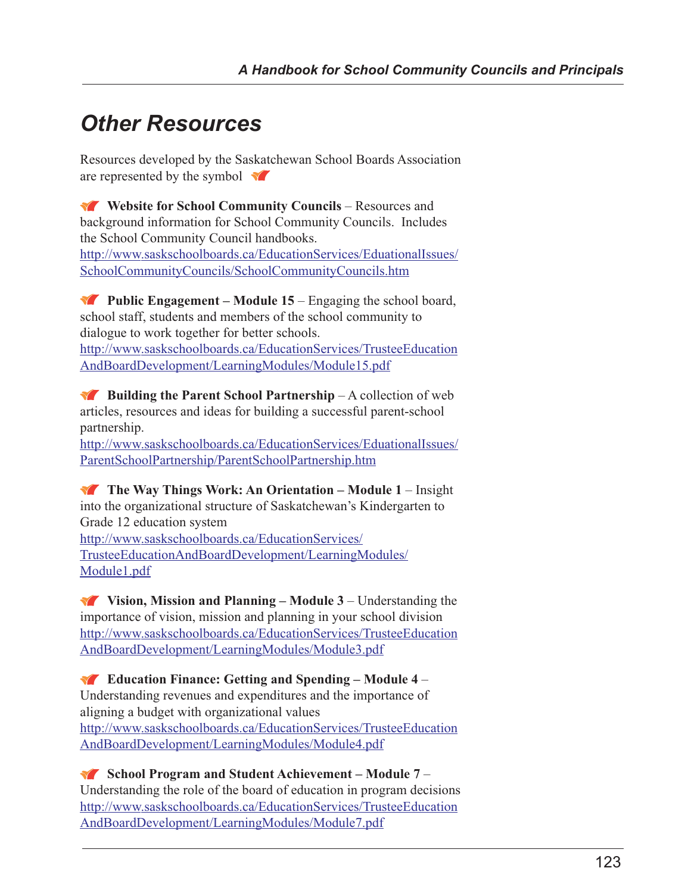## Other Resources

Resources developed by the Saskatchewan School Boards Association are represented by the symbol

**Website for School Community Councils** – Resources and background information for School Community Councils. Includes the School Community Council handbooks.
http://www.saskschoolboards.ca/EducationServices/EduationalIssues/SchoolCommunityCouncils/SchoolCommunityCouncils.htm

**Public Engagement – Module 15** – Engaging the school board, school staff, students and members of the school community to dialogue to work together for better schools.
http://www.saskschoolboards.ca/EducationServices/TrusteeEducationAndBoardDevelopment/LearningModules/Module15.pdf

**Building the Parent School Partnership** – A collection of web articles, resources and ideas for building a successful parent-school partnership.
http://www.saskschoolboards.ca/EducationServices/EduationalIssues/ParentSchoolPartnership/ParentSchoolPartnership.htm

**The Way Things Work: An Orientation – Module 1** – Insight into the organizational structure of Saskatchewan's Kindergarten to Grade 12 education system
http://www.saskschoolboards.ca/EducationServices/TrusteeEducationAndBoardDevelopment/LearningModules/Module1.pdf

**Vision, Mission and Planning – Module 3** – Understanding the importance of vision, mission and planning in your school division
http://www.saskschoolboards.ca/EducationServices/TrusteeEducationAndBoardDevelopment/LearningModules/Module3.pdf

**Education Finance: Getting and Spending – Module 4** – Understanding revenues and expenditures and the importance of aligning a budget with organizational values
http://www.saskschoolboards.ca/EducationServices/TrusteeEducationAndBoardDevelopment/LearningModules/Module4.pdf

**School Program and Student Achievement – Module 7** – Understanding the role of the board of education in program decisions
http://www.saskschoolboards.ca/EducationServices/TrusteeEducationAndBoardDevelopment/LearningModules/Module7.pdf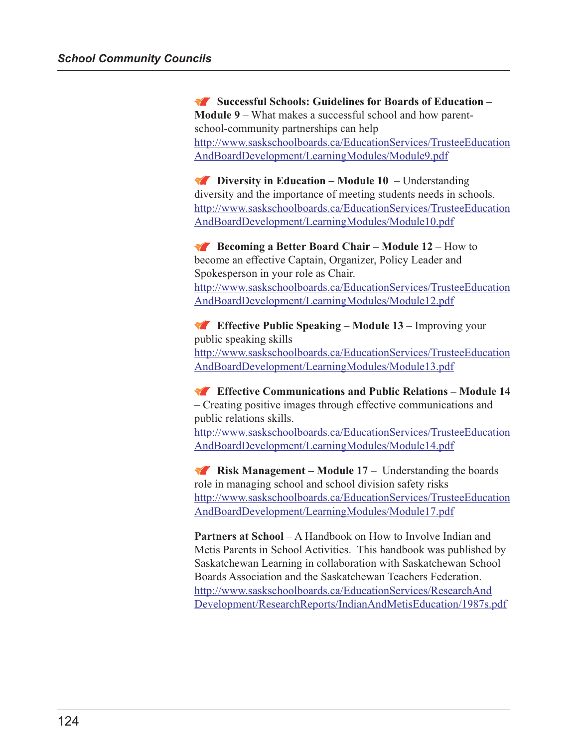**Successful Schools: Guidelines for Boards of Education – Module 9** – What makes a successful school and how parent-school-community partnerships can help
http://www.saskschoolboards.ca/EducationServices/TrusteeEducationAndBoardDevelopment/LearningModules/Module9.pdf

**Diversity in Education – Module 10** – Understanding diversity and the importance of meeting students needs in schools.
http://www.saskschoolboards.ca/EducationServices/TrusteeEducationAndBoardDevelopment/LearningModules/Module10.pdf

**Becoming a Better Board Chair – Module 12** – How to become an effective Captain, Organizer, Policy Leader and Spokesperson in your role as Chair.
http://www.saskschoolboards.ca/EducationServices/TrusteeEducationAndBoardDevelopment/LearningModules/Module12.pdf

**Effective Public Speaking** – **Module 13** – Improving your public speaking skills
http://www.saskschoolboards.ca/EducationServices/TrusteeEducationAndBoardDevelopment/LearningModules/Module13.pdf

**Effective Communications and Public Relations – Module 14** – Creating positive images through effective communications and public relations skills.
http://www.saskschoolboards.ca/EducationServices/TrusteeEducationAndBoardDevelopment/LearningModules/Module14.pdf

**Risk Management – Module 17** – Understanding the boards role in managing school and school division safety risks
http://www.saskschoolboards.ca/EducationServices/TrusteeEducationAndBoardDevelopment/LearningModules/Module17.pdf

**Partners at School** – A Handbook on How to Involve Indian and Metis Parents in School Activities. This handbook was published by Saskatchewan Learning in collaboration with Saskatchewan School Boards Association and the Saskatchewan Teachers Federation.
http://www.saskschoolboards.ca/EducationServices/ResearchAndDevelopment/ResearchReports/IndianAndMetisEducation/1987s.pdf